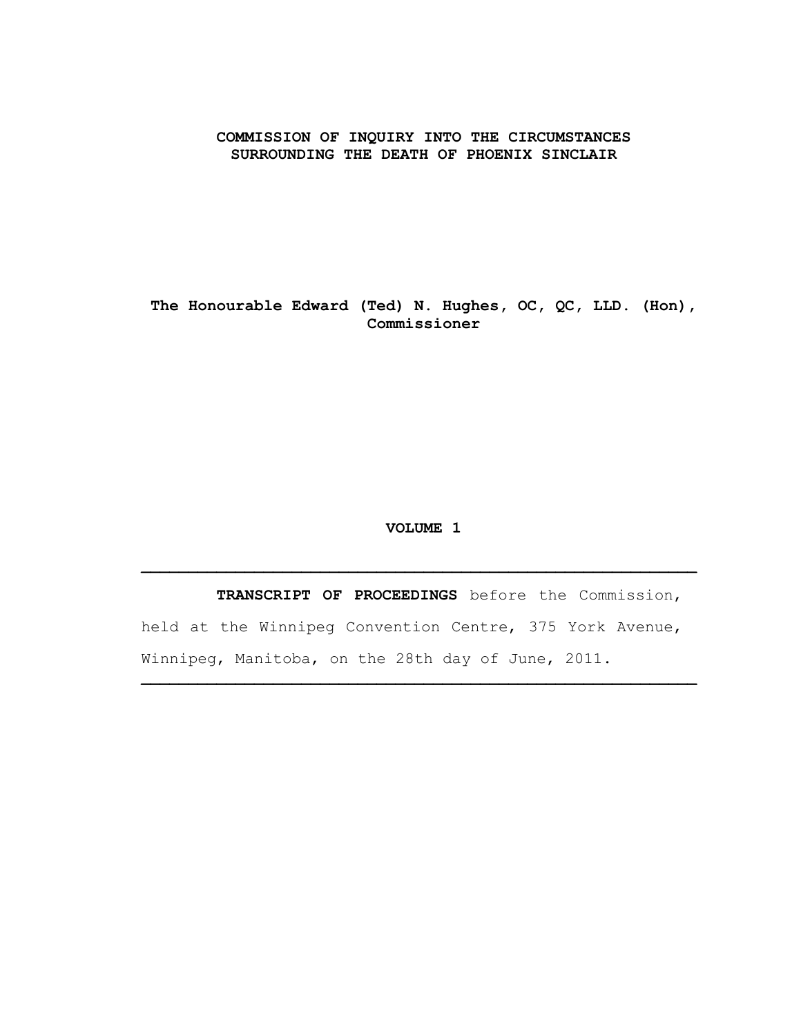**COMMISSION OF INQUIRY INTO THE CIRCUMSTANCES SURROUNDING THE DEATH OF PHOENIX SINCLAIR**

**The Honourable Edward (Ted) N. Hughes, OC, QC, LLD. (Hon), Commissioner**

**VOLUME 1**

---

**TRANSCRIPT OF PROCEEDINGS** before the Commission, held at the Winnipeg Convention Centre, 375 York Avenue, Winnipeg, Manitoba, on the 28th day of June, 2011.

---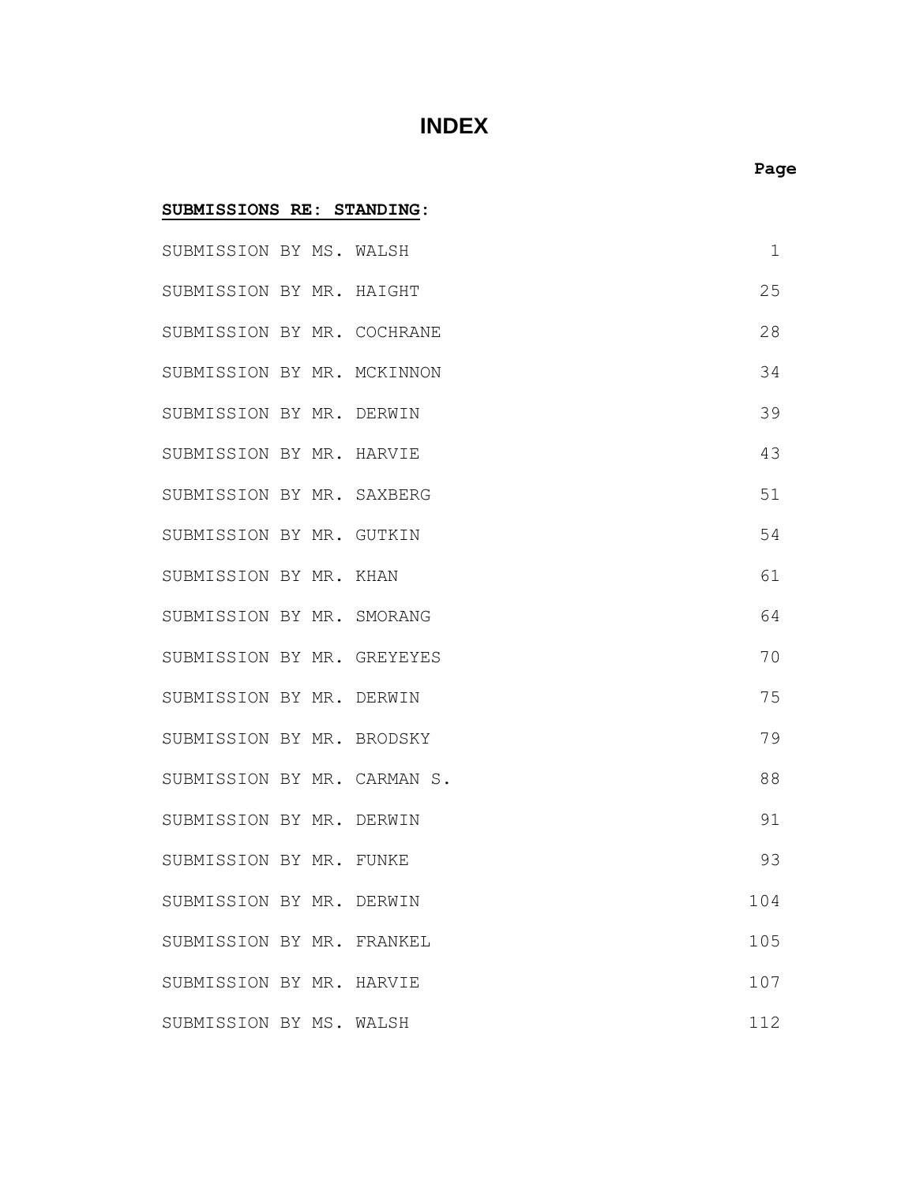# INDEX

| | Page |
|---|---|
| **SUBMISSIONS RE: STANDING:** | |
| SUBMISSION BY MS. WALSH | 1 |
| SUBMISSION BY MR. HAIGHT | 25 |
| SUBMISSION BY MR. COCHRANE | 28 |
| SUBMISSION BY MR. MCKINNON | 34 |
| SUBMISSION BY MR. DERWIN | 39 |
| SUBMISSION BY MR. HARVIE | 43 |
| SUBMISSION BY MR. SAXBERG | 51 |
| SUBMISSION BY MR. GUTKIN | 54 |
| SUBMISSION BY MR. KHAN | 61 |
| SUBMISSION BY MR. SMORANG | 64 |
| SUBMISSION BY MR. GREYEYES | 70 |
| SUBMISSION BY MR. DERWIN | 75 |
| SUBMISSION BY MR. BRODSKY | 79 |
| SUBMISSION BY MR. CARMAN S. | 88 |
| SUBMISSION BY MR. DERWIN | 91 |
| SUBMISSION BY MR. FUNKE | 93 |
| SUBMISSION BY MR. DERWIN | 104 |
| SUBMISSION BY MR. FRANKEL | 105 |
| SUBMISSION BY MR. HARVIE | 107 |
| SUBMISSION BY MS. WALSH | 112 |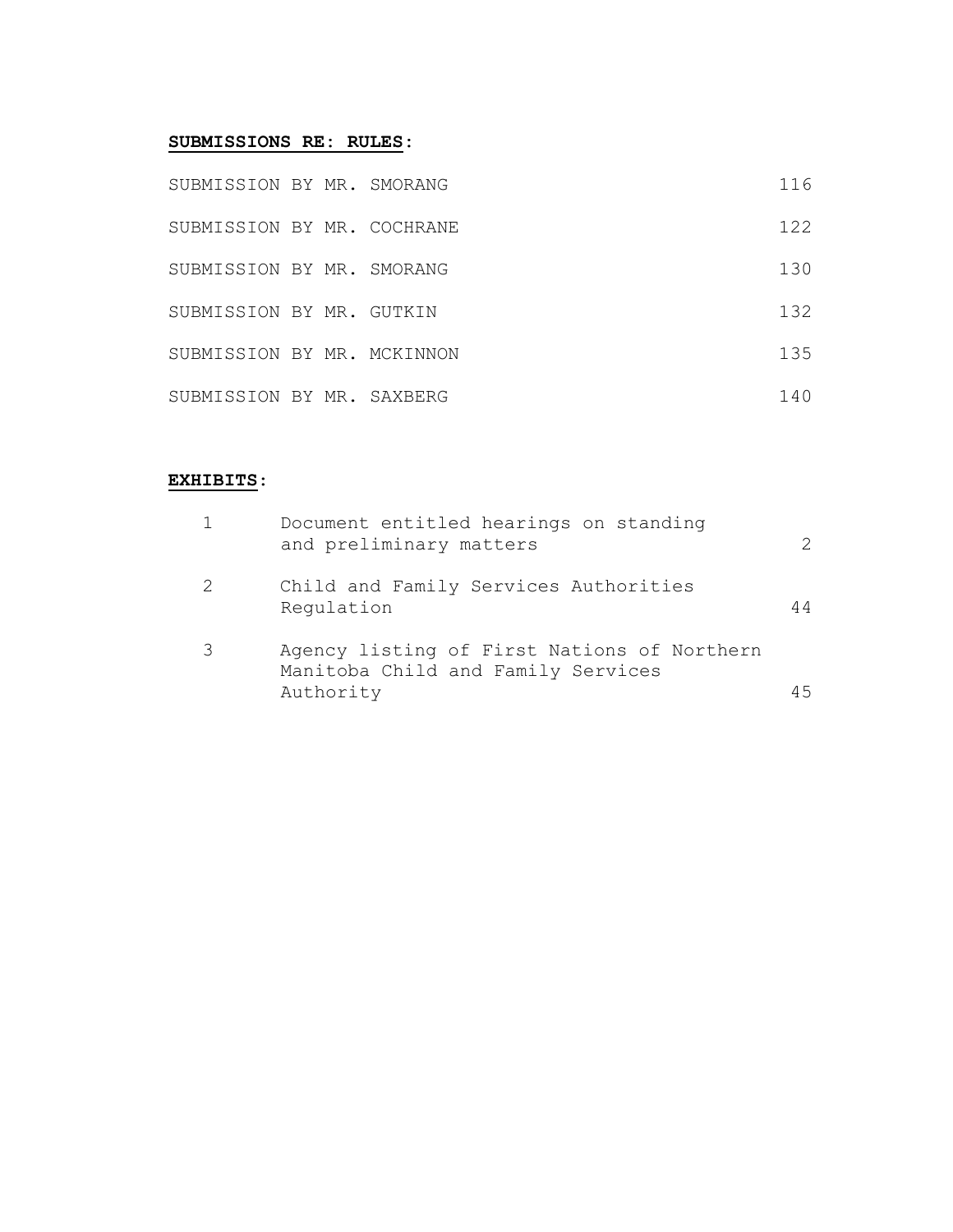**SUBMISSIONS RE: RULES**:

| | |
|---|---|
| SUBMISSION BY MR. SMORANG | 116 |
| SUBMISSION BY MR. COCHRANE | 122 |
| SUBMISSION BY MR. SMORANG | 130 |
| SUBMISSION BY MR. GUTKIN | 132 |
| SUBMISSION BY MR. MCKINNON | 135 |
| SUBMISSION BY MR. SAXBERG | 140 |

**EXHIBITS**:

| | | |
|---|---|---|
| 1 | Document entitled hearings on standing and preliminary matters | 2 |
| 2 | Child and Family Services Authorities Regulation | 44 |
| 3 | Agency listing of First Nations of Northern Manitoba Child and Family Services Authority | 45 |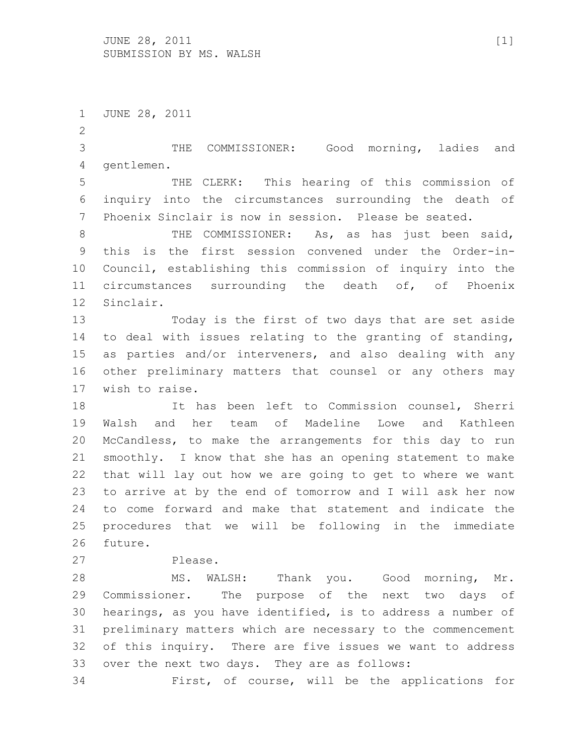JUNE 28, 2011

THE COMMISSIONER: Good morning, ladies and gentlemen.

THE CLERK: This hearing of this commission of inquiry into the circumstances surrounding the death of Phoenix Sinclair is now in session. Please be seated.

THE COMMISSIONER: As, as has just been said, this is the first session convened under the Order-in-Council, establishing this commission of inquiry into the circumstances surrounding the death of, of Phoenix Sinclair.

Today is the first of two days that are set aside to deal with issues relating to the granting of standing, as parties and/or interveners, and also dealing with any other preliminary matters that counsel or any others may wish to raise.

It has been left to Commission counsel, Sherri Walsh and her team of Madeline Lowe and Kathleen McCandless, to make the arrangements for this day to run smoothly. I know that she has an opening statement to make that will lay out how we are going to get to where we want to arrive at by the end of tomorrow and I will ask her now to come forward and make that statement and indicate the procedures that we will be following in the immediate future.

Please.

MS. WALSH: Thank you. Good morning, Mr. Commissioner. The purpose of the next two days of hearings, as you have identified, is to address a number of preliminary matters which are necessary to the commencement of this inquiry. There are five issues we want to address over the next two days. They are as follows:

First, of course, will be the applications for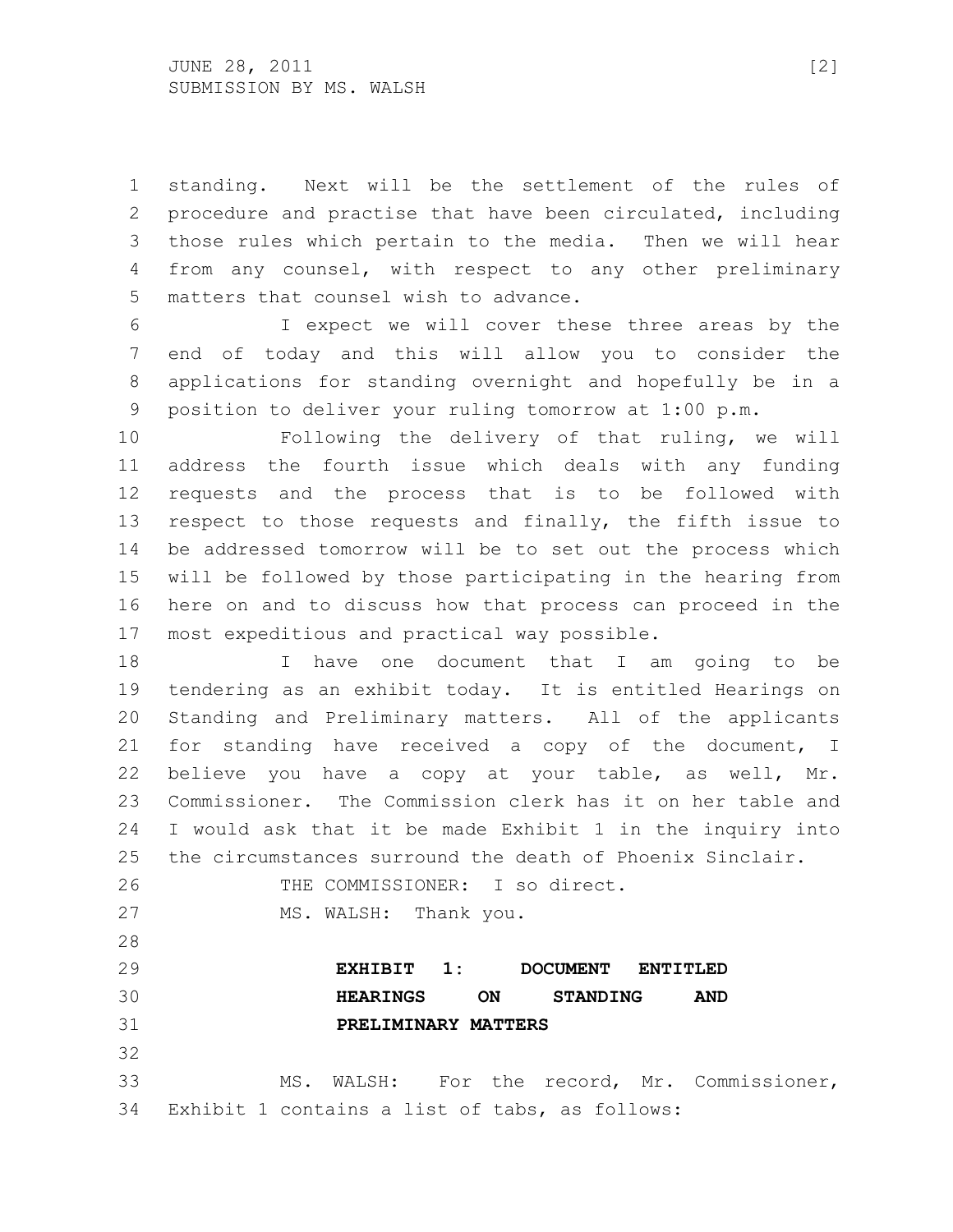standing. Next will be the settlement of the rules of procedure and practise that have been circulated, including those rules which pertain to the media. Then we will hear from any counsel, with respect to any other preliminary matters that counsel wish to advance.

I expect we will cover these three areas by the end of today and this will allow you to consider the applications for standing overnight and hopefully be in a position to deliver your ruling tomorrow at 1:00 p.m.

Following the delivery of that ruling, we will address the fourth issue which deals with any funding requests and the process that is to be followed with respect to those requests and finally, the fifth issue to be addressed tomorrow will be to set out the process which will be followed by those participating in the hearing from here on and to discuss how that process can proceed in the most expeditious and practical way possible.

I have one document that I am going to be tendering as an exhibit today. It is entitled Hearings on Standing and Preliminary matters. All of the applicants for standing have received a copy of the document, I believe you have a copy at your table, as well, Mr. Commissioner. The Commission clerk has it on her table and I would ask that it be made Exhibit 1 in the inquiry into the circumstances surround the death of Phoenix Sinclair.

THE COMMISSIONER: I so direct.

MS. WALSH: Thank you.

**EXHIBIT 1: DOCUMENT ENTITLED HEARINGS ON STANDING AND PRELIMINARY MATTERS**

MS. WALSH: For the record, Mr. Commissioner, Exhibit 1 contains a list of tabs, as follows: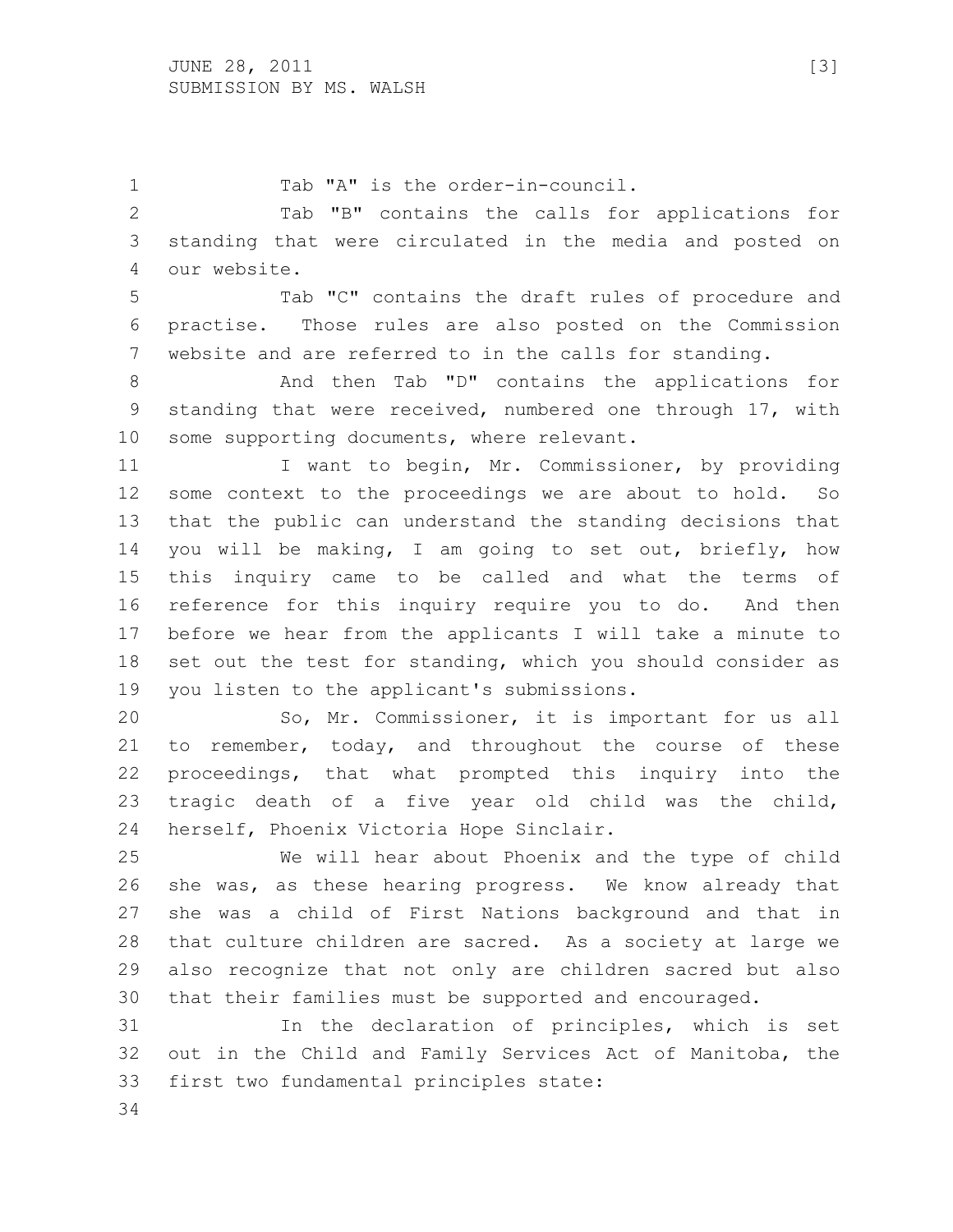Tab "A" is the order-in-council.

Tab "B" contains the calls for applications for standing that were circulated in the media and posted on our website.

Tab "C" contains the draft rules of procedure and practise. Those rules are also posted on the Commission website and are referred to in the calls for standing.

And then Tab "D" contains the applications for standing that were received, numbered one through 17, with some supporting documents, where relevant.

I want to begin, Mr. Commissioner, by providing some context to the proceedings we are about to hold. So that the public can understand the standing decisions that you will be making, I am going to set out, briefly, how this inquiry came to be called and what the terms of reference for this inquiry require you to do. And then before we hear from the applicants I will take a minute to set out the test for standing, which you should consider as you listen to the applicant's submissions.

So, Mr. Commissioner, it is important for us all to remember, today, and throughout the course of these proceedings, that what prompted this inquiry into the tragic death of a five year old child was the child, herself, Phoenix Victoria Hope Sinclair.

We will hear about Phoenix and the type of child she was, as these hearing progress. We know already that she was a child of First Nations background and that in that culture children are sacred. As a society at large we also recognize that not only are children sacred but also that their families must be supported and encouraged.

In the declaration of principles, which is set out in the Child and Family Services Act of Manitoba, the first two fundamental principles state: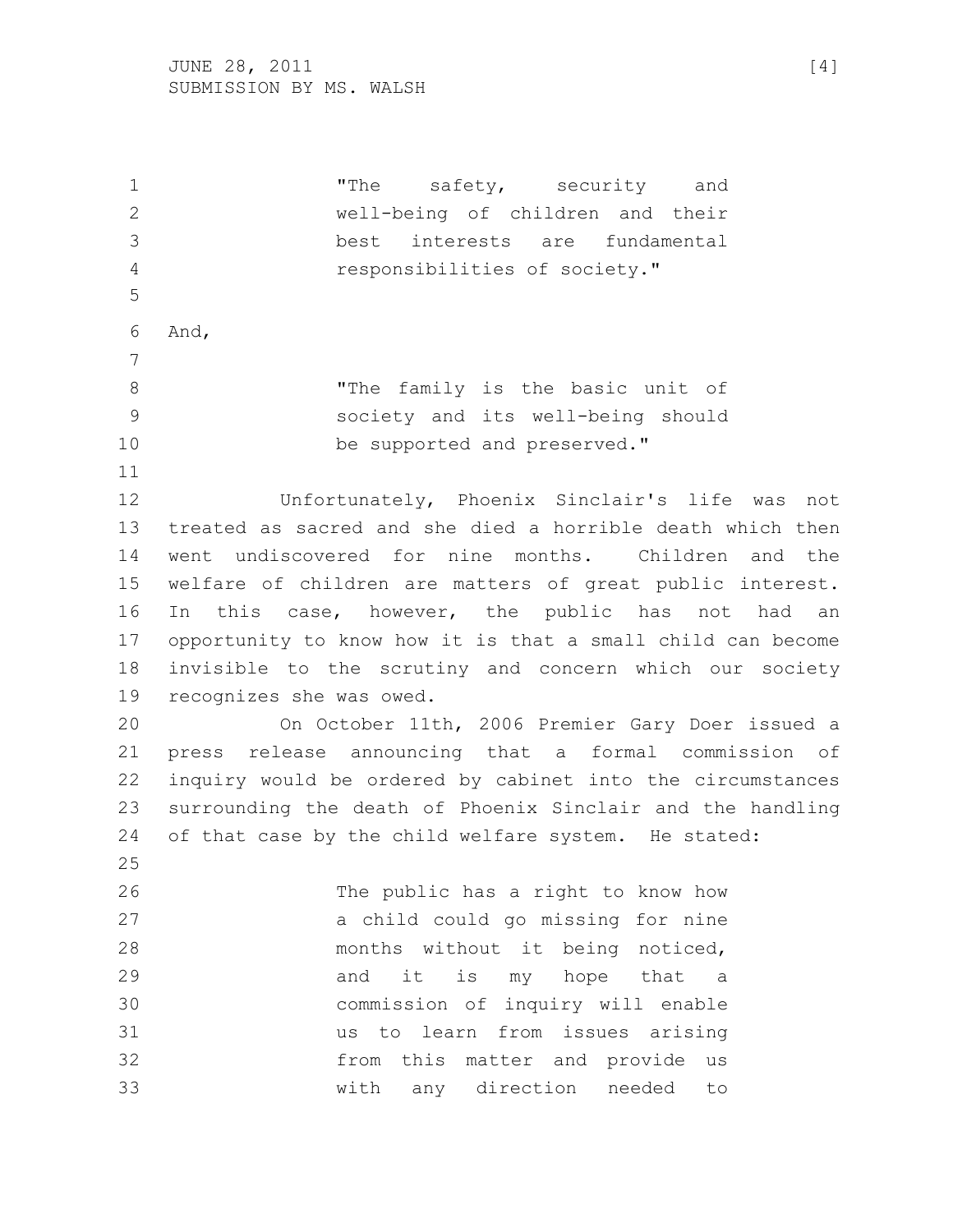> "The safety, security and well-being of children and their best interests are fundamental responsibilities of society."

And,

> "The family is the basic unit of society and its well-being should be supported and preserved."

Unfortunately, Phoenix Sinclair's life was not treated as sacred and she died a horrible death which then went undiscovered for nine months. Children and the welfare of children are matters of great public interest. In this case, however, the public has not had an opportunity to know how it is that a small child can become invisible to the scrutiny and concern which our society recognizes she was owed.

On October 11th, 2006 Premier Gary Doer issued a press release announcing that a formal commission of inquiry would be ordered by cabinet into the circumstances surrounding the death of Phoenix Sinclair and the handling of that case by the child welfare system. He stated:

> The public has a right to know how a child could go missing for nine months without it being noticed, and it is my hope that a commission of inquiry will enable us to learn from issues arising from this matter and provide us with any direction needed to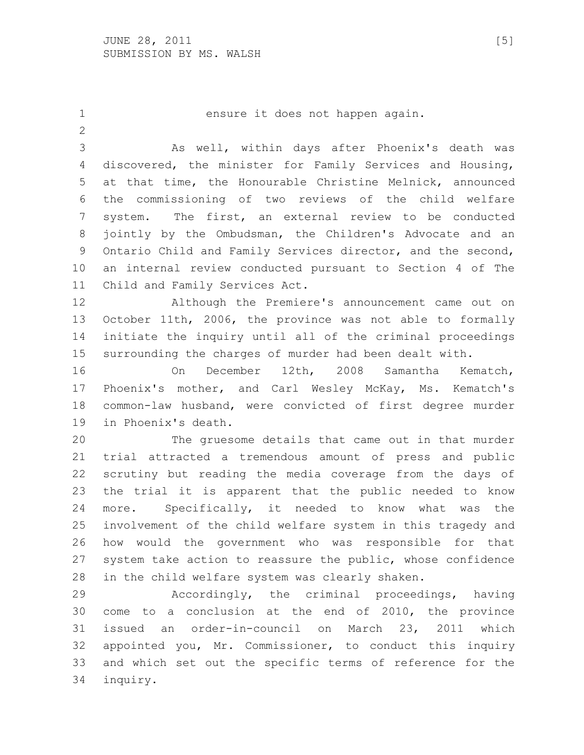ensure it does not happen again.

As well, within days after Phoenix's death was discovered, the minister for Family Services and Housing, at that time, the Honourable Christine Melnick, announced the commissioning of two reviews of the child welfare system. The first, an external review to be conducted jointly by the Ombudsman, the Children's Advocate and an Ontario Child and Family Services director, and the second, an internal review conducted pursuant to Section 4 of The Child and Family Services Act.

Although the Premiere's announcement came out on October 11th, 2006, the province was not able to formally initiate the inquiry until all of the criminal proceedings surrounding the charges of murder had been dealt with.

On December 12th, 2008 Samantha Kematch, Phoenix's mother, and Carl Wesley McKay, Ms. Kematch's common-law husband, were convicted of first degree murder in Phoenix's death.

The gruesome details that came out in that murder trial attracted a tremendous amount of press and public scrutiny but reading the media coverage from the days of the trial it is apparent that the public needed to know more. Specifically, it needed to know what was the involvement of the child welfare system in this tragedy and how would the government who was responsible for that system take action to reassure the public, whose confidence in the child welfare system was clearly shaken.

Accordingly, the criminal proceedings, having come to a conclusion at the end of 2010, the province issued an order-in-council on March 23, 2011 which appointed you, Mr. Commissioner, to conduct this inquiry and which set out the specific terms of reference for the inquiry.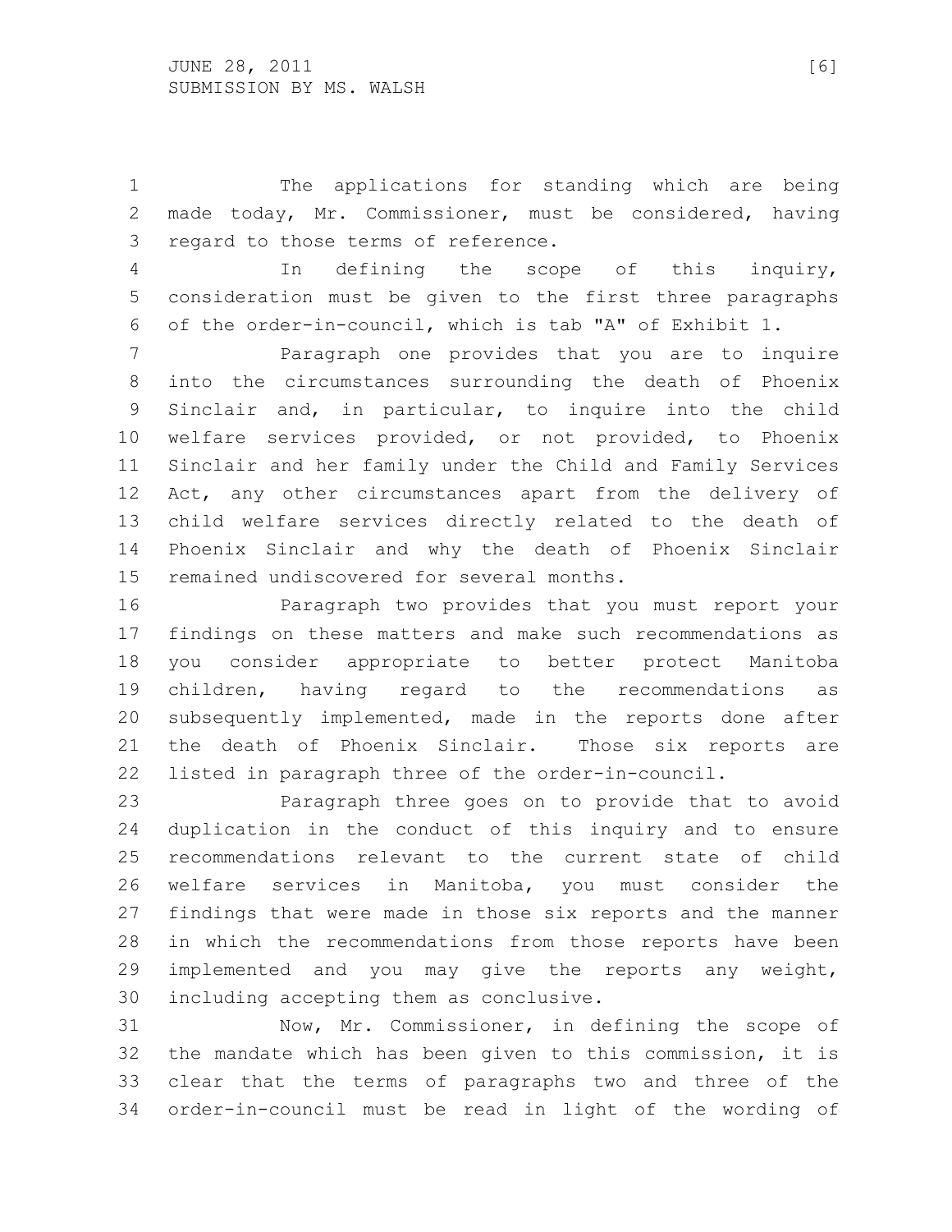The applications for standing which are being made today, Mr. Commissioner, must be considered, having regard to those terms of reference.

In defining the scope of this inquiry, consideration must be given to the first three paragraphs of the order-in-council, which is tab "A" of Exhibit 1.

Paragraph one provides that you are to inquire into the circumstances surrounding the death of Phoenix Sinclair and, in particular, to inquire into the child welfare services provided, or not provided, to Phoenix Sinclair and her family under the Child and Family Services Act, any other circumstances apart from the delivery of child welfare services directly related to the death of Phoenix Sinclair and why the death of Phoenix Sinclair remained undiscovered for several months.

Paragraph two provides that you must report your findings on these matters and make such recommendations as you consider appropriate to better protect Manitoba children, having regard to the recommendations as subsequently implemented, made in the reports done after the death of Phoenix Sinclair. Those six reports are listed in paragraph three of the order-in-council.

Paragraph three goes on to provide that to avoid duplication in the conduct of this inquiry and to ensure recommendations relevant to the current state of child welfare services in Manitoba, you must consider the findings that were made in those six reports and the manner in which the recommendations from those reports have been implemented and you may give the reports any weight, including accepting them as conclusive.

Now, Mr. Commissioner, in defining the scope of the mandate which has been given to this commission, it is clear that the terms of paragraphs two and three of the order-in-council must be read in light of the wording of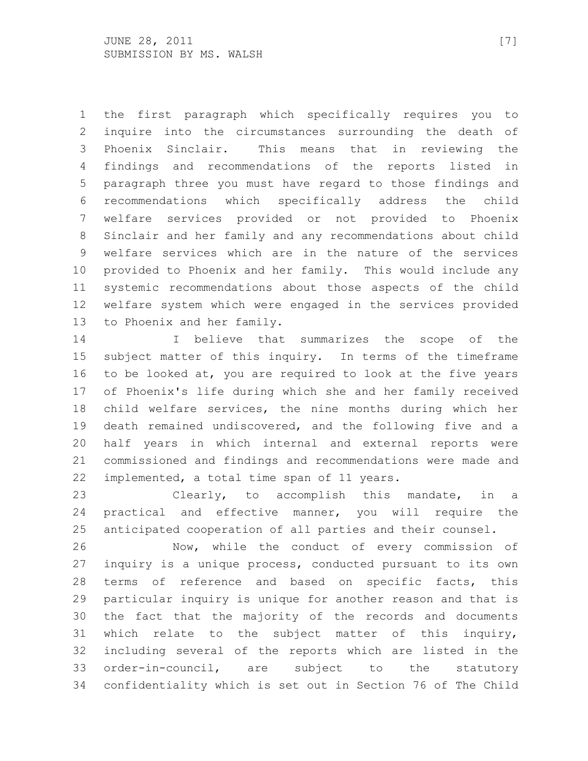the first paragraph which specifically requires you to inquire into the circumstances surrounding the death of Phoenix Sinclair. This means that in reviewing the findings and recommendations of the reports listed in paragraph three you must have regard to those findings and recommendations which specifically address the child welfare services provided or not provided to Phoenix Sinclair and her family and any recommendations about child welfare services which are in the nature of the services provided to Phoenix and her family. This would include any systemic recommendations about those aspects of the child welfare system which were engaged in the services provided to Phoenix and her family.

I believe that summarizes the scope of the subject matter of this inquiry. In terms of the timeframe to be looked at, you are required to look at the five years of Phoenix's life during which she and her family received child welfare services, the nine months during which her death remained undiscovered, and the following five and a half years in which internal and external reports were commissioned and findings and recommendations were made and implemented, a total time span of 11 years.

Clearly, to accomplish this mandate, in a practical and effective manner, you will require the anticipated cooperation of all parties and their counsel.

Now, while the conduct of every commission of inquiry is a unique process, conducted pursuant to its own terms of reference and based on specific facts, this particular inquiry is unique for another reason and that is the fact that the majority of the records and documents which relate to the subject matter of this inquiry, including several of the reports which are listed in the order-in-council, are subject to the statutory confidentiality which is set out in Section 76 of The Child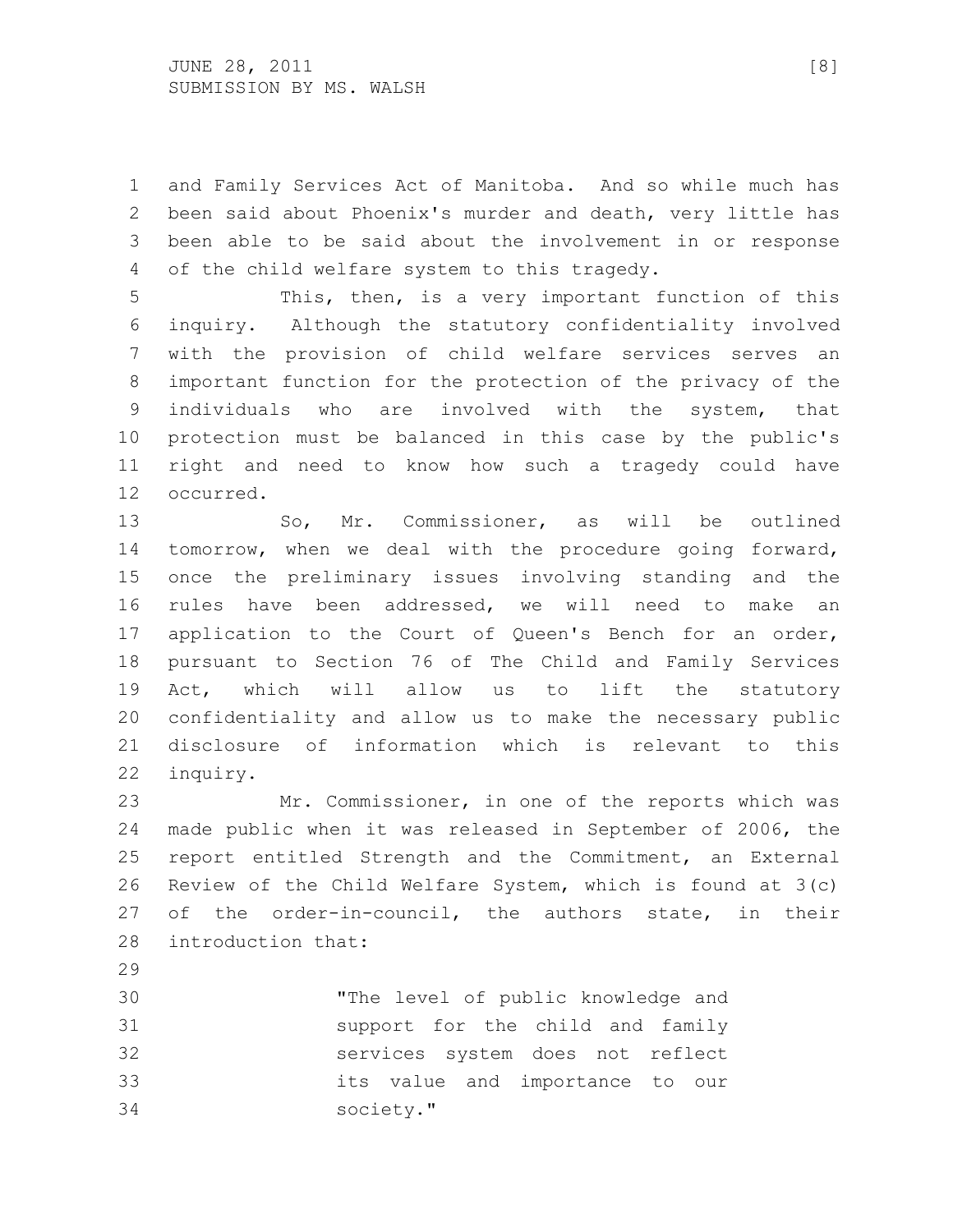and Family Services Act of Manitoba. And so while much has been said about Phoenix's murder and death, very little has been able to be said about the involvement in or response of the child welfare system to this tragedy.

This, then, is a very important function of this inquiry. Although the statutory confidentiality involved with the provision of child welfare services serves an important function for the protection of the privacy of the individuals who are involved with the system, that protection must be balanced in this case by the public's right and need to know how such a tragedy could have occurred.

So, Mr. Commissioner, as will be outlined tomorrow, when we deal with the procedure going forward, once the preliminary issues involving standing and the rules have been addressed, we will need to make an application to the Court of Queen's Bench for an order, pursuant to Section 76 of The Child and Family Services Act, which will allow us to lift the statutory confidentiality and allow us to make the necessary public disclosure of information which is relevant to this inquiry.

Mr. Commissioner, in one of the reports which was made public when it was released in September of 2006, the report entitled Strength and the Commitment, an External Review of the Child Welfare System, which is found at 3(c) of the order-in-council, the authors state, in their introduction that:

> "The level of public knowledge and support for the child and family services system does not reflect its value and importance to our society."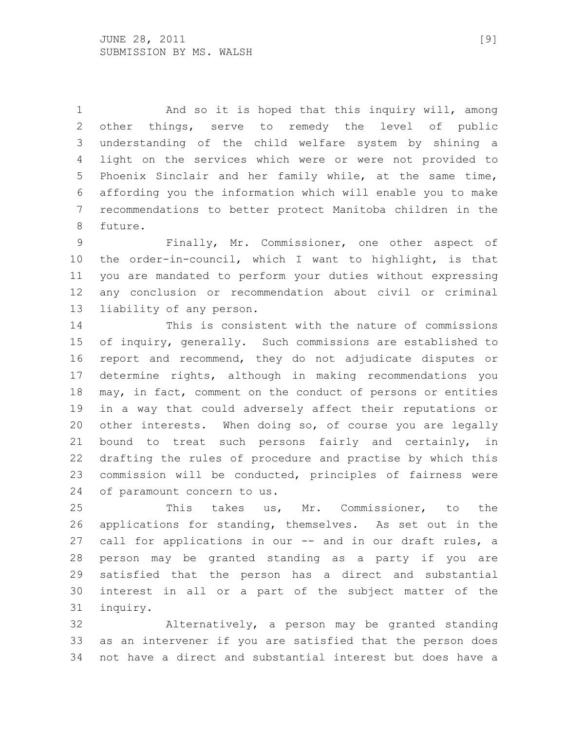And so it is hoped that this inquiry will, among other things, serve to remedy the level of public understanding of the child welfare system by shining a light on the services which were or were not provided to Phoenix Sinclair and her family while, at the same time, affording you the information which will enable you to make recommendations to better protect Manitoba children in the future.

Finally, Mr. Commissioner, one other aspect of the order-in-council, which I want to highlight, is that you are mandated to perform your duties without expressing any conclusion or recommendation about civil or criminal liability of any person.

This is consistent with the nature of commissions of inquiry, generally. Such commissions are established to report and recommend, they do not adjudicate disputes or determine rights, although in making recommendations you may, in fact, comment on the conduct of persons or entities in a way that could adversely affect their reputations or other interests. When doing so, of course you are legally bound to treat such persons fairly and certainly, in drafting the rules of procedure and practise by which this commission will be conducted, principles of fairness were of paramount concern to us.

This takes us, Mr. Commissioner, to the applications for standing, themselves. As set out in the call for applications in our -- and in our draft rules, a person may be granted standing as a party if you are satisfied that the person has a direct and substantial interest in all or a part of the subject matter of the inquiry.

Alternatively, a person may be granted standing as an intervener if you are satisfied that the person does not have a direct and substantial interest but does have a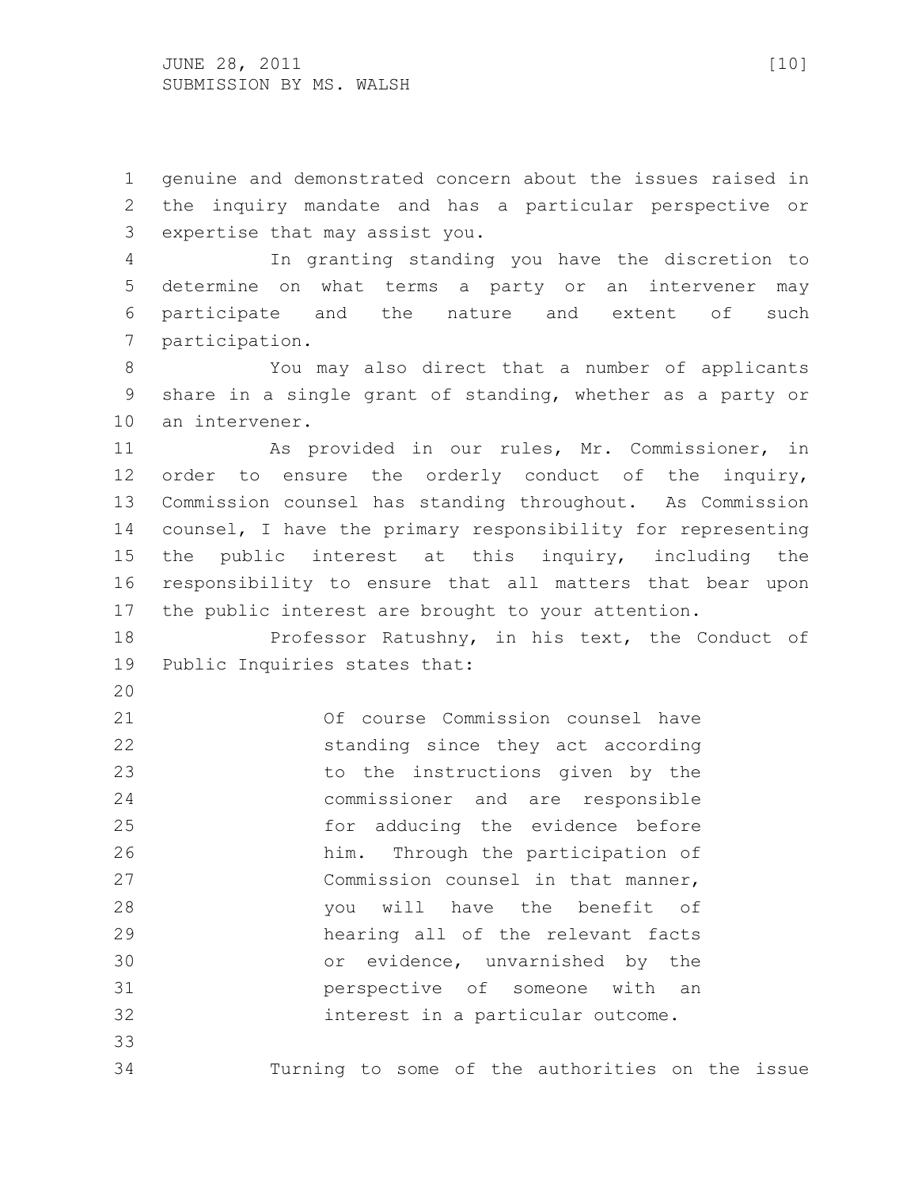genuine and demonstrated concern about the issues raised in the inquiry mandate and has a particular perspective or expertise that may assist you.

In granting standing you have the discretion to determine on what terms a party or an intervener may participate and the nature and extent of such participation.

You may also direct that a number of applicants share in a single grant of standing, whether as a party or an intervener.

As provided in our rules, Mr. Commissioner, in order to ensure the orderly conduct of the inquiry, Commission counsel has standing throughout. As Commission counsel, I have the primary responsibility for representing the public interest at this inquiry, including the responsibility to ensure that all matters that bear upon the public interest are brought to your attention.

Professor Ratushny, in his text, the Conduct of Public Inquiries states that:

> Of course Commission counsel have standing since they act according to the instructions given by the commissioner and are responsible for adducing the evidence before him. Through the participation of Commission counsel in that manner, you will have the benefit of hearing all of the relevant facts or evidence, unvarnished by the perspective of someone with an interest in a particular outcome.

Turning to some of the authorities on the issue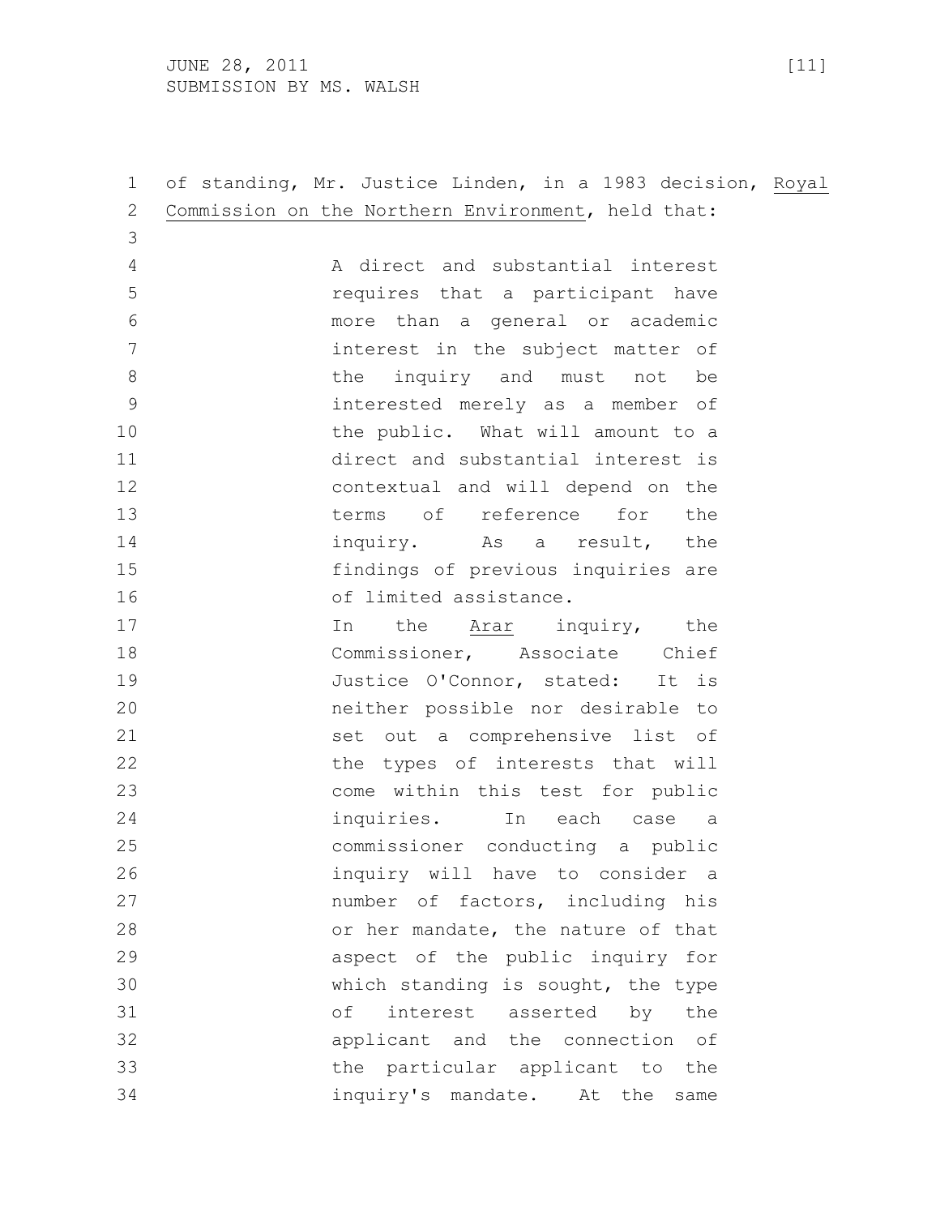of standing, Mr. Justice Linden, in a 1983 decision, Royal Commission on the Northern Environment, held that:

> A direct and substantial interest requires that a participant have more than a general or academic interest in the subject matter of the inquiry and must not be interested merely as a member of the public. What will amount to a direct and substantial interest is contextual and will depend on the terms of reference for the inquiry. As a result, the findings of previous inquiries are of limited assistance.
>
> In the Arar inquiry, the Commissioner, Associate Chief Justice O'Connor, stated: It is neither possible nor desirable to set out a comprehensive list of the types of interests that will come within this test for public inquiries. In each case a commissioner conducting a public inquiry will have to consider a number of factors, including his or her mandate, the nature of that aspect of the public inquiry for which standing is sought, the type of interest asserted by the applicant and the connection of the particular applicant to the inquiry's mandate. At the same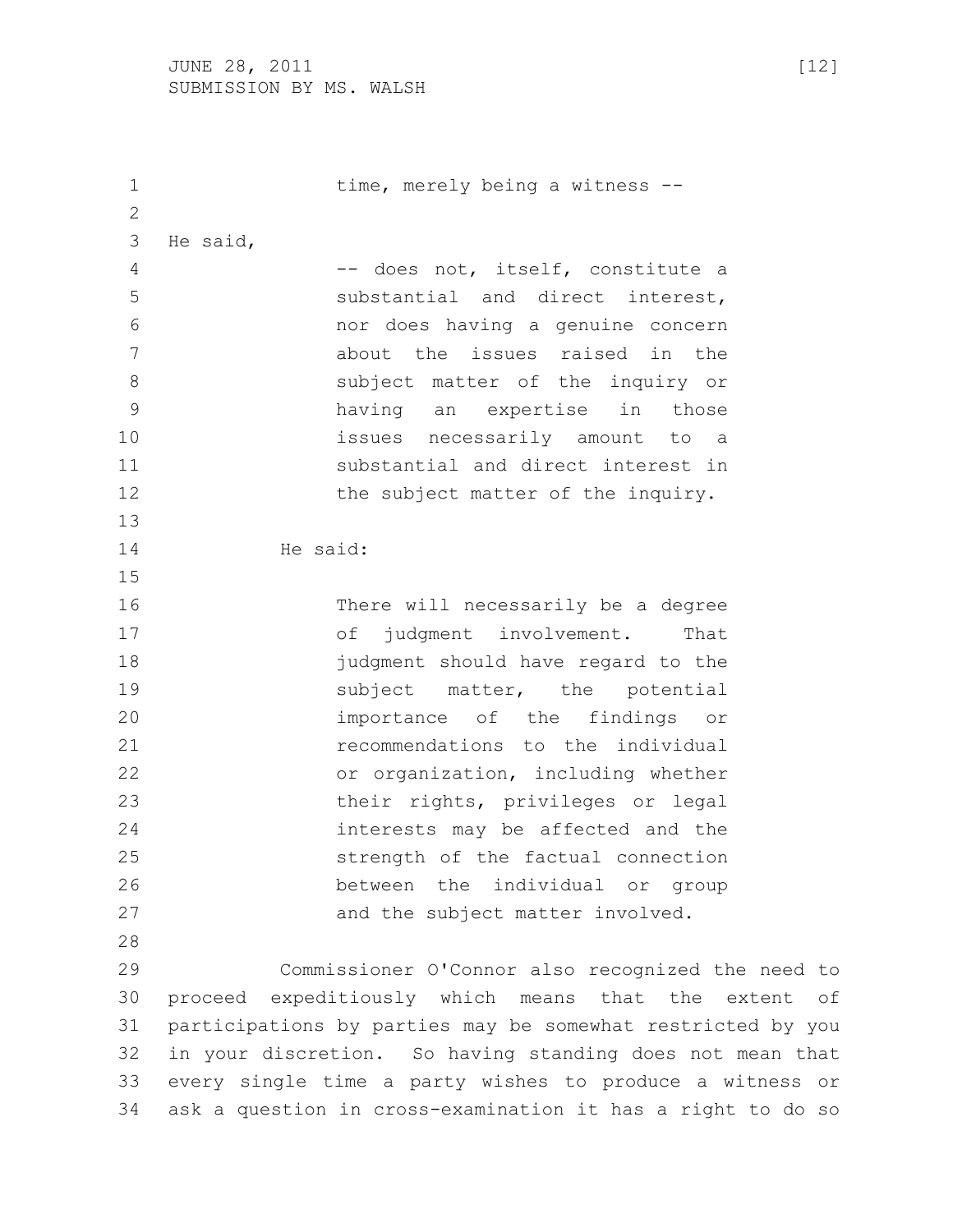> time, merely being a witness --

He said,

> -- does not, itself, constitute a substantial and direct interest, nor does having a genuine concern about the issues raised in the subject matter of the inquiry or having an expertise in those issues necessarily amount to a substantial and direct interest in the subject matter of the inquiry.

He said:

> There will necessarily be a degree of judgment involvement. That judgment should have regard to the subject matter, the potential importance of the findings or recommendations to the individual or organization, including whether their rights, privileges or legal interests may be affected and the strength of the factual connection between the individual or group and the subject matter involved.

Commissioner O'Connor also recognized the need to proceed expeditiously which means that the extent of participations by parties may be somewhat restricted by you in your discretion. So having standing does not mean that every single time a party wishes to produce a witness or ask a question in cross-examination it has a right to do so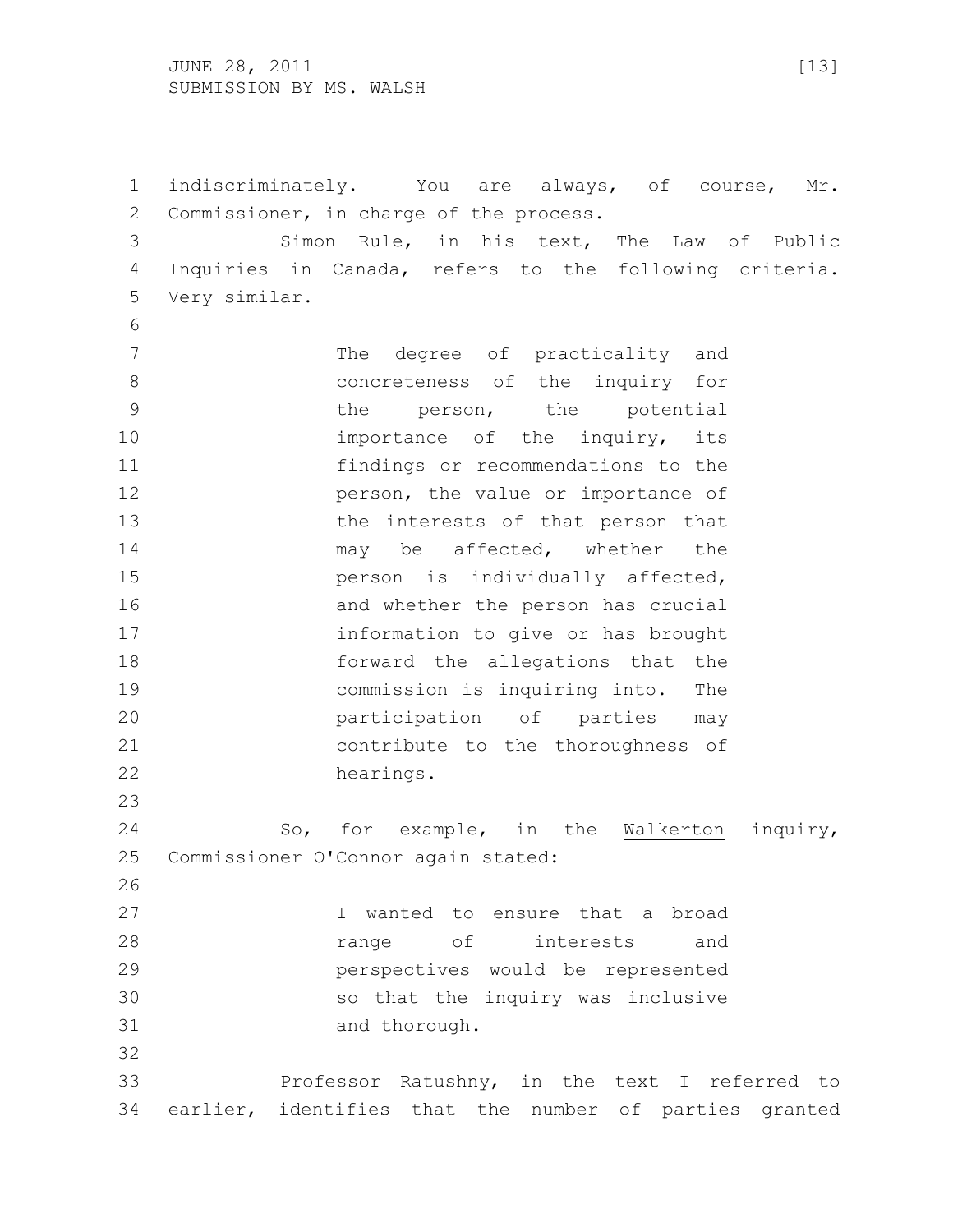indiscriminately. You are always, of course, Mr. Commissioner, in charge of the process.

Simon Rule, in his text, The Law of Public Inquiries in Canada, refers to the following criteria. Very similar.

> The degree of practicality and concreteness of the inquiry for the person, the potential importance of the inquiry, its findings or recommendations to the person, the value or importance of the interests of that person that may be affected, whether the person is individually affected, and whether the person has crucial information to give or has brought forward the allegations that the commission is inquiring into. The participation of parties may contribute to the thoroughness of hearings.

So, for example, in the Walkerton inquiry, Commissioner O'Connor again stated:

> I wanted to ensure that a broad range of interests and perspectives would be represented so that the inquiry was inclusive and thorough.

Professor Ratushny, in the text I referred to earlier, identifies that the number of parties granted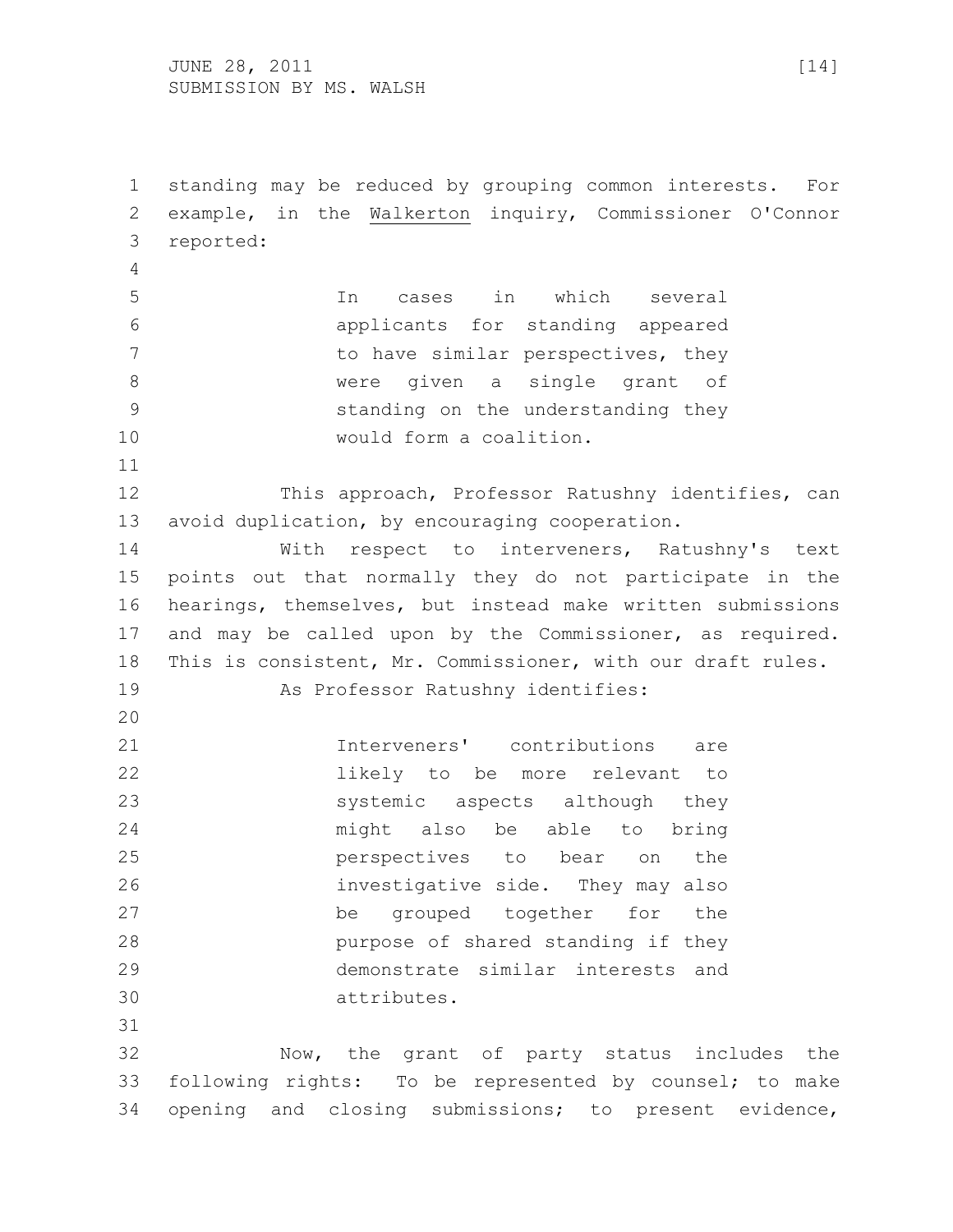standing may be reduced by grouping common interests. For example, in the Walkerton inquiry, Commissioner O'Connor reported:

> In cases in which several applicants for standing appeared to have similar perspectives, they were given a single grant of standing on the understanding they would form a coalition.

This approach, Professor Ratushny identifies, can avoid duplication, by encouraging cooperation.

With respect to interveners, Ratushny's text points out that normally they do not participate in the hearings, themselves, but instead make written submissions and may be called upon by the Commissioner, as required. This is consistent, Mr. Commissioner, with our draft rules.

As Professor Ratushny identifies:

> Interveners' contributions are likely to be more relevant to systemic aspects although they might also be able to bring perspectives to bear on the investigative side. They may also be grouped together for the purpose of shared standing if they demonstrate similar interests and attributes.

Now, the grant of party status includes the following rights: To be represented by counsel; to make opening and closing submissions; to present evidence,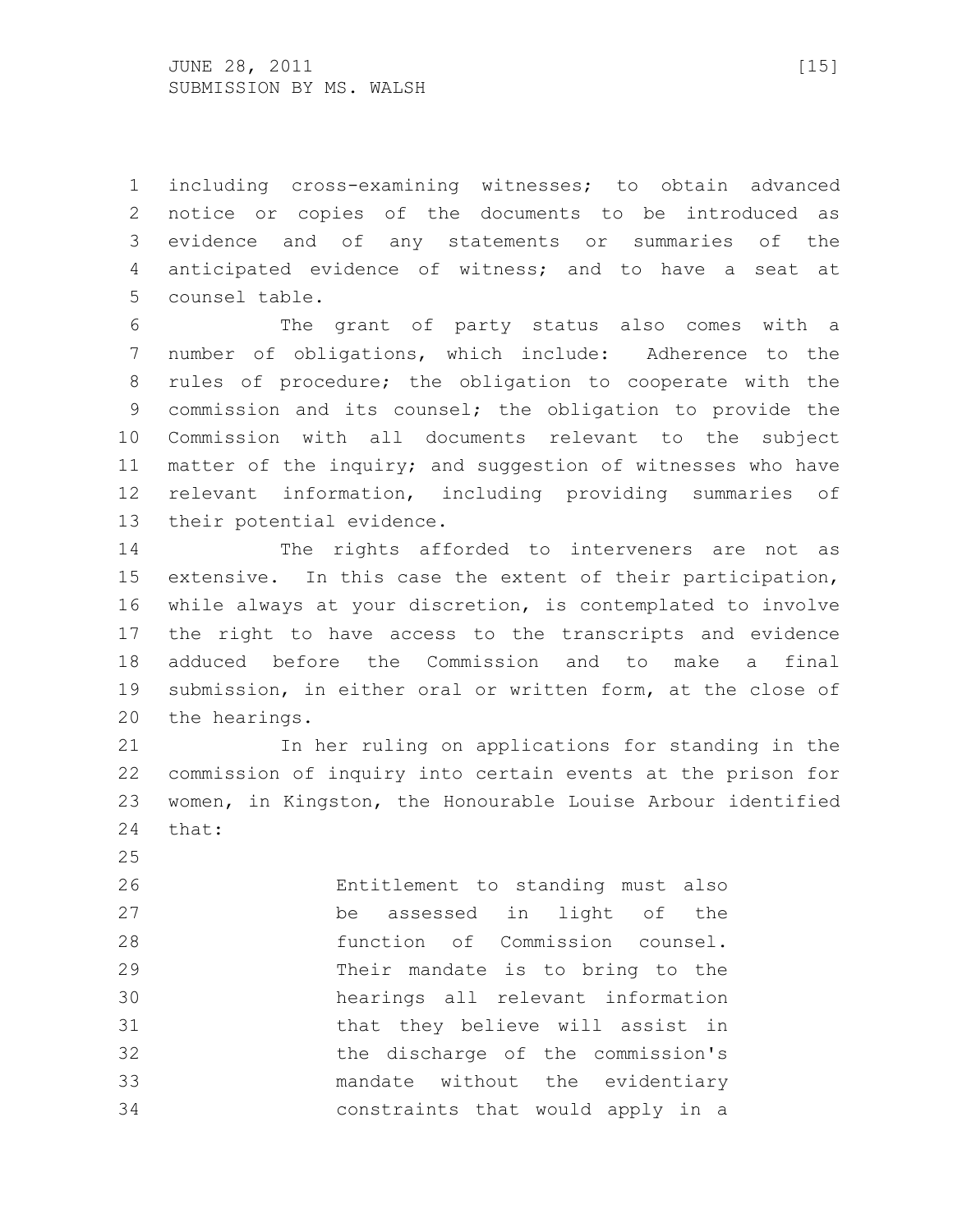including cross-examining witnesses; to obtain advanced notice or copies of the documents to be introduced as evidence and of any statements or summaries of the anticipated evidence of witness; and to have a seat at counsel table.

The grant of party status also comes with a number of obligations, which include: Adherence to the rules of procedure; the obligation to cooperate with the commission and its counsel; the obligation to provide the Commission with all documents relevant to the subject matter of the inquiry; and suggestion of witnesses who have relevant information, including providing summaries of their potential evidence.

The rights afforded to interveners are not as extensive. In this case the extent of their participation, while always at your discretion, is contemplated to involve the right to have access to the transcripts and evidence adduced before the Commission and to make a final submission, in either oral or written form, at the close of the hearings.

In her ruling on applications for standing in the commission of inquiry into certain events at the prison for women, in Kingston, the Honourable Louise Arbour identified that:

> Entitlement to standing must also be assessed in light of the function of Commission counsel. Their mandate is to bring to the hearings all relevant information that they believe will assist in the discharge of the commission's mandate without the evidentiary constraints that would apply in a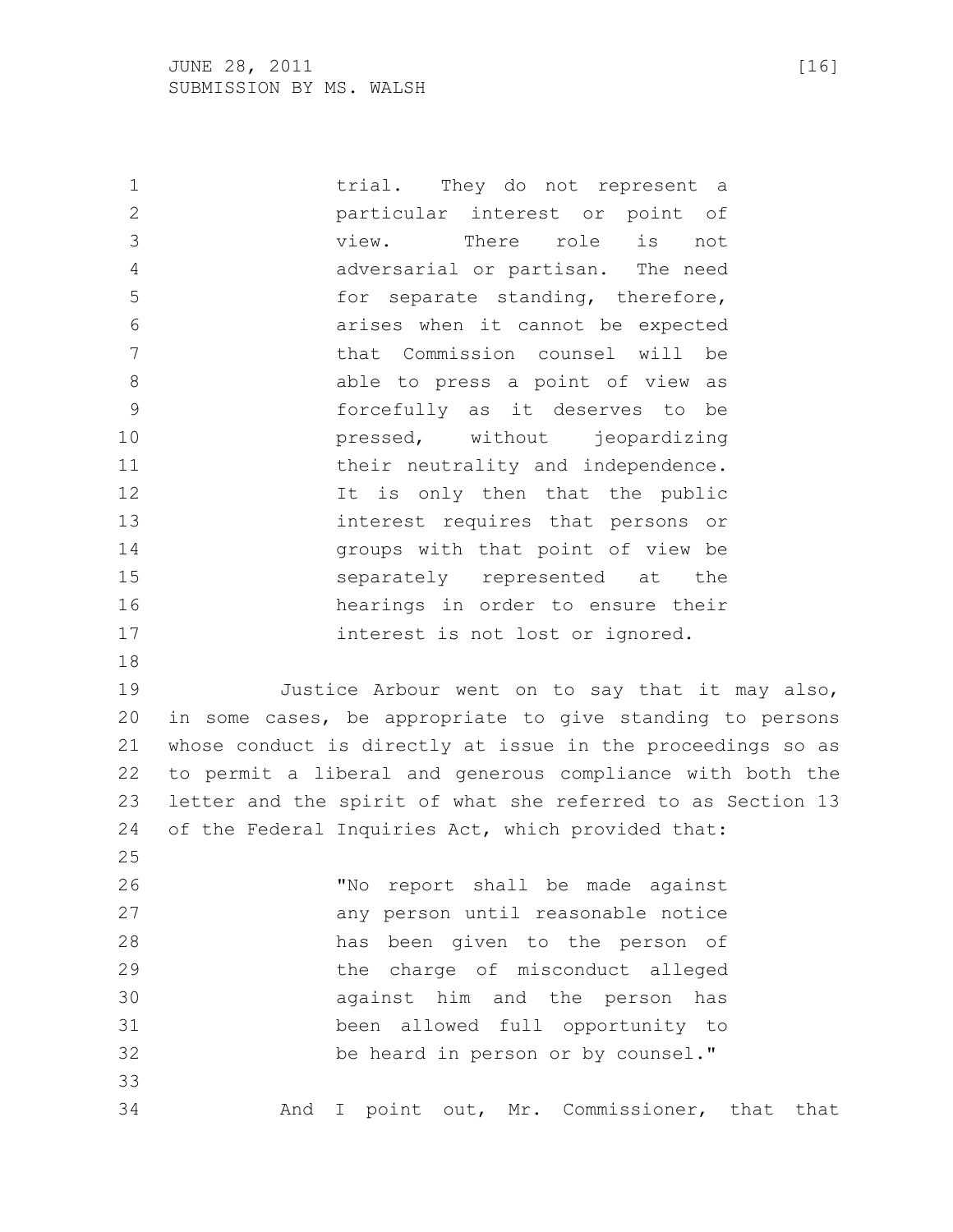> trial. They do not represent a particular interest or point of view. There role is not adversarial or partisan. The need for separate standing, therefore, arises when it cannot be expected that Commission counsel will be able to press a point of view as forcefully as it deserves to be pressed, without jeopardizing their neutrality and independence. It is only then that the public interest requires that persons or groups with that point of view be separately represented at the hearings in order to ensure their interest is not lost or ignored.

Justice Arbour went on to say that it may also, in some cases, be appropriate to give standing to persons whose conduct is directly at issue in the proceedings so as to permit a liberal and generous compliance with both the letter and the spirit of what she referred to as Section 13 of the Federal Inquiries Act, which provided that:

> "No report shall be made against any person until reasonable notice has been given to the person of the charge of misconduct alleged against him and the person has been allowed full opportunity to be heard in person or by counsel."

And I point out, Mr. Commissioner, that that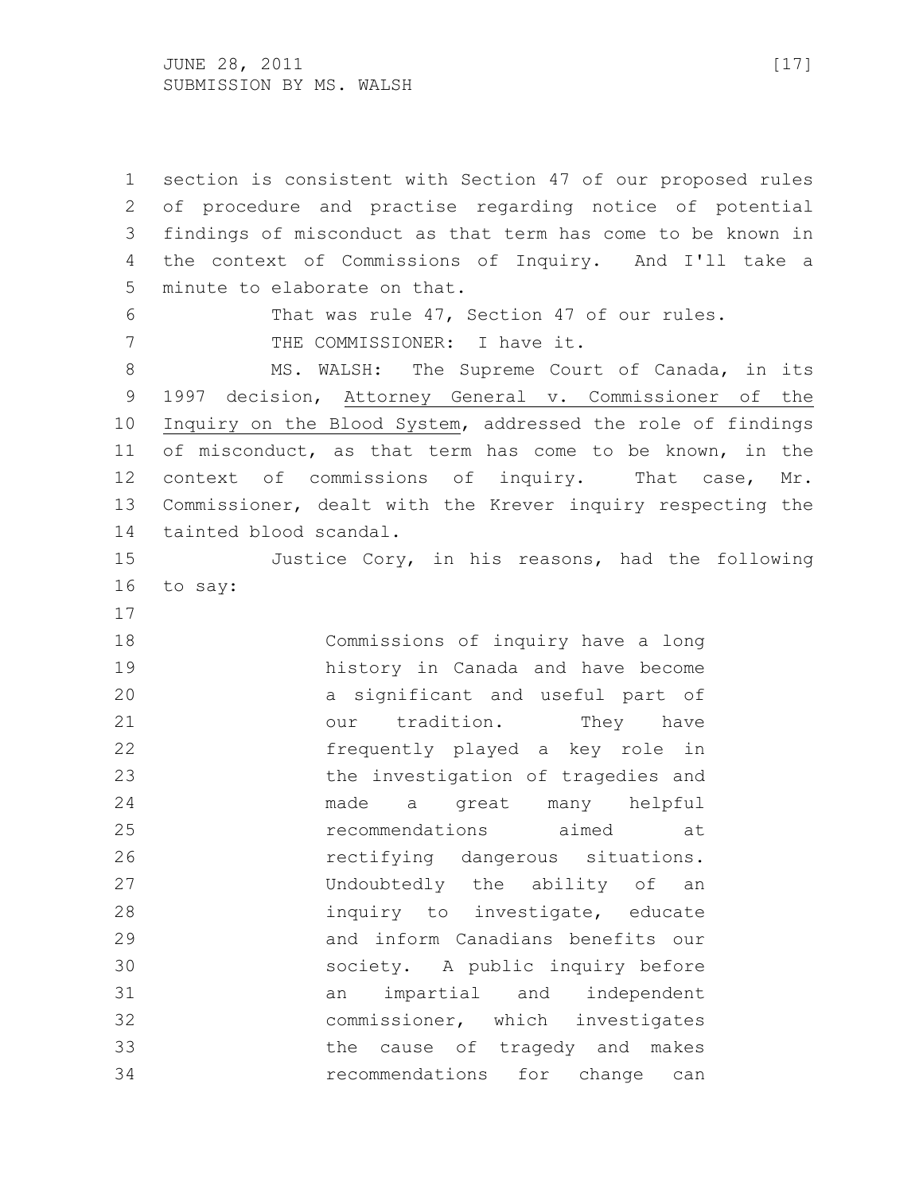section is consistent with Section 47 of our proposed rules of procedure and practise regarding notice of potential findings of misconduct as that term has come to be known in the context of Commissions of Inquiry. And I'll take a minute to elaborate on that.

That was rule 47, Section 47 of our rules.

THE COMMISSIONER: I have it.

MS. WALSH: The Supreme Court of Canada, in its 1997 decision, Attorney General v. Commissioner of the Inquiry on the Blood System, addressed the role of findings of misconduct, as that term has come to be known, in the context of commissions of inquiry. That case, Mr. Commissioner, dealt with the Krever inquiry respecting the tainted blood scandal.

Justice Cory, in his reasons, had the following to say:

> Commissions of inquiry have a long history in Canada and have become a significant and useful part of our tradition. They have frequently played a key role in the investigation of tragedies and made a great many helpful recommendations aimed at rectifying dangerous situations. Undoubtedly the ability of an inquiry to investigate, educate and inform Canadians benefits our society. A public inquiry before an impartial and independent commissioner, which investigates the cause of tragedy and makes recommendations for change can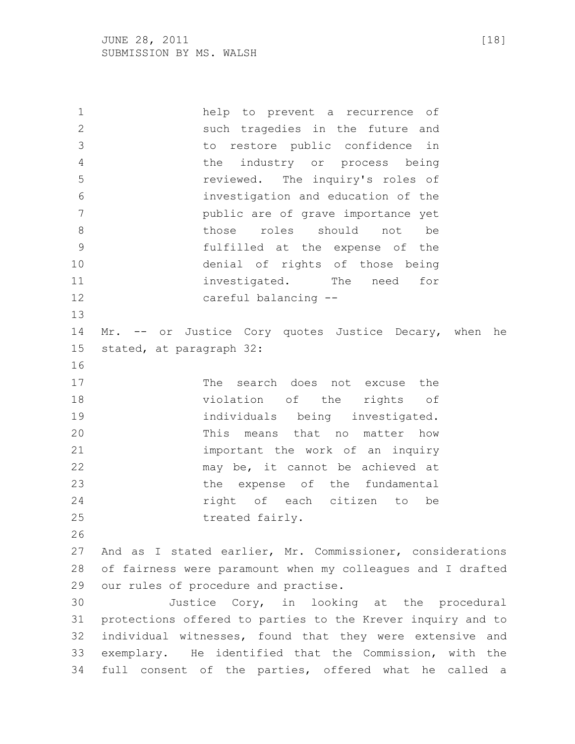> help to prevent a recurrence of such tragedies in the future and to restore public confidence in the industry or process being reviewed. The inquiry's roles of investigation and education of the public are of grave importance yet those roles should not be fulfilled at the expense of the denial of rights of those being investigated. The need for careful balancing --

Mr. -- or Justice Cory quotes Justice Decary, when he stated, at paragraph 32:

> The search does not excuse the violation of the rights of individuals being investigated. This means that no matter how important the work of an inquiry may be, it cannot be achieved at the expense of the fundamental right of each citizen to be treated fairly.

And as I stated earlier, Mr. Commissioner, considerations of fairness were paramount when my colleagues and I drafted our rules of procedure and practise.

Justice Cory, in looking at the procedural protections offered to parties to the Krever inquiry and to individual witnesses, found that they were extensive and exemplary. He identified that the Commission, with the full consent of the parties, offered what he called a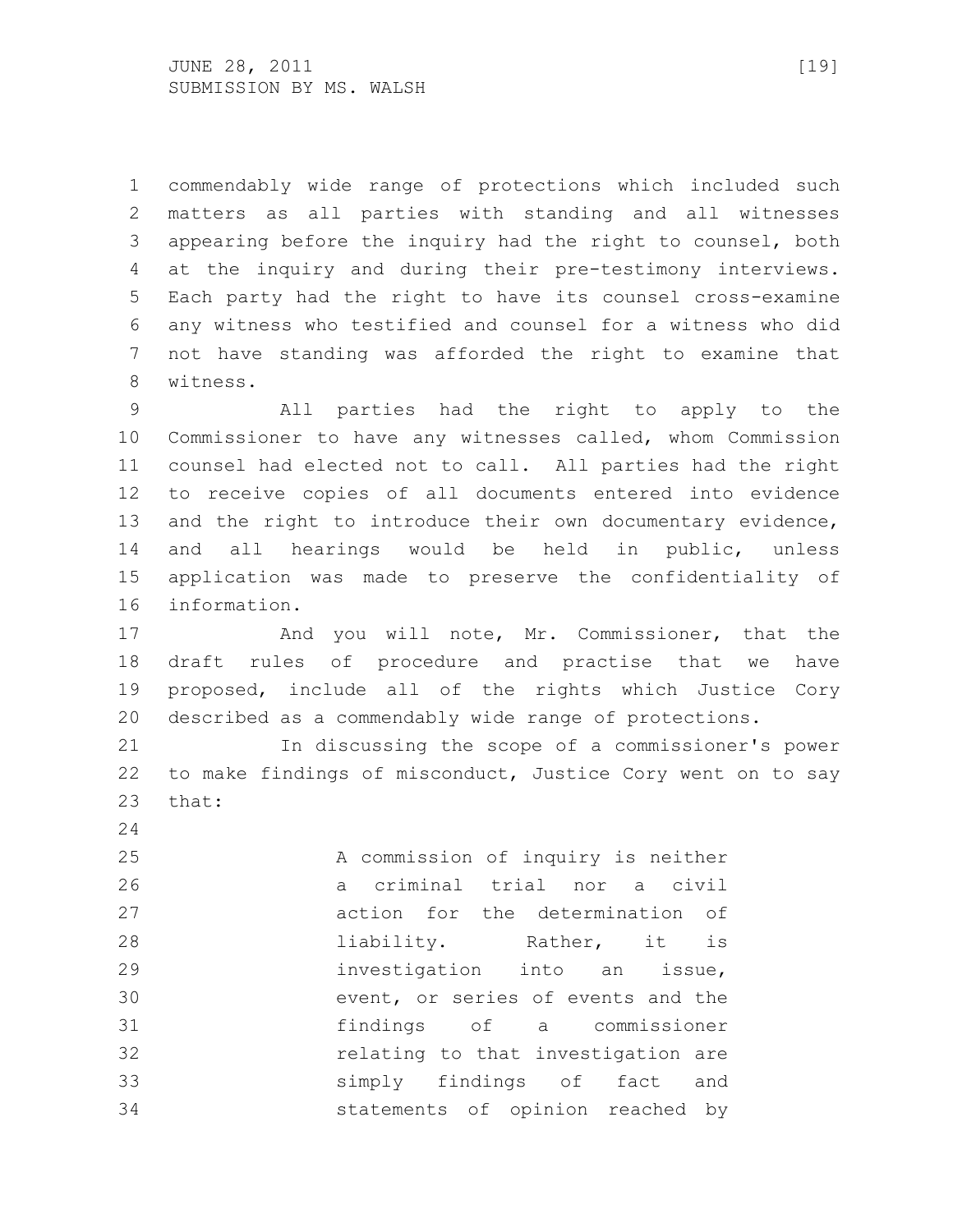commendably wide range of protections which included such matters as all parties with standing and all witnesses appearing before the inquiry had the right to counsel, both at the inquiry and during their pre-testimony interviews. Each party had the right to have its counsel cross-examine any witness who testified and counsel for a witness who did not have standing was afforded the right to examine that witness.

All parties had the right to apply to the Commissioner to have any witnesses called, whom Commission counsel had elected not to call. All parties had the right to receive copies of all documents entered into evidence and the right to introduce their own documentary evidence, and all hearings would be held in public, unless application was made to preserve the confidentiality of information.

And you will note, Mr. Commissioner, that the draft rules of procedure and practise that we have proposed, include all of the rights which Justice Cory described as a commendably wide range of protections.

In discussing the scope of a commissioner's power to make findings of misconduct, Justice Cory went on to say that:

> A commission of inquiry is neither a criminal trial nor a civil action for the determination of liability. Rather, it is investigation into an issue, event, or series of events and the findings of a commissioner relating to that investigation are simply findings of fact and statements of opinion reached by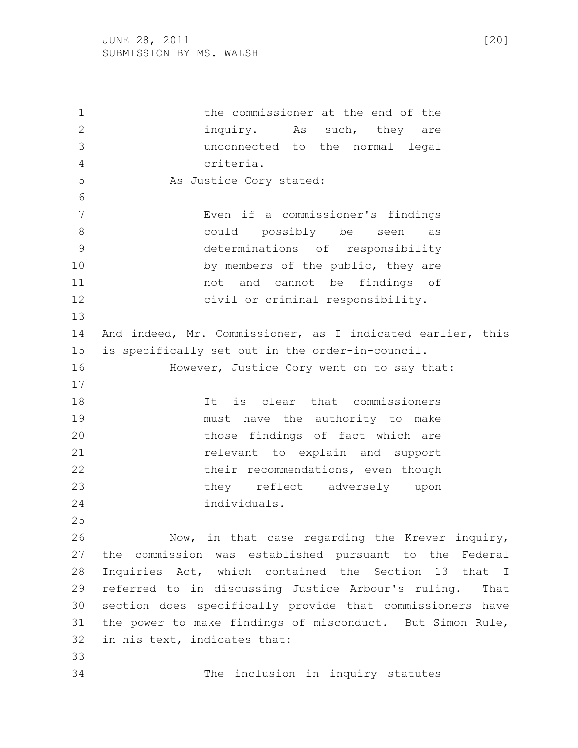> the commissioner at the end of the inquiry. As such, they are unconnected to the normal legal criteria.

As Justice Cory stated:

> Even if a commissioner's findings could possibly be seen as determinations of responsibility by members of the public, they are not and cannot be findings of civil or criminal responsibility.

And indeed, Mr. Commissioner, as I indicated earlier, this is specifically set out in the order-in-council.

However, Justice Cory went on to say that:

> It is clear that commissioners must have the authority to make those findings of fact which are relevant to explain and support their recommendations, even though they reflect adversely upon individuals.

Now, in that case regarding the Krever inquiry, the commission was established pursuant to the Federal Inquiries Act, which contained the Section 13 that I referred to in discussing Justice Arbour's ruling. That section does specifically provide that commissioners have the power to make findings of misconduct. But Simon Rule, in his text, indicates that:

> The inclusion in inquiry statutes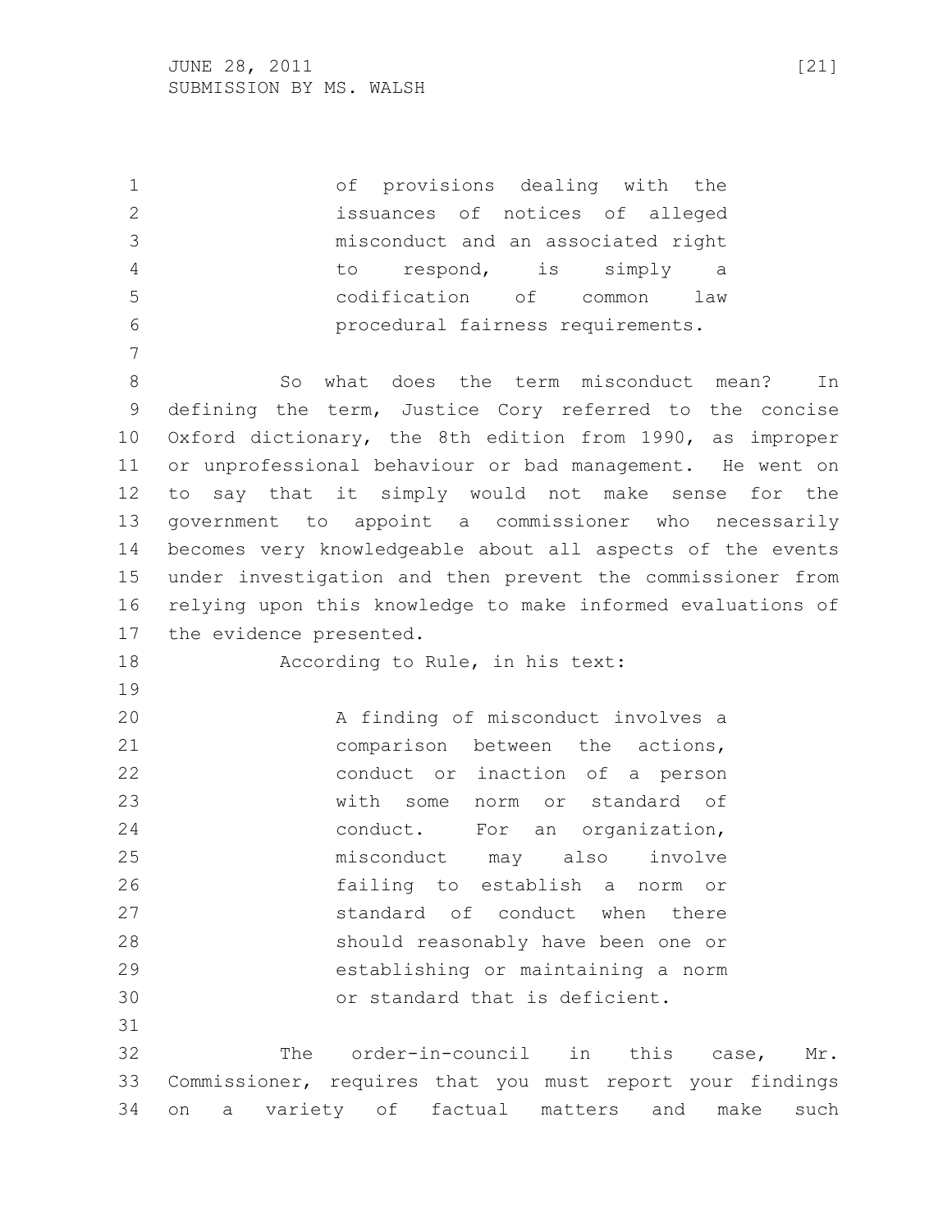> of provisions dealing with the issuances of notices of alleged misconduct and an associated right to respond, is simply a codification of common law procedural fairness requirements.

So what does the term misconduct mean? In defining the term, Justice Cory referred to the concise Oxford dictionary, the 8th edition from 1990, as improper or unprofessional behaviour or bad management. He went on to say that it simply would not make sense for the government to appoint a commissioner who necessarily becomes very knowledgeable about all aspects of the events under investigation and then prevent the commissioner from relying upon this knowledge to make informed evaluations of the evidence presented.

According to Rule, in his text:

> A finding of misconduct involves a comparison between the actions, conduct or inaction of a person with some norm or standard of conduct. For an organization, misconduct may also involve failing to establish a norm or standard of conduct when there should reasonably have been one or establishing or maintaining a norm or standard that is deficient.

The order-in-council in this case, Mr. Commissioner, requires that you must report your findings on a variety of factual matters and make such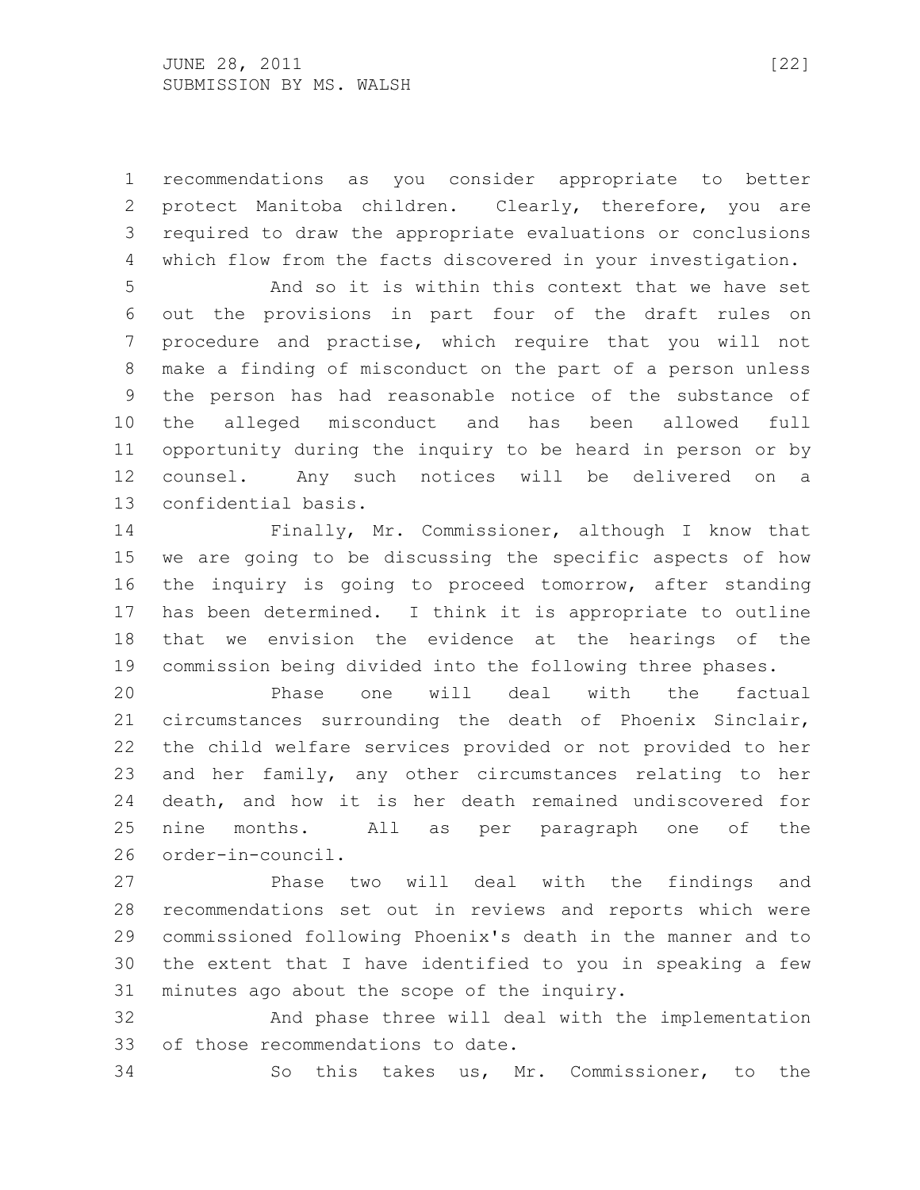recommendations as you consider appropriate to better protect Manitoba children. Clearly, therefore, you are required to draw the appropriate evaluations or conclusions which flow from the facts discovered in your investigation.

And so it is within this context that we have set out the provisions in part four of the draft rules on procedure and practise, which require that you will not make a finding of misconduct on the part of a person unless the person has had reasonable notice of the substance of the alleged misconduct and has been allowed full opportunity during the inquiry to be heard in person or by counsel. Any such notices will be delivered on a confidential basis.

Finally, Mr. Commissioner, although I know that we are going to be discussing the specific aspects of how the inquiry is going to proceed tomorrow, after standing has been determined. I think it is appropriate to outline that we envision the evidence at the hearings of the commission being divided into the following three phases.

Phase one will deal with the factual circumstances surrounding the death of Phoenix Sinclair, the child welfare services provided or not provided to her and her family, any other circumstances relating to her death, and how it is her death remained undiscovered for nine months. All as per paragraph one of the order-in-council.

Phase two will deal with the findings and recommendations set out in reviews and reports which were commissioned following Phoenix's death in the manner and to the extent that I have identified to you in speaking a few minutes ago about the scope of the inquiry.

And phase three will deal with the implementation of those recommendations to date.

So this takes us, Mr. Commissioner, to the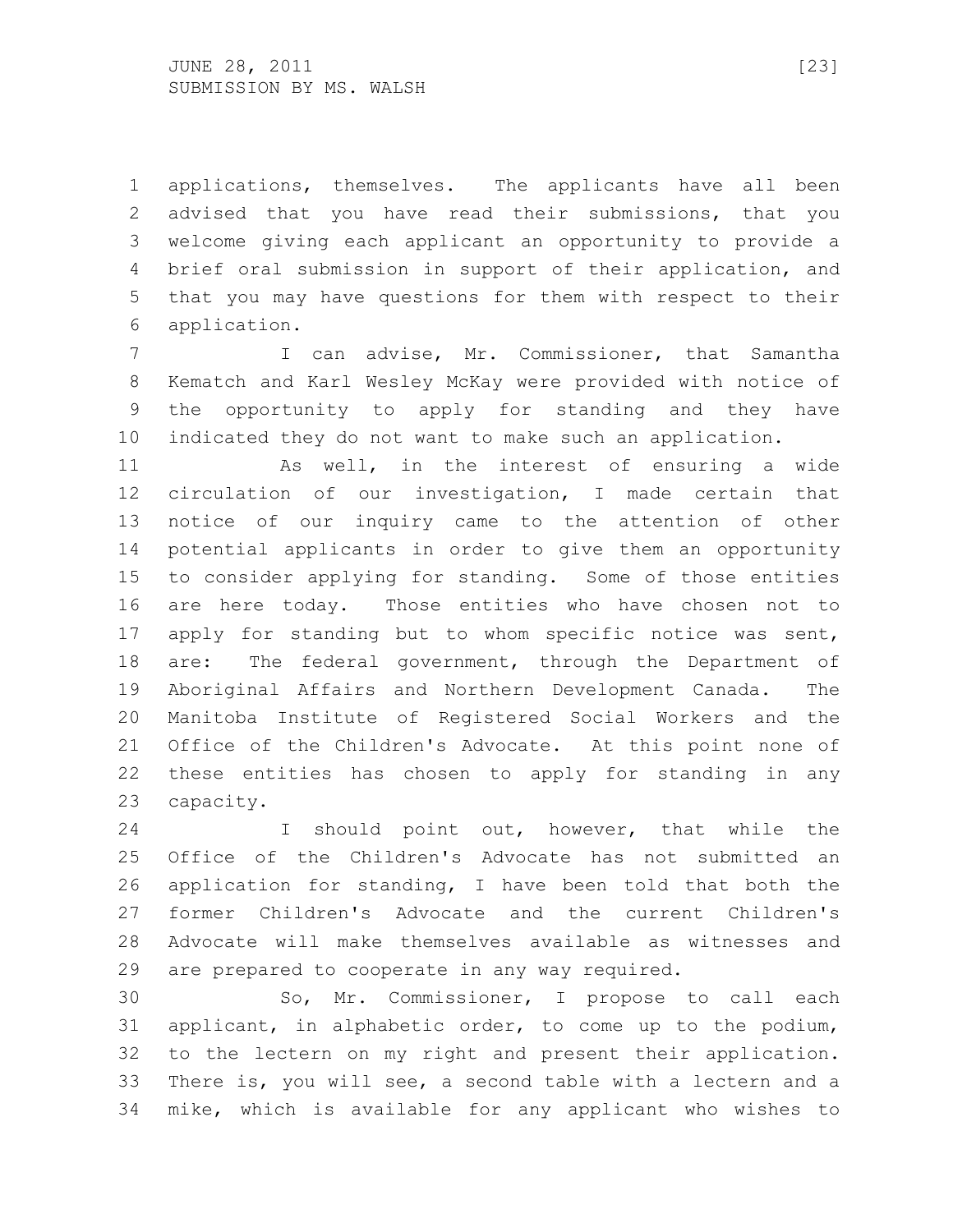applications, themselves. The applicants have all been advised that you have read their submissions, that you welcome giving each applicant an opportunity to provide a brief oral submission in support of their application, and that you may have questions for them with respect to their application.

I can advise, Mr. Commissioner, that Samantha Kematch and Karl Wesley McKay were provided with notice of the opportunity to apply for standing and they have indicated they do not want to make such an application.

As well, in the interest of ensuring a wide circulation of our investigation, I made certain that notice of our inquiry came to the attention of other potential applicants in order to give them an opportunity to consider applying for standing. Some of those entities are here today. Those entities who have chosen not to apply for standing but to whom specific notice was sent, are: The federal government, through the Department of Aboriginal Affairs and Northern Development Canada. The Manitoba Institute of Registered Social Workers and the Office of the Children's Advocate. At this point none of these entities has chosen to apply for standing in any capacity.

I should point out, however, that while the Office of the Children's Advocate has not submitted an application for standing, I have been told that both the former Children's Advocate and the current Children's Advocate will make themselves available as witnesses and are prepared to cooperate in any way required.

So, Mr. Commissioner, I propose to call each applicant, in alphabetic order, to come up to the podium, to the lectern on my right and present their application. There is, you will see, a second table with a lectern and a mike, which is available for any applicant who wishes to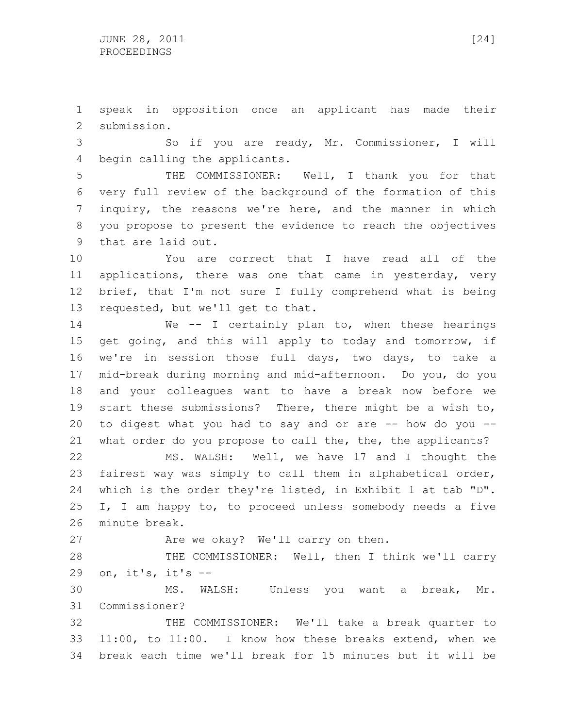speak in opposition once an applicant has made their submission.

So if you are ready, Mr. Commissioner, I will begin calling the applicants.

THE COMMISSIONER: Well, I thank you for that very full review of the background of the formation of this inquiry, the reasons we're here, and the manner in which you propose to present the evidence to reach the objectives that are laid out.

You are correct that I have read all of the applications, there was one that came in yesterday, very brief, that I'm not sure I fully comprehend what is being requested, but we'll get to that.

We -- I certainly plan to, when these hearings get going, and this will apply to today and tomorrow, if we're in session those full days, two days, to take a mid-break during morning and mid-afternoon. Do you, do you and your colleagues want to have a break now before we start these submissions? There, there might be a wish to, to digest what you had to say and or are -- how do you -- what order do you propose to call the, the, the applicants?

MS. WALSH: Well, we have 17 and I thought the fairest way was simply to call them in alphabetical order, which is the order they're listed, in Exhibit 1 at tab "D". I, I am happy to, to proceed unless somebody needs a five minute break.

Are we okay? We'll carry on then.

THE COMMISSIONER: Well, then I think we'll carry on, it's, it's --

MS. WALSH: Unless you want a break, Mr. Commissioner?

THE COMMISSIONER: We'll take a break quarter to 11:00, to 11:00. I know how these breaks extend, when we break each time we'll break for 15 minutes but it will be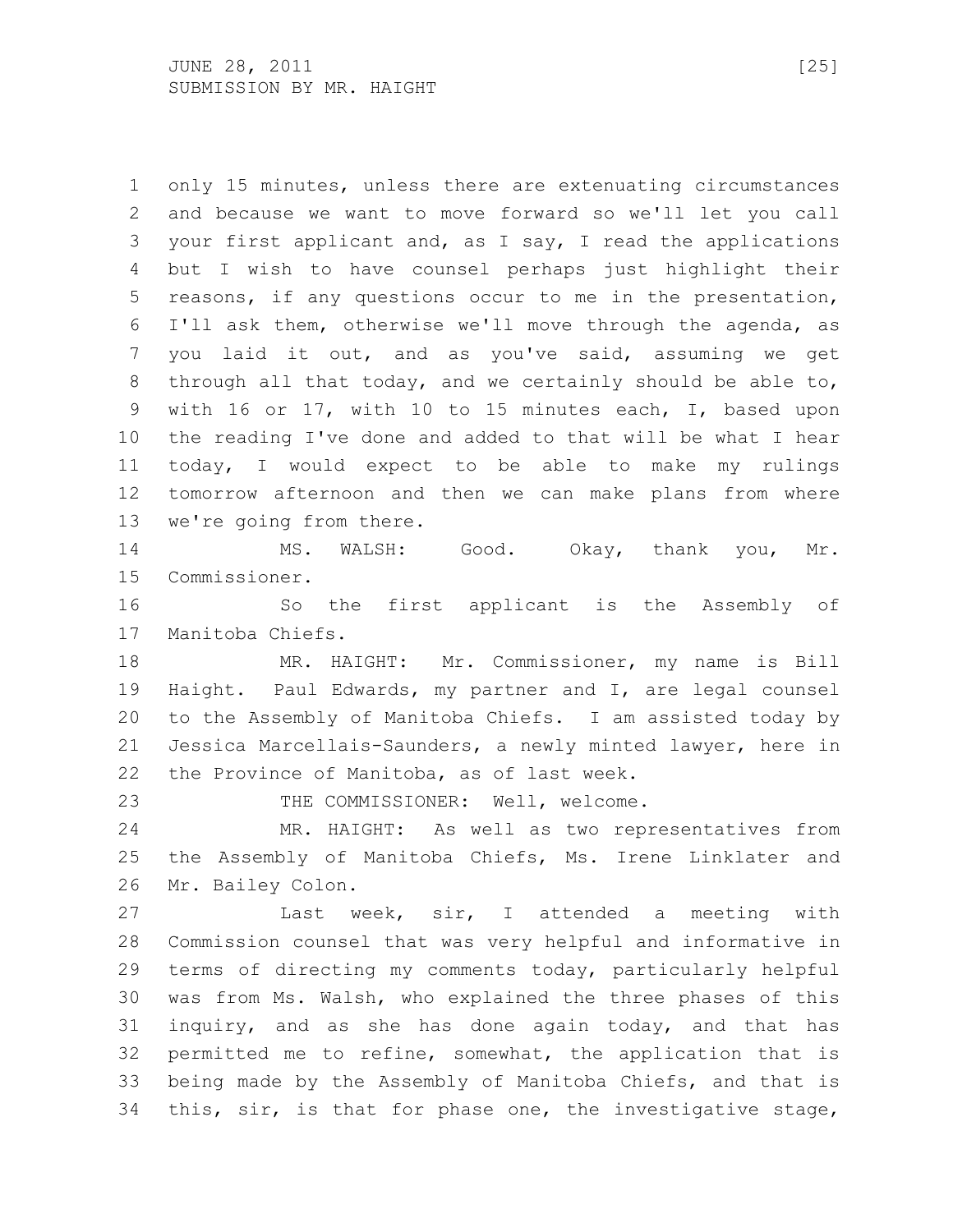only 15 minutes, unless there are extenuating circumstances and because we want to move forward so we'll let you call your first applicant and, as I say, I read the applications but I wish to have counsel perhaps just highlight their reasons, if any questions occur to me in the presentation, I'll ask them, otherwise we'll move through the agenda, as you laid it out, and as you've said, assuming we get through all that today, and we certainly should be able to, with 16 or 17, with 10 to 15 minutes each, I, based upon the reading I've done and added to that will be what I hear today, I would expect to be able to make my rulings tomorrow afternoon and then we can make plans from where we're going from there.

MS. WALSH: Good. Okay, thank you, Mr. Commissioner.

So the first applicant is the Assembly of Manitoba Chiefs.

MR. HAIGHT: Mr. Commissioner, my name is Bill Haight. Paul Edwards, my partner and I, are legal counsel to the Assembly of Manitoba Chiefs. I am assisted today by Jessica Marcellais-Saunders, a newly minted lawyer, here in the Province of Manitoba, as of last week.

THE COMMISSIONER: Well, welcome.

MR. HAIGHT: As well as two representatives from the Assembly of Manitoba Chiefs, Ms. Irene Linklater and Mr. Bailey Colon.

Last week, sir, I attended a meeting with Commission counsel that was very helpful and informative in terms of directing my comments today, particularly helpful was from Ms. Walsh, who explained the three phases of this inquiry, and as she has done again today, and that has permitted me to refine, somewhat, the application that is being made by the Assembly of Manitoba Chiefs, and that is this, sir, is that for phase one, the investigative stage,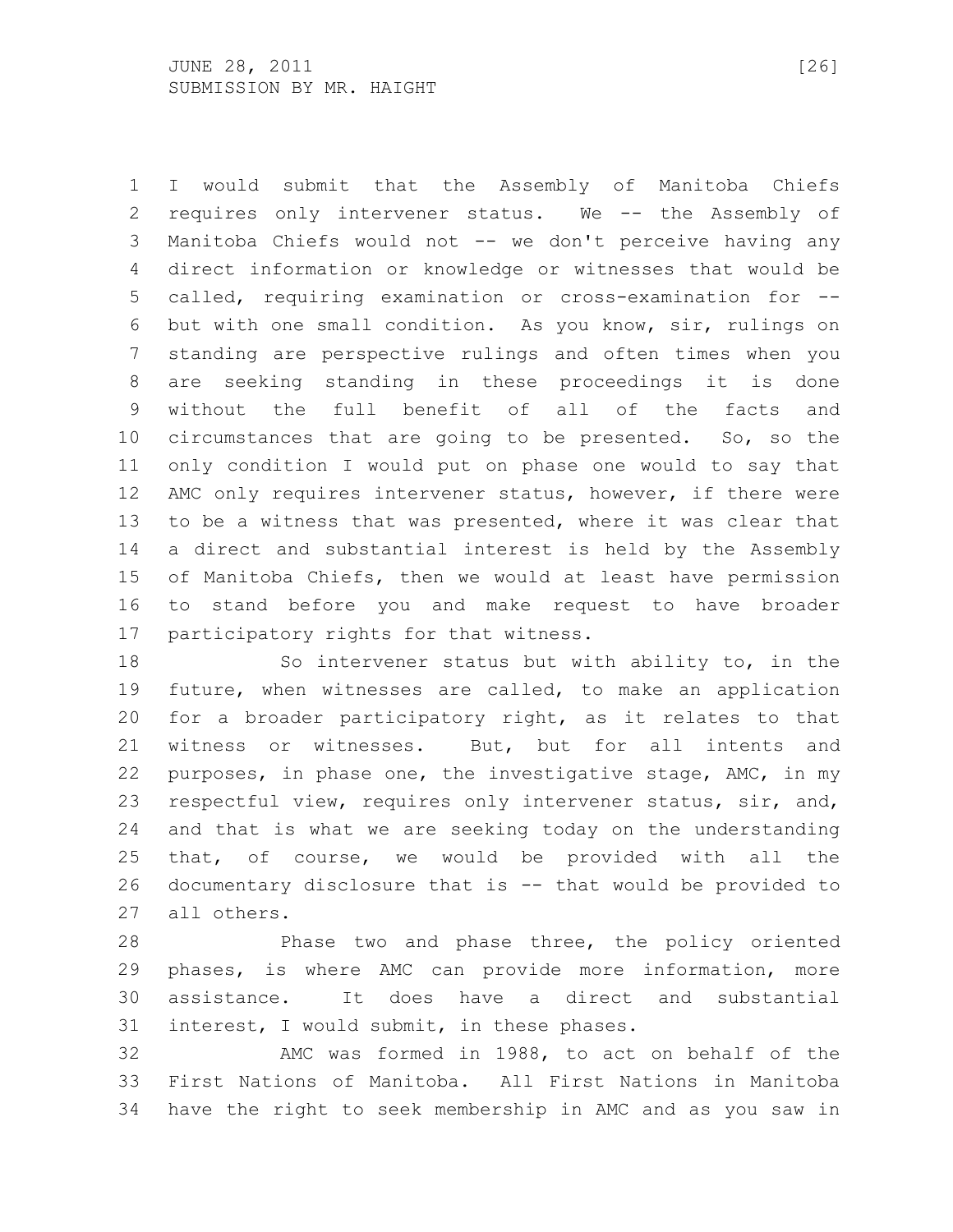I would submit that the Assembly of Manitoba Chiefs requires only intervener status. We -- the Assembly of Manitoba Chiefs would not -- we don't perceive having any direct information or knowledge or witnesses that would be called, requiring examination or cross-examination for -- but with one small condition. As you know, sir, rulings on standing are perspective rulings and often times when you are seeking standing in these proceedings it is done without the full benefit of all of the facts and circumstances that are going to be presented. So, so the only condition I would put on phase one would to say that AMC only requires intervener status, however, if there were to be a witness that was presented, where it was clear that a direct and substantial interest is held by the Assembly of Manitoba Chiefs, then we would at least have permission to stand before you and make request to have broader participatory rights for that witness.

So intervener status but with ability to, in the future, when witnesses are called, to make an application for a broader participatory right, as it relates to that witness or witnesses. But, but for all intents and purposes, in phase one, the investigative stage, AMC, in my respectful view, requires only intervener status, sir, and, and that is what we are seeking today on the understanding that, of course, we would be provided with all the documentary disclosure that is -- that would be provided to all others.

Phase two and phase three, the policy oriented phases, is where AMC can provide more information, more assistance. It does have a direct and substantial interest, I would submit, in these phases.

AMC was formed in 1988, to act on behalf of the First Nations of Manitoba. All First Nations in Manitoba have the right to seek membership in AMC and as you saw in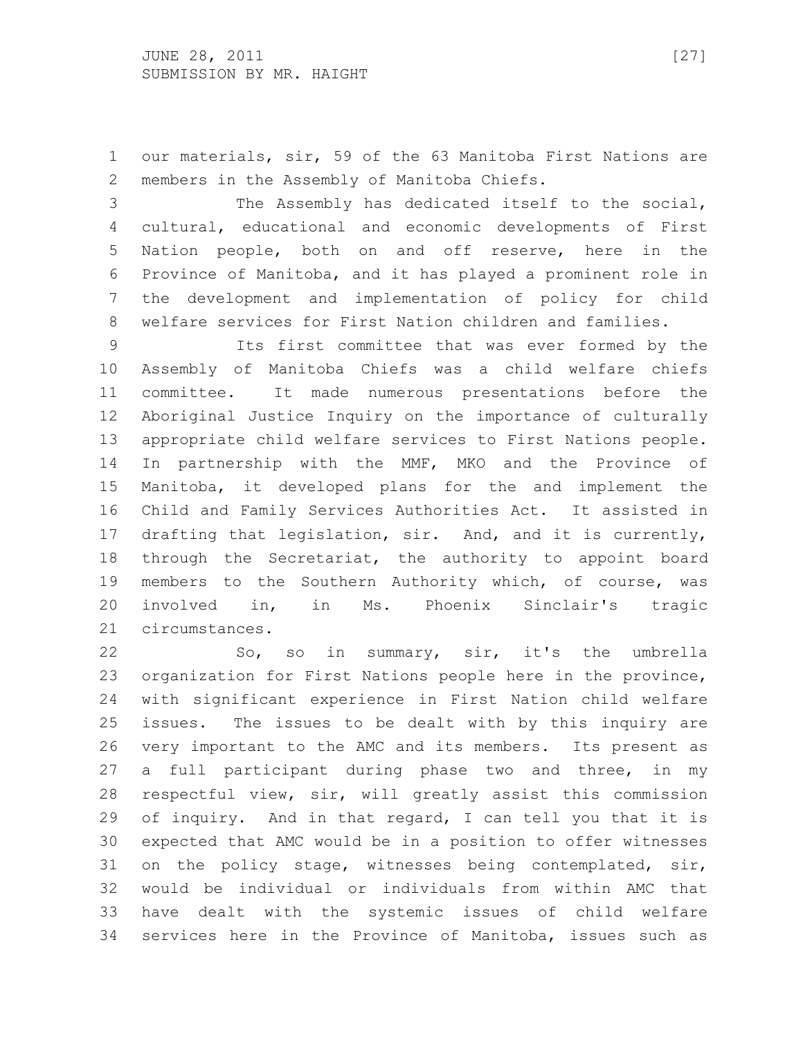our materials, sir, 59 of the 63 Manitoba First Nations are members in the Assembly of Manitoba Chiefs.

The Assembly has dedicated itself to the social, cultural, educational and economic developments of First Nation people, both on and off reserve, here in the Province of Manitoba, and it has played a prominent role in the development and implementation of policy for child welfare services for First Nation children and families.

Its first committee that was ever formed by the Assembly of Manitoba Chiefs was a child welfare chiefs committee. It made numerous presentations before the Aboriginal Justice Inquiry on the importance of culturally appropriate child welfare services to First Nations people. In partnership with the MMF, MKO and the Province of Manitoba, it developed plans for the and implement the Child and Family Services Authorities Act. It assisted in drafting that legislation, sir. And, and it is currently, through the Secretariat, the authority to appoint board members to the Southern Authority which, of course, was involved in, in Ms. Phoenix Sinclair's tragic circumstances.

So, so in summary, sir, it's the umbrella organization for First Nations people here in the province, with significant experience in First Nation child welfare issues. The issues to be dealt with by this inquiry are very important to the AMC and its members. Its present as a full participant during phase two and three, in my respectful view, sir, will greatly assist this commission of inquiry. And in that regard, I can tell you that it is expected that AMC would be in a position to offer witnesses on the policy stage, witnesses being contemplated, sir, would be individual or individuals from within AMC that have dealt with the systemic issues of child welfare services here in the Province of Manitoba, issues such as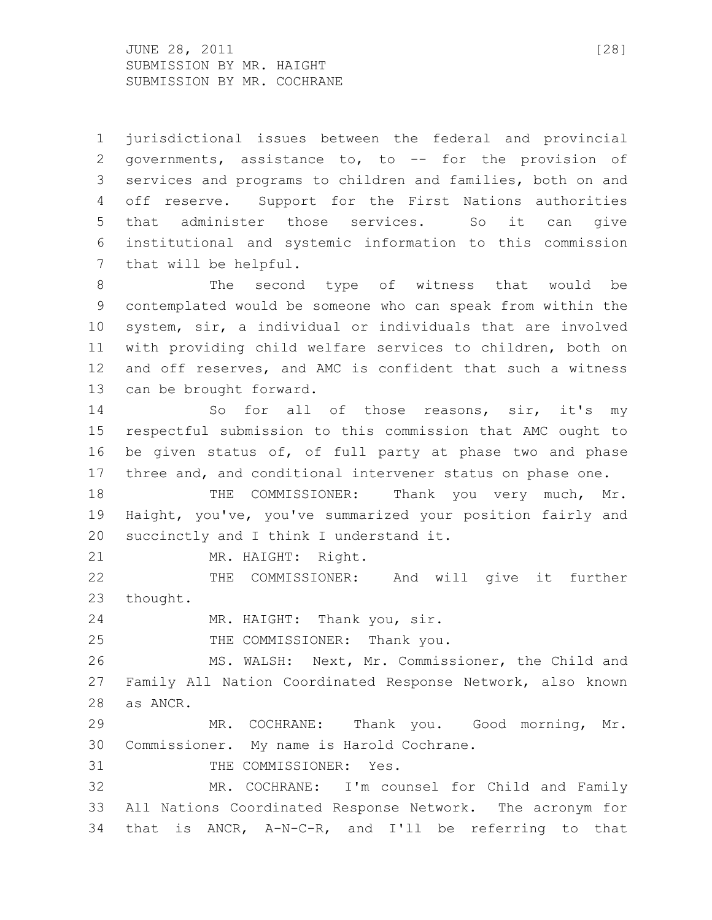jurisdictional issues between the federal and provincial governments, assistance to, to -- for the provision of services and programs to children and families, both on and off reserve. Support for the First Nations authorities that administer those services. So it can give institutional and systemic information to this commission that will be helpful.

The second type of witness that would be contemplated would be someone who can speak from within the system, sir, a individual or individuals that are involved with providing child welfare services to children, both on and off reserves, and AMC is confident that such a witness can be brought forward.

So for all of those reasons, sir, it's my respectful submission to this commission that AMC ought to be given status of, of full party at phase two and phase three and, and conditional intervener status on phase one.

THE COMMISSIONER: Thank you very much, Mr. Haight, you've, you've summarized your position fairly and succinctly and I think I understand it.

MR. HAIGHT: Right.

THE COMMISSIONER: And will give it further thought.

MR. HAIGHT: Thank you, sir.

THE COMMISSIONER: Thank you.

MS. WALSH: Next, Mr. Commissioner, the Child and Family All Nation Coordinated Response Network, also known as ANCR.

MR. COCHRANE: Thank you. Good morning, Mr. Commissioner. My name is Harold Cochrane.

THE COMMISSIONER: Yes.

MR. COCHRANE: I'm counsel for Child and Family All Nations Coordinated Response Network. The acronym for that is ANCR, A-N-C-R, and I'll be referring to that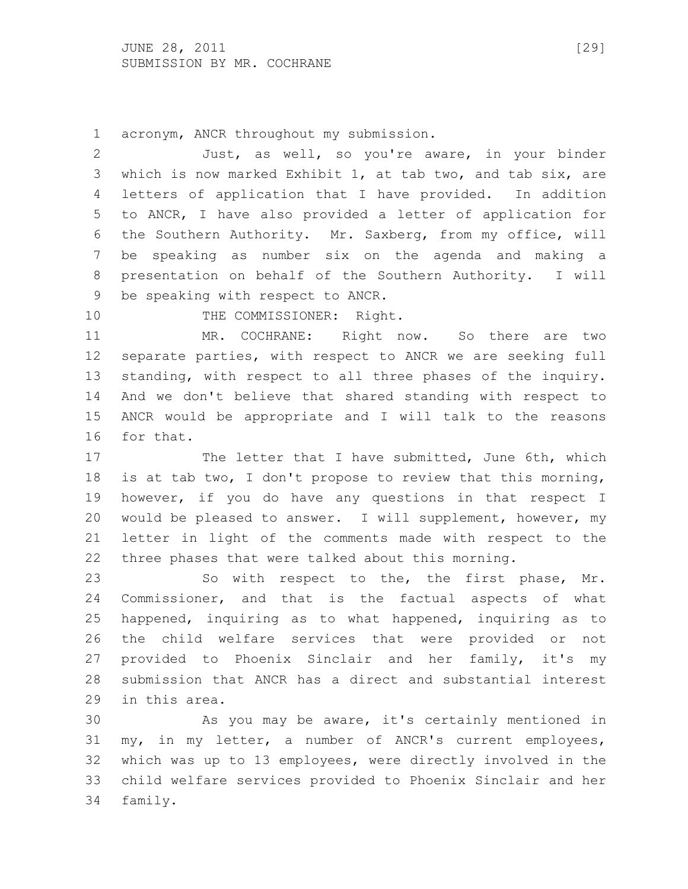acronym, ANCR throughout my submission.

Just, as well, so you're aware, in your binder which is now marked Exhibit 1, at tab two, and tab six, are letters of application that I have provided. In addition to ANCR, I have also provided a letter of application for the Southern Authority. Mr. Saxberg, from my office, will be speaking as number six on the agenda and making a presentation on behalf of the Southern Authority. I will be speaking with respect to ANCR.

THE COMMISSIONER: Right.

MR. COCHRANE: Right now. So there are two separate parties, with respect to ANCR we are seeking full standing, with respect to all three phases of the inquiry. And we don't believe that shared standing with respect to ANCR would be appropriate and I will talk to the reasons for that.

The letter that I have submitted, June 6th, which is at tab two, I don't propose to review that this morning, however, if you do have any questions in that respect I would be pleased to answer. I will supplement, however, my letter in light of the comments made with respect to the three phases that were talked about this morning.

So with respect to the, the first phase, Mr. Commissioner, and that is the factual aspects of what happened, inquiring as to what happened, inquiring as to the child welfare services that were provided or not provided to Phoenix Sinclair and her family, it's my submission that ANCR has a direct and substantial interest in this area.

As you may be aware, it's certainly mentioned in my, in my letter, a number of ANCR's current employees, which was up to 13 employees, were directly involved in the child welfare services provided to Phoenix Sinclair and her family.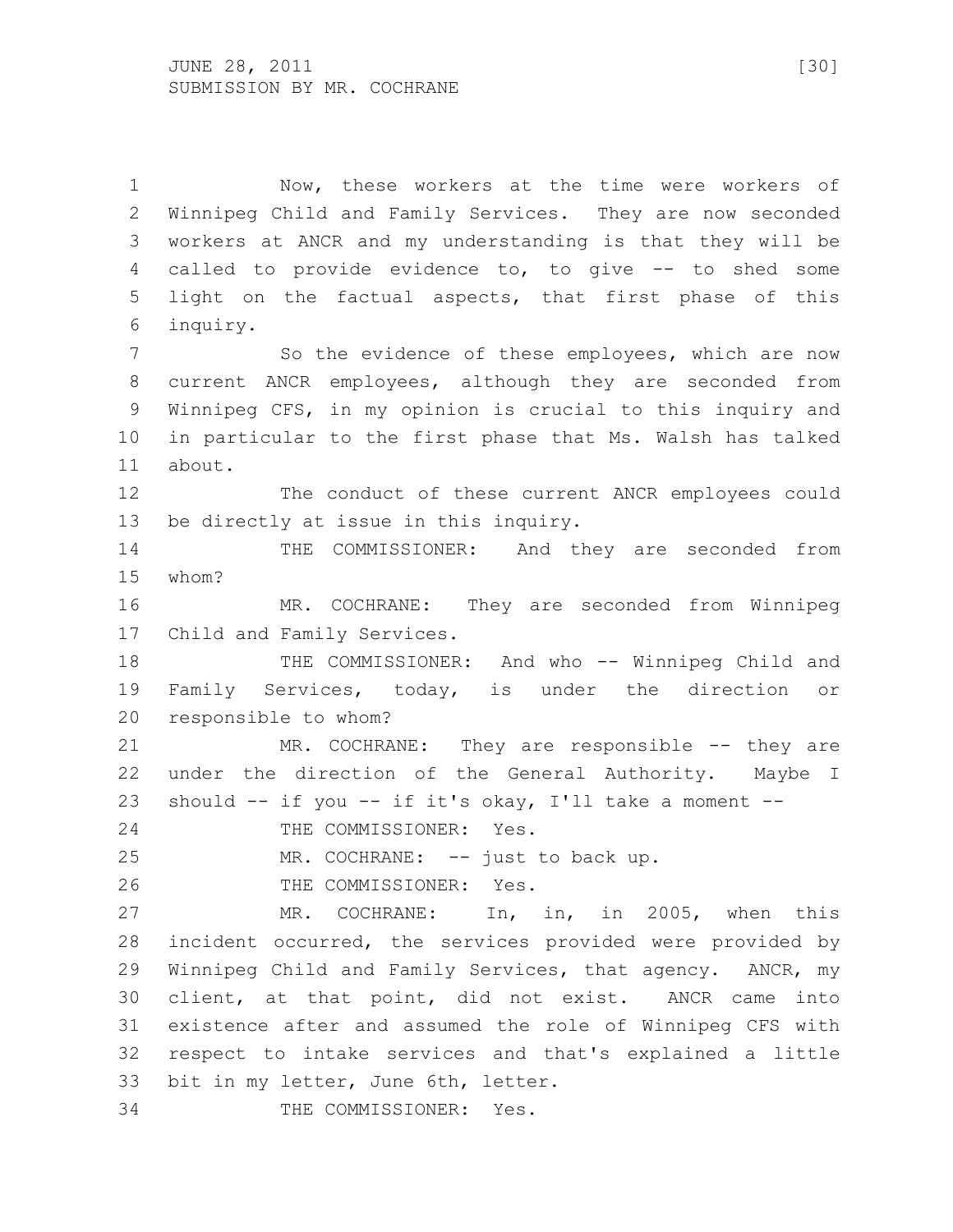Now, these workers at the time were workers of Winnipeg Child and Family Services. They are now seconded workers at ANCR and my understanding is that they will be called to provide evidence to, to give -- to shed some light on the factual aspects, that first phase of this inquiry.

So the evidence of these employees, which are now current ANCR employees, although they are seconded from Winnipeg CFS, in my opinion is crucial to this inquiry and in particular to the first phase that Ms. Walsh has talked about.

The conduct of these current ANCR employees could be directly at issue in this inquiry.

THE COMMISSIONER: And they are seconded from whom?

MR. COCHRANE: They are seconded from Winnipeg Child and Family Services.

THE COMMISSIONER: And who -- Winnipeg Child and Family Services, today, is under the direction or responsible to whom?

MR. COCHRANE: They are responsible -- they are under the direction of the General Authority. Maybe I should -- if you -- if it's okay, I'll take a moment --

THE COMMISSIONER: Yes.

MR. COCHRANE: -- just to back up.

THE COMMISSIONER: Yes.

MR. COCHRANE: In, in, in 2005, when this incident occurred, the services provided were provided by Winnipeg Child and Family Services, that agency. ANCR, my client, at that point, did not exist. ANCR came into existence after and assumed the role of Winnipeg CFS with respect to intake services and that's explained a little bit in my letter, June 6th, letter.

THE COMMISSIONER: Yes.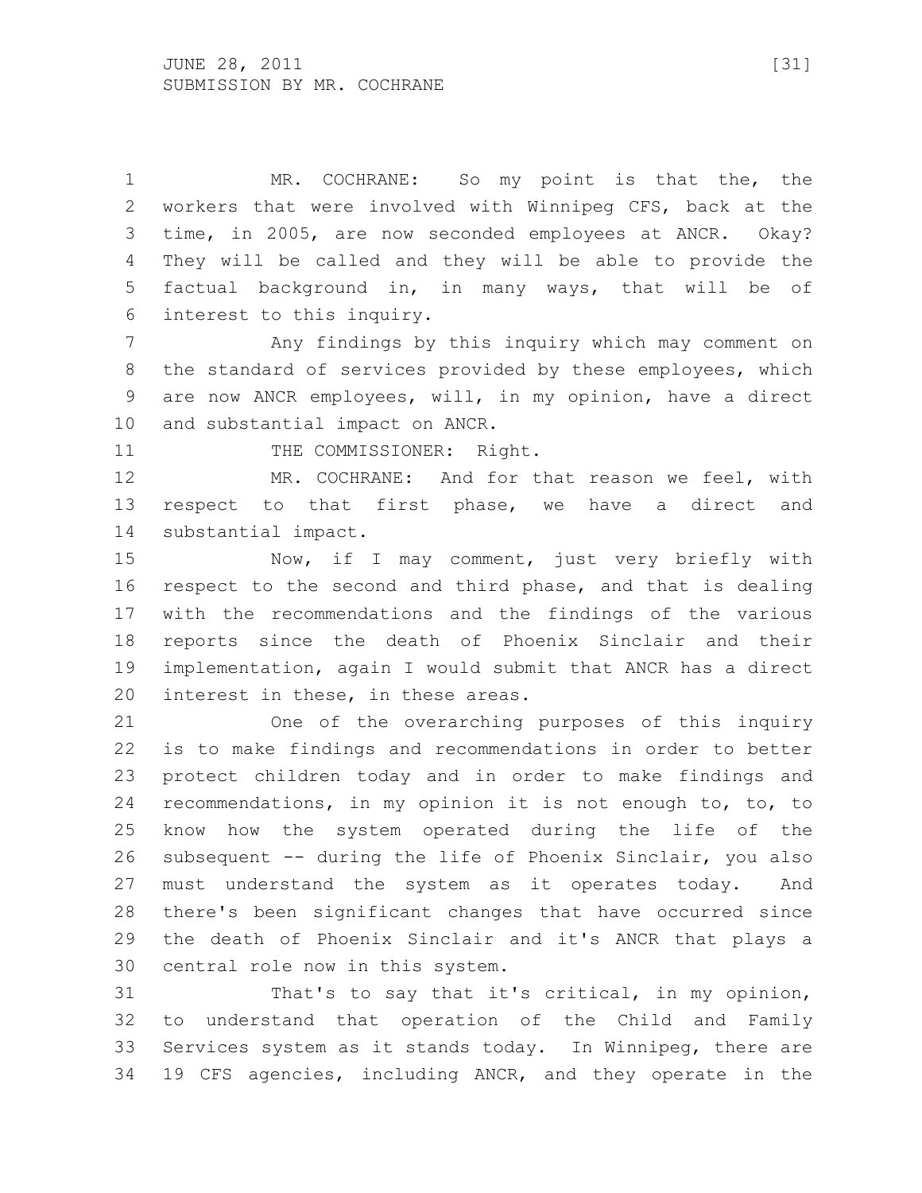MR. COCHRANE: So my point is that the, the workers that were involved with Winnipeg CFS, back at the time, in 2005, are now seconded employees at ANCR. Okay? They will be called and they will be able to provide the factual background in, in many ways, that will be of interest to this inquiry.

Any findings by this inquiry which may comment on the standard of services provided by these employees, which are now ANCR employees, will, in my opinion, have a direct and substantial impact on ANCR.

THE COMMISSIONER: Right.

MR. COCHRANE: And for that reason we feel, with respect to that first phase, we have a direct and substantial impact.

Now, if I may comment, just very briefly with respect to the second and third phase, and that is dealing with the recommendations and the findings of the various reports since the death of Phoenix Sinclair and their implementation, again I would submit that ANCR has a direct interest in these, in these areas.

One of the overarching purposes of this inquiry is to make findings and recommendations in order to better protect children today and in order to make findings and recommendations, in my opinion it is not enough to, to, to know how the system operated during the life of the subsequent -- during the life of Phoenix Sinclair, you also must understand the system as it operates today. And there's been significant changes that have occurred since the death of Phoenix Sinclair and it's ANCR that plays a central role now in this system.

That's to say that it's critical, in my opinion, to understand that operation of the Child and Family Services system as it stands today. In Winnipeg, there are 19 CFS agencies, including ANCR, and they operate in the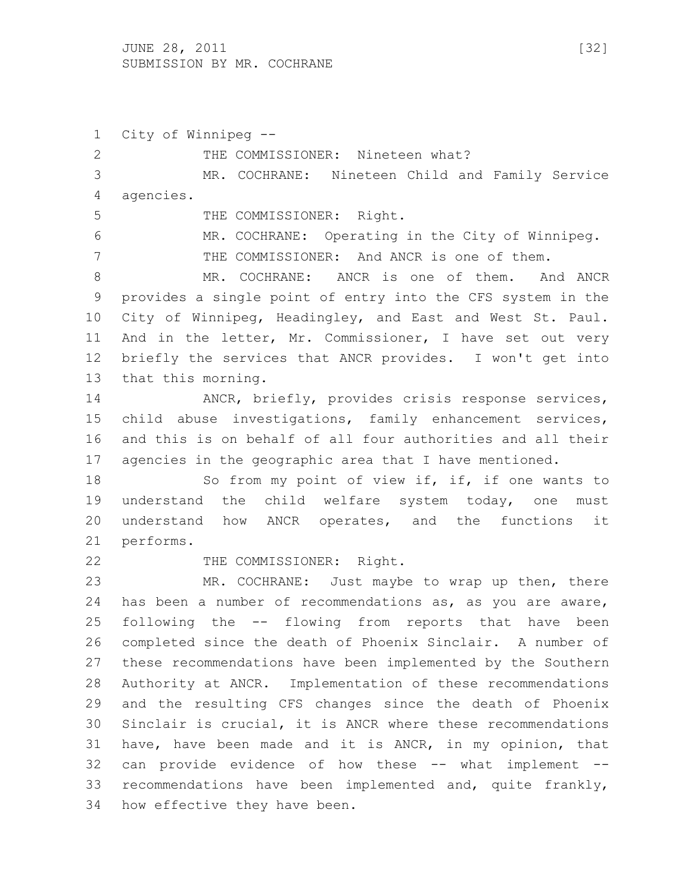City of Winnipeg --

THE COMMISSIONER: Nineteen what?

MR. COCHRANE: Nineteen Child and Family Service agencies.

THE COMMISSIONER: Right.

MR. COCHRANE: Operating in the City of Winnipeg.

THE COMMISSIONER: And ANCR is one of them.

MR. COCHRANE: ANCR is one of them. And ANCR provides a single point of entry into the CFS system in the City of Winnipeg, Headingley, and East and West St. Paul. And in the letter, Mr. Commissioner, I have set out very briefly the services that ANCR provides. I won't get into that this morning.

ANCR, briefly, provides crisis response services, child abuse investigations, family enhancement services, and this is on behalf of all four authorities and all their agencies in the geographic area that I have mentioned.

So from my point of view if, if, if one wants to understand the child welfare system today, one must understand how ANCR operates, and the functions it performs.

THE COMMISSIONER: Right.

MR. COCHRANE: Just maybe to wrap up then, there has been a number of recommendations as, as you are aware, following the -- flowing from reports that have been completed since the death of Phoenix Sinclair. A number of these recommendations have been implemented by the Southern Authority at ANCR. Implementation of these recommendations and the resulting CFS changes since the death of Phoenix Sinclair is crucial, it is ANCR where these recommendations have, have been made and it is ANCR, in my opinion, that can provide evidence of how these -- what implement -- recommendations have been implemented and, quite frankly, how effective they have been.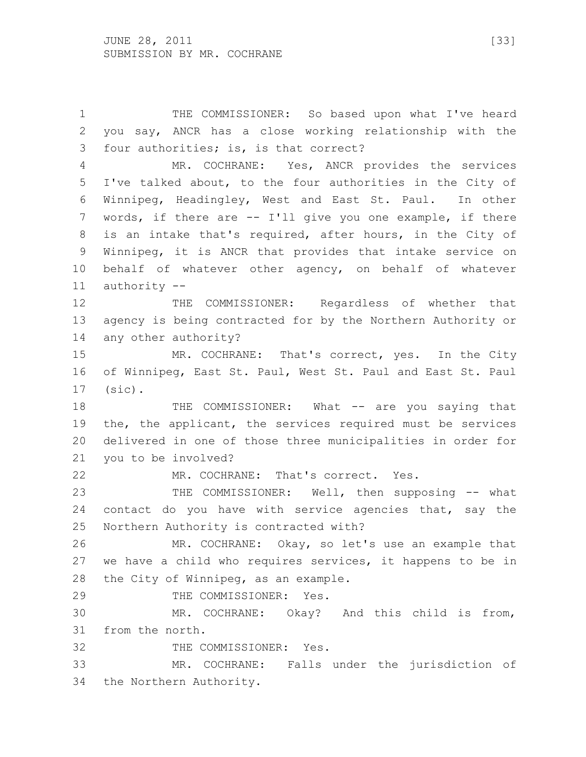THE COMMISSIONER: So based upon what I've heard you say, ANCR has a close working relationship with the four authorities; is, is that correct?

MR. COCHRANE: Yes, ANCR provides the services I've talked about, to the four authorities in the City of Winnipeg, Headingley, West and East St. Paul. In other words, if there are -- I'll give you one example, if there is an intake that's required, after hours, in the City of Winnipeg, it is ANCR that provides that intake service on behalf of whatever other agency, on behalf of whatever authority --

THE COMMISSIONER: Regardless of whether that agency is being contracted for by the Northern Authority or any other authority?

MR. COCHRANE: That's correct, yes. In the City of Winnipeg, East St. Paul, West St. Paul and East St. Paul (sic).

THE COMMISSIONER: What -- are you saying that the, the applicant, the services required must be services delivered in one of those three municipalities in order for you to be involved?

MR. COCHRANE: That's correct. Yes.

THE COMMISSIONER: Well, then supposing -- what contact do you have with service agencies that, say the Northern Authority is contracted with?

MR. COCHRANE: Okay, so let's use an example that we have a child who requires services, it happens to be in the City of Winnipeg, as an example.

THE COMMISSIONER: Yes.

MR. COCHRANE: Okay? And this child is from, from the north.

THE COMMISSIONER: Yes.

MR. COCHRANE: Falls under the jurisdiction of the Northern Authority.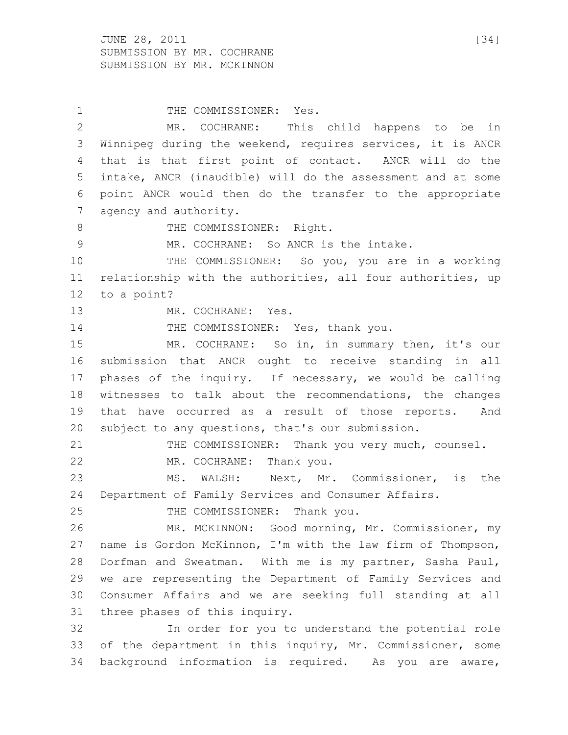THE COMMISSIONER: Yes.

MR. COCHRANE: This child happens to be in Winnipeg during the weekend, requires services, it is ANCR that is that first point of contact. ANCR will do the intake, ANCR (inaudible) will do the assessment and at some point ANCR would then do the transfer to the appropriate agency and authority.

THE COMMISSIONER: Right.

MR. COCHRANE: So ANCR is the intake.

THE COMMISSIONER: So you, you are in a working relationship with the authorities, all four authorities, up to a point?

MR. COCHRANE: Yes.

THE COMMISSIONER: Yes, thank you.

MR. COCHRANE: So in, in summary then, it's our submission that ANCR ought to receive standing in all phases of the inquiry. If necessary, we would be calling witnesses to talk about the recommendations, the changes that have occurred as a result of those reports. And subject to any questions, that's our submission.

THE COMMISSIONER: Thank you very much, counsel.

MR. COCHRANE: Thank you.

MS. WALSH: Next, Mr. Commissioner, is the Department of Family Services and Consumer Affairs.

THE COMMISSIONER: Thank you.

MR. MCKINNON: Good morning, Mr. Commissioner, my name is Gordon McKinnon, I'm with the law firm of Thompson, Dorfman and Sweatman. With me is my partner, Sasha Paul, we are representing the Department of Family Services and Consumer Affairs and we are seeking full standing at all three phases of this inquiry.

In order for you to understand the potential role of the department in this inquiry, Mr. Commissioner, some background information is required. As you are aware,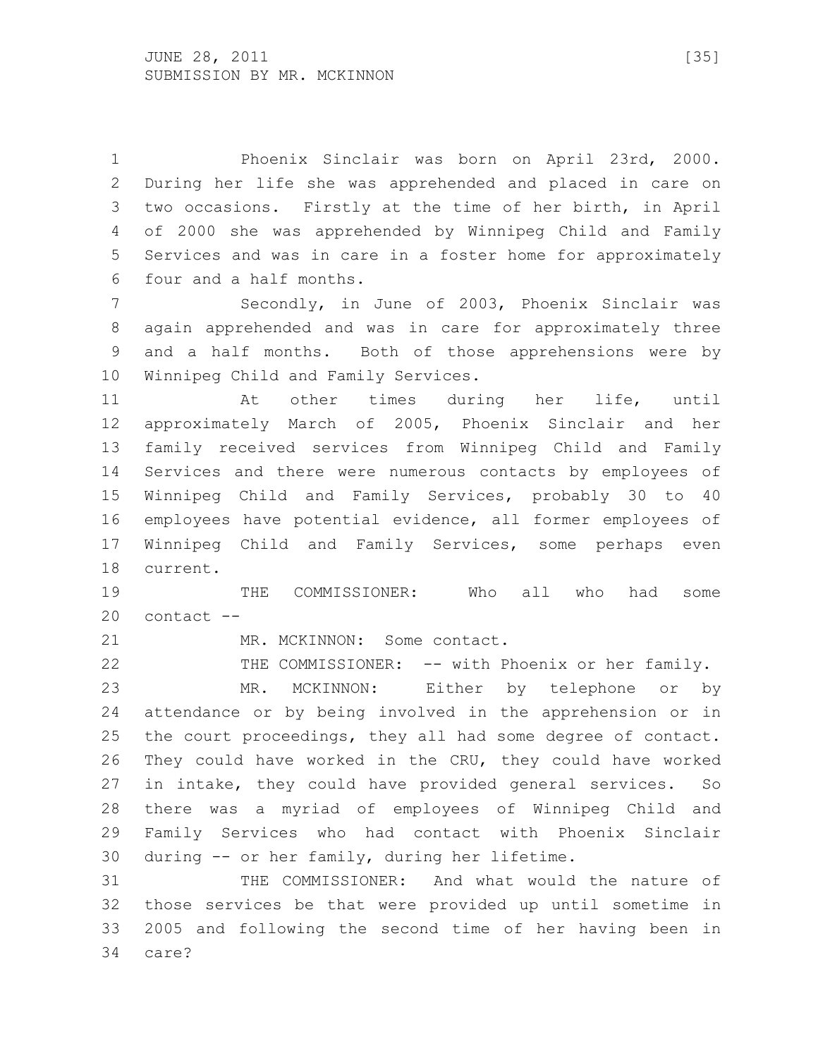Phoenix Sinclair was born on April 23rd, 2000. During her life she was apprehended and placed in care on two occasions. Firstly at the time of her birth, in April of 2000 she was apprehended by Winnipeg Child and Family Services and was in care in a foster home for approximately four and a half months.

Secondly, in June of 2003, Phoenix Sinclair was again apprehended and was in care for approximately three and a half months. Both of those apprehensions were by Winnipeg Child and Family Services.

At other times during her life, until approximately March of 2005, Phoenix Sinclair and her family received services from Winnipeg Child and Family Services and there were numerous contacts by employees of Winnipeg Child and Family Services, probably 30 to 40 employees have potential evidence, all former employees of Winnipeg Child and Family Services, some perhaps even current.

THE COMMISSIONER: Who all who had some contact --

MR. MCKINNON: Some contact.

THE COMMISSIONER: -- with Phoenix or her family.

MR. MCKINNON: Either by telephone or by attendance or by being involved in the apprehension or in the court proceedings, they all had some degree of contact. They could have worked in the CRU, they could have worked in intake, they could have provided general services. So there was a myriad of employees of Winnipeg Child and Family Services who had contact with Phoenix Sinclair during -- or her family, during her lifetime.

THE COMMISSIONER: And what would the nature of those services be that were provided up until sometime in 2005 and following the second time of her having been in care?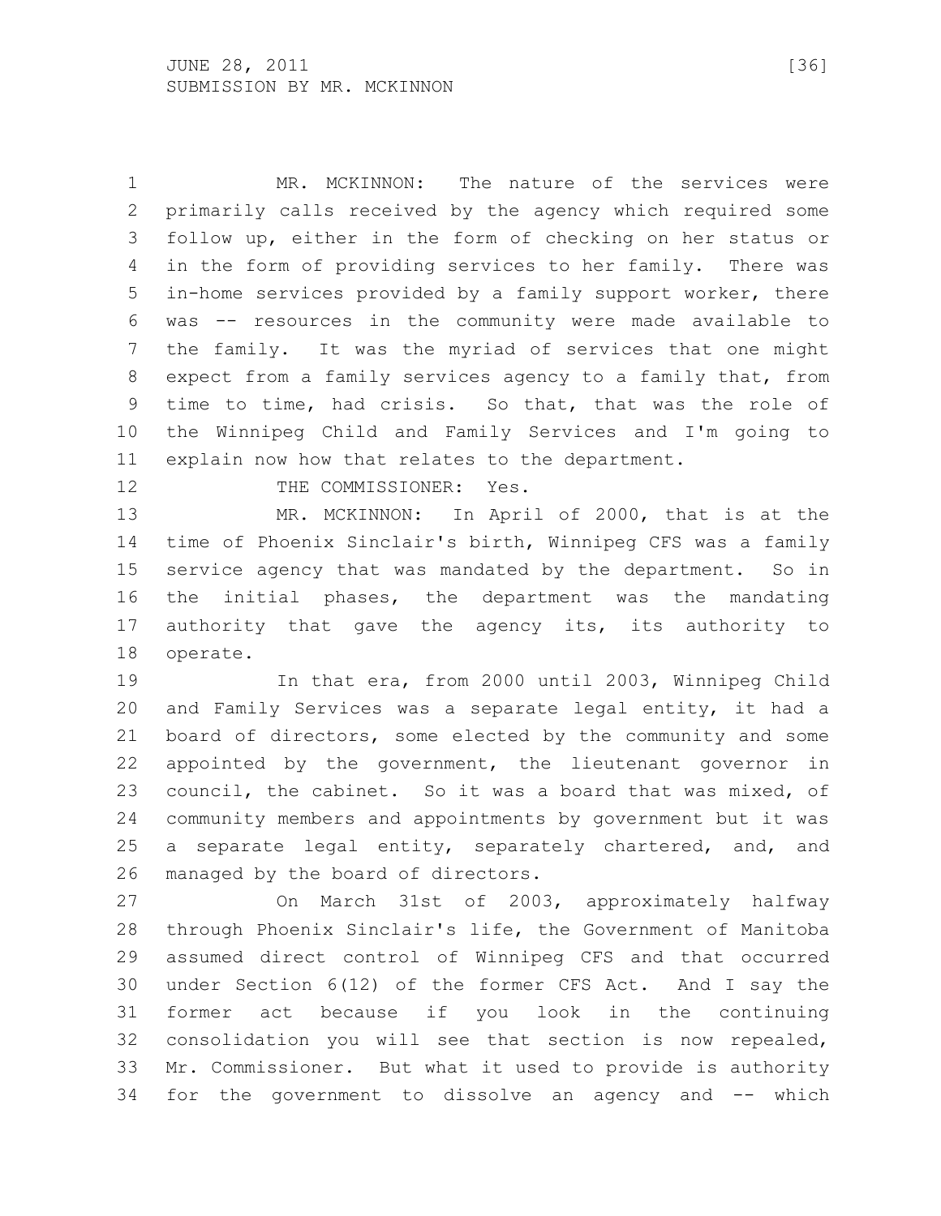MR. MCKINNON: The nature of the services were primarily calls received by the agency which required some follow up, either in the form of checking on her status or in the form of providing services to her family. There was in-home services provided by a family support worker, there was -- resources in the community were made available to the family. It was the myriad of services that one might expect from a family services agency to a family that, from time to time, had crisis. So that, that was the role of the Winnipeg Child and Family Services and I'm going to explain now how that relates to the department.

THE COMMISSIONER: Yes.

MR. MCKINNON: In April of 2000, that is at the time of Phoenix Sinclair's birth, Winnipeg CFS was a family service agency that was mandated by the department. So in the initial phases, the department was the mandating authority that gave the agency its, its authority to operate.

In that era, from 2000 until 2003, Winnipeg Child and Family Services was a separate legal entity, it had a board of directors, some elected by the community and some appointed by the government, the lieutenant governor in council, the cabinet. So it was a board that was mixed, of community members and appointments by government but it was a separate legal entity, separately chartered, and, and managed by the board of directors.

On March 31st of 2003, approximately halfway through Phoenix Sinclair's life, the Government of Manitoba assumed direct control of Winnipeg CFS and that occurred under Section 6(12) of the former CFS Act. And I say the former act because if you look in the continuing consolidation you will see that section is now repealed, Mr. Commissioner. But what it used to provide is authority for the government to dissolve an agency and -- which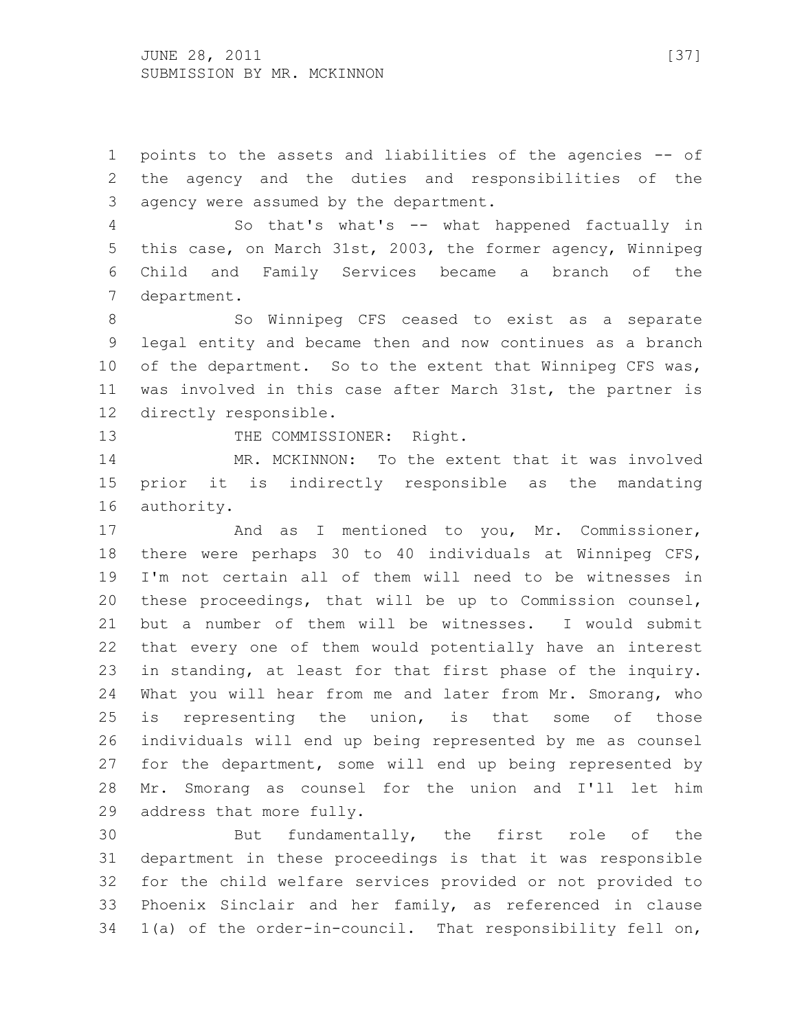points to the assets and liabilities of the agencies -- of the agency and the duties and responsibilities of the agency were assumed by the department.

So that's what's -- what happened factually in this case, on March 31st, 2003, the former agency, Winnipeg Child and Family Services became a branch of the department.

So Winnipeg CFS ceased to exist as a separate legal entity and became then and now continues as a branch of the department. So to the extent that Winnipeg CFS was, was involved in this case after March 31st, the partner is directly responsible.

THE COMMISSIONER: Right.

MR. MCKINNON: To the extent that it was involved prior it is indirectly responsible as the mandating authority.

And as I mentioned to you, Mr. Commissioner, there were perhaps 30 to 40 individuals at Winnipeg CFS, I'm not certain all of them will need to be witnesses in these proceedings, that will be up to Commission counsel, but a number of them will be witnesses. I would submit that every one of them would potentially have an interest in standing, at least for that first phase of the inquiry. What you will hear from me and later from Mr. Smorang, who is representing the union, is that some of those individuals will end up being represented by me as counsel for the department, some will end up being represented by Mr. Smorang as counsel for the union and I'll let him address that more fully.

But fundamentally, the first role of the department in these proceedings is that it was responsible for the child welfare services provided or not provided to Phoenix Sinclair and her family, as referenced in clause 1(a) of the order-in-council. That responsibility fell on,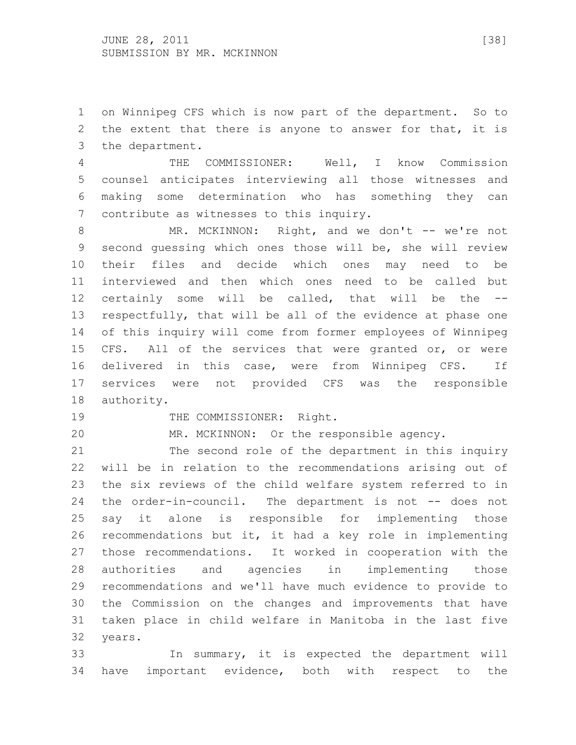on Winnipeg CFS which is now part of the department. So to the extent that there is anyone to answer for that, it is the department.

THE COMMISSIONER: Well, I know Commission counsel anticipates interviewing all those witnesses and making some determination who has something they can contribute as witnesses to this inquiry.

MR. MCKINNON: Right, and we don't -- we're not second guessing which ones those will be, she will review their files and decide which ones may need to be interviewed and then which ones need to be called but certainly some will be called, that will be the -- respectfully, that will be all of the evidence at phase one of this inquiry will come from former employees of Winnipeg CFS. All of the services that were granted or, or were delivered in this case, were from Winnipeg CFS. If services were not provided CFS was the responsible authority.

THE COMMISSIONER: Right.

MR. MCKINNON: Or the responsible agency.

The second role of the department in this inquiry will be in relation to the recommendations arising out of the six reviews of the child welfare system referred to in the order-in-council. The department is not -- does not say it alone is responsible for implementing those recommendations but it, it had a key role in implementing those recommendations. It worked in cooperation with the authorities and agencies in implementing those recommendations and we'll have much evidence to provide to the Commission on the changes and improvements that have taken place in child welfare in Manitoba in the last five years.

In summary, it is expected the department will have important evidence, both with respect to the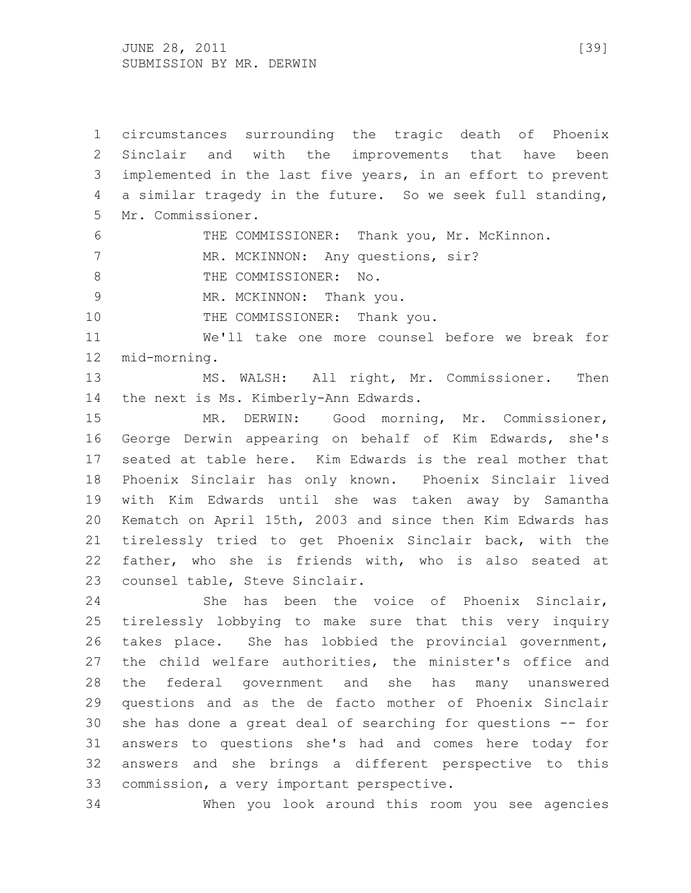circumstances surrounding the tragic death of Phoenix Sinclair and with the improvements that have been implemented in the last five years, in an effort to prevent a similar tragedy in the future. So we seek full standing, Mr. Commissioner.

THE COMMISSIONER: Thank you, Mr. McKinnon.

MR. MCKINNON: Any questions, sir?

THE COMMISSIONER: No.

MR. MCKINNON: Thank you.

THE COMMISSIONER: Thank you.

We'll take one more counsel before we break for mid-morning.

MS. WALSH: All right, Mr. Commissioner. Then the next is Ms. Kimberly-Ann Edwards.

MR. DERWIN: Good morning, Mr. Commissioner, George Derwin appearing on behalf of Kim Edwards, she's seated at table here. Kim Edwards is the real mother that Phoenix Sinclair has only known. Phoenix Sinclair lived with Kim Edwards until she was taken away by Samantha Kematch on April 15th, 2003 and since then Kim Edwards has tirelessly tried to get Phoenix Sinclair back, with the father, who she is friends with, who is also seated at counsel table, Steve Sinclair.

She has been the voice of Phoenix Sinclair, tirelessly lobbying to make sure that this very inquiry takes place. She has lobbied the provincial government, the child welfare authorities, the minister's office and the federal government and she has many unanswered questions and as the de facto mother of Phoenix Sinclair she has done a great deal of searching for questions -- for answers to questions she's had and comes here today for answers and she brings a different perspective to this commission, a very important perspective.

When you look around this room you see agencies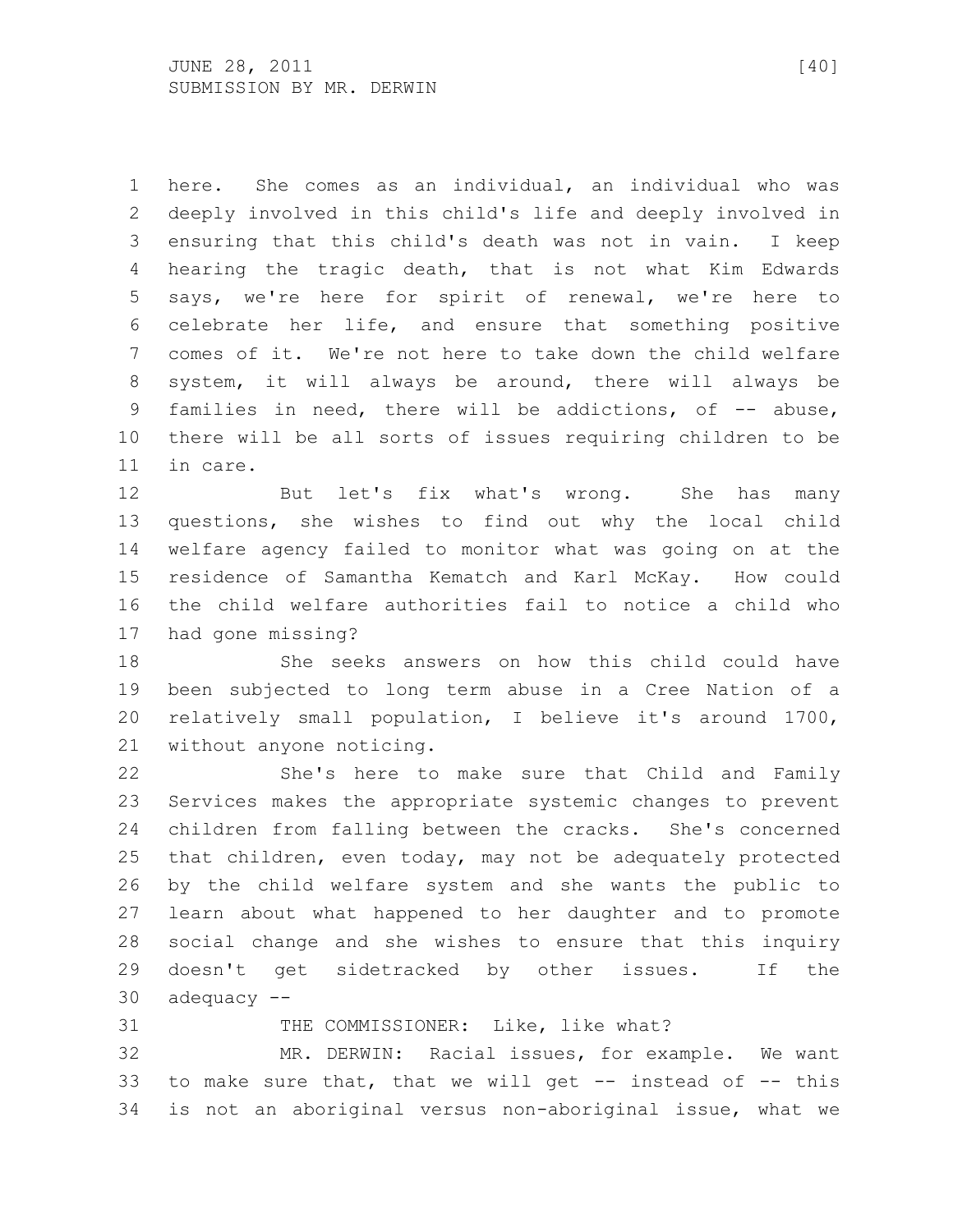here. She comes as an individual, an individual who was deeply involved in this child's life and deeply involved in ensuring that this child's death was not in vain. I keep hearing the tragic death, that is not what Kim Edwards says, we're here for spirit of renewal, we're here to celebrate her life, and ensure that something positive comes of it. We're not here to take down the child welfare system, it will always be around, there will always be families in need, there will be addictions, of -- abuse, there will be all sorts of issues requiring children to be in care.

But let's fix what's wrong. She has many questions, she wishes to find out why the local child welfare agency failed to monitor what was going on at the residence of Samantha Kematch and Karl McKay. How could the child welfare authorities fail to notice a child who had gone missing?

She seeks answers on how this child could have been subjected to long term abuse in a Cree Nation of a relatively small population, I believe it's around 1700, without anyone noticing.

She's here to make sure that Child and Family Services makes the appropriate systemic changes to prevent children from falling between the cracks. She's concerned that children, even today, may not be adequately protected by the child welfare system and she wants the public to learn about what happened to her daughter and to promote social change and she wishes to ensure that this inquiry doesn't get sidetracked by other issues. If the adequacy --

THE COMMISSIONER: Like, like what?

MR. DERWIN: Racial issues, for example. We want to make sure that, that we will get -- instead of -- this is not an aboriginal versus non-aboriginal issue, what we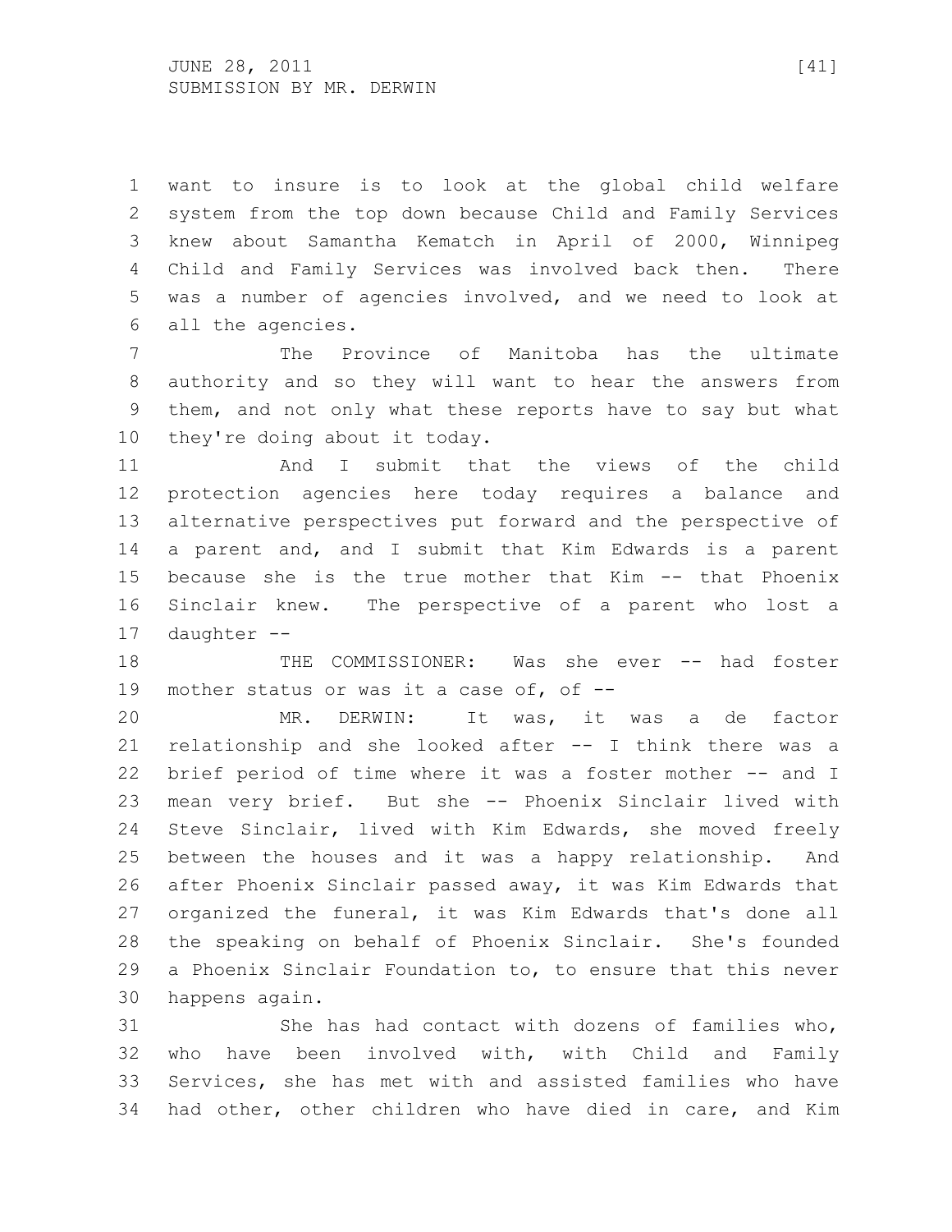want to insure is to look at the global child welfare system from the top down because Child and Family Services knew about Samantha Kematch in April of 2000, Winnipeg Child and Family Services was involved back then. There was a number of agencies involved, and we need to look at all the agencies.

The Province of Manitoba has the ultimate authority and so they will want to hear the answers from them, and not only what these reports have to say but what they're doing about it today.

And I submit that the views of the child protection agencies here today requires a balance and alternative perspectives put forward and the perspective of a parent and, and I submit that Kim Edwards is a parent because she is the true mother that Kim -- that Phoenix Sinclair knew. The perspective of a parent who lost a daughter --

THE COMMISSIONER: Was she ever -- had foster mother status or was it a case of, of --

MR. DERWIN: It was, it was a de factor relationship and she looked after -- I think there was a brief period of time where it was a foster mother -- and I mean very brief. But she -- Phoenix Sinclair lived with Steve Sinclair, lived with Kim Edwards, she moved freely between the houses and it was a happy relationship. And after Phoenix Sinclair passed away, it was Kim Edwards that organized the funeral, it was Kim Edwards that's done all the speaking on behalf of Phoenix Sinclair. She's founded a Phoenix Sinclair Foundation to, to ensure that this never happens again.

She has had contact with dozens of families who, who have been involved with, with Child and Family Services, she has met with and assisted families who have had other, other children who have died in care, and Kim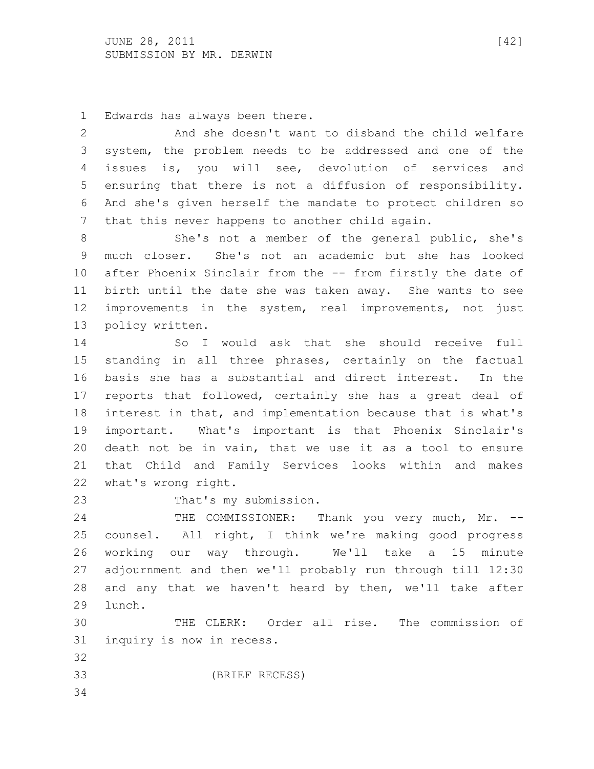Edwards has always been there.

And she doesn't want to disband the child welfare system, the problem needs to be addressed and one of the issues is, you will see, devolution of services and ensuring that there is not a diffusion of responsibility. And she's given herself the mandate to protect children so that this never happens to another child again.

She's not a member of the general public, she's much closer. She's not an academic but she has looked after Phoenix Sinclair from the -- from firstly the date of birth until the date she was taken away. She wants to see improvements in the system, real improvements, not just policy written.

So I would ask that she should receive full standing in all three phrases, certainly on the factual basis she has a substantial and direct interest. In the reports that followed, certainly she has a great deal of interest in that, and implementation because that is what's important. What's important is that Phoenix Sinclair's death not be in vain, that we use it as a tool to ensure that Child and Family Services looks within and makes what's wrong right.

That's my submission.

THE COMMISSIONER: Thank you very much, Mr. -- counsel. All right, I think we're making good progress working our way through. We'll take a 15 minute adjournment and then we'll probably run through till 12:30 and any that we haven't heard by then, we'll take after lunch.

THE CLERK: Order all rise. The commission of inquiry is now in recess.

(BRIEF RECESS)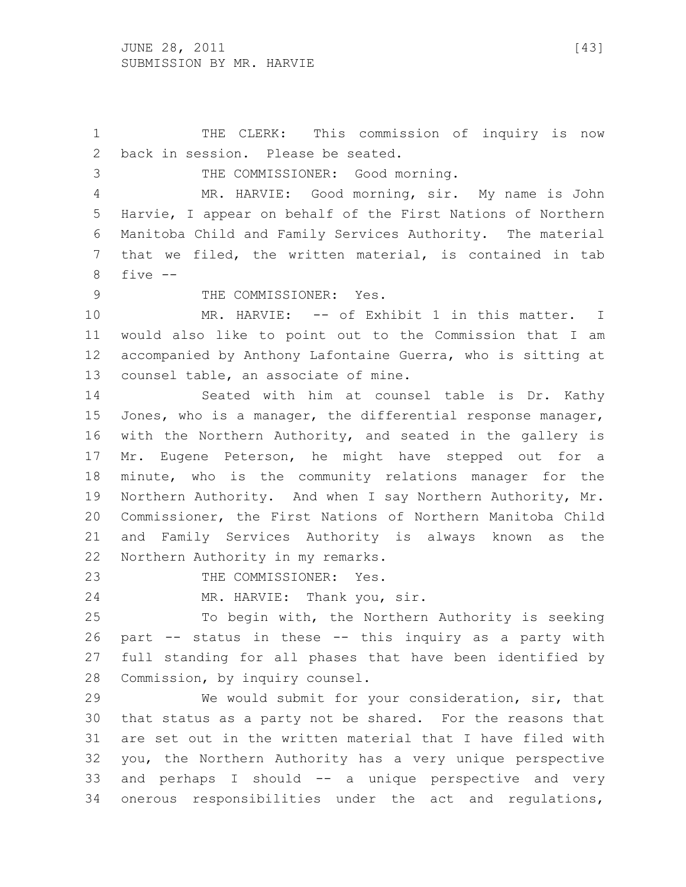THE CLERK: This commission of inquiry is now back in session. Please be seated.

THE COMMISSIONER: Good morning.

MR. HARVIE: Good morning, sir. My name is John Harvie, I appear on behalf of the First Nations of Northern Manitoba Child and Family Services Authority. The material that we filed, the written material, is contained in tab five --

THE COMMISSIONER: Yes.

MR. HARVIE: -- of Exhibit 1 in this matter. I would also like to point out to the Commission that I am accompanied by Anthony Lafontaine Guerra, who is sitting at counsel table, an associate of mine.

Seated with him at counsel table is Dr. Kathy Jones, who is a manager, the differential response manager, with the Northern Authority, and seated in the gallery is Mr. Eugene Peterson, he might have stepped out for a minute, who is the community relations manager for the Northern Authority. And when I say Northern Authority, Mr. Commissioner, the First Nations of Northern Manitoba Child and Family Services Authority is always known as the Northern Authority in my remarks.

THE COMMISSIONER: Yes.

MR. HARVIE: Thank you, sir.

To begin with, the Northern Authority is seeking part -- status in these -- this inquiry as a party with full standing for all phases that have been identified by Commission, by inquiry counsel.

We would submit for your consideration, sir, that that status as a party not be shared. For the reasons that are set out in the written material that I have filed with you, the Northern Authority has a very unique perspective and perhaps I should -- a unique perspective and very onerous responsibilities under the act and regulations,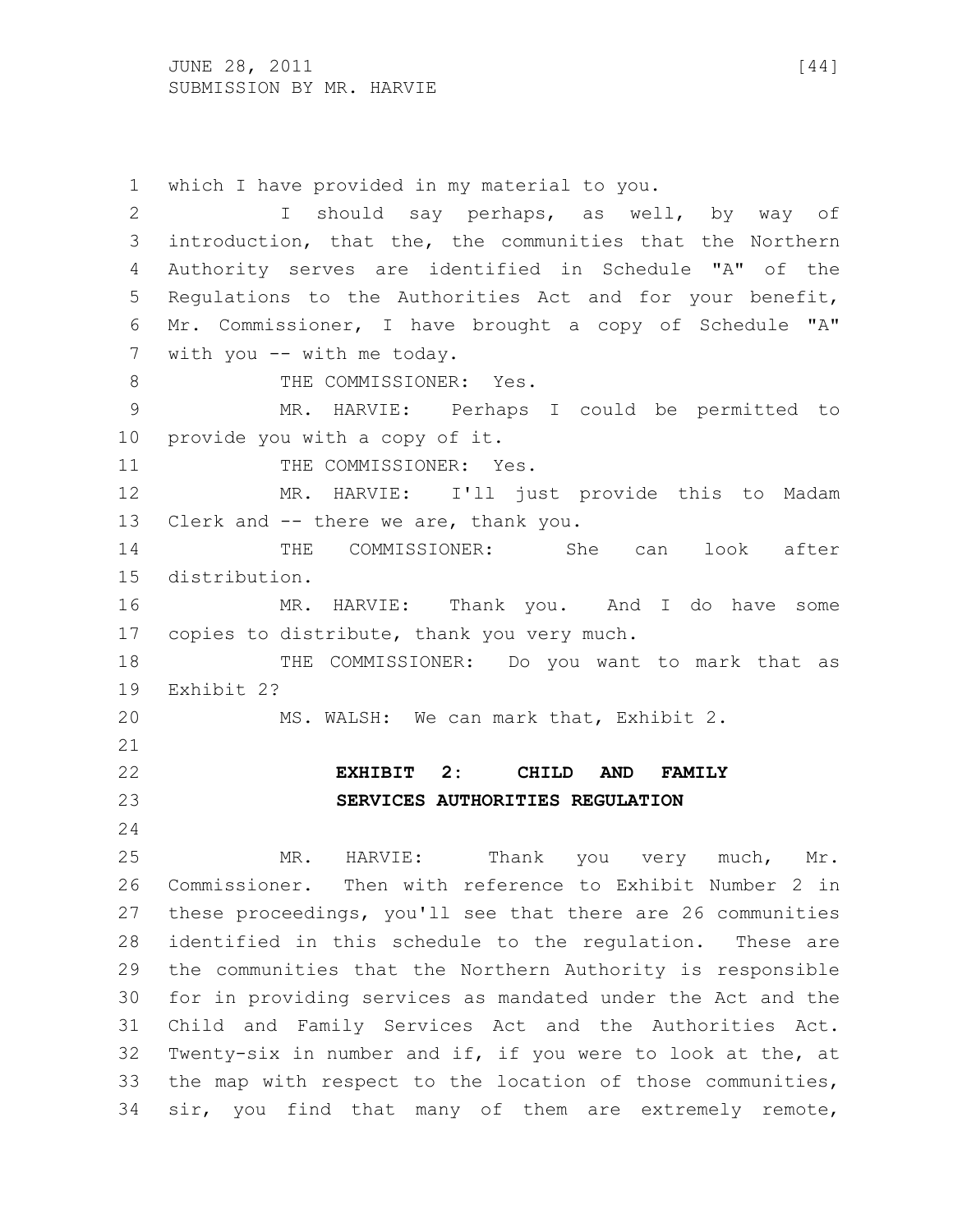which I have provided in my material to you.

I should say perhaps, as well, by way of introduction, that the, the communities that the Northern Authority serves are identified in Schedule "A" of the Regulations to the Authorities Act and for your benefit, Mr. Commissioner, I have brought a copy of Schedule "A" with you -- with me today.

THE COMMISSIONER: Yes.

MR. HARVIE: Perhaps I could be permitted to provide you with a copy of it.

THE COMMISSIONER: Yes.

MR. HARVIE: I'll just provide this to Madam Clerk and -- there we are, thank you.

THE COMMISSIONER: She can look after distribution.

MR. HARVIE: Thank you. And I do have some copies to distribute, thank you very much.

THE COMMISSIONER: Do you want to mark that as Exhibit 2?

MS. WALSH: We can mark that, Exhibit 2.

**EXHIBIT 2: CHILD AND FAMILY SERVICES AUTHORITIES REGULATION**

MR. HARVIE: Thank you very much, Mr. Commissioner. Then with reference to Exhibit Number 2 in these proceedings, you'll see that there are 26 communities identified in this schedule to the regulation. These are the communities that the Northern Authority is responsible for in providing services as mandated under the Act and the Child and Family Services Act and the Authorities Act. Twenty-six in number and if, if you were to look at the, at the map with respect to the location of those communities, sir, you find that many of them are extremely remote,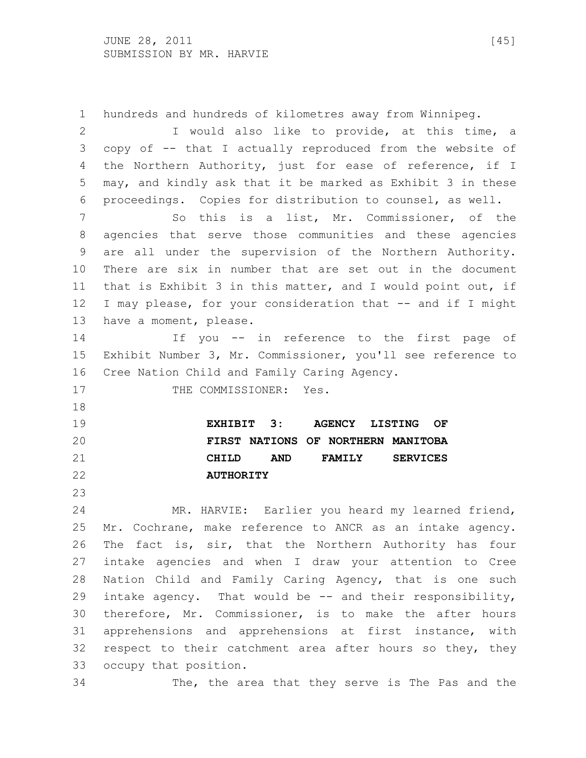hundreds and hundreds of kilometres away from Winnipeg.

I would also like to provide, at this time, a copy of -- that I actually reproduced from the website of the Northern Authority, just for ease of reference, if I may, and kindly ask that it be marked as Exhibit 3 in these proceedings. Copies for distribution to counsel, as well.

So this is a list, Mr. Commissioner, of the agencies that serve those communities and these agencies are all under the supervision of the Northern Authority. There are six in number that are set out in the document that is Exhibit 3 in this matter, and I would point out, if I may please, for your consideration that -- and if I might have a moment, please.

If you -- in reference to the first page of Exhibit Number 3, Mr. Commissioner, you'll see reference to Cree Nation Child and Family Caring Agency.

THE COMMISSIONER: Yes.

**EXHIBIT 3: AGENCY LISTING OF FIRST NATIONS OF NORTHERN MANITOBA CHILD AND FAMILY SERVICES AUTHORITY**

MR. HARVIE: Earlier you heard my learned friend, Mr. Cochrane, make reference to ANCR as an intake agency. The fact is, sir, that the Northern Authority has four intake agencies and when I draw your attention to Cree Nation Child and Family Caring Agency, that is one such intake agency. That would be -- and their responsibility, therefore, Mr. Commissioner, is to make the after hours apprehensions and apprehensions at first instance, with respect to their catchment area after hours so they, they occupy that position.

The, the area that they serve is The Pas and the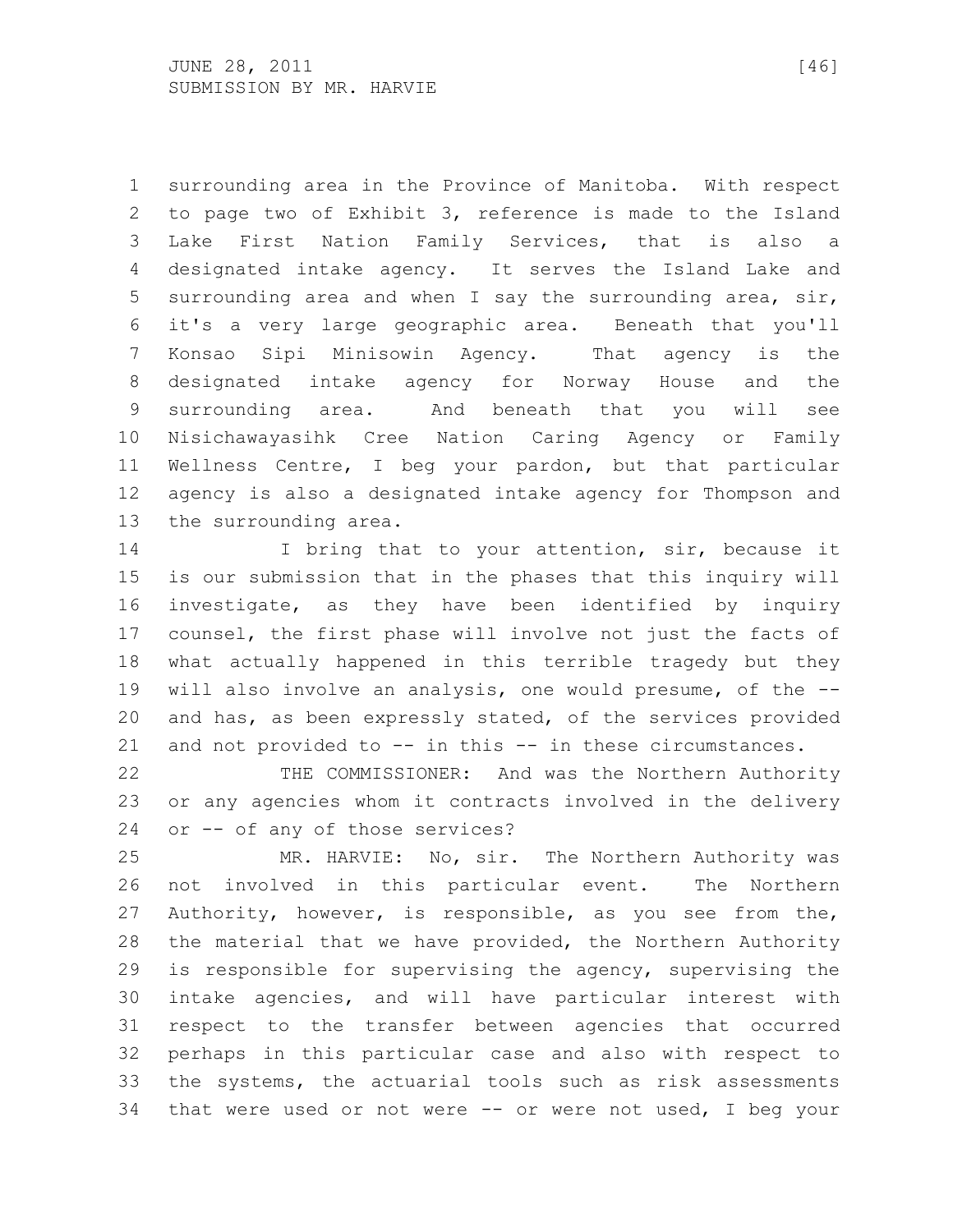surrounding area in the Province of Manitoba. With respect to page two of Exhibit 3, reference is made to the Island Lake First Nation Family Services, that is also a designated intake agency. It serves the Island Lake and surrounding area and when I say the surrounding area, sir, it's a very large geographic area. Beneath that you'll Konsao Sipi Minisowin Agency. That agency is the designated intake agency for Norway House and the surrounding area. And beneath that you will see Nisichawayasihk Cree Nation Caring Agency or Family Wellness Centre, I beg your pardon, but that particular agency is also a designated intake agency for Thompson and the surrounding area.

I bring that to your attention, sir, because it is our submission that in the phases that this inquiry will investigate, as they have been identified by inquiry counsel, the first phase will involve not just the facts of what actually happened in this terrible tragedy but they will also involve an analysis, one would presume, of the -- and has, as been expressly stated, of the services provided and not provided to -- in this -- in these circumstances.

THE COMMISSIONER: And was the Northern Authority or any agencies whom it contracts involved in the delivery or -- of any of those services?

MR. HARVIE: No, sir. The Northern Authority was not involved in this particular event. The Northern Authority, however, is responsible, as you see from the, the material that we have provided, the Northern Authority is responsible for supervising the agency, supervising the intake agencies, and will have particular interest with respect to the transfer between agencies that occurred perhaps in this particular case and also with respect to the systems, the actuarial tools such as risk assessments that were used or not were -- or were not used, I beg your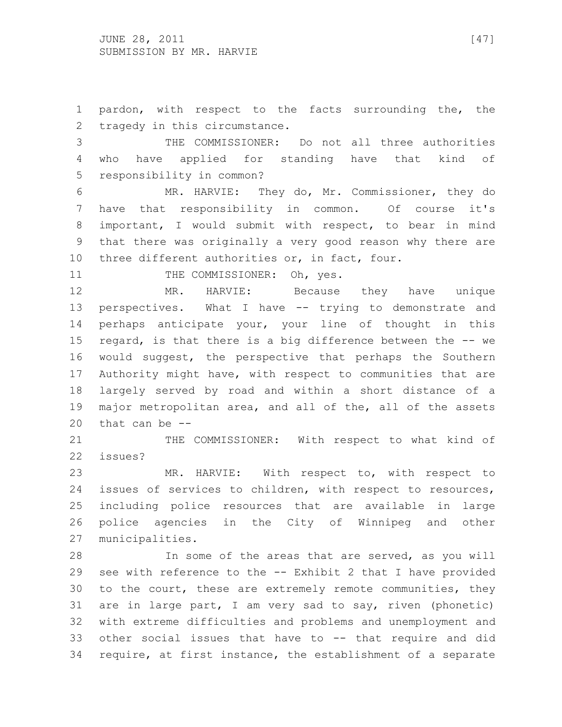pardon, with respect to the facts surrounding the, the tragedy in this circumstance.

THE COMMISSIONER: Do not all three authorities who have applied for standing have that kind of responsibility in common?

MR. HARVIE: They do, Mr. Commissioner, they do have that responsibility in common. Of course it's important, I would submit with respect, to bear in mind that there was originally a very good reason why there are three different authorities or, in fact, four.

THE COMMISSIONER: Oh, yes.

MR. HARVIE: Because they have unique perspectives. What I have -- trying to demonstrate and perhaps anticipate your, your line of thought in this regard, is that there is a big difference between the -- we would suggest, the perspective that perhaps the Southern Authority might have, with respect to communities that are largely served by road and within a short distance of a major metropolitan area, and all of the, all of the assets that can be --

THE COMMISSIONER: With respect to what kind of issues?

MR. HARVIE: With respect to, with respect to issues of services to children, with respect to resources, including police resources that are available in large police agencies in the City of Winnipeg and other municipalities.

In some of the areas that are served, as you will see with reference to the -- Exhibit 2 that I have provided to the court, these are extremely remote communities, they are in large part, I am very sad to say, riven (phonetic) with extreme difficulties and problems and unemployment and other social issues that have to -- that require and did require, at first instance, the establishment of a separate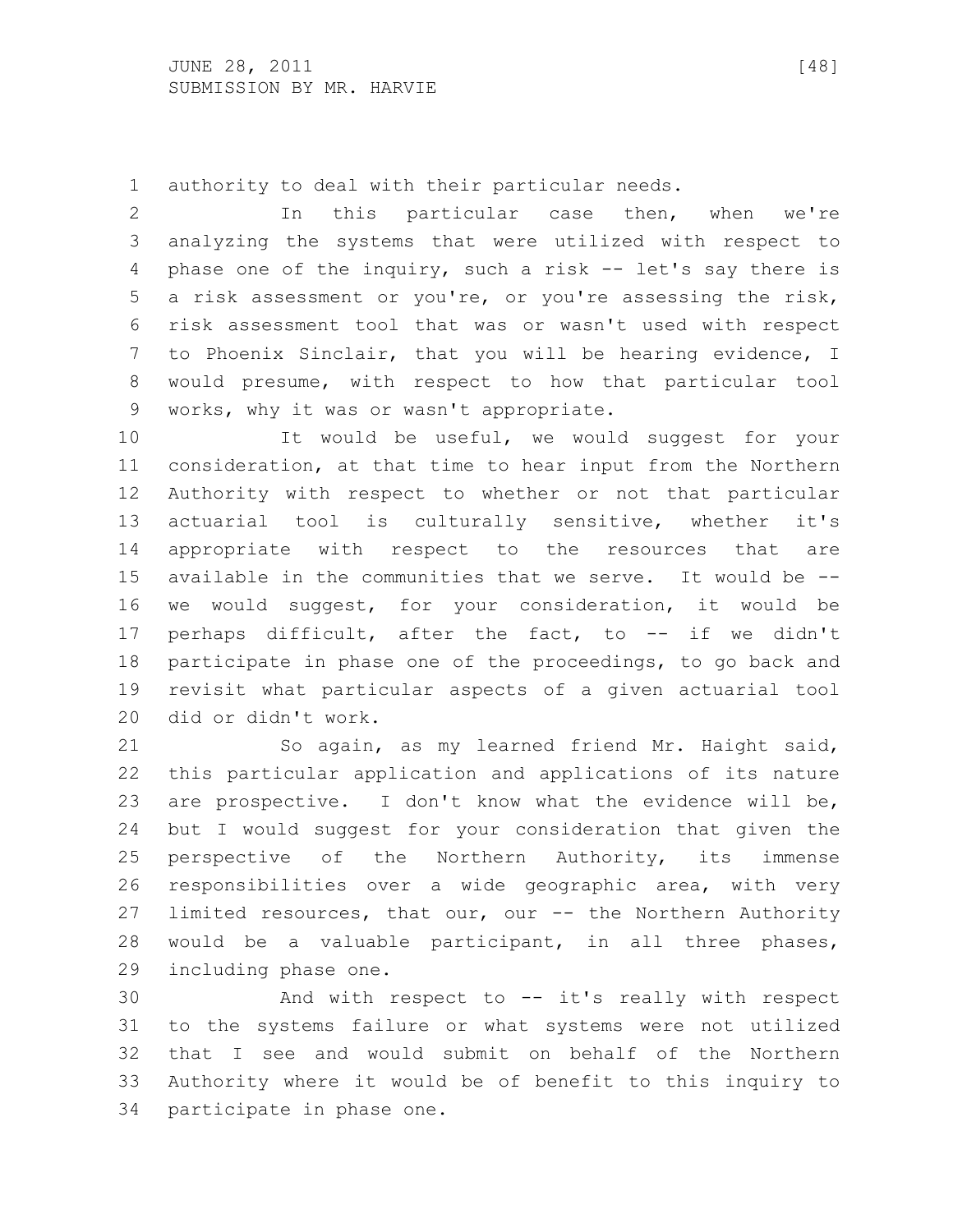authority to deal with their particular needs.

In this particular case then, when we're analyzing the systems that were utilized with respect to phase one of the inquiry, such a risk -- let's say there is a risk assessment or you're, or you're assessing the risk, risk assessment tool that was or wasn't used with respect to Phoenix Sinclair, that you will be hearing evidence, I would presume, with respect to how that particular tool works, why it was or wasn't appropriate.

It would be useful, we would suggest for your consideration, at that time to hear input from the Northern Authority with respect to whether or not that particular actuarial tool is culturally sensitive, whether it's appropriate with respect to the resources that are available in the communities that we serve. It would be -- we would suggest, for your consideration, it would be perhaps difficult, after the fact, to -- if we didn't participate in phase one of the proceedings, to go back and revisit what particular aspects of a given actuarial tool did or didn't work.

So again, as my learned friend Mr. Haight said, this particular application and applications of its nature are prospective. I don't know what the evidence will be, but I would suggest for your consideration that given the perspective of the Northern Authority, its immense responsibilities over a wide geographic area, with very limited resources, that our, our -- the Northern Authority would be a valuable participant, in all three phases, including phase one.

And with respect to -- it's really with respect to the systems failure or what systems were not utilized that I see and would submit on behalf of the Northern Authority where it would be of benefit to this inquiry to participate in phase one.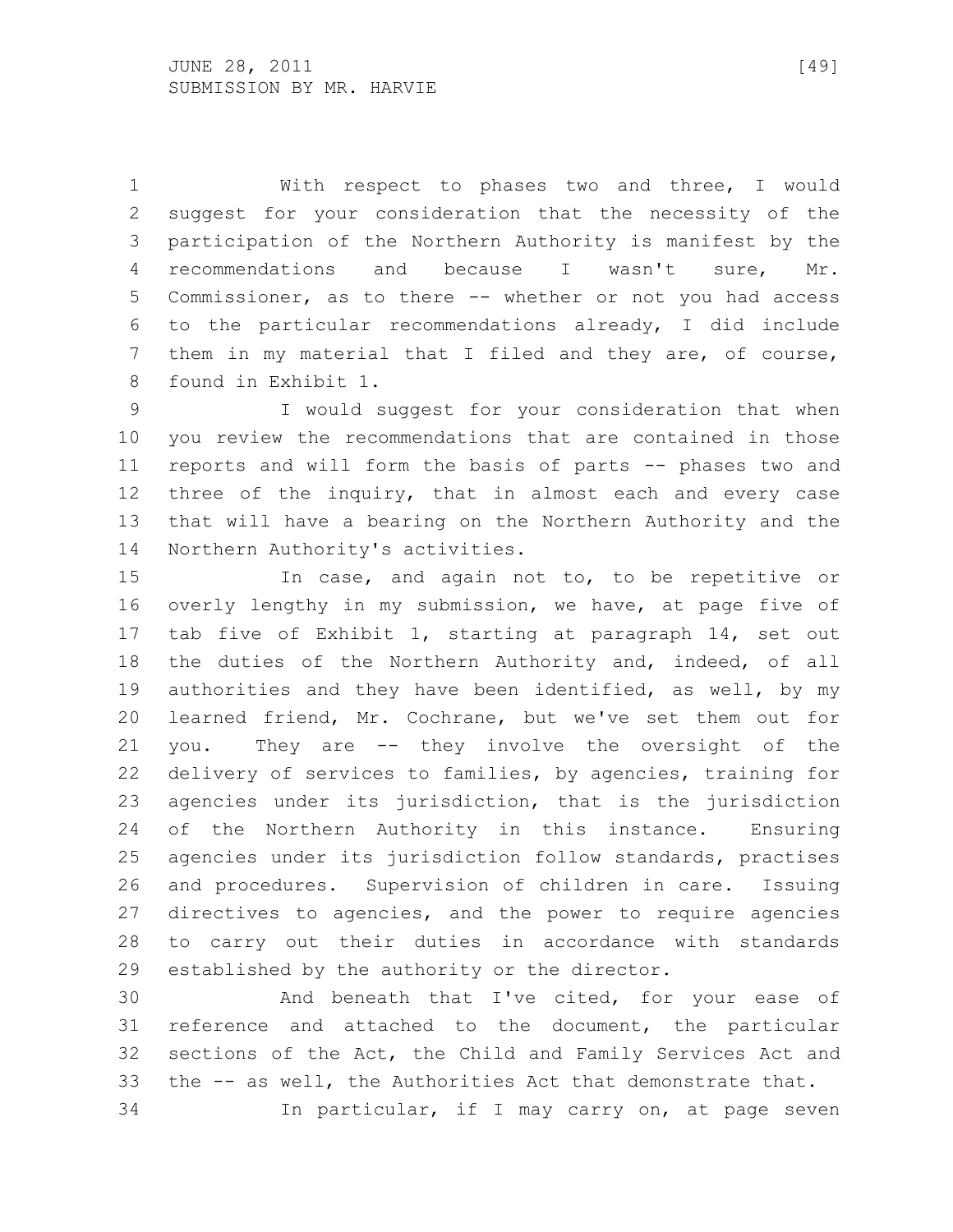With respect to phases two and three, I would suggest for your consideration that the necessity of the participation of the Northern Authority is manifest by the recommendations and because I wasn't sure, Mr. Commissioner, as to there -- whether or not you had access to the particular recommendations already, I did include them in my material that I filed and they are, of course, found in Exhibit 1.

I would suggest for your consideration that when you review the recommendations that are contained in those reports and will form the basis of parts -- phases two and three of the inquiry, that in almost each and every case that will have a bearing on the Northern Authority and the Northern Authority's activities.

In case, and again not to, to be repetitive or overly lengthy in my submission, we have, at page five of tab five of Exhibit 1, starting at paragraph 14, set out the duties of the Northern Authority and, indeed, of all authorities and they have been identified, as well, by my learned friend, Mr. Cochrane, but we've set them out for you. They are -- they involve the oversight of the delivery of services to families, by agencies, training for agencies under its jurisdiction, that is the jurisdiction of the Northern Authority in this instance. Ensuring agencies under its jurisdiction follow standards, practises and procedures. Supervision of children in care. Issuing directives to agencies, and the power to require agencies to carry out their duties in accordance with standards established by the authority or the director.

And beneath that I've cited, for your ease of reference and attached to the document, the particular sections of the Act, the Child and Family Services Act and the -- as well, the Authorities Act that demonstrate that.

In particular, if I may carry on, at page seven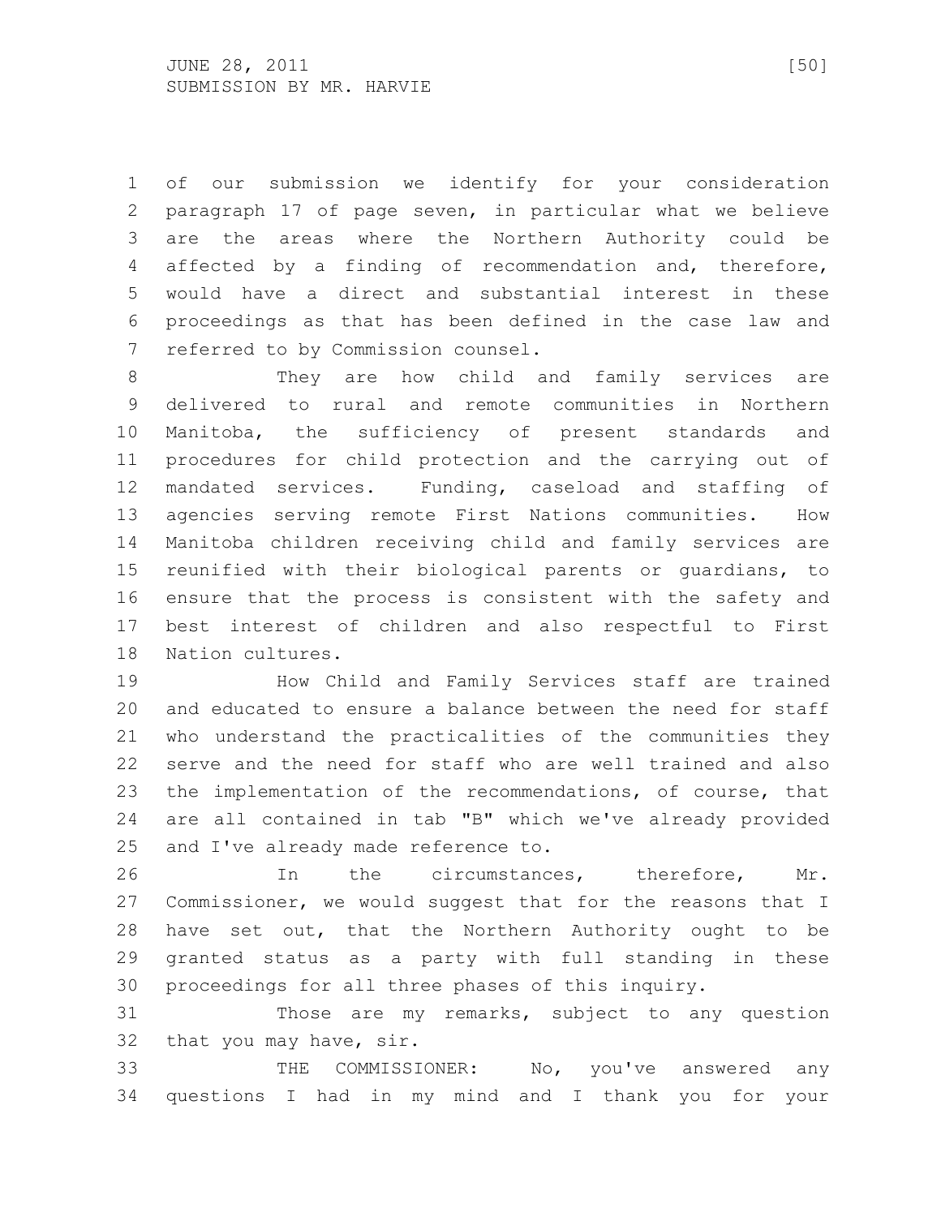of our submission we identify for your consideration paragraph 17 of page seven, in particular what we believe are the areas where the Northern Authority could be affected by a finding of recommendation and, therefore, would have a direct and substantial interest in these proceedings as that has been defined in the case law and referred to by Commission counsel.

They are how child and family services are delivered to rural and remote communities in Northern Manitoba, the sufficiency of present standards and procedures for child protection and the carrying out of mandated services. Funding, caseload and staffing of agencies serving remote First Nations communities. How Manitoba children receiving child and family services are reunified with their biological parents or guardians, to ensure that the process is consistent with the safety and best interest of children and also respectful to First Nation cultures.

How Child and Family Services staff are trained and educated to ensure a balance between the need for staff who understand the practicalities of the communities they serve and the need for staff who are well trained and also the implementation of the recommendations, of course, that are all contained in tab "B" which we've already provided and I've already made reference to.

In the circumstances, therefore, Mr. Commissioner, we would suggest that for the reasons that I have set out, that the Northern Authority ought to be granted status as a party with full standing in these proceedings for all three phases of this inquiry.

Those are my remarks, subject to any question that you may have, sir.

THE COMMISSIONER: No, you've answered any questions I had in my mind and I thank you for your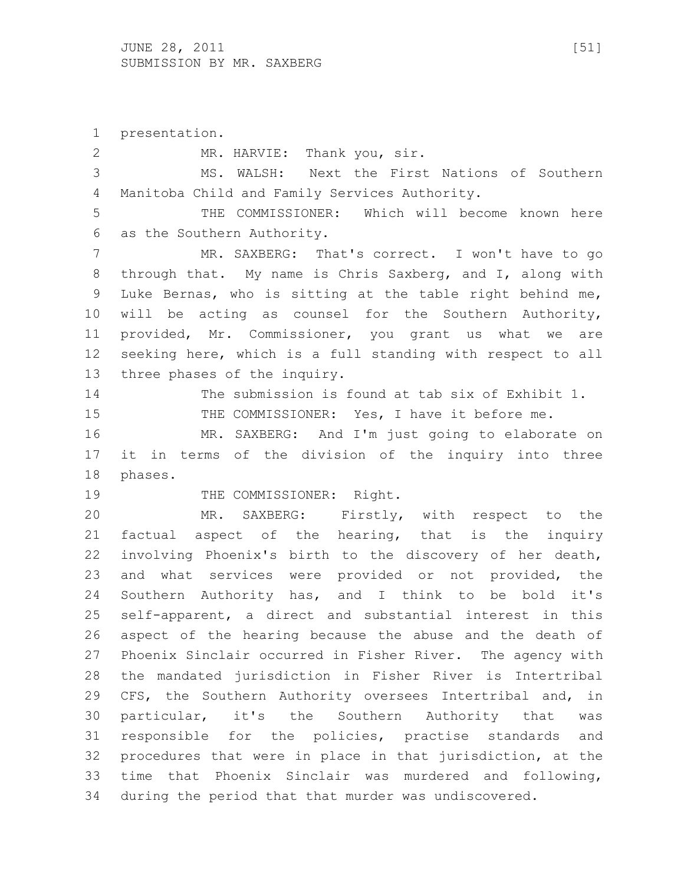presentation.

MR. HARVIE: Thank you, sir.

MS. WALSH: Next the First Nations of Southern Manitoba Child and Family Services Authority.

THE COMMISSIONER: Which will become known here as the Southern Authority.

MR. SAXBERG: That's correct. I won't have to go through that. My name is Chris Saxberg, and I, along with Luke Bernas, who is sitting at the table right behind me, will be acting as counsel for the Southern Authority, provided, Mr. Commissioner, you grant us what we are seeking here, which is a full standing with respect to all three phases of the inquiry.

The submission is found at tab six of Exhibit 1.

THE COMMISSIONER: Yes, I have it before me.

MR. SAXBERG: And I'm just going to elaborate on it in terms of the division of the inquiry into three phases.

THE COMMISSIONER: Right.

MR. SAXBERG: Firstly, with respect to the factual aspect of the hearing, that is the inquiry involving Phoenix's birth to the discovery of her death, and what services were provided or not provided, the Southern Authority has, and I think to be bold it's self-apparent, a direct and substantial interest in this aspect of the hearing because the abuse and the death of Phoenix Sinclair occurred in Fisher River. The agency with the mandated jurisdiction in Fisher River is Intertribal CFS, the Southern Authority oversees Intertribal and, in particular, it's the Southern Authority that was responsible for the policies, practise standards and procedures that were in place in that jurisdiction, at the time that Phoenix Sinclair was murdered and following, during the period that that murder was undiscovered.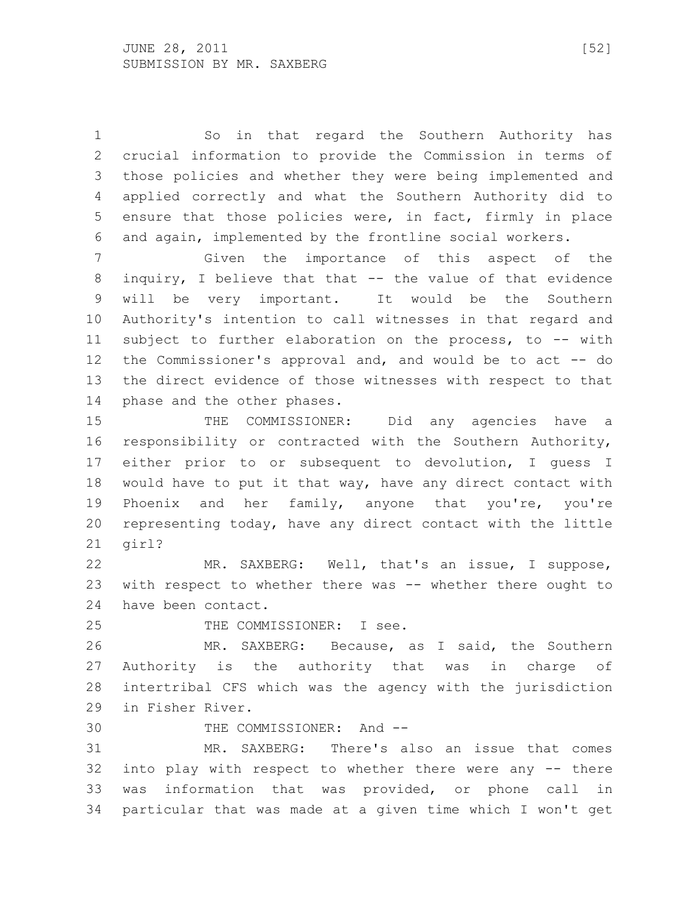So in that regard the Southern Authority has crucial information to provide the Commission in terms of those policies and whether they were being implemented and applied correctly and what the Southern Authority did to ensure that those policies were, in fact, firmly in place and again, implemented by the frontline social workers.

Given the importance of this aspect of the inquiry, I believe that that -- the value of that evidence will be very important. It would be the Southern Authority's intention to call witnesses in that regard and subject to further elaboration on the process, to -- with the Commissioner's approval and, and would be to act -- do the direct evidence of those witnesses with respect to that phase and the other phases.

THE COMMISSIONER: Did any agencies have a responsibility or contracted with the Southern Authority, either prior to or subsequent to devolution, I guess I would have to put it that way, have any direct contact with Phoenix and her family, anyone that you're, you're representing today, have any direct contact with the little girl?

MR. SAXBERG: Well, that's an issue, I suppose, with respect to whether there was -- whether there ought to have been contact.

THE COMMISSIONER: I see.

MR. SAXBERG: Because, as I said, the Southern Authority is the authority that was in charge of intertribal CFS which was the agency with the jurisdiction in Fisher River.

THE COMMISSIONER: And --

MR. SAXBERG: There's also an issue that comes into play with respect to whether there were any -- there was information that was provided, or phone call in particular that was made at a given time which I won't get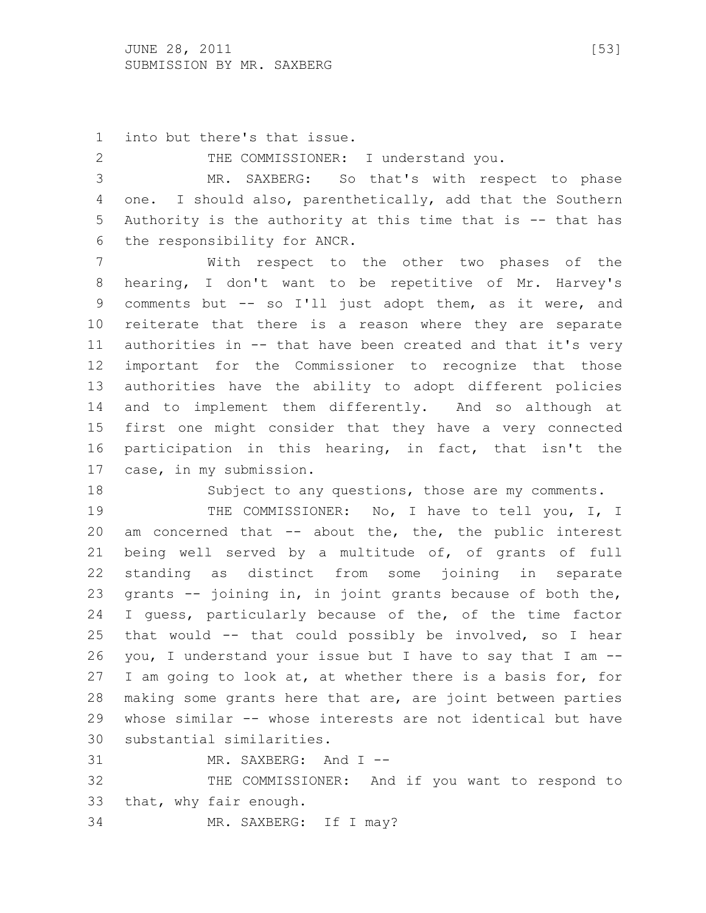into but there's that issue.

THE COMMISSIONER: I understand you.

MR. SAXBERG: So that's with respect to phase one. I should also, parenthetically, add that the Southern Authority is the authority at this time that is -- that has the responsibility for ANCR.

With respect to the other two phases of the hearing, I don't want to be repetitive of Mr. Harvey's comments but -- so I'll just adopt them, as it were, and reiterate that there is a reason where they are separate authorities in -- that have been created and that it's very important for the Commissioner to recognize that those authorities have the ability to adopt different policies and to implement them differently. And so although at first one might consider that they have a very connected participation in this hearing, in fact, that isn't the case, in my submission.

Subject to any questions, those are my comments.

THE COMMISSIONER: No, I have to tell you, I, I am concerned that -- about the, the, the public interest being well served by a multitude of, of grants of full standing as distinct from some joining in separate grants -- joining in, in joint grants because of both the, I guess, particularly because of the, of the time factor that would -- that could possibly be involved, so I hear you, I understand your issue but I have to say that I am -- I am going to look at, at whether there is a basis for, for making some grants here that are, are joint between parties whose similar -- whose interests are not identical but have substantial similarities.

MR. SAXBERG: And I --

THE COMMISSIONER: And if you want to respond to that, why fair enough.

MR. SAXBERG: If I may?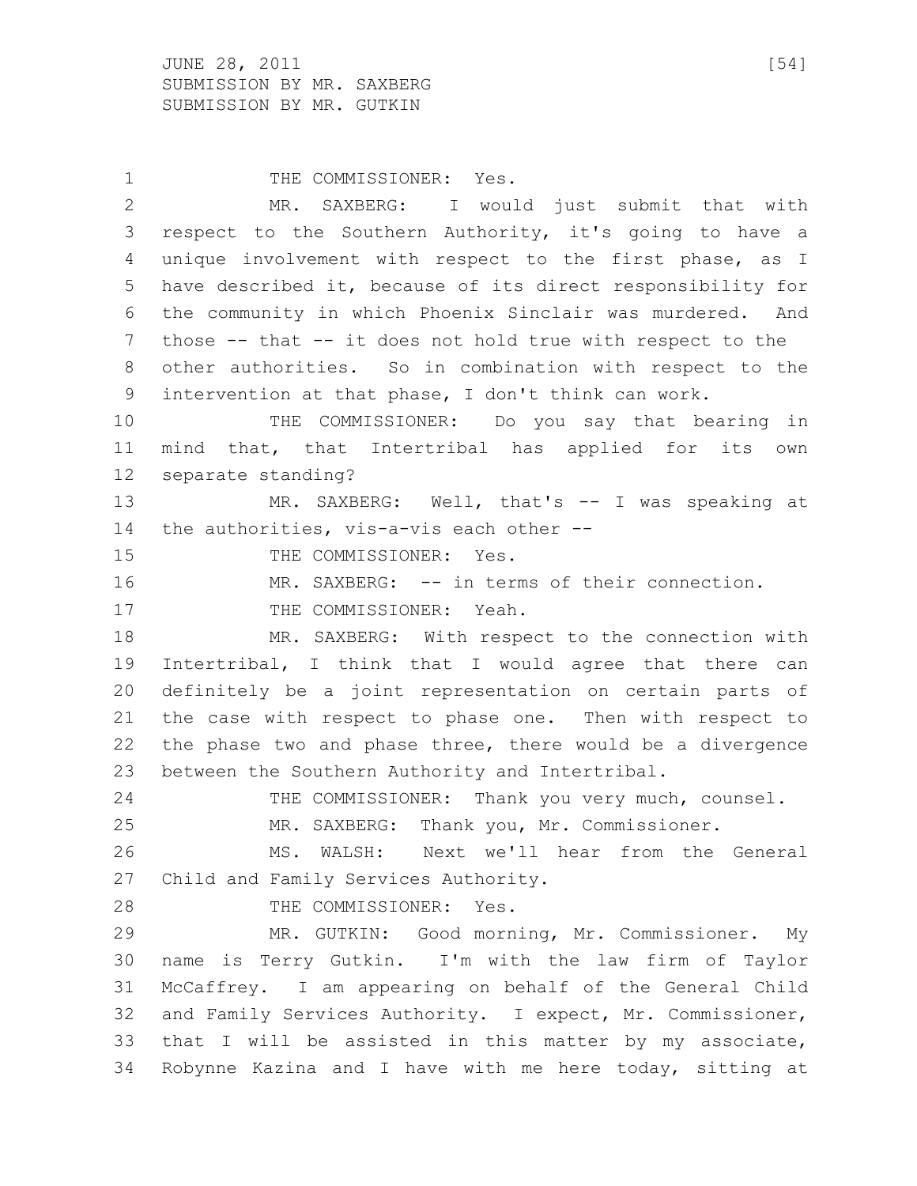THE COMMISSIONER: Yes.

MR. SAXBERG: I would just submit that with respect to the Southern Authority, it's going to have a unique involvement with respect to the first phase, as I have described it, because of its direct responsibility for the community in which Phoenix Sinclair was murdered. And those -- that -- it does not hold true with respect to the other authorities. So in combination with respect to the intervention at that phase, I don't think can work.

THE COMMISSIONER: Do you say that bearing in mind that, that Intertribal has applied for its own separate standing?

MR. SAXBERG: Well, that's -- I was speaking at the authorities, vis-a-vis each other --

THE COMMISSIONER: Yes.

MR. SAXBERG: -- in terms of their connection.

THE COMMISSIONER: Yeah.

MR. SAXBERG: With respect to the connection with Intertribal, I think that I would agree that there can definitely be a joint representation on certain parts of the case with respect to phase one. Then with respect to the phase two and phase three, there would be a divergence between the Southern Authority and Intertribal.

THE COMMISSIONER: Thank you very much, counsel.

MR. SAXBERG: Thank you, Mr. Commissioner.

MS. WALSH: Next we'll hear from the General Child and Family Services Authority.

THE COMMISSIONER: Yes.

MR. GUTKIN: Good morning, Mr. Commissioner. My name is Terry Gutkin. I'm with the law firm of Taylor McCaffrey. I am appearing on behalf of the General Child and Family Services Authority. I expect, Mr. Commissioner, that I will be assisted in this matter by my associate, Robynne Kazina and I have with me here today, sitting at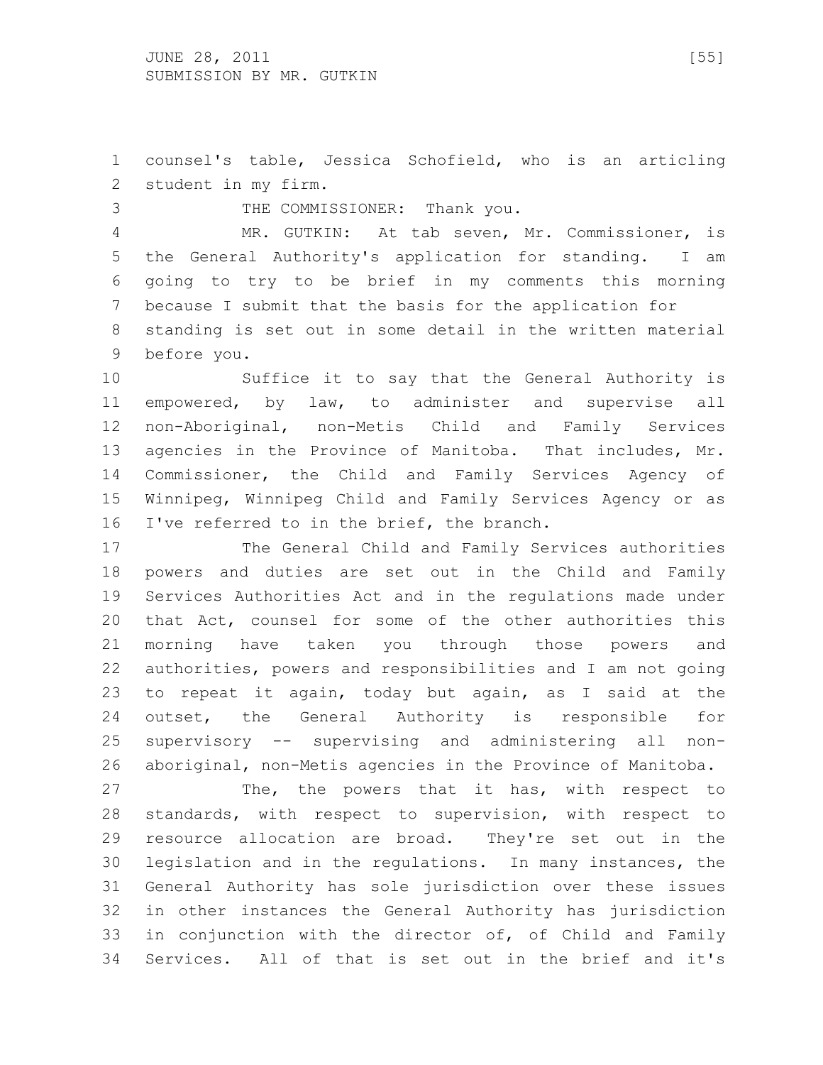counsel's table, Jessica Schofield, who is an articling student in my firm.

THE COMMISSIONER: Thank you.

MR. GUTKIN: At tab seven, Mr. Commissioner, is the General Authority's application for standing. I am going to try to be brief in my comments this morning because I submit that the basis for the application for standing is set out in some detail in the written material before you.

Suffice it to say that the General Authority is empowered, by law, to administer and supervise all non-Aboriginal, non-Metis Child and Family Services agencies in the Province of Manitoba. That includes, Mr. Commissioner, the Child and Family Services Agency of Winnipeg, Winnipeg Child and Family Services Agency or as I've referred to in the brief, the branch.

The General Child and Family Services authorities powers and duties are set out in the Child and Family Services Authorities Act and in the regulations made under that Act, counsel for some of the other authorities this morning have taken you through those powers and authorities, powers and responsibilities and I am not going to repeat it again, today but again, as I said at the outset, the General Authority is responsible for supervisory -- supervising and administering all non-aboriginal, non-Metis agencies in the Province of Manitoba.

The, the powers that it has, with respect to standards, with respect to supervision, with respect to resource allocation are broad. They're set out in the legislation and in the regulations. In many instances, the General Authority has sole jurisdiction over these issues in other instances the General Authority has jurisdiction in conjunction with the director of, of Child and Family Services. All of that is set out in the brief and it's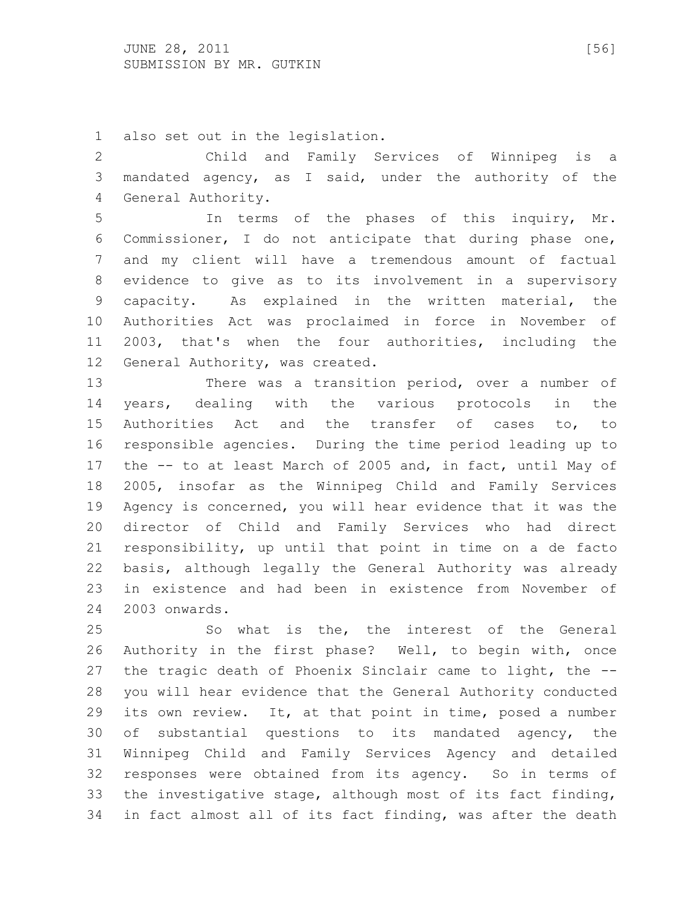also set out in the legislation.

Child and Family Services of Winnipeg is a mandated agency, as I said, under the authority of the General Authority.

In terms of the phases of this inquiry, Mr. Commissioner, I do not anticipate that during phase one, and my client will have a tremendous amount of factual evidence to give as to its involvement in a supervisory capacity. As explained in the written material, the Authorities Act was proclaimed in force in November of 2003, that's when the four authorities, including the General Authority, was created.

There was a transition period, over a number of years, dealing with the various protocols in the Authorities Act and the transfer of cases to, to responsible agencies. During the time period leading up to the -- to at least March of 2005 and, in fact, until May of 2005, insofar as the Winnipeg Child and Family Services Agency is concerned, you will hear evidence that it was the director of Child and Family Services who had direct responsibility, up until that point in time on a de facto basis, although legally the General Authority was already in existence and had been in existence from November of 2003 onwards.

So what is the, the interest of the General Authority in the first phase? Well, to begin with, once the tragic death of Phoenix Sinclair came to light, the -- you will hear evidence that the General Authority conducted its own review. It, at that point in time, posed a number of substantial questions to its mandated agency, the Winnipeg Child and Family Services Agency and detailed responses were obtained from its agency. So in terms of the investigative stage, although most of its fact finding, in fact almost all of its fact finding, was after the death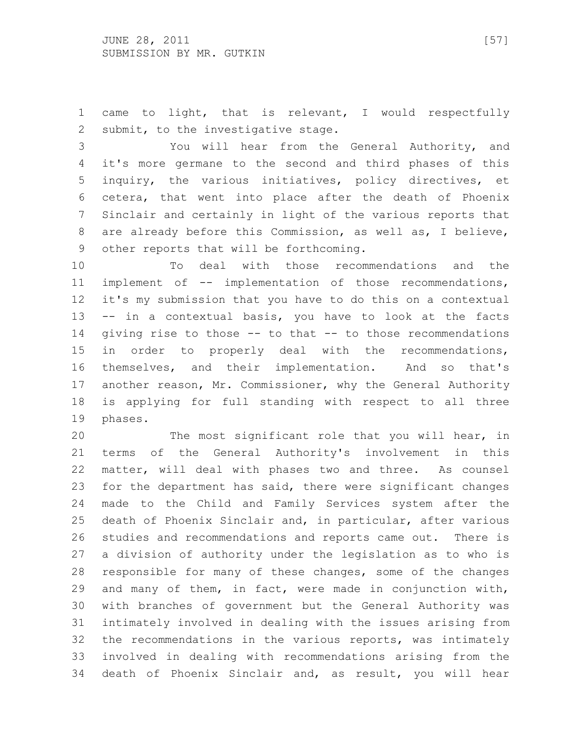came to light, that is relevant, I would respectfully submit, to the investigative stage.

You will hear from the General Authority, and it's more germane to the second and third phases of this inquiry, the various initiatives, policy directives, et cetera, that went into place after the death of Phoenix Sinclair and certainly in light of the various reports that are already before this Commission, as well as, I believe, other reports that will be forthcoming.

To deal with those recommendations and the implement of -- implementation of those recommendations, it's my submission that you have to do this on a contextual -- in a contextual basis, you have to look at the facts giving rise to those -- to that -- to those recommendations in order to properly deal with the recommendations, themselves, and their implementation. And so that's another reason, Mr. Commissioner, why the General Authority is applying for full standing with respect to all three phases.

The most significant role that you will hear, in terms of the General Authority's involvement in this matter, will deal with phases two and three. As counsel for the department has said, there were significant changes made to the Child and Family Services system after the death of Phoenix Sinclair and, in particular, after various studies and recommendations and reports came out. There is a division of authority under the legislation as to who is responsible for many of these changes, some of the changes and many of them, in fact, were made in conjunction with, with branches of government but the General Authority was intimately involved in dealing with the issues arising from the recommendations in the various reports, was intimately involved in dealing with recommendations arising from the death of Phoenix Sinclair and, as result, you will hear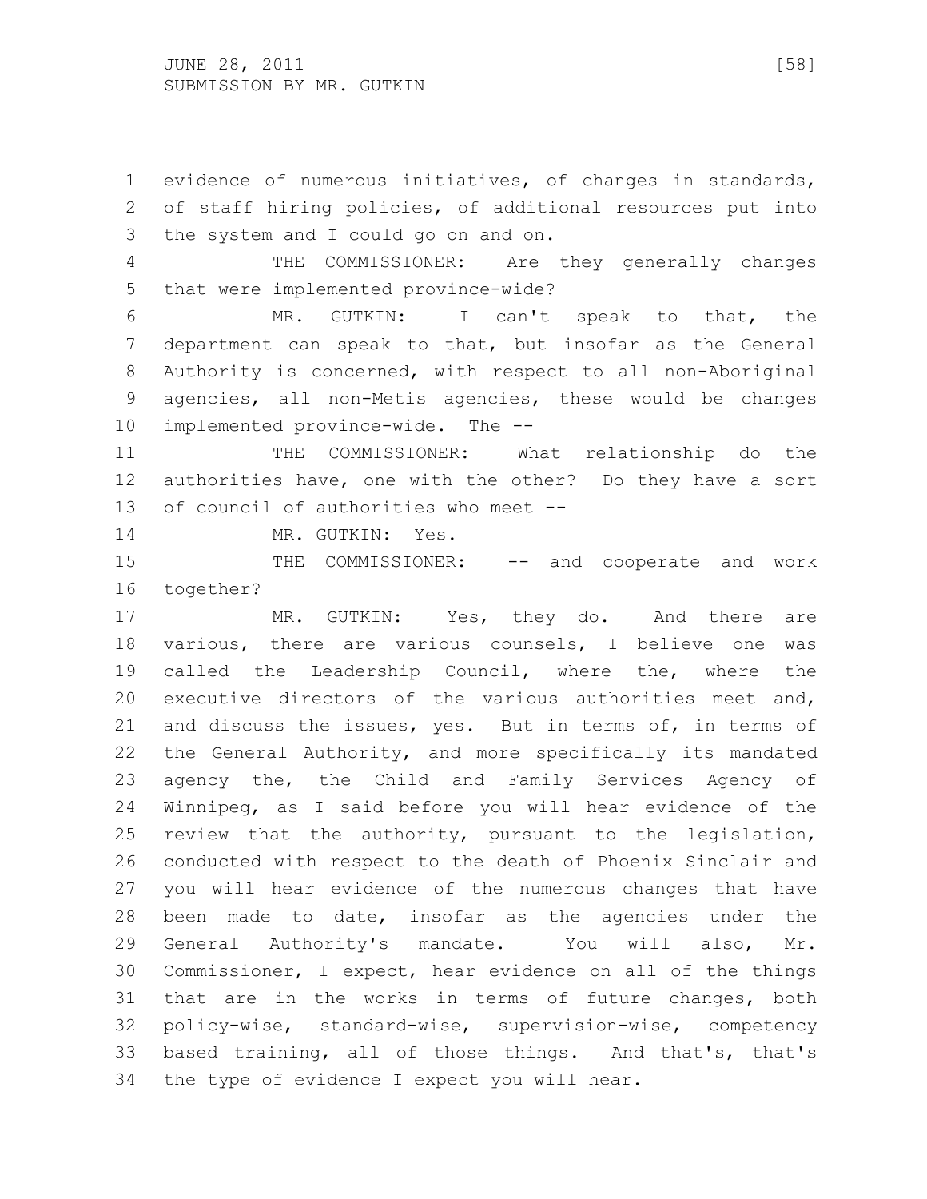evidence of numerous initiatives, of changes in standards, of staff hiring policies, of additional resources put into the system and I could go on and on.

THE COMMISSIONER: Are they generally changes that were implemented province-wide?

MR. GUTKIN: I can't speak to that, the department can speak to that, but insofar as the General Authority is concerned, with respect to all non-Aboriginal agencies, all non-Metis agencies, these would be changes implemented province-wide. The --

THE COMMISSIONER: What relationship do the authorities have, one with the other? Do they have a sort of council of authorities who meet --

MR. GUTKIN: Yes.

THE COMMISSIONER: -- and cooperate and work together?

MR. GUTKIN: Yes, they do. And there are various, there are various counsels, I believe one was called the Leadership Council, where the, where the executive directors of the various authorities meet and, and discuss the issues, yes. But in terms of, in terms of the General Authority, and more specifically its mandated agency the, the Child and Family Services Agency of Winnipeg, as I said before you will hear evidence of the review that the authority, pursuant to the legislation, conducted with respect to the death of Phoenix Sinclair and you will hear evidence of the numerous changes that have been made to date, insofar as the agencies under the General Authority's mandate. You will also, Mr. Commissioner, I expect, hear evidence on all of the things that are in the works in terms of future changes, both policy-wise, standard-wise, supervision-wise, competency based training, all of those things. And that's, that's the type of evidence I expect you will hear.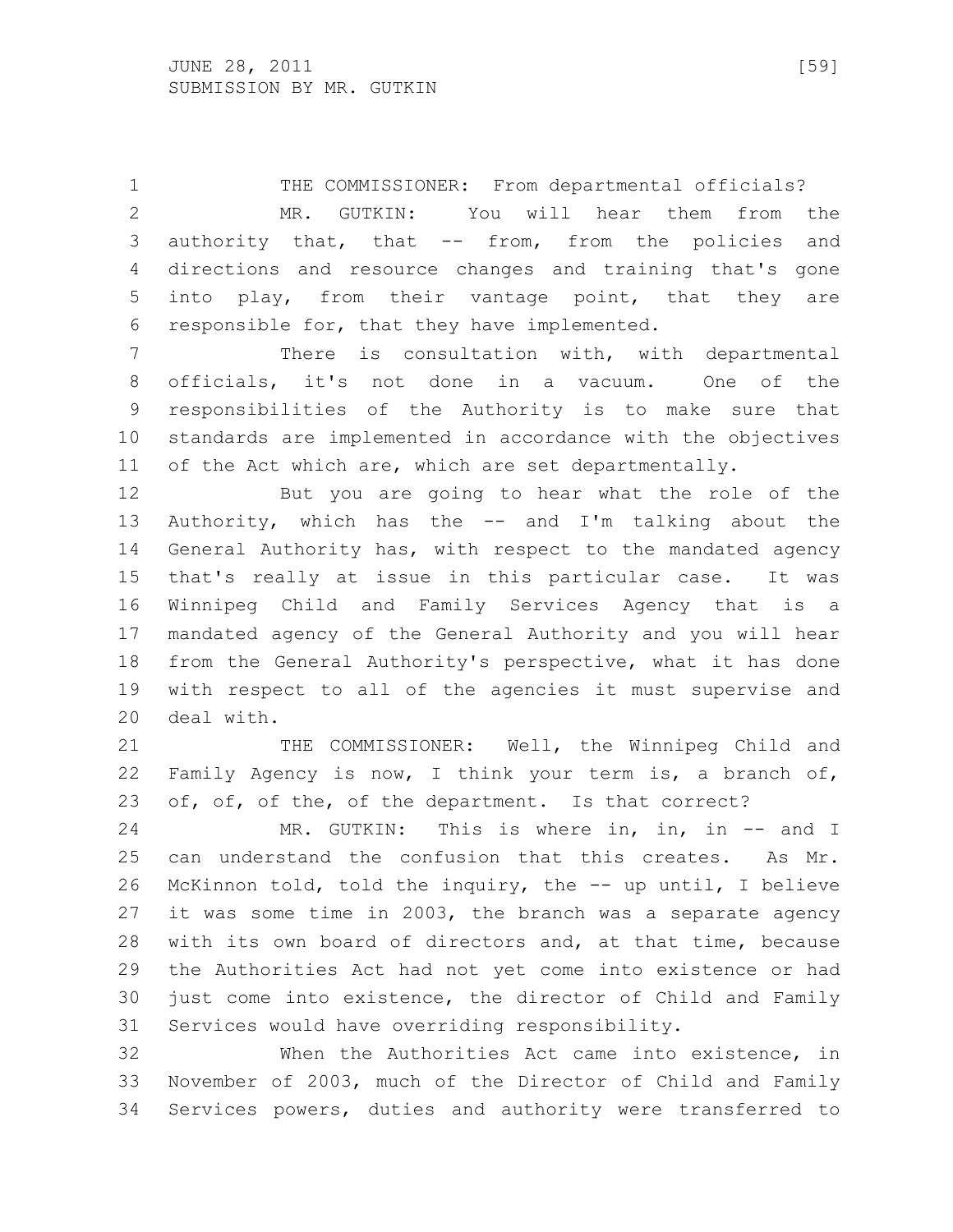THE COMMISSIONER: From departmental officials?

MR. GUTKIN: You will hear them from the authority that, that -- from, from the policies and directions and resource changes and training that's gone into play, from their vantage point, that they are responsible for, that they have implemented.

There is consultation with, with departmental officials, it's not done in a vacuum. One of the responsibilities of the Authority is to make sure that standards are implemented in accordance with the objectives of the Act which are, which are set departmentally.

But you are going to hear what the role of the Authority, which has the -- and I'm talking about the General Authority has, with respect to the mandated agency that's really at issue in this particular case. It was Winnipeg Child and Family Services Agency that is a mandated agency of the General Authority and you will hear from the General Authority's perspective, what it has done with respect to all of the agencies it must supervise and deal with.

THE COMMISSIONER: Well, the Winnipeg Child and Family Agency is now, I think your term is, a branch of, of, of, of the, of the department. Is that correct?

MR. GUTKIN: This is where in, in, in -- and I can understand the confusion that this creates. As Mr. McKinnon told, told the inquiry, the -- up until, I believe it was some time in 2003, the branch was a separate agency with its own board of directors and, at that time, because the Authorities Act had not yet come into existence or had just come into existence, the director of Child and Family Services would have overriding responsibility.

When the Authorities Act came into existence, in November of 2003, much of the Director of Child and Family Services powers, duties and authority were transferred to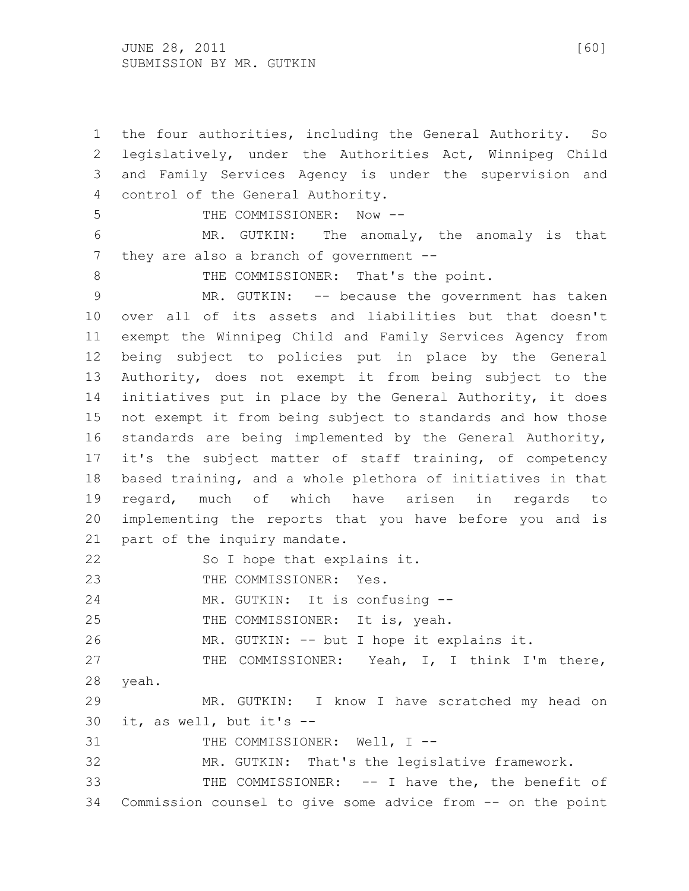the four authorities, including the General Authority. So legislatively, under the Authorities Act, Winnipeg Child and Family Services Agency is under the supervision and control of the General Authority.

THE COMMISSIONER: Now --

MR. GUTKIN: The anomaly, the anomaly is that they are also a branch of government --

THE COMMISSIONER: That's the point.

MR. GUTKIN: -- because the government has taken over all of its assets and liabilities but that doesn't exempt the Winnipeg Child and Family Services Agency from being subject to policies put in place by the General Authority, does not exempt it from being subject to the initiatives put in place by the General Authority, it does not exempt it from being subject to standards and how those standards are being implemented by the General Authority, it's the subject matter of staff training, of competency based training, and a whole plethora of initiatives in that regard, much of which have arisen in regards to implementing the reports that you have before you and is part of the inquiry mandate.

So I hope that explains it.

THE COMMISSIONER: Yes.

MR. GUTKIN: It is confusing --

THE COMMISSIONER: It is, yeah.

MR. GUTKIN: -- but I hope it explains it.

THE COMMISSIONER: Yeah, I, I think I'm there, yeah.

MR. GUTKIN: I know I have scratched my head on it, as well, but it's --

THE COMMISSIONER: Well, I --

MR. GUTKIN: That's the legislative framework.

THE COMMISSIONER: -- I have the, the benefit of Commission counsel to give some advice from -- on the point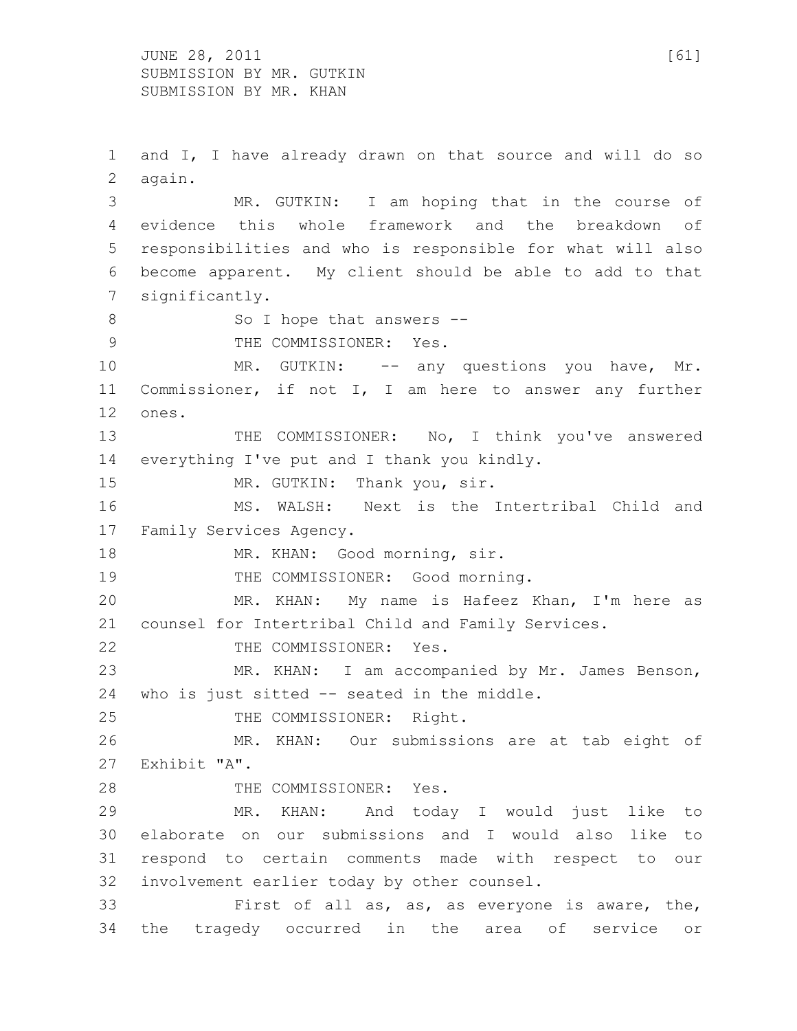and I, I have already drawn on that source and will do so again.

MR. GUTKIN: I am hoping that in the course of evidence this whole framework and the breakdown of responsibilities and who is responsible for what will also become apparent. My client should be able to add to that significantly.

So I hope that answers --

THE COMMISSIONER: Yes.

MR. GUTKIN: -- any questions you have, Mr. Commissioner, if not I, I am here to answer any further ones.

THE COMMISSIONER: No, I think you've answered everything I've put and I thank you kindly.

MR. GUTKIN: Thank you, sir.

MS. WALSH: Next is the Intertribal Child and Family Services Agency.

MR. KHAN: Good morning, sir.

THE COMMISSIONER: Good morning.

MR. KHAN: My name is Hafeez Khan, I'm here as counsel for Intertribal Child and Family Services.

THE COMMISSIONER: Yes.

MR. KHAN: I am accompanied by Mr. James Benson, who is just sitted -- seated in the middle.

THE COMMISSIONER: Right.

MR. KHAN: Our submissions are at tab eight of Exhibit "A".

THE COMMISSIONER: Yes.

MR. KHAN: And today I would just like to elaborate on our submissions and I would also like to respond to certain comments made with respect to our involvement earlier today by other counsel.

First of all as, as, as everyone is aware, the, the tragedy occurred in the area of service or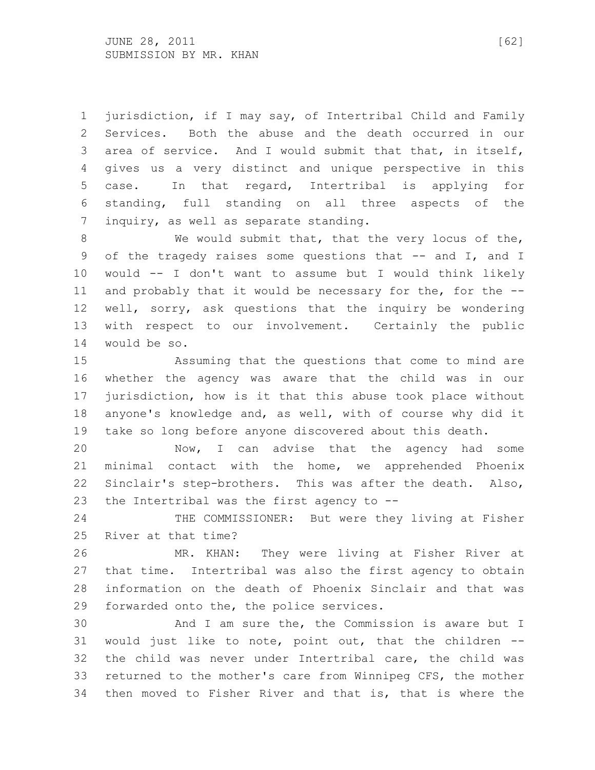jurisdiction, if I may say, of Intertribal Child and Family Services. Both the abuse and the death occurred in our area of service. And I would submit that that, in itself, gives us a very distinct and unique perspective in this case. In that regard, Intertribal is applying for standing, full standing on all three aspects of the inquiry, as well as separate standing.

We would submit that, that the very locus of the, of the tragedy raises some questions that -- and I, and I would -- I don't want to assume but I would think likely and probably that it would be necessary for the, for the -- well, sorry, ask questions that the inquiry be wondering with respect to our involvement. Certainly the public would be so.

Assuming that the questions that come to mind are whether the agency was aware that the child was in our jurisdiction, how is it that this abuse took place without anyone's knowledge and, as well, with of course why did it take so long before anyone discovered about this death.

Now, I can advise that the agency had some minimal contact with the home, we apprehended Phoenix Sinclair's step-brothers. This was after the death. Also, the Intertribal was the first agency to --

THE COMMISSIONER: But were they living at Fisher River at that time?

MR. KHAN: They were living at Fisher River at that time. Intertribal was also the first agency to obtain information on the death of Phoenix Sinclair and that was forwarded onto the, the police services.

And I am sure the, the Commission is aware but I would just like to note, point out, that the children -- the child was never under Intertribal care, the child was returned to the mother's care from Winnipeg CFS, the mother then moved to Fisher River and that is, that is where the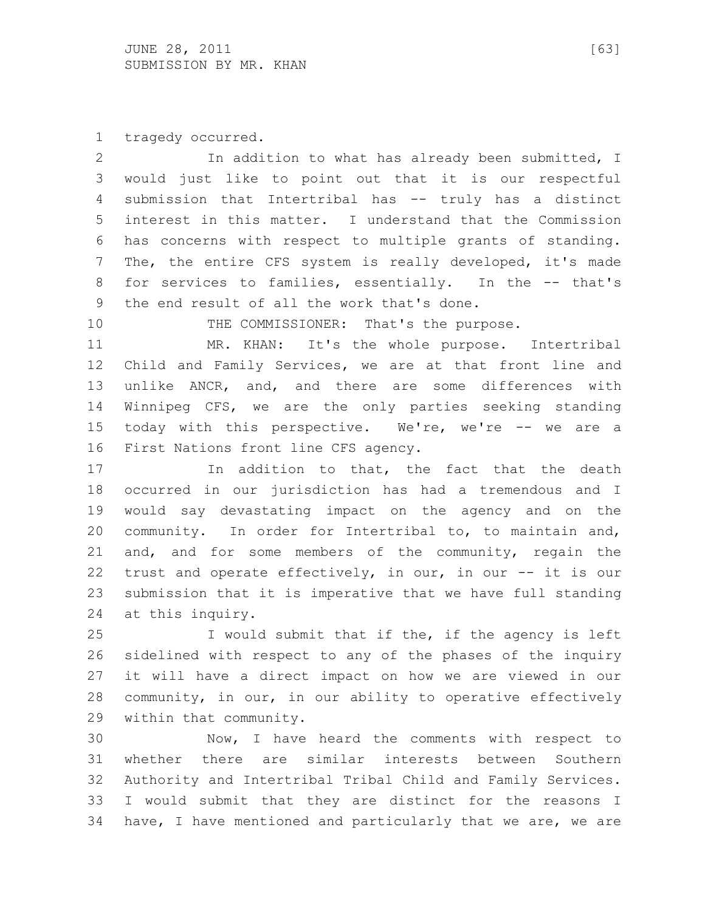tragedy occurred.

In addition to what has already been submitted, I would just like to point out that it is our respectful submission that Intertribal has -- truly has a distinct interest in this matter. I understand that the Commission has concerns with respect to multiple grants of standing. The, the entire CFS system is really developed, it's made for services to families, essentially. In the -- that's the end result of all the work that's done.

THE COMMISSIONER: That's the purpose.

MR. KHAN: It's the whole purpose. Intertribal Child and Family Services, we are at that front line and unlike ANCR, and, and there are some differences with Winnipeg CFS, we are the only parties seeking standing today with this perspective. We're, we're -- we are a First Nations front line CFS agency.

In addition to that, the fact that the death occurred in our jurisdiction has had a tremendous and I would say devastating impact on the agency and on the community. In order for Intertribal to, to maintain and, and, and for some members of the community, regain the trust and operate effectively, in our, in our -- it is our submission that it is imperative that we have full standing at this inquiry.

I would submit that if the, if the agency is left sidelined with respect to any of the phases of the inquiry it will have a direct impact on how we are viewed in our community, in our, in our ability to operative effectively within that community.

Now, I have heard the comments with respect to whether there are similar interests between Southern Authority and Intertribal Tribal Child and Family Services. I would submit that they are distinct for the reasons I have, I have mentioned and particularly that we are, we are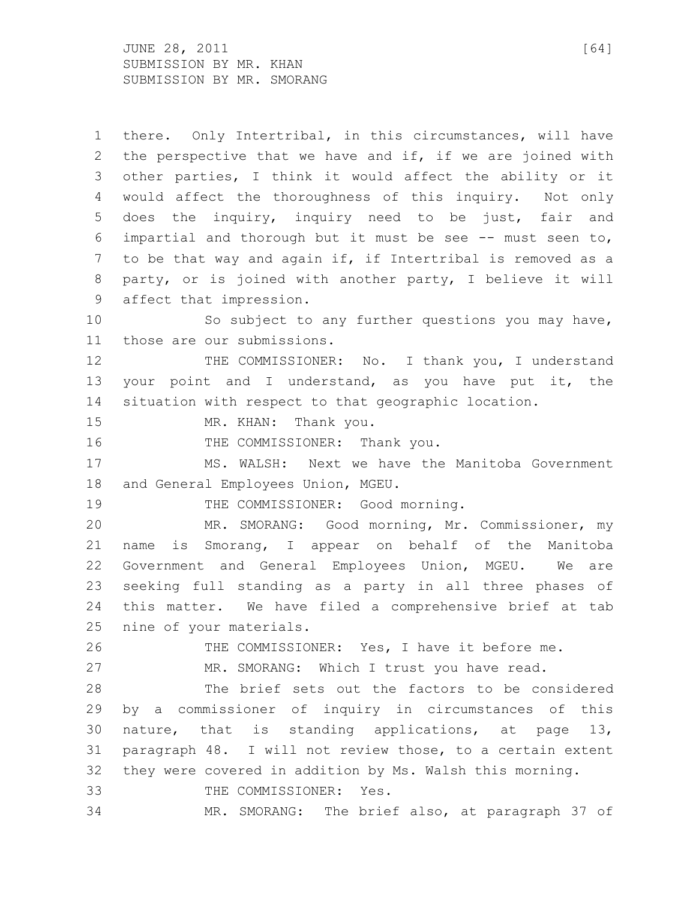there. Only Intertribal, in this circumstances, will have the perspective that we have and if, if we are joined with other parties, I think it would affect the ability or it would affect the thoroughness of this inquiry. Not only does the inquiry, inquiry need to be just, fair and impartial and thorough but it must be see -- must seen to, to be that way and again if, if Intertribal is removed as a party, or is joined with another party, I believe it will affect that impression.

So subject to any further questions you may have, those are our submissions.

THE COMMISSIONER: No. I thank you, I understand your point and I understand, as you have put it, the situation with respect to that geographic location.

MR. KHAN: Thank you.

THE COMMISSIONER: Thank you.

MS. WALSH: Next we have the Manitoba Government and General Employees Union, MGEU.

THE COMMISSIONER: Good morning.

MR. SMORANG: Good morning, Mr. Commissioner, my name is Smorang, I appear on behalf of the Manitoba Government and General Employees Union, MGEU. We are seeking full standing as a party in all three phases of this matter. We have filed a comprehensive brief at tab nine of your materials.

THE COMMISSIONER: Yes, I have it before me.

MR. SMORANG: Which I trust you have read.

The brief sets out the factors to be considered by a commissioner of inquiry in circumstances of this nature, that is standing applications, at page 13, paragraph 48. I will not review those, to a certain extent they were covered in addition by Ms. Walsh this morning.

THE COMMISSIONER: Yes.

MR. SMORANG: The brief also, at paragraph 37 of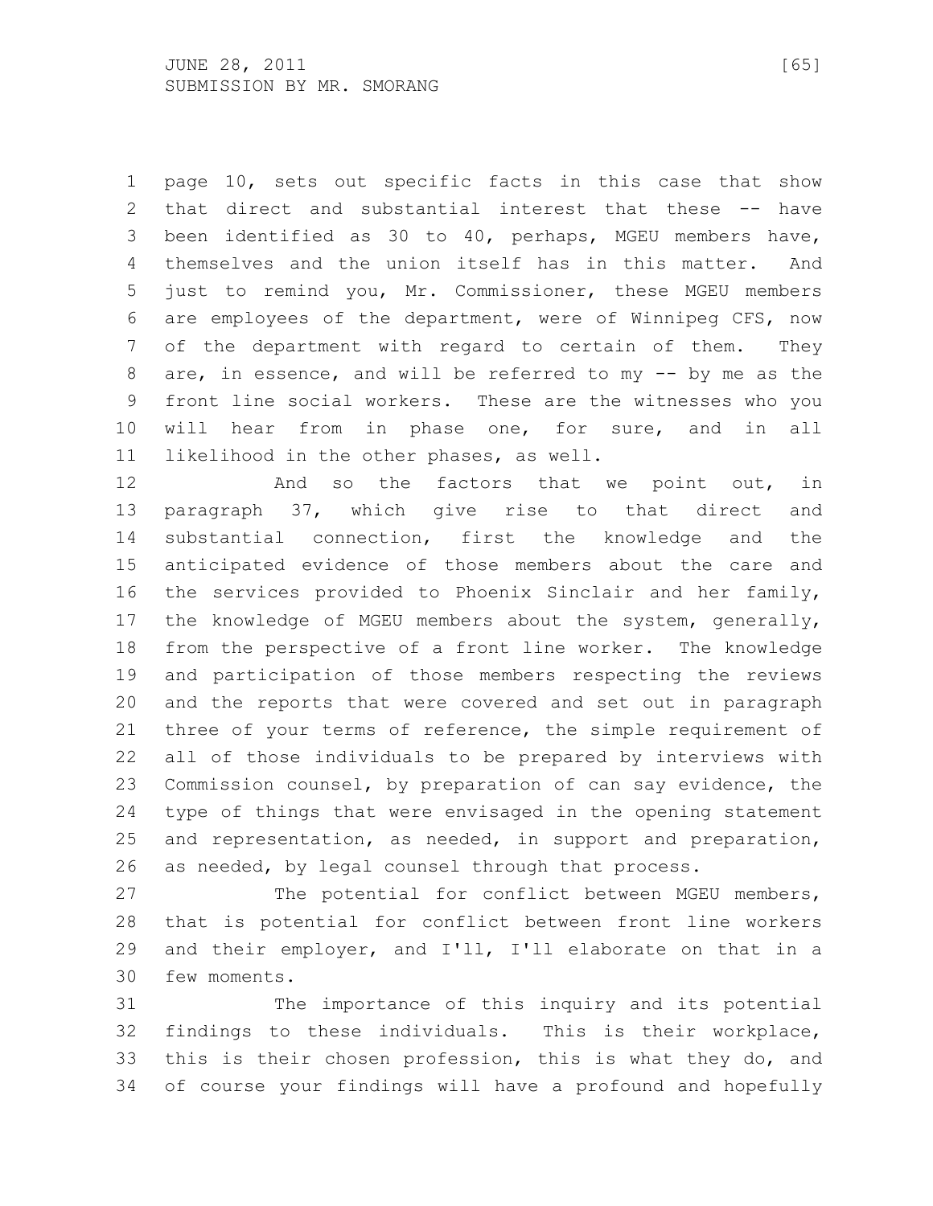page 10, sets out specific facts in this case that show that direct and substantial interest that these -- have been identified as 30 to 40, perhaps, MGEU members have, themselves and the union itself has in this matter. And just to remind you, Mr. Commissioner, these MGEU members are employees of the department, were of Winnipeg CFS, now of the department with regard to certain of them. They are, in essence, and will be referred to my -- by me as the front line social workers. These are the witnesses who you will hear from in phase one, for sure, and in all likelihood in the other phases, as well.

And so the factors that we point out, in paragraph 37, which give rise to that direct and substantial connection, first the knowledge and the anticipated evidence of those members about the care and the services provided to Phoenix Sinclair and her family, the knowledge of MGEU members about the system, generally, from the perspective of a front line worker. The knowledge and participation of those members respecting the reviews and the reports that were covered and set out in paragraph three of your terms of reference, the simple requirement of all of those individuals to be prepared by interviews with Commission counsel, by preparation of can say evidence, the type of things that were envisaged in the opening statement and representation, as needed, in support and preparation, as needed, by legal counsel through that process.

The potential for conflict between MGEU members, that is potential for conflict between front line workers and their employer, and I'll, I'll elaborate on that in a few moments.

The importance of this inquiry and its potential findings to these individuals. This is their workplace, this is their chosen profession, this is what they do, and of course your findings will have a profound and hopefully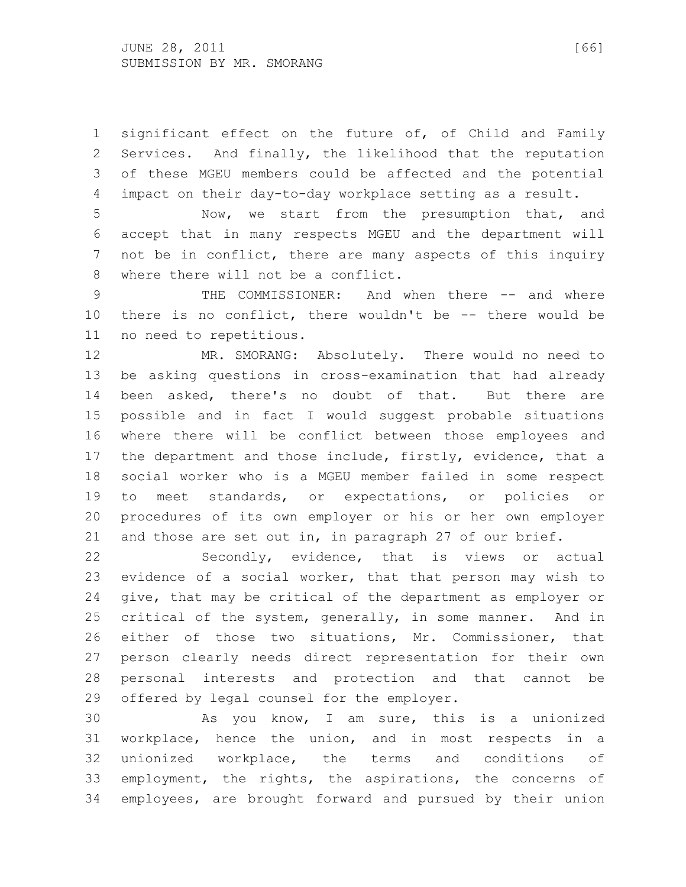significant effect on the future of, of Child and Family Services. And finally, the likelihood that the reputation of these MGEU members could be affected and the potential impact on their day-to-day workplace setting as a result.

Now, we start from the presumption that, and accept that in many respects MGEU and the department will not be in conflict, there are many aspects of this inquiry where there will not be a conflict.

THE COMMISSIONER: And when there -- and where there is no conflict, there wouldn't be -- there would be no need to repetitious.

MR. SMORANG: Absolutely. There would no need to be asking questions in cross-examination that had already been asked, there's no doubt of that. But there are possible and in fact I would suggest probable situations where there will be conflict between those employees and the department and those include, firstly, evidence, that a social worker who is a MGEU member failed in some respect to meet standards, or expectations, or policies or procedures of its own employer or his or her own employer and those are set out in, in paragraph 27 of our brief.

Secondly, evidence, that is views or actual evidence of a social worker, that that person may wish to give, that may be critical of the department as employer or critical of the system, generally, in some manner. And in either of those two situations, Mr. Commissioner, that person clearly needs direct representation for their own personal interests and protection and that cannot be offered by legal counsel for the employer.

As you know, I am sure, this is a unionized workplace, hence the union, and in most respects in a unionized workplace, the terms and conditions of employment, the rights, the aspirations, the concerns of employees, are brought forward and pursued by their union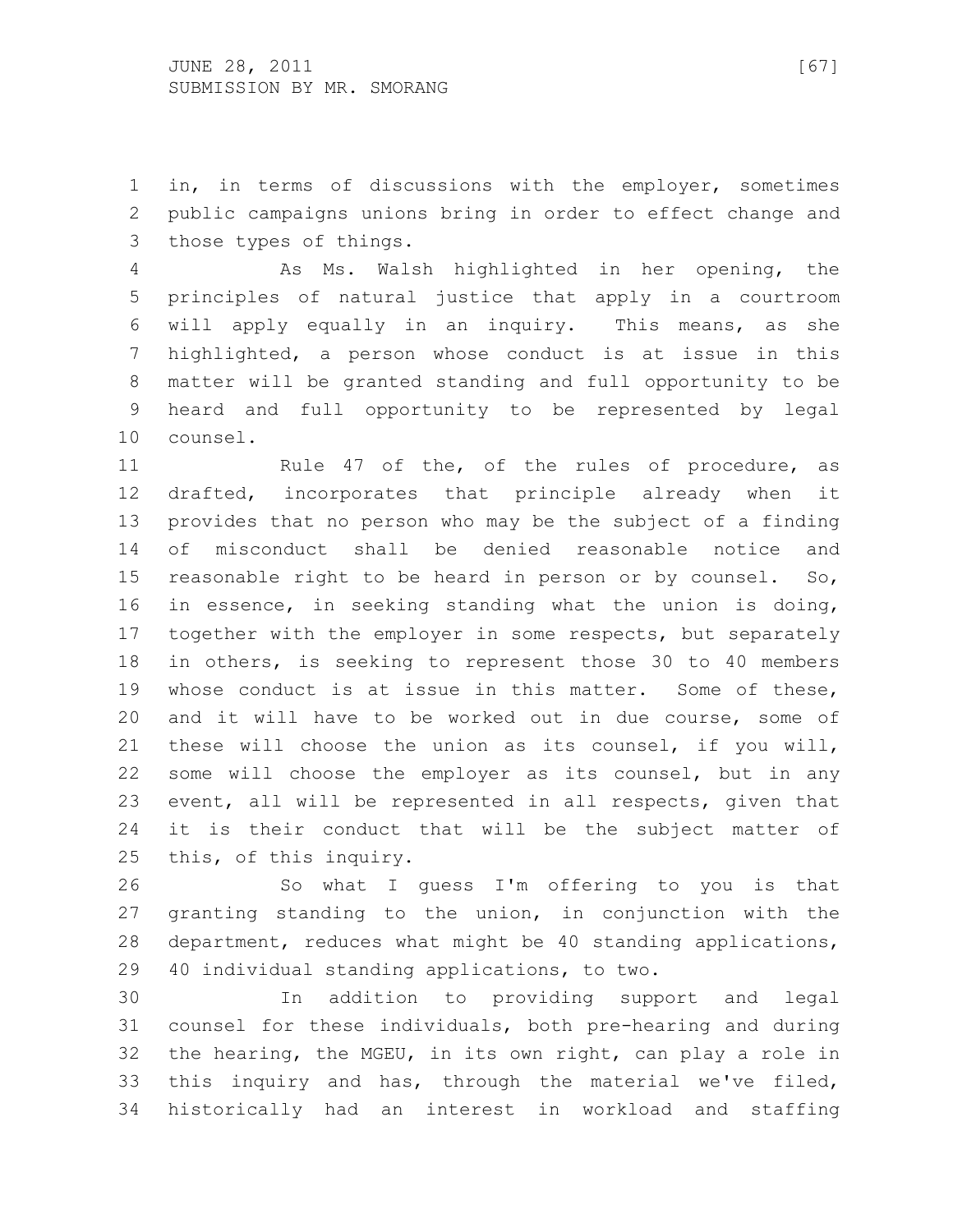in, in terms of discussions with the employer, sometimes public campaigns unions bring in order to effect change and those types of things.

As Ms. Walsh highlighted in her opening, the principles of natural justice that apply in a courtroom will apply equally in an inquiry. This means, as she highlighted, a person whose conduct is at issue in this matter will be granted standing and full opportunity to be heard and full opportunity to be represented by legal counsel.

Rule 47 of the, of the rules of procedure, as drafted, incorporates that principle already when it provides that no person who may be the subject of a finding of misconduct shall be denied reasonable notice and reasonable right to be heard in person or by counsel. So, in essence, in seeking standing what the union is doing, together with the employer in some respects, but separately in others, is seeking to represent those 30 to 40 members whose conduct is at issue in this matter. Some of these, and it will have to be worked out in due course, some of these will choose the union as its counsel, if you will, some will choose the employer as its counsel, but in any event, all will be represented in all respects, given that it is their conduct that will be the subject matter of this, of this inquiry.

So what I guess I'm offering to you is that granting standing to the union, in conjunction with the department, reduces what might be 40 standing applications, 40 individual standing applications, to two.

In addition to providing support and legal counsel for these individuals, both pre-hearing and during the hearing, the MGEU, in its own right, can play a role in this inquiry and has, through the material we've filed, historically had an interest in workload and staffing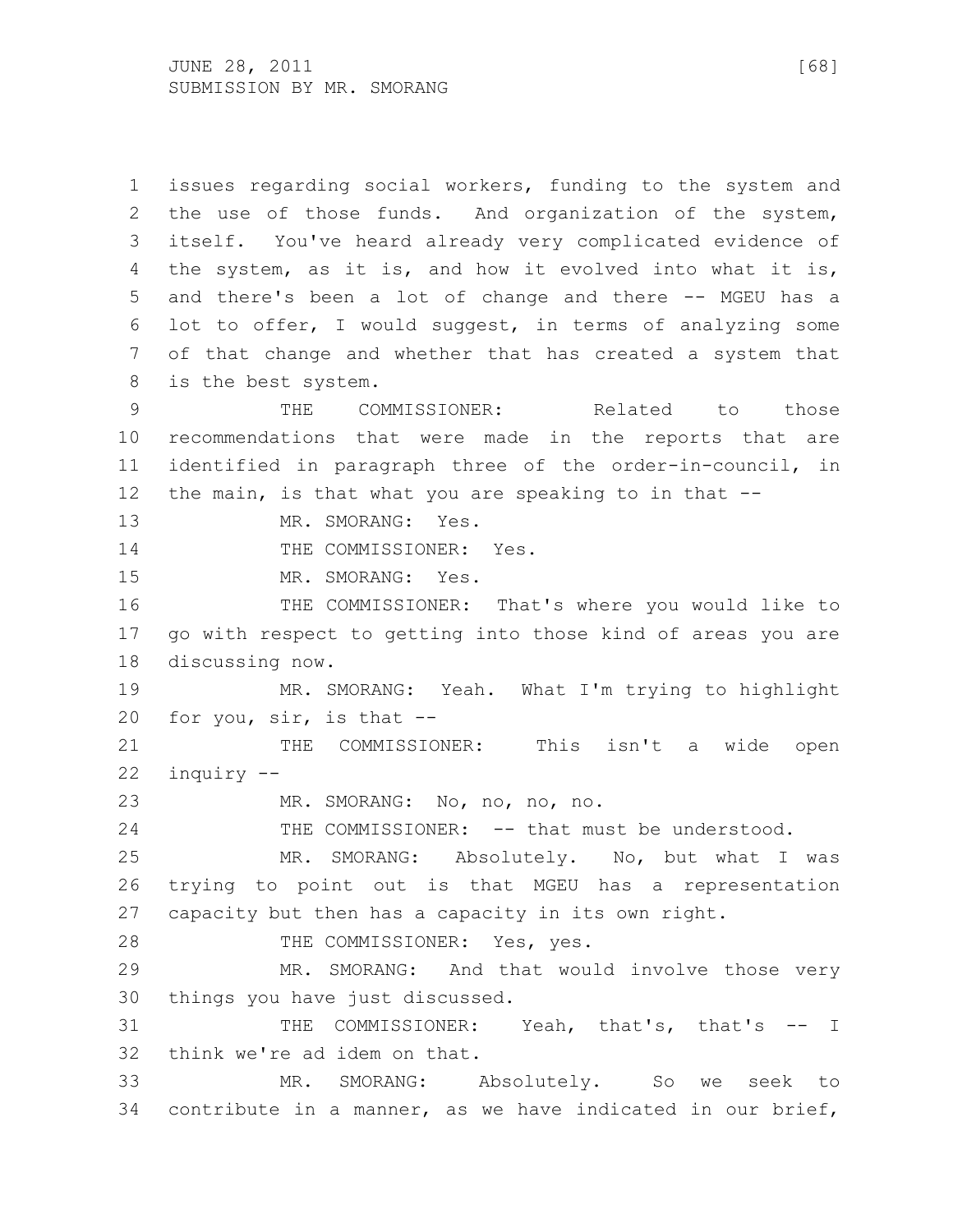issues regarding social workers, funding to the system and the use of those funds. And organization of the system, itself. You've heard already very complicated evidence of the system, as it is, and how it evolved into what it is, and there's been a lot of change and there -- MGEU has a lot to offer, I would suggest, in terms of analyzing some of that change and whether that has created a system that is the best system.

THE COMMISSIONER: Related to those recommendations that were made in the reports that are identified in paragraph three of the order-in-council, in the main, is that what you are speaking to in that --

MR. SMORANG: Yes.

THE COMMISSIONER: Yes.

MR. SMORANG: Yes.

THE COMMISSIONER: That's where you would like to go with respect to getting into those kind of areas you are discussing now.

MR. SMORANG: Yeah. What I'm trying to highlight for you, sir, is that --

THE COMMISSIONER: This isn't a wide open inquiry --

MR. SMORANG: No, no, no, no.

THE COMMISSIONER: -- that must be understood.

MR. SMORANG: Absolutely. No, but what I was trying to point out is that MGEU has a representation capacity but then has a capacity in its own right.

THE COMMISSIONER: Yes, yes.

MR. SMORANG: And that would involve those very things you have just discussed.

THE COMMISSIONER: Yeah, that's, that's -- I think we're ad idem on that.

MR. SMORANG: Absolutely. So we seek to contribute in a manner, as we have indicated in our brief,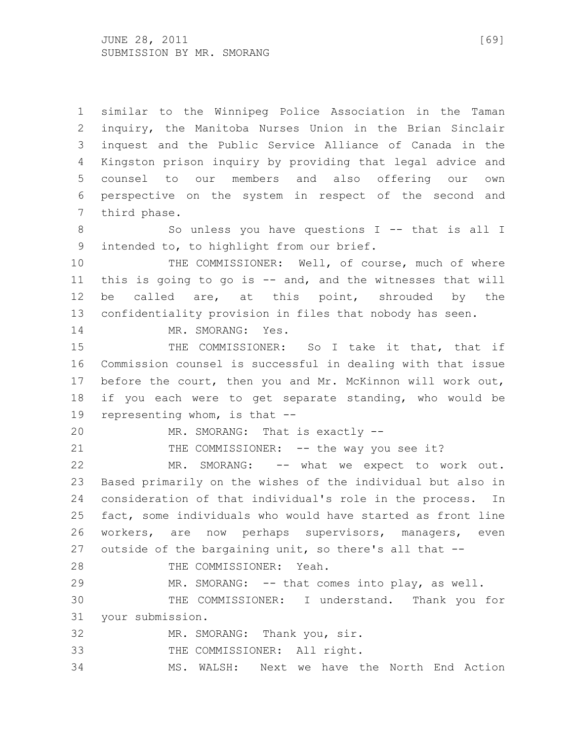similar to the Winnipeg Police Association in the Taman inquiry, the Manitoba Nurses Union in the Brian Sinclair inquest and the Public Service Alliance of Canada in the Kingston prison inquiry by providing that legal advice and counsel to our members and also offering our own perspective on the system in respect of the second and third phase.

So unless you have questions I -- that is all I intended to, to highlight from our brief.

THE COMMISSIONER: Well, of course, much of where this is going to go is -- and, and the witnesses that will be called are, at this point, shrouded by the confidentiality provision in files that nobody has seen.

MR. SMORANG: Yes.

THE COMMISSIONER: So I take it that, that if Commission counsel is successful in dealing with that issue before the court, then you and Mr. McKinnon will work out, if you each were to get separate standing, who would be representing whom, is that --

MR. SMORANG: That is exactly --

THE COMMISSIONER: -- the way you see it?

MR. SMORANG: -- what we expect to work out. Based primarily on the wishes of the individual but also in consideration of that individual's role in the process. In fact, some individuals who would have started as front line workers, are now perhaps supervisors, managers, even outside of the bargaining unit, so there's all that --

THE COMMISSIONER: Yeah.

MR. SMORANG: -- that comes into play, as well.

THE COMMISSIONER: I understand. Thank you for your submission.

MR. SMORANG: Thank you, sir.

THE COMMISSIONER: All right.

MS. WALSH: Next we have the North End Action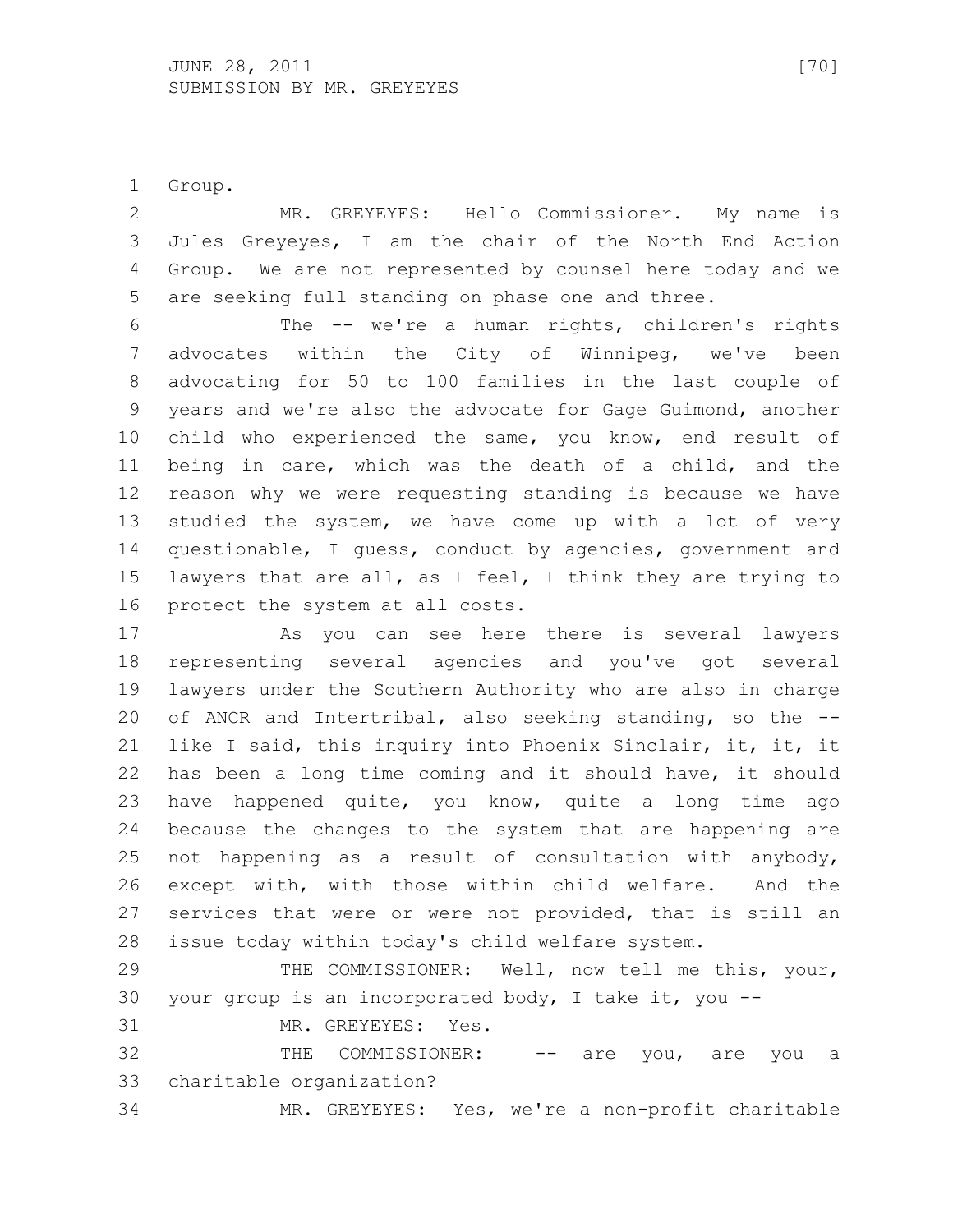Group.

MR. GREYEYES: Hello Commissioner. My name is Jules Greyeyes, I am the chair of the North End Action Group. We are not represented by counsel here today and we are seeking full standing on phase one and three.

The -- we're a human rights, children's rights advocates within the City of Winnipeg, we've been advocating for 50 to 100 families in the last couple of years and we're also the advocate for Gage Guimond, another child who experienced the same, you know, end result of being in care, which was the death of a child, and the reason why we were requesting standing is because we have studied the system, we have come up with a lot of very questionable, I guess, conduct by agencies, government and lawyers that are all, as I feel, I think they are trying to protect the system at all costs.

As you can see here there is several lawyers representing several agencies and you've got several lawyers under the Southern Authority who are also in charge of ANCR and Intertribal, also seeking standing, so the -- like I said, this inquiry into Phoenix Sinclair, it, it, it has been a long time coming and it should have, it should have happened quite, you know, quite a long time ago because the changes to the system that are happening are not happening as a result of consultation with anybody, except with, with those within child welfare. And the services that were or were not provided, that is still an issue today within today's child welfare system.

THE COMMISSIONER: Well, now tell me this, your, your group is an incorporated body, I take it, you --

MR. GREYEYES: Yes.

THE COMMISSIONER: -- are you, are you a charitable organization?

MR. GREYEYES: Yes, we're a non-profit charitable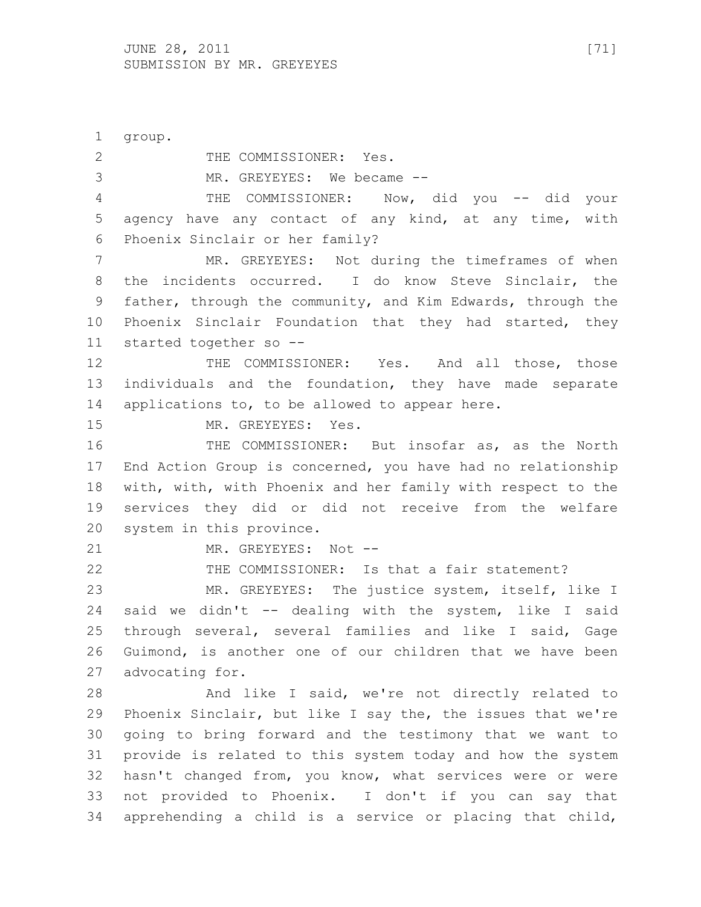group.

THE COMMISSIONER: Yes.

MR. GREYEYES: We became --

THE COMMISSIONER: Now, did you -- did your agency have any contact of any kind, at any time, with Phoenix Sinclair or her family?

MR. GREYEYES: Not during the timeframes of when the incidents occurred. I do know Steve Sinclair, the father, through the community, and Kim Edwards, through the Phoenix Sinclair Foundation that they had started, they started together so --

THE COMMISSIONER: Yes. And all those, those individuals and the foundation, they have made separate applications to, to be allowed to appear here.

MR. GREYEYES: Yes.

THE COMMISSIONER: But insofar as, as the North End Action Group is concerned, you have had no relationship with, with, with Phoenix and her family with respect to the services they did or did not receive from the welfare system in this province.

MR. GREYEYES: Not --

THE COMMISSIONER: Is that a fair statement?

MR. GREYEYES: The justice system, itself, like I said we didn't -- dealing with the system, like I said through several, several families and like I said, Gage Guimond, is another one of our children that we have been advocating for.

And like I said, we're not directly related to Phoenix Sinclair, but like I say the, the issues that we're going to bring forward and the testimony that we want to provide is related to this system today and how the system hasn't changed from, you know, what services were or were not provided to Phoenix. I don't if you can say that apprehending a child is a service or placing that child,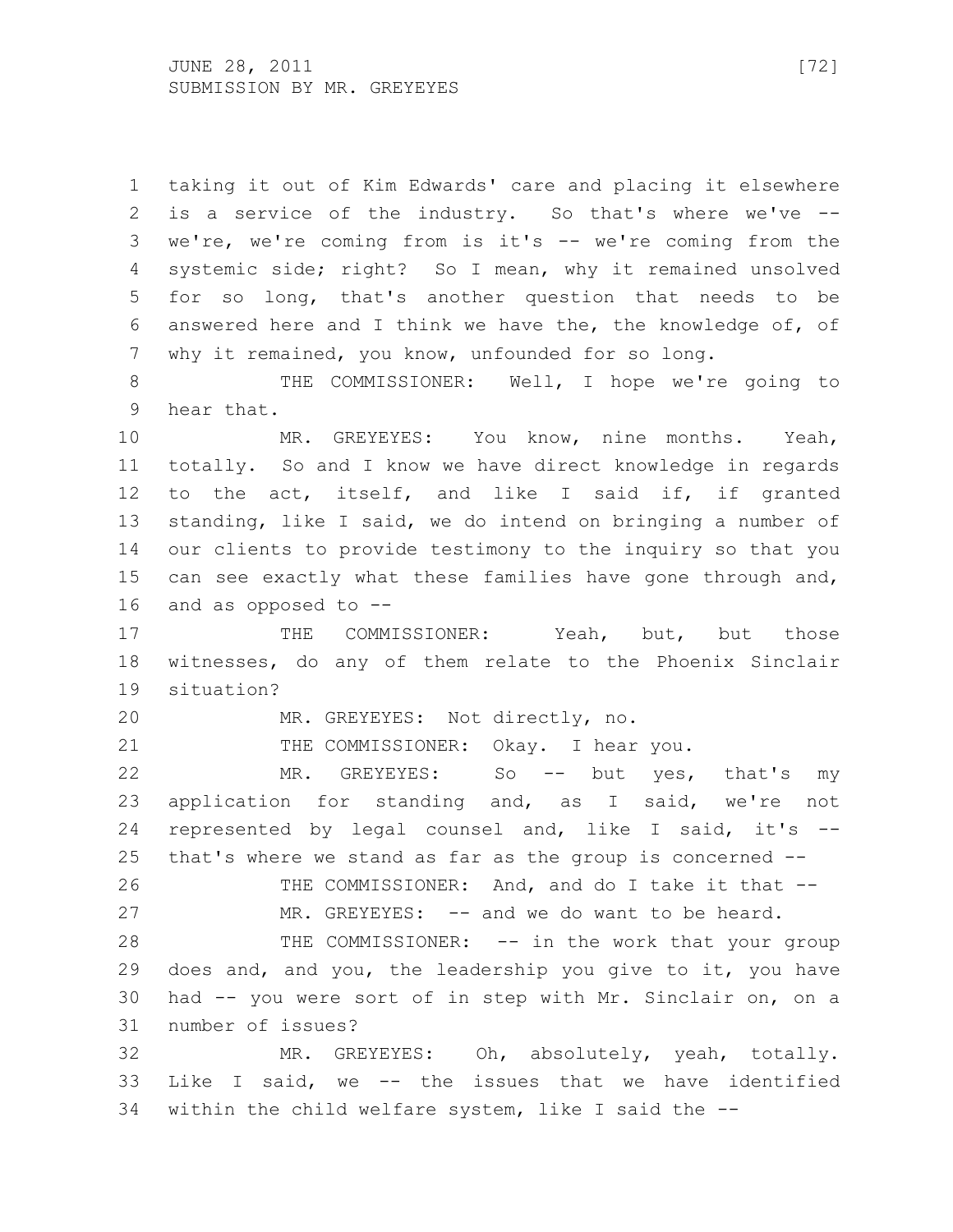taking it out of Kim Edwards' care and placing it elsewhere is a service of the industry. So that's where we've -- we're, we're coming from is it's -- we're coming from the systemic side; right? So I mean, why it remained unsolved for so long, that's another question that needs to be answered here and I think we have the, the knowledge of, of why it remained, you know, unfounded for so long.

THE COMMISSIONER: Well, I hope we're going to hear that.

MR. GREYEYES: You know, nine months. Yeah, totally. So and I know we have direct knowledge in regards to the act, itself, and like I said if, if granted standing, like I said, we do intend on bringing a number of our clients to provide testimony to the inquiry so that you can see exactly what these families have gone through and, and as opposed to --

THE COMMISSIONER: Yeah, but, but those witnesses, do any of them relate to the Phoenix Sinclair situation?

MR. GREYEYES: Not directly, no.

THE COMMISSIONER: Okay. I hear you.

MR. GREYEYES: So -- but yes, that's my application for standing and, as I said, we're not represented by legal counsel and, like I said, it's -- that's where we stand as far as the group is concerned --

THE COMMISSIONER: And, and do I take it that --

MR. GREYEYES: -- and we do want to be heard.

THE COMMISSIONER: -- in the work that your group does and, and you, the leadership you give to it, you have had -- you were sort of in step with Mr. Sinclair on, on a number of issues?

MR. GREYEYES: Oh, absolutely, yeah, totally. Like I said, we -- the issues that we have identified within the child welfare system, like I said the --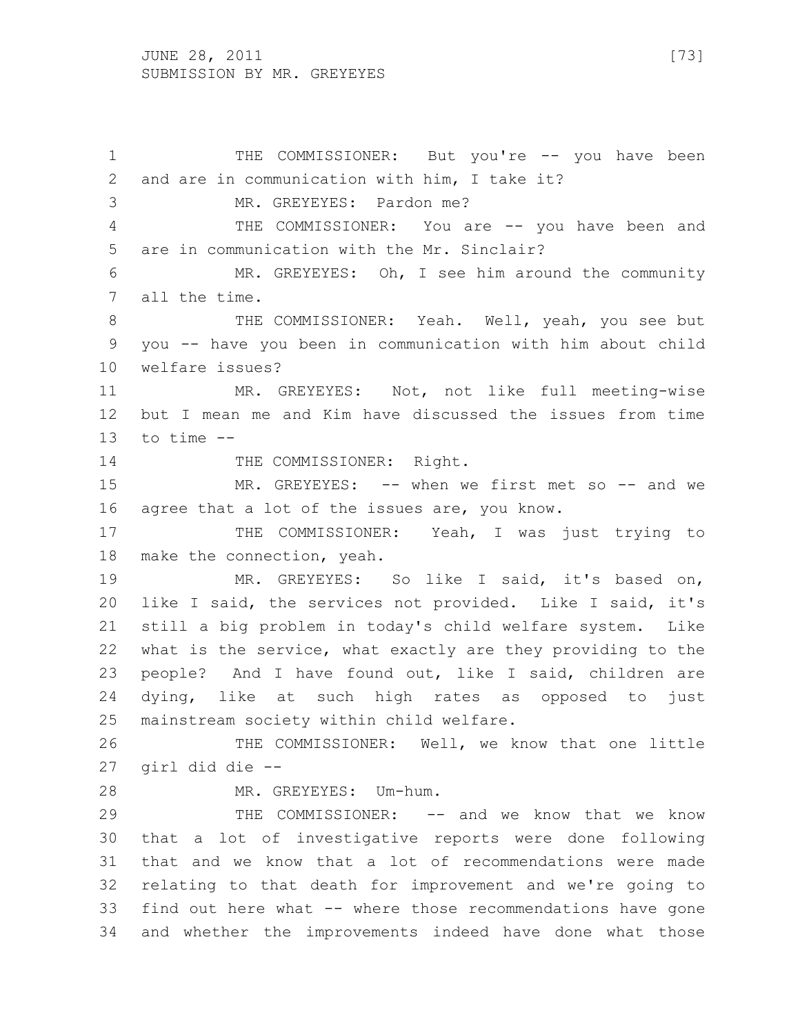THE COMMISSIONER: But you're -- you have been and are in communication with him, I take it?

MR. GREYEYES: Pardon me?

THE COMMISSIONER: You are -- you have been and are in communication with the Mr. Sinclair?

MR. GREYEYES: Oh, I see him around the community all the time.

THE COMMISSIONER: Yeah. Well, yeah, you see but you -- have you been in communication with him about child welfare issues?

MR. GREYEYES: Not, not like full meeting-wise but I mean me and Kim have discussed the issues from time to time --

THE COMMISSIONER: Right.

MR. GREYEYES: -- when we first met so -- and we agree that a lot of the issues are, you know.

THE COMMISSIONER: Yeah, I was just trying to make the connection, yeah.

MR. GREYEYES: So like I said, it's based on, like I said, the services not provided. Like I said, it's still a big problem in today's child welfare system. Like what is the service, what exactly are they providing to the people? And I have found out, like I said, children are dying, like at such high rates as opposed to just mainstream society within child welfare.

THE COMMISSIONER: Well, we know that one little girl did die --

MR. GREYEYES: Um-hum.

THE COMMISSIONER: -- and we know that we know that a lot of investigative reports were done following that and we know that a lot of recommendations were made relating to that death for improvement and we're going to find out here what -- where those recommendations have gone and whether the improvements indeed have done what those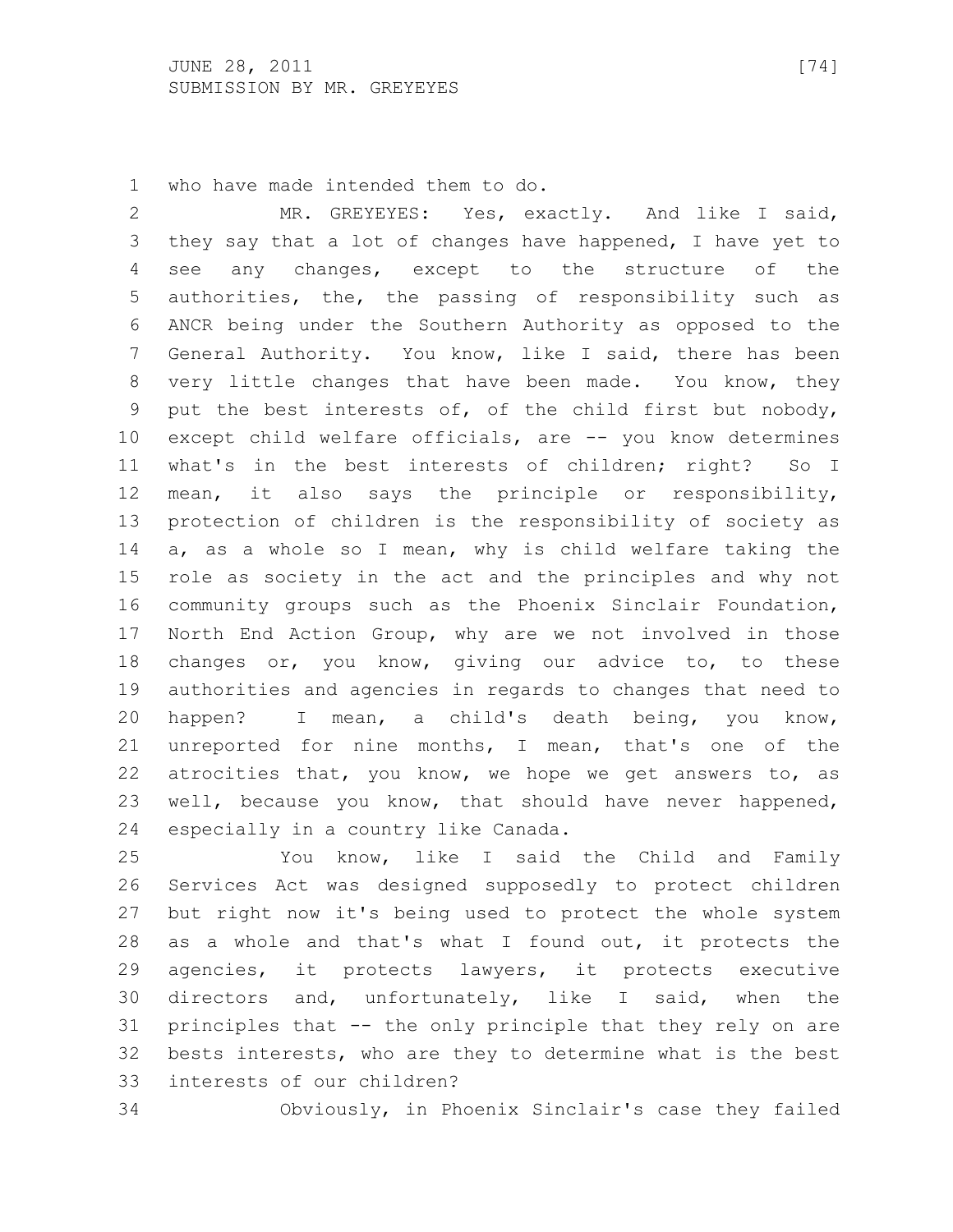who have made intended them to do.

MR. GREYEYES: Yes, exactly. And like I said, they say that a lot of changes have happened, I have yet to see any changes, except to the structure of the authorities, the, the passing of responsibility such as ANCR being under the Southern Authority as opposed to the General Authority. You know, like I said, there has been very little changes that have been made. You know, they put the best interests of, of the child first but nobody, except child welfare officials, are -- you know determines what's in the best interests of children; right? So I mean, it also says the principle or responsibility, protection of children is the responsibility of society as a, as a whole so I mean, why is child welfare taking the role as society in the act and the principles and why not community groups such as the Phoenix Sinclair Foundation, North End Action Group, why are we not involved in those changes or, you know, giving our advice to, to these authorities and agencies in regards to changes that need to happen? I mean, a child's death being, you know, unreported for nine months, I mean, that's one of the atrocities that, you know, we hope we get answers to, as well, because you know, that should have never happened, especially in a country like Canada.

You know, like I said the Child and Family Services Act was designed supposedly to protect children but right now it's being used to protect the whole system as a whole and that's what I found out, it protects the agencies, it protects lawyers, it protects executive directors and, unfortunately, like I said, when the principles that -- the only principle that they rely on are bests interests, who are they to determine what is the best interests of our children?

Obviously, in Phoenix Sinclair's case they failed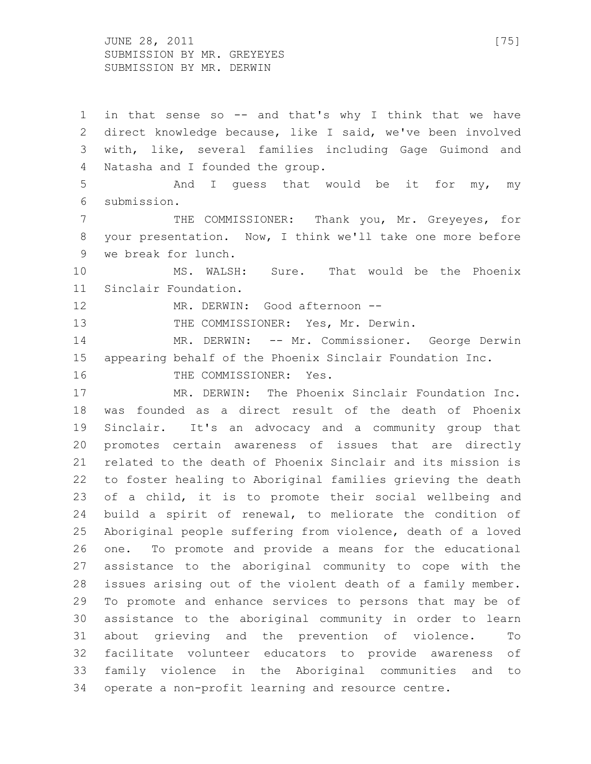in that sense so -- and that's why I think that we have direct knowledge because, like I said, we've been involved with, like, several families including Gage Guimond and Natasha and I founded the group.

And I guess that would be it for my, my submission.

THE COMMISSIONER: Thank you, Mr. Greyeyes, for your presentation. Now, I think we'll take one more before we break for lunch.

MS. WALSH: Sure. That would be the Phoenix Sinclair Foundation.

MR. DERWIN: Good afternoon --

THE COMMISSIONER: Yes, Mr. Derwin.

MR. DERWIN: -- Mr. Commissioner. George Derwin appearing behalf of the Phoenix Sinclair Foundation Inc.

THE COMMISSIONER: Yes.

MR. DERWIN: The Phoenix Sinclair Foundation Inc. was founded as a direct result of the death of Phoenix Sinclair. It's an advocacy and a community group that promotes certain awareness of issues that are directly related to the death of Phoenix Sinclair and its mission is to foster healing to Aboriginal families grieving the death of a child, it is to promote their social wellbeing and build a spirit of renewal, to meliorate the condition of Aboriginal people suffering from violence, death of a loved one. To promote and provide a means for the educational assistance to the aboriginal community to cope with the issues arising out of the violent death of a family member. To promote and enhance services to persons that may be of assistance to the aboriginal community in order to learn about grieving and the prevention of violence. To facilitate volunteer educators to provide awareness of family violence in the Aboriginal communities and to operate a non-profit learning and resource centre.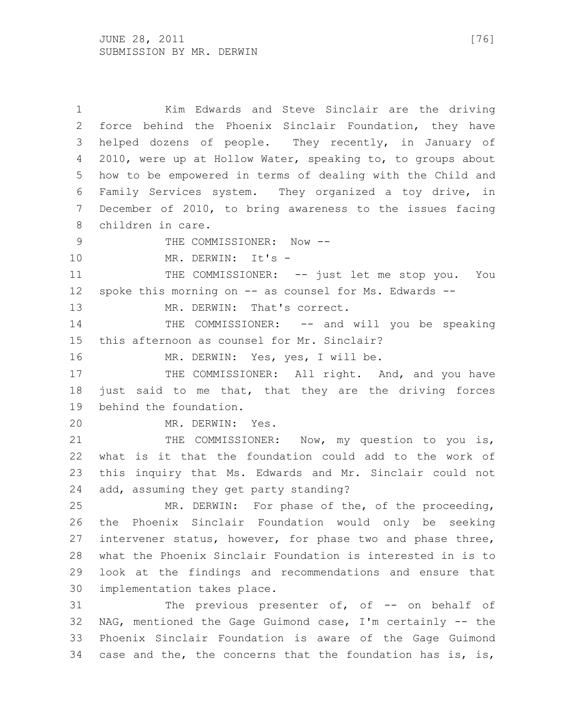Kim Edwards and Steve Sinclair are the driving force behind the Phoenix Sinclair Foundation, they have helped dozens of people. They recently, in January of 2010, were up at Hollow Water, speaking to, to groups about how to be empowered in terms of dealing with the Child and Family Services system. They organized a toy drive, in December of 2010, to bring awareness to the issues facing children in care.

THE COMMISSIONER: Now --

MR. DERWIN: It's -

THE COMMISSIONER: -- just let me stop you. You spoke this morning on -- as counsel for Ms. Edwards --

MR. DERWIN: That's correct.

THE COMMISSIONER: -- and will you be speaking this afternoon as counsel for Mr. Sinclair?

MR. DERWIN: Yes, yes, I will be.

THE COMMISSIONER: All right. And, and you have just said to me that, that they are the driving forces behind the foundation.

MR. DERWIN: Yes.

THE COMMISSIONER: Now, my question to you is, what is it that the foundation could add to the work of this inquiry that Ms. Edwards and Mr. Sinclair could not add, assuming they get party standing?

MR. DERWIN: For phase of the, of the proceeding, the Phoenix Sinclair Foundation would only be seeking intervener status, however, for phase two and phase three, what the Phoenix Sinclair Foundation is interested in is to look at the findings and recommendations and ensure that implementation takes place.

The previous presenter of, of -- on behalf of NAG, mentioned the Gage Guimond case, I'm certainly -- the Phoenix Sinclair Foundation is aware of the Gage Guimond case and the, the concerns that the foundation has is, is,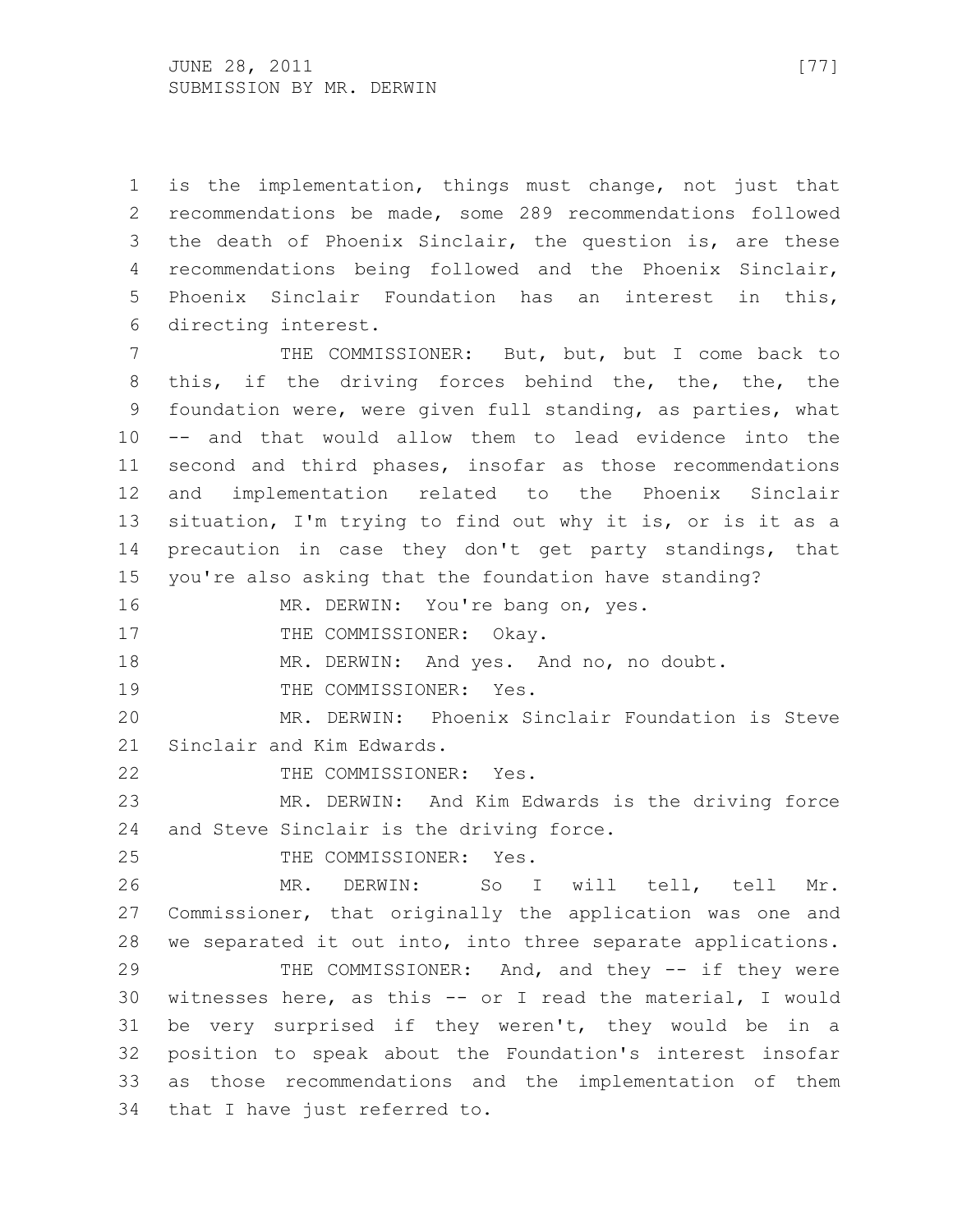is the implementation, things must change, not just that recommendations be made, some 289 recommendations followed the death of Phoenix Sinclair, the question is, are these recommendations being followed and the Phoenix Sinclair, Phoenix Sinclair Foundation has an interest in this, directing interest.

THE COMMISSIONER: But, but, but I come back to this, if the driving forces behind the, the, the, the foundation were, were given full standing, as parties, what -- and that would allow them to lead evidence into the second and third phases, insofar as those recommendations and implementation related to the Phoenix Sinclair situation, I'm trying to find out why it is, or is it as a precaution in case they don't get party standings, that you're also asking that the foundation have standing?

MR. DERWIN: You're bang on, yes.

THE COMMISSIONER: Okay.

MR. DERWIN: And yes. And no, no doubt.

THE COMMISSIONER: Yes.

MR. DERWIN: Phoenix Sinclair Foundation is Steve Sinclair and Kim Edwards.

THE COMMISSIONER: Yes.

MR. DERWIN: And Kim Edwards is the driving force and Steve Sinclair is the driving force.

THE COMMISSIONER: Yes.

MR. DERWIN: So I will tell, tell Mr. Commissioner, that originally the application was one and we separated it out into, into three separate applications.

THE COMMISSIONER: And, and they -- if they were witnesses here, as this -- or I read the material, I would be very surprised if they weren't, they would be in a position to speak about the Foundation's interest insofar as those recommendations and the implementation of them that I have just referred to.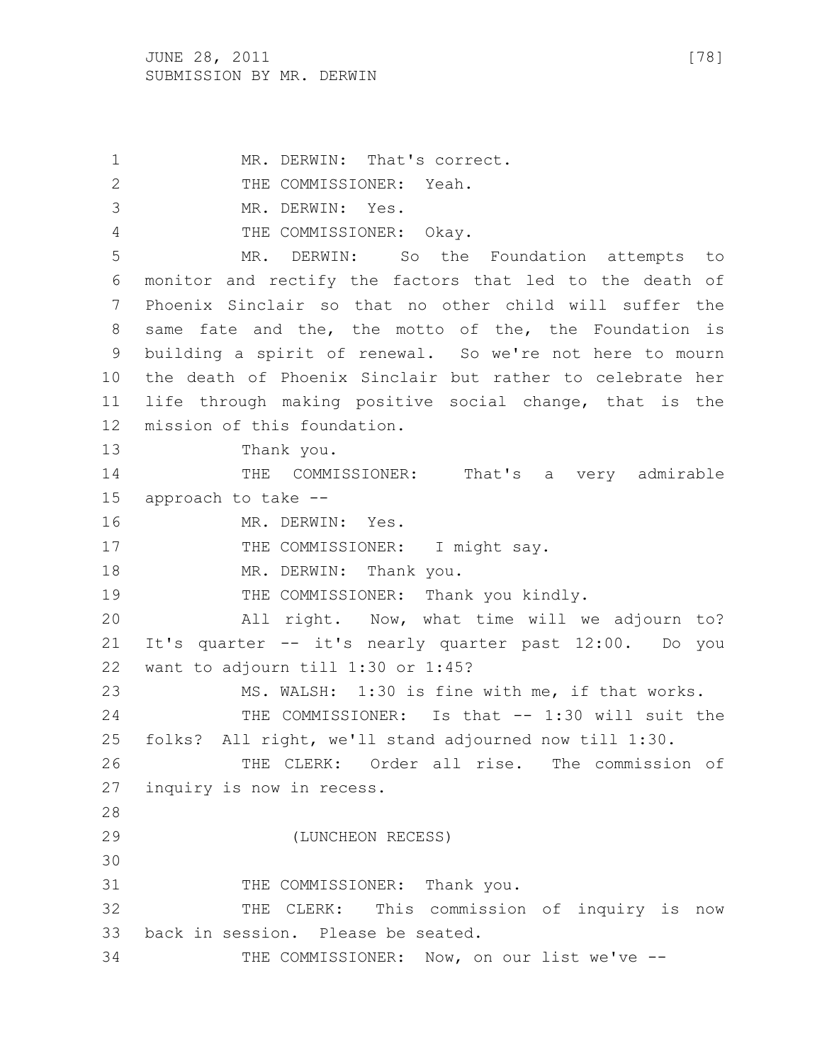MR. DERWIN: That's correct.

THE COMMISSIONER: Yeah.

MR. DERWIN: Yes.

THE COMMISSIONER: Okay.

MR. DERWIN: So the Foundation attempts to monitor and rectify the factors that led to the death of Phoenix Sinclair so that no other child will suffer the same fate and the, the motto of the, the Foundation is building a spirit of renewal. So we're not here to mourn the death of Phoenix Sinclair but rather to celebrate her life through making positive social change, that is the mission of this foundation.

Thank you.

THE COMMISSIONER: That's a very admirable approach to take --

MR. DERWIN: Yes.

THE COMMISSIONER: I might say.

MR. DERWIN: Thank you.

THE COMMISSIONER: Thank you kindly.

All right. Now, what time will we adjourn to? It's quarter -- it's nearly quarter past 12:00. Do you want to adjourn till 1:30 or 1:45?

MS. WALSH: 1:30 is fine with me, if that works.

THE COMMISSIONER: Is that -- 1:30 will suit the folks? All right, we'll stand adjourned now till 1:30.

THE CLERK: Order all rise. The commission of inquiry is now in recess.

(LUNCHEON RECESS)

THE COMMISSIONER: Thank you.

THE CLERK: This commission of inquiry is now back in session. Please be seated.

THE COMMISSIONER: Now, on our list we've --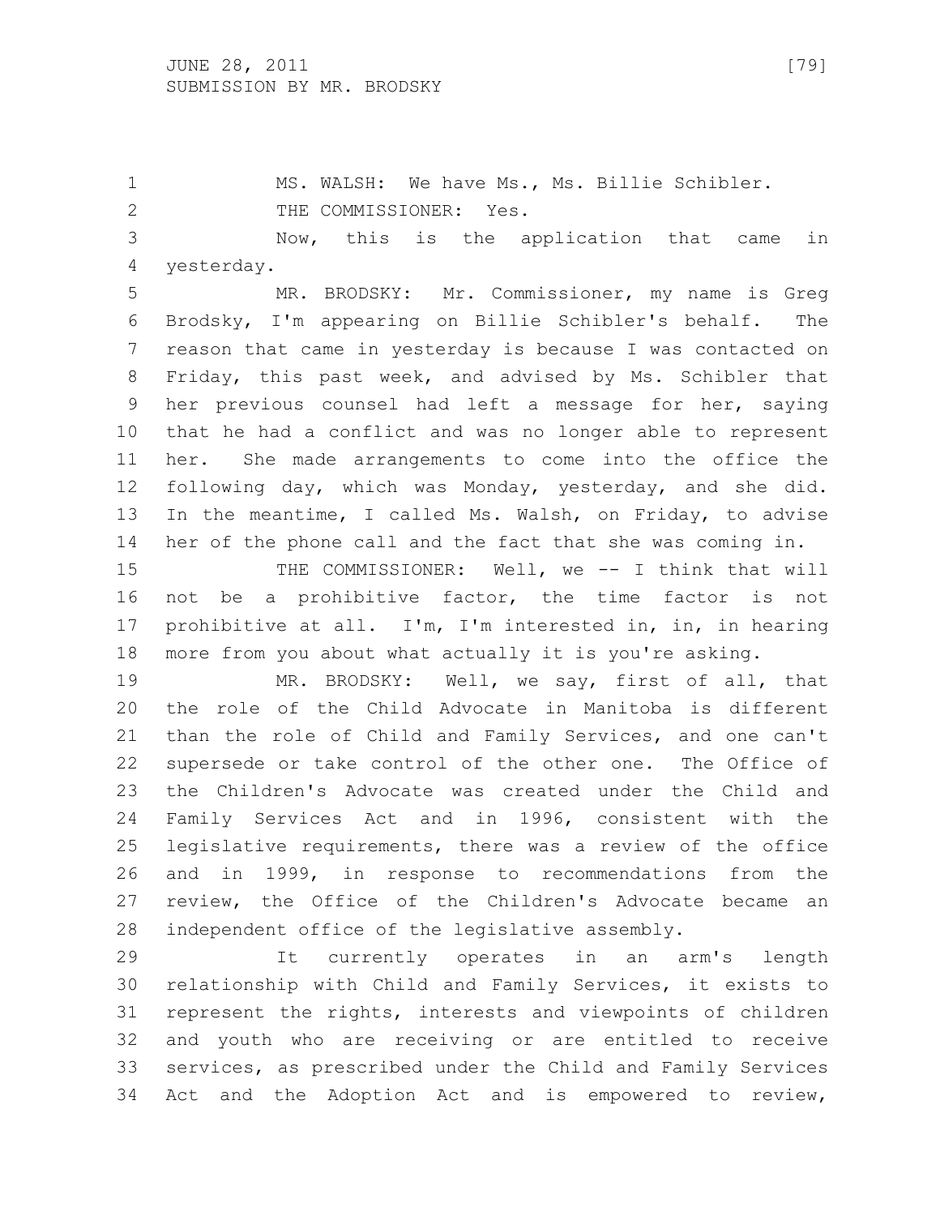MS. WALSH: We have Ms., Ms. Billie Schibler.

THE COMMISSIONER: Yes.

Now, this is the application that came in yesterday.

MR. BRODSKY: Mr. Commissioner, my name is Greg Brodsky, I'm appearing on Billie Schibler's behalf. The reason that came in yesterday is because I was contacted on Friday, this past week, and advised by Ms. Schibler that her previous counsel had left a message for her, saying that he had a conflict and was no longer able to represent her. She made arrangements to come into the office the following day, which was Monday, yesterday, and she did. In the meantime, I called Ms. Walsh, on Friday, to advise her of the phone call and the fact that she was coming in.

THE COMMISSIONER: Well, we -- I think that will not be a prohibitive factor, the time factor is not prohibitive at all. I'm, I'm interested in, in, in hearing more from you about what actually it is you're asking.

MR. BRODSKY: Well, we say, first of all, that the role of the Child Advocate in Manitoba is different than the role of Child and Family Services, and one can't supersede or take control of the other one. The Office of the Children's Advocate was created under the Child and Family Services Act and in 1996, consistent with the legislative requirements, there was a review of the office and in 1999, in response to recommendations from the review, the Office of the Children's Advocate became an independent office of the legislative assembly.

It currently operates in an arm's length relationship with Child and Family Services, it exists to represent the rights, interests and viewpoints of children and youth who are receiving or are entitled to receive services, as prescribed under the Child and Family Services Act and the Adoption Act and is empowered to review,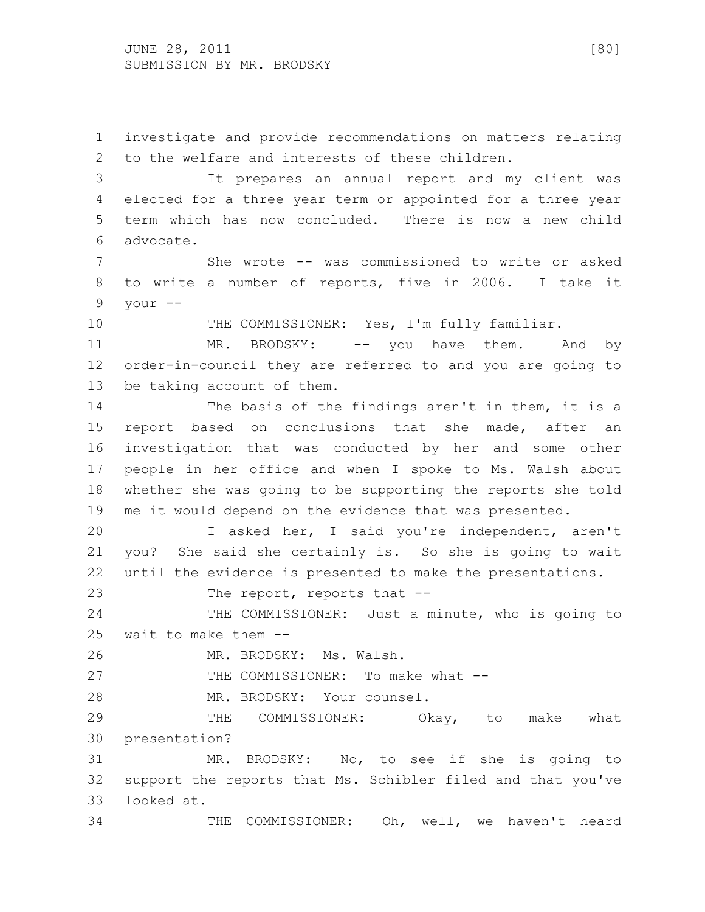investigate and provide recommendations on matters relating to the welfare and interests of these children.

It prepares an annual report and my client was elected for a three year term or appointed for a three year term which has now concluded. There is now a new child advocate.

She wrote -- was commissioned to write or asked to write a number of reports, five in 2006. I take it your --

THE COMMISSIONER: Yes, I'm fully familiar.

MR. BRODSKY: -- you have them. And by order-in-council they are referred to and you are going to be taking account of them.

The basis of the findings aren't in them, it is a report based on conclusions that she made, after an investigation that was conducted by her and some other people in her office and when I spoke to Ms. Walsh about whether she was going to be supporting the reports she told me it would depend on the evidence that was presented.

I asked her, I said you're independent, aren't you? She said she certainly is. So she is going to wait until the evidence is presented to make the presentations.

The report, reports that --

THE COMMISSIONER: Just a minute, who is going to wait to make them --

MR. BRODSKY: Ms. Walsh.

THE COMMISSIONER: To make what --

MR. BRODSKY: Your counsel.

THE COMMISSIONER: Okay, to make what presentation?

MR. BRODSKY: No, to see if she is going to support the reports that Ms. Schibler filed and that you've looked at.

THE COMMISSIONER: Oh, well, we haven't heard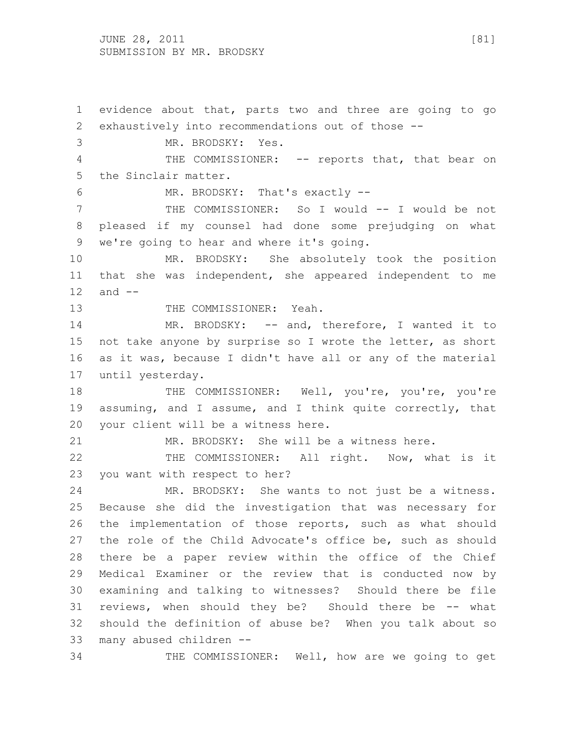evidence about that, parts two and three are going to go exhaustively into recommendations out of those --

MR. BRODSKY: Yes.

THE COMMISSIONER: -- reports that, that bear on the Sinclair matter.

MR. BRODSKY: That's exactly --

THE COMMISSIONER: So I would -- I would be not pleased if my counsel had done some prejudging on what we're going to hear and where it's going.

MR. BRODSKY: She absolutely took the position that she was independent, she appeared independent to me and --

THE COMMISSIONER: Yeah.

MR. BRODSKY: -- and, therefore, I wanted it to not take anyone by surprise so I wrote the letter, as short as it was, because I didn't have all or any of the material until yesterday.

THE COMMISSIONER: Well, you're, you're, you're assuming, and I assume, and I think quite correctly, that your client will be a witness here.

MR. BRODSKY: She will be a witness here.

THE COMMISSIONER: All right. Now, what is it you want with respect to her?

MR. BRODSKY: She wants to not just be a witness. Because she did the investigation that was necessary for the implementation of those reports, such as what should the role of the Child Advocate's office be, such as should there be a paper review within the office of the Chief Medical Examiner or the review that is conducted now by examining and talking to witnesses? Should there be file reviews, when should they be? Should there be -- what should the definition of abuse be? When you talk about so many abused children --

THE COMMISSIONER: Well, how are we going to get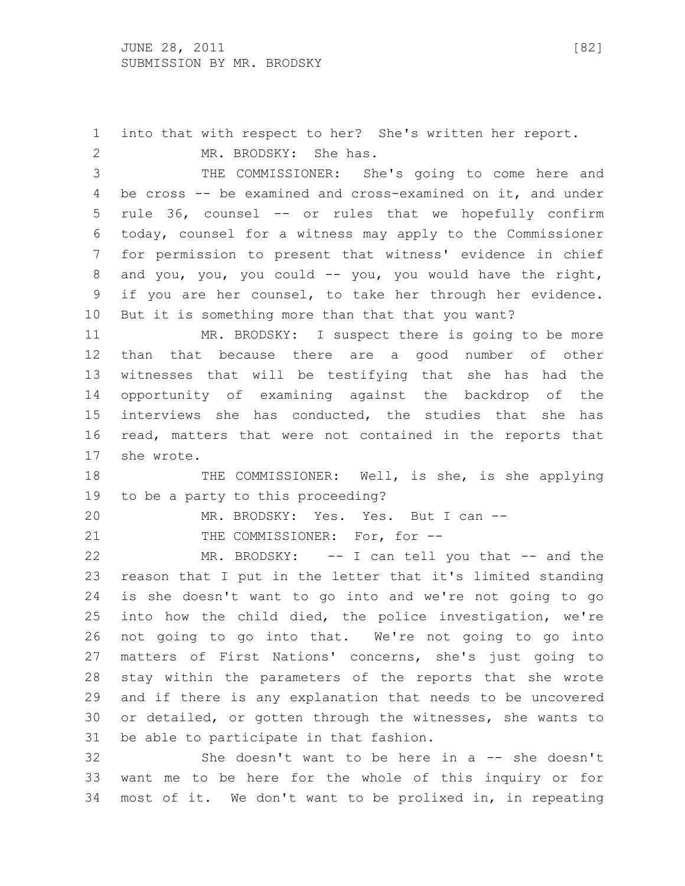into that with respect to her? She's written her report.

MR. BRODSKY: She has.

THE COMMISSIONER: She's going to come here and be cross -- be examined and cross-examined on it, and under rule 36, counsel -- or rules that we hopefully confirm today, counsel for a witness may apply to the Commissioner for permission to present that witness' evidence in chief and you, you, you could -- you, you would have the right, if you are her counsel, to take her through her evidence. But it is something more than that that you want?

MR. BRODSKY: I suspect there is going to be more than that because there are a good number of other witnesses that will be testifying that she has had the opportunity of examining against the backdrop of the interviews she has conducted, the studies that she has read, matters that were not contained in the reports that she wrote.

THE COMMISSIONER: Well, is she, is she applying to be a party to this proceeding?

MR. BRODSKY: Yes. Yes. But I can --

THE COMMISSIONER: For, for --

MR. BRODSKY: -- I can tell you that -- and the reason that I put in the letter that it's limited standing is she doesn't want to go into and we're not going to go into how the child died, the police investigation, we're not going to go into that. We're not going to go into matters of First Nations' concerns, she's just going to stay within the parameters of the reports that she wrote and if there is any explanation that needs to be uncovered or detailed, or gotten through the witnesses, she wants to be able to participate in that fashion.

She doesn't want to be here in a -- she doesn't want me to be here for the whole of this inquiry or for most of it. We don't want to be prolixed in, in repeating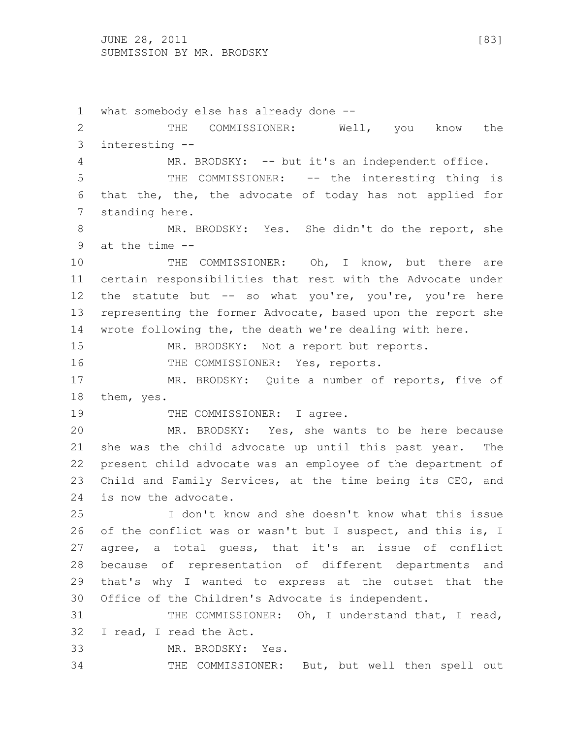what somebody else has already done --

THE COMMISSIONER: Well, you know the interesting --

MR. BRODSKY: -- but it's an independent office.

THE COMMISSIONER: -- the interesting thing is that the, the, the advocate of today has not applied for standing here.

MR. BRODSKY: Yes. She didn't do the report, she at the time --

THE COMMISSIONER: Oh, I know, but there are certain responsibilities that rest with the Advocate under the statute but -- so what you're, you're, you're here representing the former Advocate, based upon the report she wrote following the, the death we're dealing with here.

MR. BRODSKY: Not a report but reports.

THE COMMISSIONER: Yes, reports.

MR. BRODSKY: Quite a number of reports, five of them, yes.

THE COMMISSIONER: I agree.

MR. BRODSKY: Yes, she wants to be here because she was the child advocate up until this past year. The present child advocate was an employee of the department of Child and Family Services, at the time being its CEO, and is now the advocate.

I don't know and she doesn't know what this issue of the conflict was or wasn't but I suspect, and this is, I agree, a total guess, that it's an issue of conflict because of representation of different departments and that's why I wanted to express at the outset that the Office of the Children's Advocate is independent.

THE COMMISSIONER: Oh, I understand that, I read, I read, I read the Act.

MR. BRODSKY: Yes.

THE COMMISSIONER: But, but well then spell out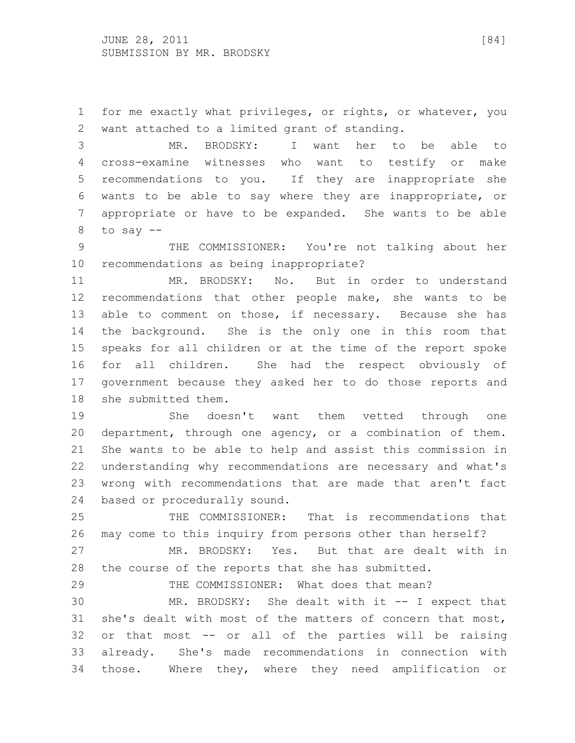for me exactly what privileges, or rights, or whatever, you want attached to a limited grant of standing.

MR. BRODSKY: I want her to be able to cross-examine witnesses who want to testify or make recommendations to you. If they are inappropriate she wants to be able to say where they are inappropriate, or appropriate or have to be expanded. She wants to be able to say --

THE COMMISSIONER: You're not talking about her recommendations as being inappropriate?

MR. BRODSKY: No. But in order to understand recommendations that other people make, she wants to be able to comment on those, if necessary. Because she has the background. She is the only one in this room that speaks for all children or at the time of the report spoke for all children. She had the respect obviously of government because they asked her to do those reports and she submitted them.

She doesn't want them vetted through one department, through one agency, or a combination of them. She wants to be able to help and assist this commission in understanding why recommendations are necessary and what's wrong with recommendations that are made that aren't fact based or procedurally sound.

THE COMMISSIONER: That is recommendations that may come to this inquiry from persons other than herself?

MR. BRODSKY: Yes. But that are dealt with in the course of the reports that she has submitted.

THE COMMISSIONER: What does that mean?

MR. BRODSKY: She dealt with it -- I expect that she's dealt with most of the matters of concern that most, or that most -- or all of the parties will be raising already. She's made recommendations in connection with those. Where they, where they need amplification or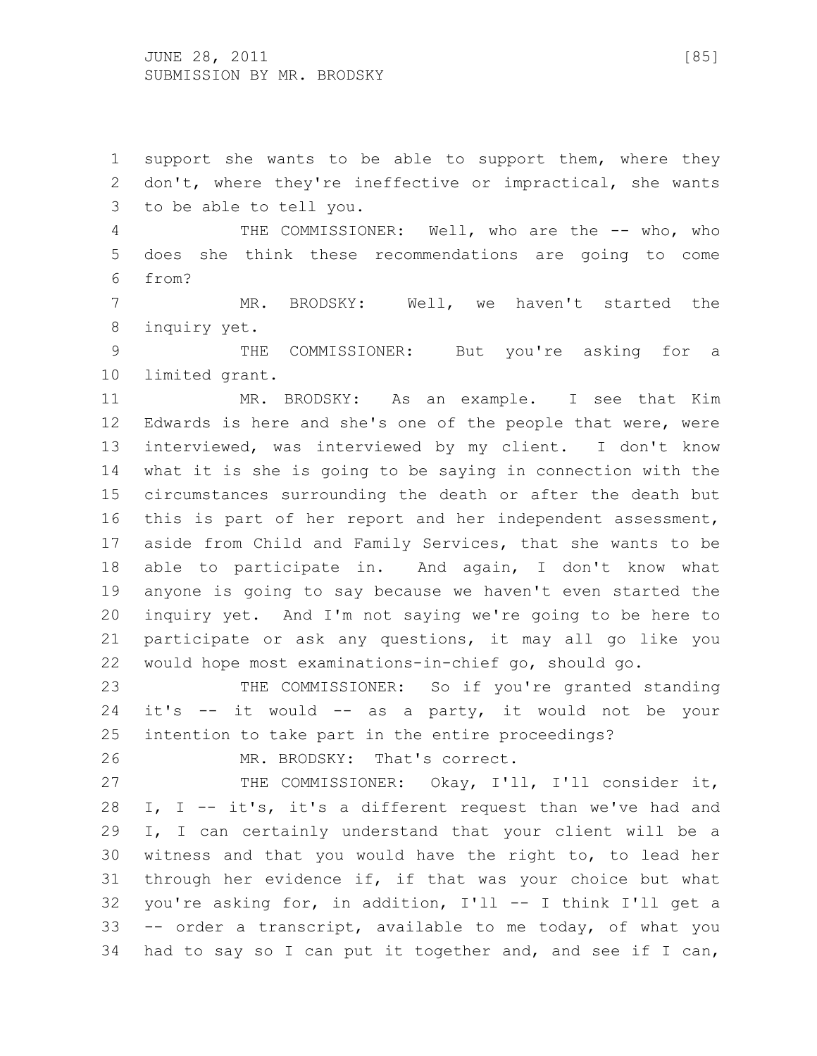support she wants to be able to support them, where they don't, where they're ineffective or impractical, she wants to be able to tell you.

THE COMMISSIONER: Well, who are the -- who, who does she think these recommendations are going to come from?

MR. BRODSKY: Well, we haven't started the inquiry yet.

THE COMMISSIONER: But you're asking for a limited grant.

MR. BRODSKY: As an example. I see that Kim Edwards is here and she's one of the people that were, were interviewed, was interviewed by my client. I don't know what it is she is going to be saying in connection with the circumstances surrounding the death or after the death but this is part of her report and her independent assessment, aside from Child and Family Services, that she wants to be able to participate in. And again, I don't know what anyone is going to say because we haven't even started the inquiry yet. And I'm not saying we're going to be here to participate or ask any questions, it may all go like you would hope most examinations-in-chief go, should go.

THE COMMISSIONER: So if you're granted standing it's -- it would -- as a party, it would not be your intention to take part in the entire proceedings?

MR. BRODSKY: That's correct.

THE COMMISSIONER: Okay, I'll, I'll consider it, I, I -- it's, it's a different request than we've had and I, I can certainly understand that your client will be a witness and that you would have the right to, to lead her through her evidence if, if that was your choice but what you're asking for, in addition, I'll -- I think I'll get a -- order a transcript, available to me today, of what you had to say so I can put it together and, and see if I can,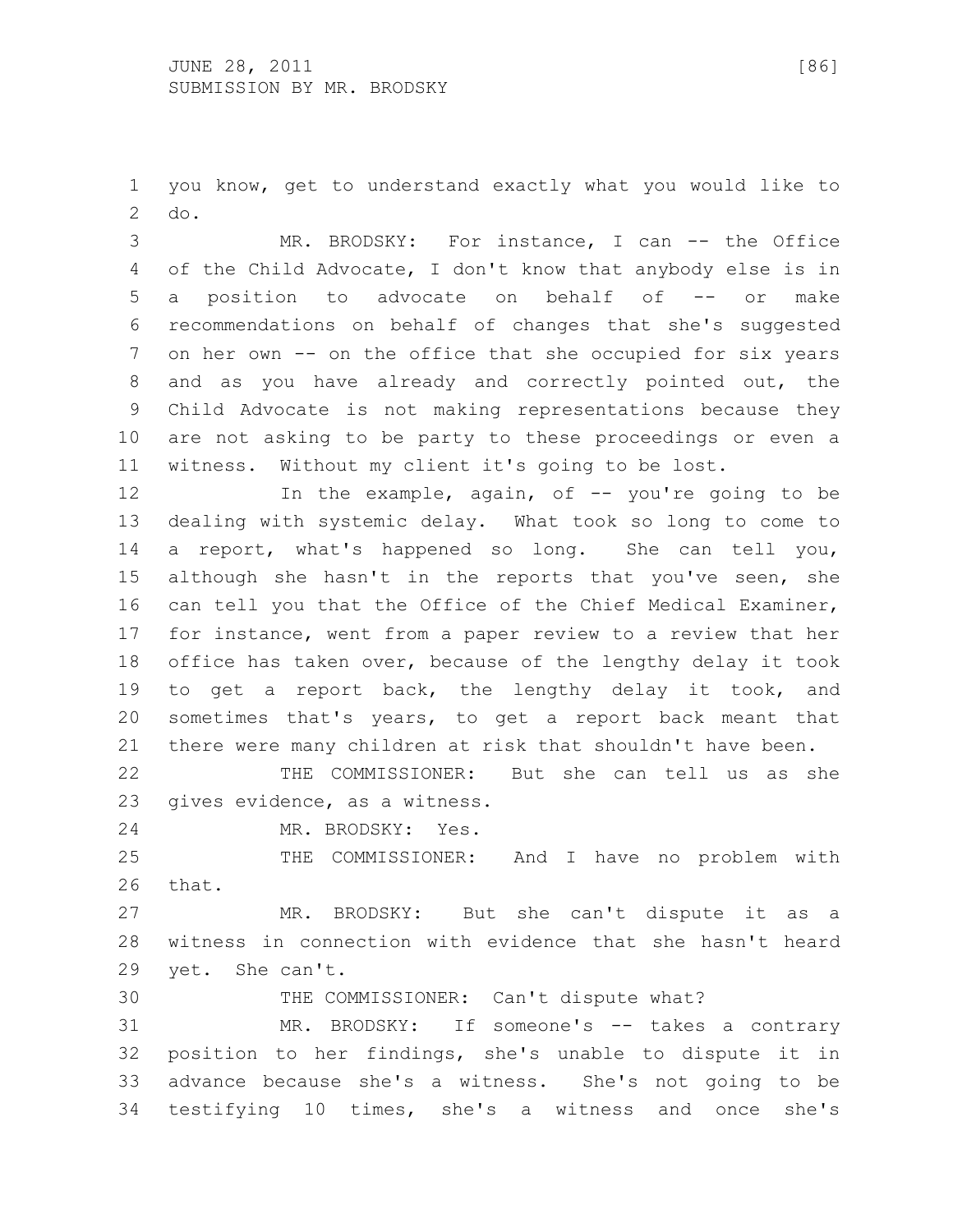you know, get to understand exactly what you would like to do.

MR. BRODSKY: For instance, I can -- the Office of the Child Advocate, I don't know that anybody else is in a position to advocate on behalf of -- or make recommendations on behalf of changes that she's suggested on her own -- on the office that she occupied for six years and as you have already and correctly pointed out, the Child Advocate is not making representations because they are not asking to be party to these proceedings or even a witness. Without my client it's going to be lost.

In the example, again, of -- you're going to be dealing with systemic delay. What took so long to come to a report, what's happened so long. She can tell you, although she hasn't in the reports that you've seen, she can tell you that the Office of the Chief Medical Examiner, for instance, went from a paper review to a review that her office has taken over, because of the lengthy delay it took to get a report back, the lengthy delay it took, and sometimes that's years, to get a report back meant that there were many children at risk that shouldn't have been.

THE COMMISSIONER: But she can tell us as she gives evidence, as a witness.

MR. BRODSKY: Yes.

THE COMMISSIONER: And I have no problem with that.

MR. BRODSKY: But she can't dispute it as a witness in connection with evidence that she hasn't heard yet. She can't.

THE COMMISSIONER: Can't dispute what?

MR. BRODSKY: If someone's -- takes a contrary position to her findings, she's unable to dispute it in advance because she's a witness. She's not going to be testifying 10 times, she's a witness and once she's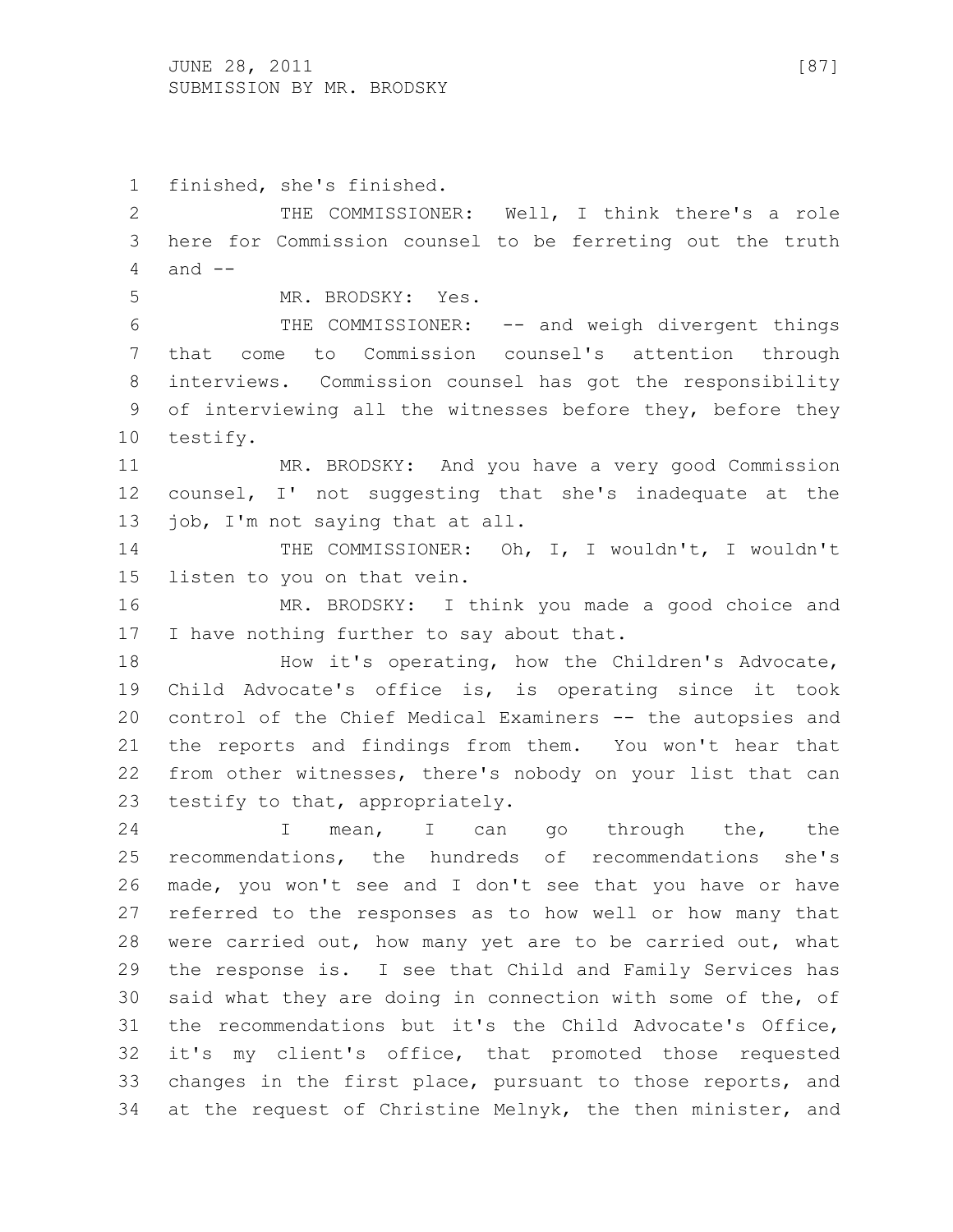finished, she's finished.

THE COMMISSIONER: Well, I think there's a role here for Commission counsel to be ferreting out the truth and --

MR. BRODSKY: Yes.

THE COMMISSIONER: -- and weigh divergent things that come to Commission counsel's attention through interviews. Commission counsel has got the responsibility of interviewing all the witnesses before they, before they testify.

MR. BRODSKY: And you have a very good Commission counsel, I' not suggesting that she's inadequate at the job, I'm not saying that at all.

THE COMMISSIONER: Oh, I, I wouldn't, I wouldn't listen to you on that vein.

MR. BRODSKY: I think you made a good choice and I have nothing further to say about that.

How it's operating, how the Children's Advocate, Child Advocate's office is, is operating since it took control of the Chief Medical Examiners -- the autopsies and the reports and findings from them. You won't hear that from other witnesses, there's nobody on your list that can testify to that, appropriately.

I mean, I can go through the, the recommendations, the hundreds of recommendations she's made, you won't see and I don't see that you have or have referred to the responses as to how well or how many that were carried out, how many yet are to be carried out, what the response is. I see that Child and Family Services has said what they are doing in connection with some of the, of the recommendations but it's the Child Advocate's Office, it's my client's office, that promoted those requested changes in the first place, pursuant to those reports, and at the request of Christine Melnyk, the then minister, and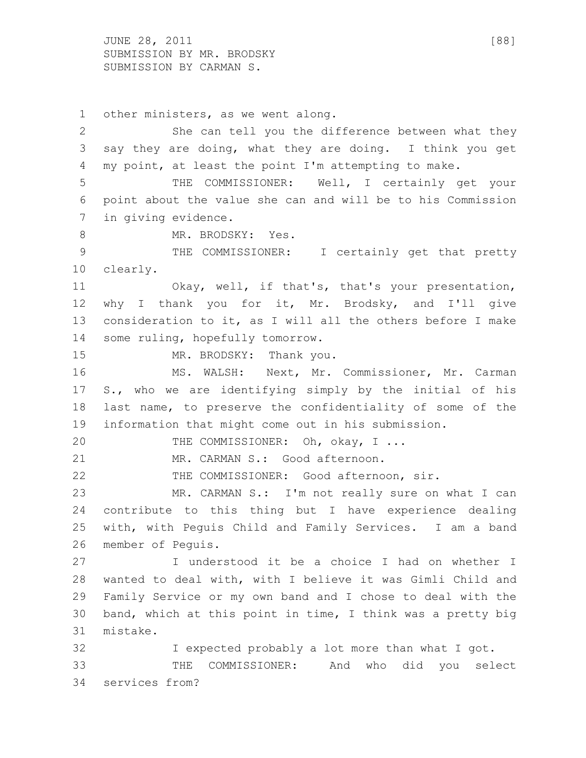other ministers, as we went along.

She can tell you the difference between what they say they are doing, what they are doing. I think you get my point, at least the point I'm attempting to make.

THE COMMISSIONER: Well, I certainly get your point about the value she can and will be to his Commission in giving evidence.

MR. BRODSKY: Yes.

THE COMMISSIONER: I certainly get that pretty clearly.

Okay, well, if that's, that's your presentation, why I thank you for it, Mr. Brodsky, and I'll give consideration to it, as I will all the others before I make some ruling, hopefully tomorrow.

MR. BRODSKY: Thank you.

MS. WALSH: Next, Mr. Commissioner, Mr. Carman S., who we are identifying simply by the initial of his last name, to preserve the confidentiality of some of the information that might come out in his submission.

THE COMMISSIONER: Oh, okay, I ...

MR. CARMAN S.: Good afternoon.

THE COMMISSIONER: Good afternoon, sir.

MR. CARMAN S.: I'm not really sure on what I can contribute to this thing but I have experience dealing with, with Peguis Child and Family Services. I am a band member of Peguis.

I understood it be a choice I had on whether I wanted to deal with, with I believe it was Gimli Child and Family Service or my own band and I chose to deal with the band, which at this point in time, I think was a pretty big mistake.

I expected probably a lot more than what I got.

THE COMMISSIONER: And who did you select services from?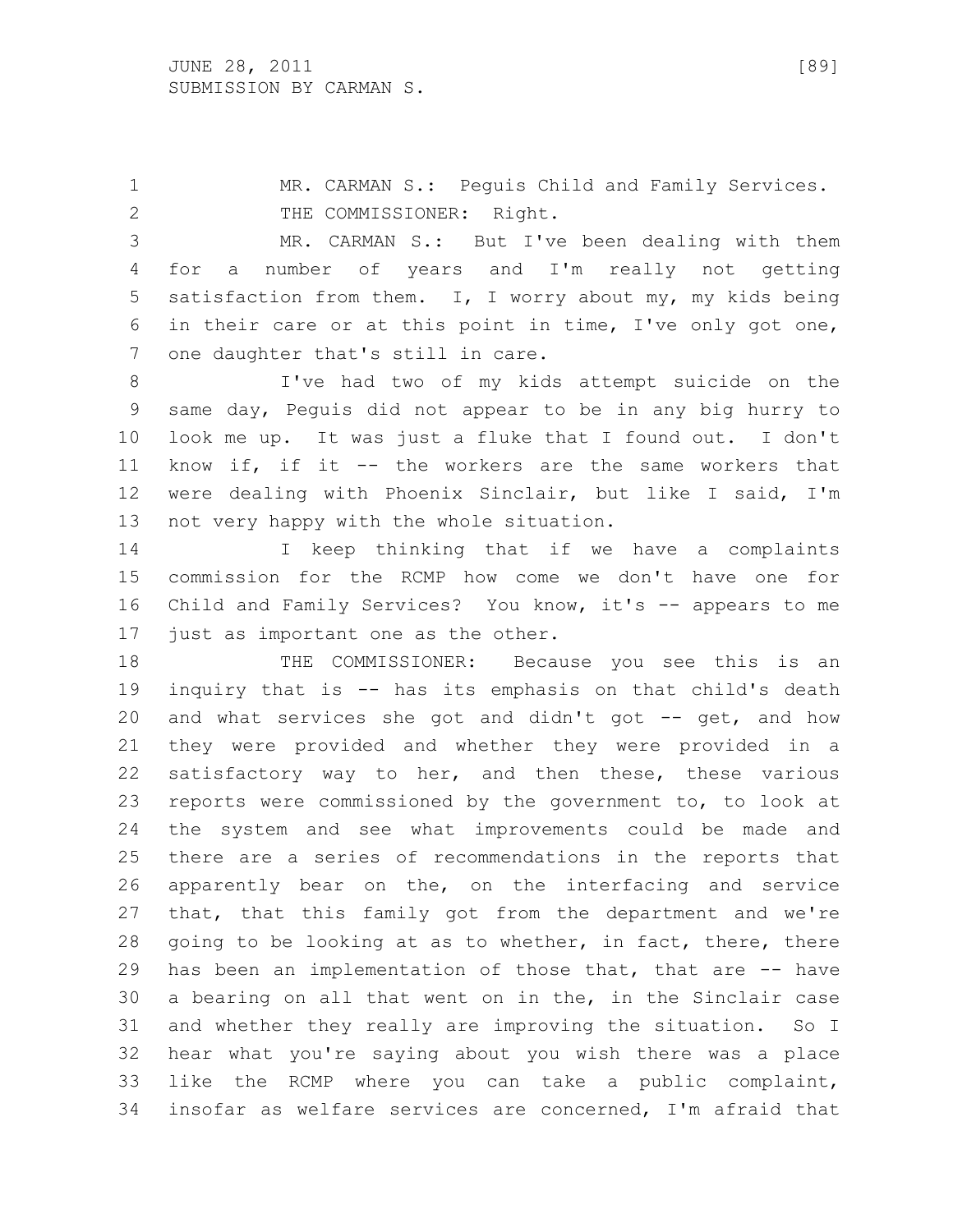MR. CARMAN S.: Peguis Child and Family Services.

THE COMMISSIONER: Right.

MR. CARMAN S.: But I've been dealing with them for a number of years and I'm really not getting satisfaction from them. I, I worry about my, my kids being in their care or at this point in time, I've only got one, one daughter that's still in care.

I've had two of my kids attempt suicide on the same day, Peguis did not appear to be in any big hurry to look me up. It was just a fluke that I found out. I don't know if, if it -- the workers are the same workers that were dealing with Phoenix Sinclair, but like I said, I'm not very happy with the whole situation.

I keep thinking that if we have a complaints commission for the RCMP how come we don't have one for Child and Family Services? You know, it's -- appears to me just as important one as the other.

THE COMMISSIONER: Because you see this is an inquiry that is -- has its emphasis on that child's death and what services she got and didn't got -- get, and how they were provided and whether they were provided in a satisfactory way to her, and then these, these various reports were commissioned by the government to, to look at the system and see what improvements could be made and there are a series of recommendations in the reports that apparently bear on the, on the interfacing and service that, that this family got from the department and we're going to be looking at as to whether, in fact, there, there has been an implementation of those that, that are -- have a bearing on all that went on in the, in the Sinclair case and whether they really are improving the situation. So I hear what you're saying about you wish there was a place like the RCMP where you can take a public complaint, insofar as welfare services are concerned, I'm afraid that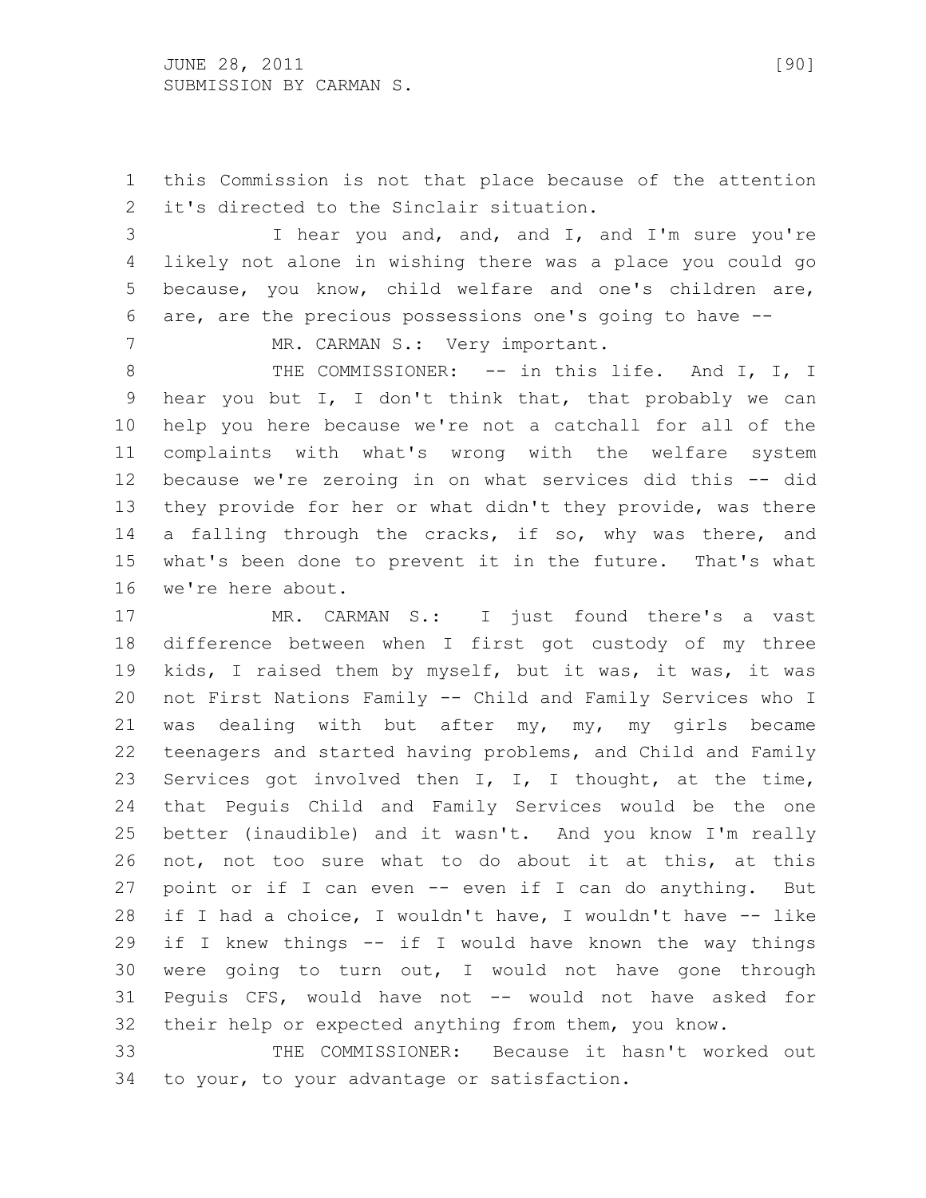this Commission is not that place because of the attention it's directed to the Sinclair situation.

I hear you and, and, and I, and I'm sure you're likely not alone in wishing there was a place you could go because, you know, child welfare and one's children are, are, are the precious possessions one's going to have --

MR. CARMAN S.: Very important.

THE COMMISSIONER: -- in this life. And I, I, I hear you but I, I don't think that, that probably we can help you here because we're not a catchall for all of the complaints with what's wrong with the welfare system because we're zeroing in on what services did this -- did they provide for her or what didn't they provide, was there a falling through the cracks, if so, why was there, and what's been done to prevent it in the future. That's what we're here about.

MR. CARMAN S.: I just found there's a vast difference between when I first got custody of my three kids, I raised them by myself, but it was, it was, it was not First Nations Family -- Child and Family Services who I was dealing with but after my, my, my girls became teenagers and started having problems, and Child and Family Services got involved then I, I, I thought, at the time, that Peguis Child and Family Services would be the one better (inaudible) and it wasn't. And you know I'm really not, not too sure what to do about it at this, at this point or if I can even -- even if I can do anything. But if I had a choice, I wouldn't have, I wouldn't have -- like if I knew things -- if I would have known the way things were going to turn out, I would not have gone through Peguis CFS, would have not -- would not have asked for their help or expected anything from them, you know.

THE COMMISSIONER: Because it hasn't worked out to your, to your advantage or satisfaction.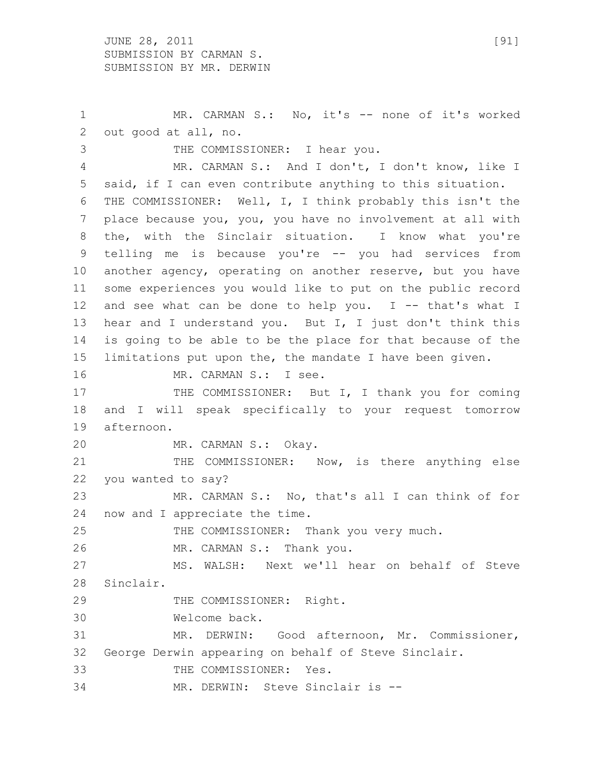MR. CARMAN S.: No, it's -- none of it's worked out good at all, no.

THE COMMISSIONER: I hear you.

MR. CARMAN S.: And I don't, I don't know, like I said, if I can even contribute anything to this situation.

THE COMMISSIONER: Well, I, I think probably this isn't the place because you, you, you have no involvement at all with the, with the Sinclair situation. I know what you're telling me is because you're -- you had services from another agency, operating on another reserve, but you have some experiences you would like to put on the public record and see what can be done to help you. I -- that's what I hear and I understand you. But I, I just don't think this is going to be able to be the place for that because of the limitations put upon the, the mandate I have been given.

MR. CARMAN S.: I see.

THE COMMISSIONER: But I, I thank you for coming and I will speak specifically to your request tomorrow afternoon.

MR. CARMAN S.: Okay.

THE COMMISSIONER: Now, is there anything else you wanted to say?

MR. CARMAN S.: No, that's all I can think of for now and I appreciate the time.

THE COMMISSIONER: Thank you very much.

MR. CARMAN S.: Thank you.

MS. WALSH: Next we'll hear on behalf of Steve Sinclair.

THE COMMISSIONER: Right.

Welcome back.

MR. DERWIN: Good afternoon, Mr. Commissioner, George Derwin appearing on behalf of Steve Sinclair.

THE COMMISSIONER: Yes.

MR. DERWIN: Steve Sinclair is --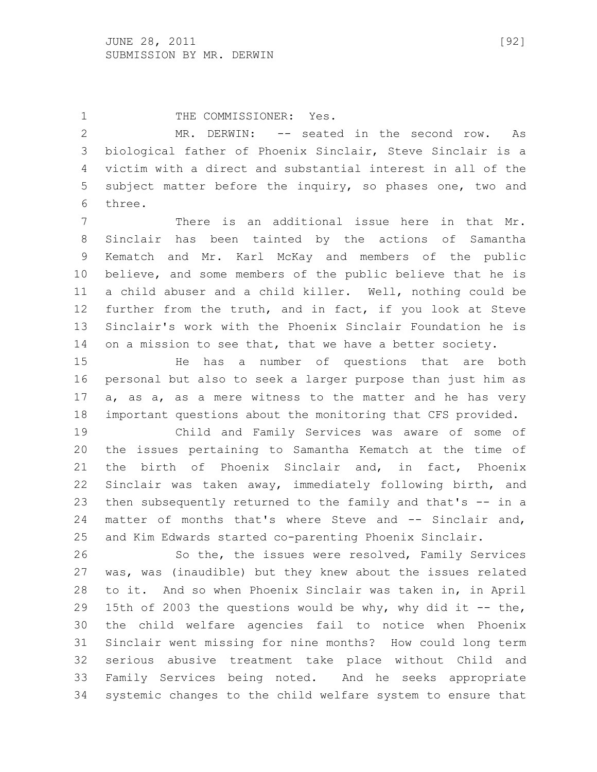THE COMMISSIONER: Yes.

MR. DERWIN: -- seated in the second row. As biological father of Phoenix Sinclair, Steve Sinclair is a victim with a direct and substantial interest in all of the subject matter before the inquiry, so phases one, two and three.

There is an additional issue here in that Mr. Sinclair has been tainted by the actions of Samantha Kematch and Mr. Karl McKay and members of the public believe, and some members of the public believe that he is a child abuser and a child killer. Well, nothing could be further from the truth, and in fact, if you look at Steve Sinclair's work with the Phoenix Sinclair Foundation he is on a mission to see that, that we have a better society.

He has a number of questions that are both personal but also to seek a larger purpose than just him as a, as a, as a mere witness to the matter and he has very important questions about the monitoring that CFS provided.

Child and Family Services was aware of some of the issues pertaining to Samantha Kematch at the time of the birth of Phoenix Sinclair and, in fact, Phoenix Sinclair was taken away, immediately following birth, and then subsequently returned to the family and that's -- in a matter of months that's where Steve and -- Sinclair and, and Kim Edwards started co-parenting Phoenix Sinclair.

So the, the issues were resolved, Family Services was, was (inaudible) but they knew about the issues related to it. And so when Phoenix Sinclair was taken in, in April 15th of 2003 the questions would be why, why did it -- the, the child welfare agencies fail to notice when Phoenix Sinclair went missing for nine months? How could long term serious abusive treatment take place without Child and Family Services being noted. And he seeks appropriate systemic changes to the child welfare system to ensure that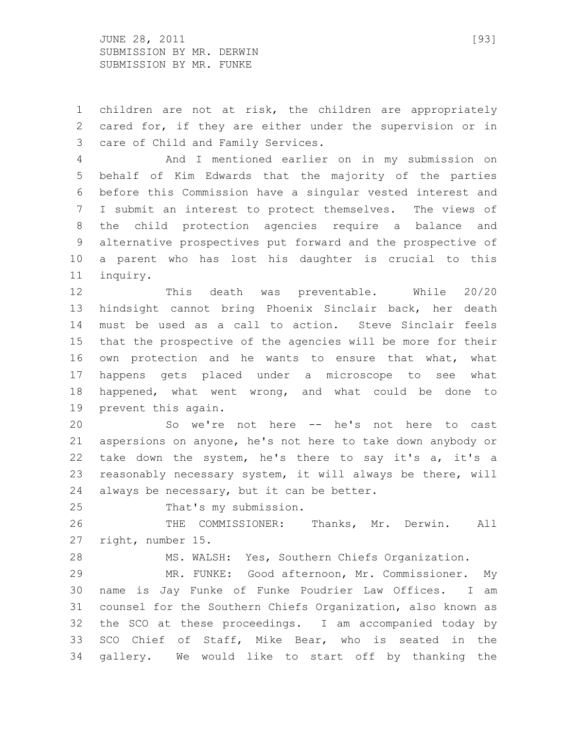children are not at risk, the children are appropriately cared for, if they are either under the supervision or in care of Child and Family Services.

And I mentioned earlier on in my submission on behalf of Kim Edwards that the majority of the parties before this Commission have a singular vested interest and I submit an interest to protect themselves. The views of the child protection agencies require a balance and alternative prospectives put forward and the prospective of a parent who has lost his daughter is crucial to this inquiry.

This death was preventable. While 20/20 hindsight cannot bring Phoenix Sinclair back, her death must be used as a call to action. Steve Sinclair feels that the prospective of the agencies will be more for their own protection and he wants to ensure that what, what happens gets placed under a microscope to see what happened, what went wrong, and what could be done to prevent this again.

So we're not here -- he's not here to cast aspersions on anyone, he's not here to take down anybody or take down the system, he's there to say it's a, it's a reasonably necessary system, it will always be there, will always be necessary, but it can be better.

That's my submission.

THE COMMISSIONER: Thanks, Mr. Derwin. All right, number 15.

MS. WALSH: Yes, Southern Chiefs Organization.

MR. FUNKE: Good afternoon, Mr. Commissioner. My name is Jay Funke of Funke Poudrier Law Offices. I am counsel for the Southern Chiefs Organization, also known as the SCO at these proceedings. I am accompanied today by SCO Chief of Staff, Mike Bear, who is seated in the gallery. We would like to start off by thanking the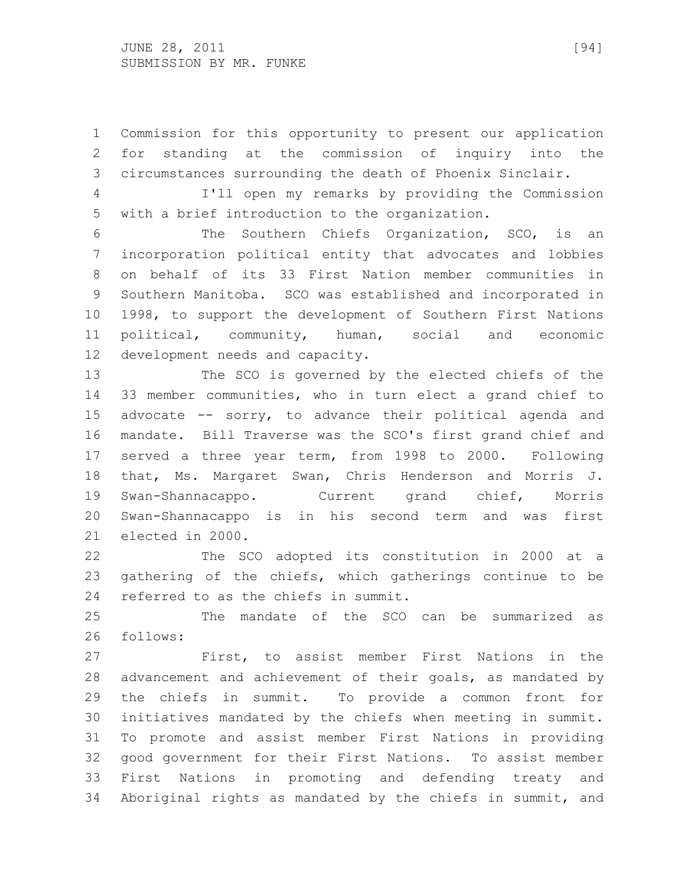Commission for this opportunity to present our application for standing at the commission of inquiry into the circumstances surrounding the death of Phoenix Sinclair.

I'll open my remarks by providing the Commission with a brief introduction to the organization.

The Southern Chiefs Organization, SCO, is an incorporation political entity that advocates and lobbies on behalf of its 33 First Nation member communities in Southern Manitoba. SCO was established and incorporated in 1998, to support the development of Southern First Nations political, community, human, social and economic development needs and capacity.

The SCO is governed by the elected chiefs of the 33 member communities, who in turn elect a grand chief to advocate -- sorry, to advance their political agenda and mandate. Bill Traverse was the SCO's first grand chief and served a three year term, from 1998 to 2000. Following that, Ms. Margaret Swan, Chris Henderson and Morris J. Swan-Shannacappo. Current grand chief, Morris Swan-Shannacappo is in his second term and was first elected in 2000.

The SCO adopted its constitution in 2000 at a gathering of the chiefs, which gatherings continue to be referred to as the chiefs in summit.

The mandate of the SCO can be summarized as follows:

First, to assist member First Nations in the advancement and achievement of their goals, as mandated by the chiefs in summit. To provide a common front for initiatives mandated by the chiefs when meeting in summit. To promote and assist member First Nations in providing good government for their First Nations. To assist member First Nations in promoting and defending treaty and Aboriginal rights as mandated by the chiefs in summit, and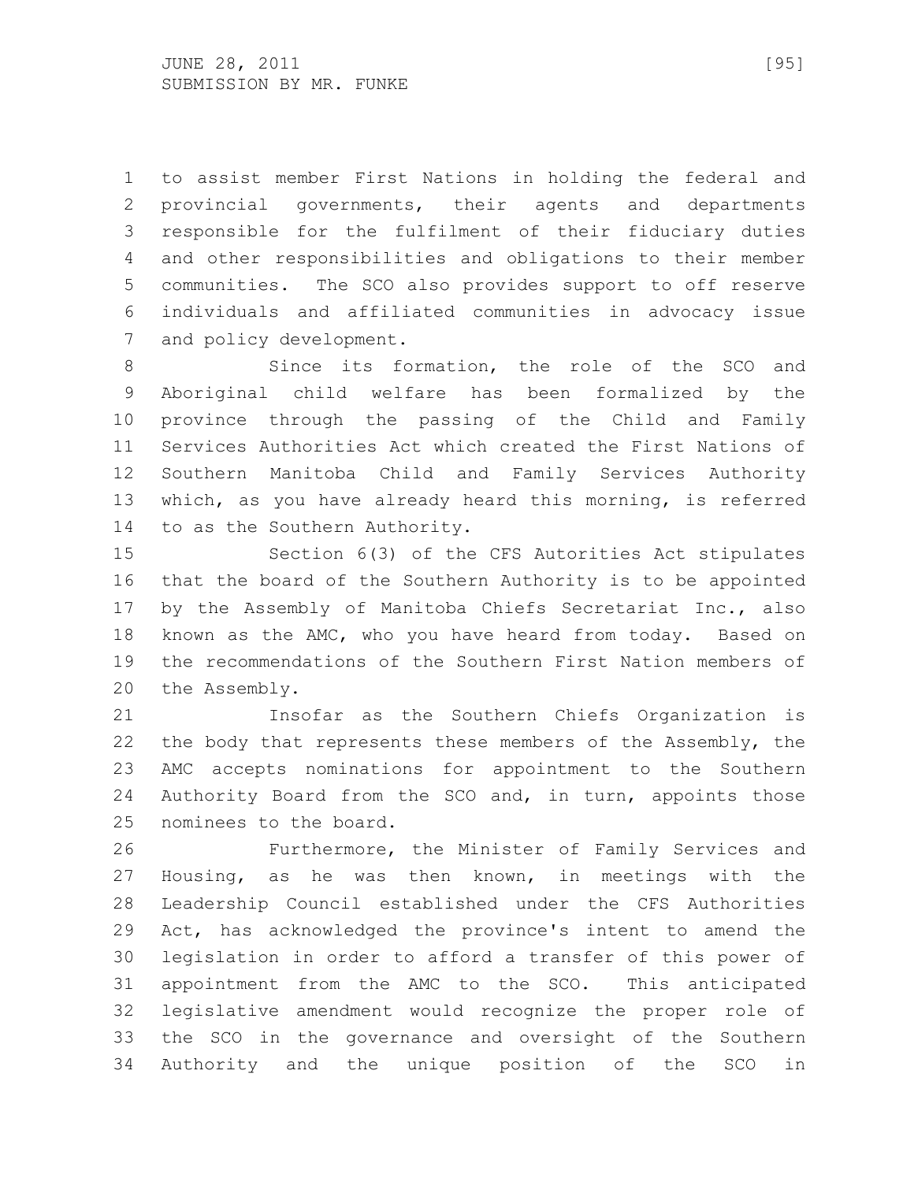to assist member First Nations in holding the federal and provincial governments, their agents and departments responsible for the fulfilment of their fiduciary duties and other responsibilities and obligations to their member communities. The SCO also provides support to off reserve individuals and affiliated communities in advocacy issue and policy development.

Since its formation, the role of the SCO and Aboriginal child welfare has been formalized by the province through the passing of the Child and Family Services Authorities Act which created the First Nations of Southern Manitoba Child and Family Services Authority which, as you have already heard this morning, is referred to as the Southern Authority.

Section 6(3) of the CFS Autorities Act stipulates that the board of the Southern Authority is to be appointed by the Assembly of Manitoba Chiefs Secretariat Inc., also known as the AMC, who you have heard from today. Based on the recommendations of the Southern First Nation members of the Assembly.

Insofar as the Southern Chiefs Organization is the body that represents these members of the Assembly, the AMC accepts nominations for appointment to the Southern Authority Board from the SCO and, in turn, appoints those nominees to the board.

Furthermore, the Minister of Family Services and Housing, as he was then known, in meetings with the Leadership Council established under the CFS Authorities Act, has acknowledged the province's intent to amend the legislation in order to afford a transfer of this power of appointment from the AMC to the SCO. This anticipated legislative amendment would recognize the proper role of the SCO in the governance and oversight of the Southern Authority and the unique position of the SCO in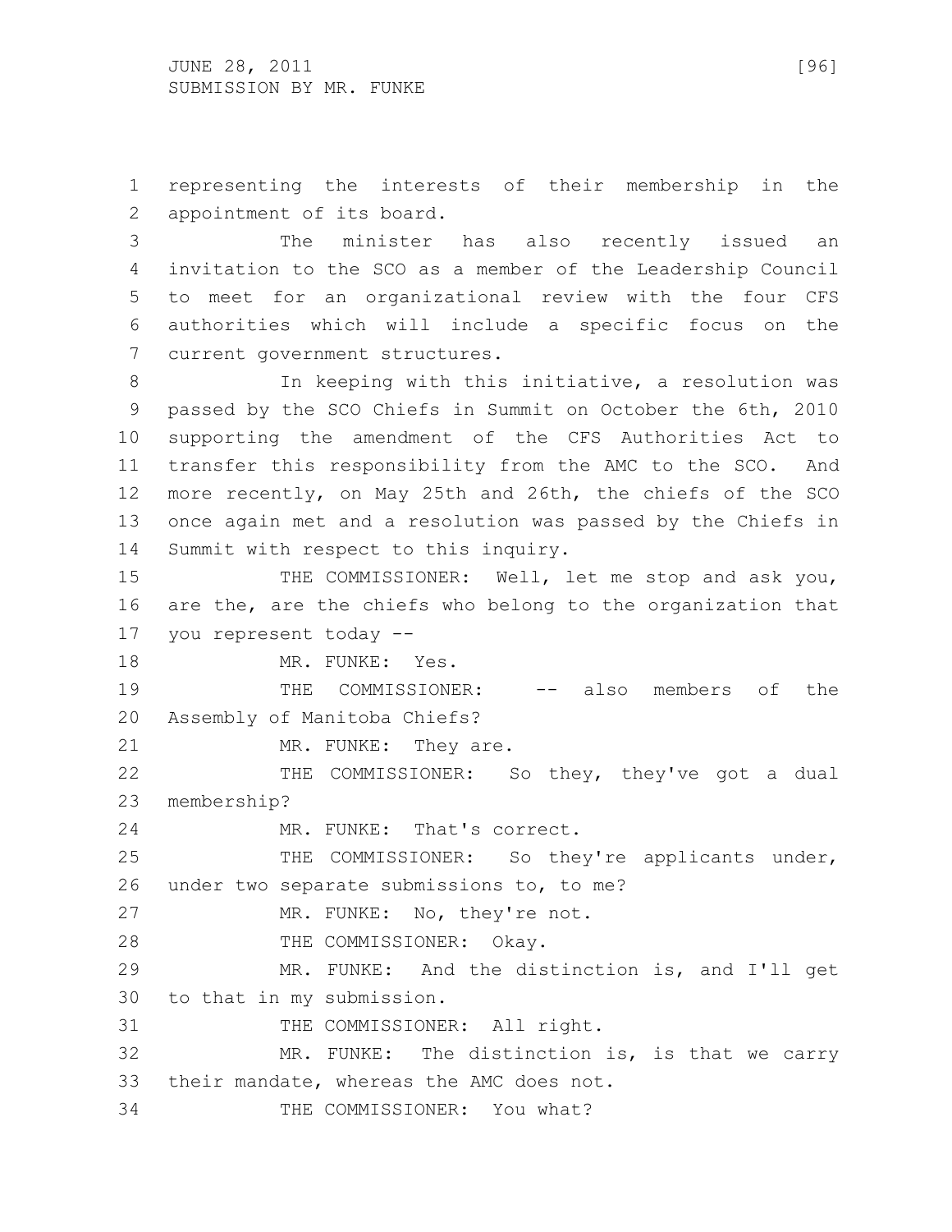representing the interests of their membership in the appointment of its board.

The minister has also recently issued an invitation to the SCO as a member of the Leadership Council to meet for an organizational review with the four CFS authorities which will include a specific focus on the current government structures.

In keeping with this initiative, a resolution was passed by the SCO Chiefs in Summit on October the 6th, 2010 supporting the amendment of the CFS Authorities Act to transfer this responsibility from the AMC to the SCO. And more recently, on May 25th and 26th, the chiefs of the SCO once again met and a resolution was passed by the Chiefs in Summit with respect to this inquiry.

THE COMMISSIONER: Well, let me stop and ask you, are the, are the chiefs who belong to the organization that you represent today --

MR. FUNKE: Yes.

THE COMMISSIONER: -- also members of the Assembly of Manitoba Chiefs?

MR. FUNKE: They are.

THE COMMISSIONER: So they, they've got a dual membership?

MR. FUNKE: That's correct.

THE COMMISSIONER: So they're applicants under, under two separate submissions to, to me?

MR. FUNKE: No, they're not.

THE COMMISSIONER: Okay.

MR. FUNKE: And the distinction is, and I'll get to that in my submission.

THE COMMISSIONER: All right.

MR. FUNKE: The distinction is, is that we carry their mandate, whereas the AMC does not.

THE COMMISSIONER: You what?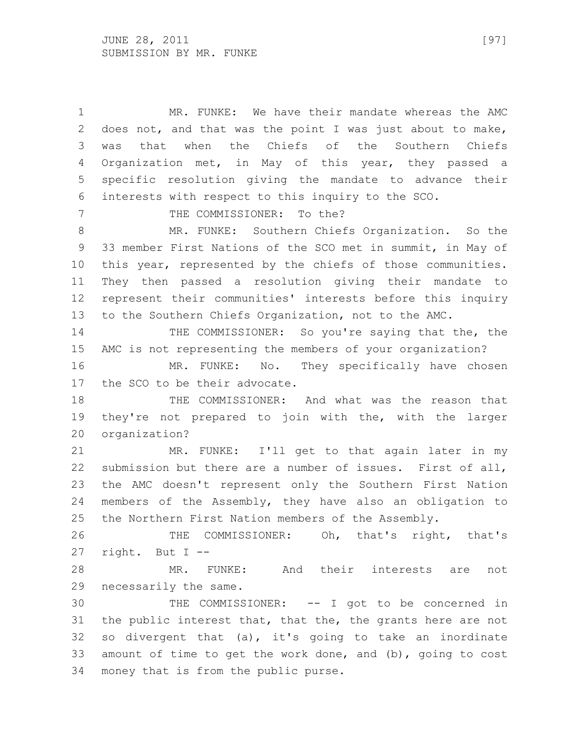MR. FUNKE: We have their mandate whereas the AMC does not, and that was the point I was just about to make, was that when the Chiefs of the Southern Chiefs Organization met, in May of this year, they passed a specific resolution giving the mandate to advance their interests with respect to this inquiry to the SCO.

THE COMMISSIONER: To the?

MR. FUNKE: Southern Chiefs Organization. So the 33 member First Nations of the SCO met in summit, in May of this year, represented by the chiefs of those communities. They then passed a resolution giving their mandate to represent their communities' interests before this inquiry to the Southern Chiefs Organization, not to the AMC.

THE COMMISSIONER: So you're saying that the, the AMC is not representing the members of your organization?

MR. FUNKE: No. They specifically have chosen the SCO to be their advocate.

THE COMMISSIONER: And what was the reason that they're not prepared to join with the, with the larger organization?

MR. FUNKE: I'll get to that again later in my submission but there are a number of issues. First of all, the AMC doesn't represent only the Southern First Nation members of the Assembly, they have also an obligation to the Northern First Nation members of the Assembly.

THE COMMISSIONER: Oh, that's right, that's right. But I --

MR. FUNKE: And their interests are not necessarily the same.

THE COMMISSIONER: -- I got to be concerned in the public interest that, that the, the grants here are not so divergent that (a), it's going to take an inordinate amount of time to get the work done, and (b), going to cost money that is from the public purse.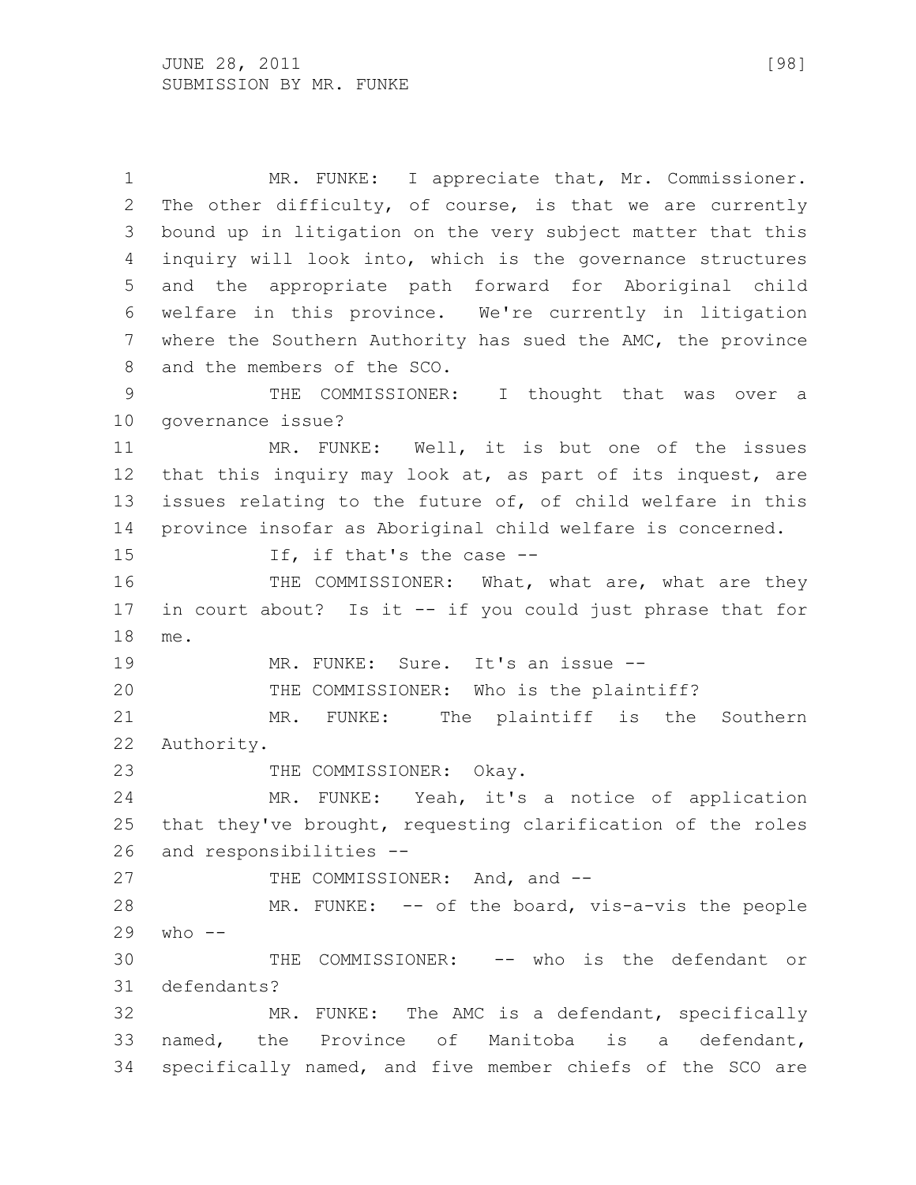MR. FUNKE: I appreciate that, Mr. Commissioner. The other difficulty, of course, is that we are currently bound up in litigation on the very subject matter that this inquiry will look into, which is the governance structures and the appropriate path forward for Aboriginal child welfare in this province. We're currently in litigation where the Southern Authority has sued the AMC, the province and the members of the SCO.

THE COMMISSIONER: I thought that was over a governance issue?

MR. FUNKE: Well, it is but one of the issues that this inquiry may look at, as part of its inquest, are issues relating to the future of, of child welfare in this province insofar as Aboriginal child welfare is concerned.

If, if that's the case --

THE COMMISSIONER: What, what are, what are they in court about? Is it -- if you could just phrase that for me.

MR. FUNKE: Sure. It's an issue --

THE COMMISSIONER: Who is the plaintiff?

MR. FUNKE: The plaintiff is the Southern Authority.

THE COMMISSIONER: Okay.

MR. FUNKE: Yeah, it's a notice of application that they've brought, requesting clarification of the roles and responsibilities --

THE COMMISSIONER: And, and --

MR. FUNKE: -- of the board, vis-a-vis the people who --

THE COMMISSIONER: -- who is the defendant or defendants?

MR. FUNKE: The AMC is a defendant, specifically named, the Province of Manitoba is a defendant, specifically named, and five member chiefs of the SCO are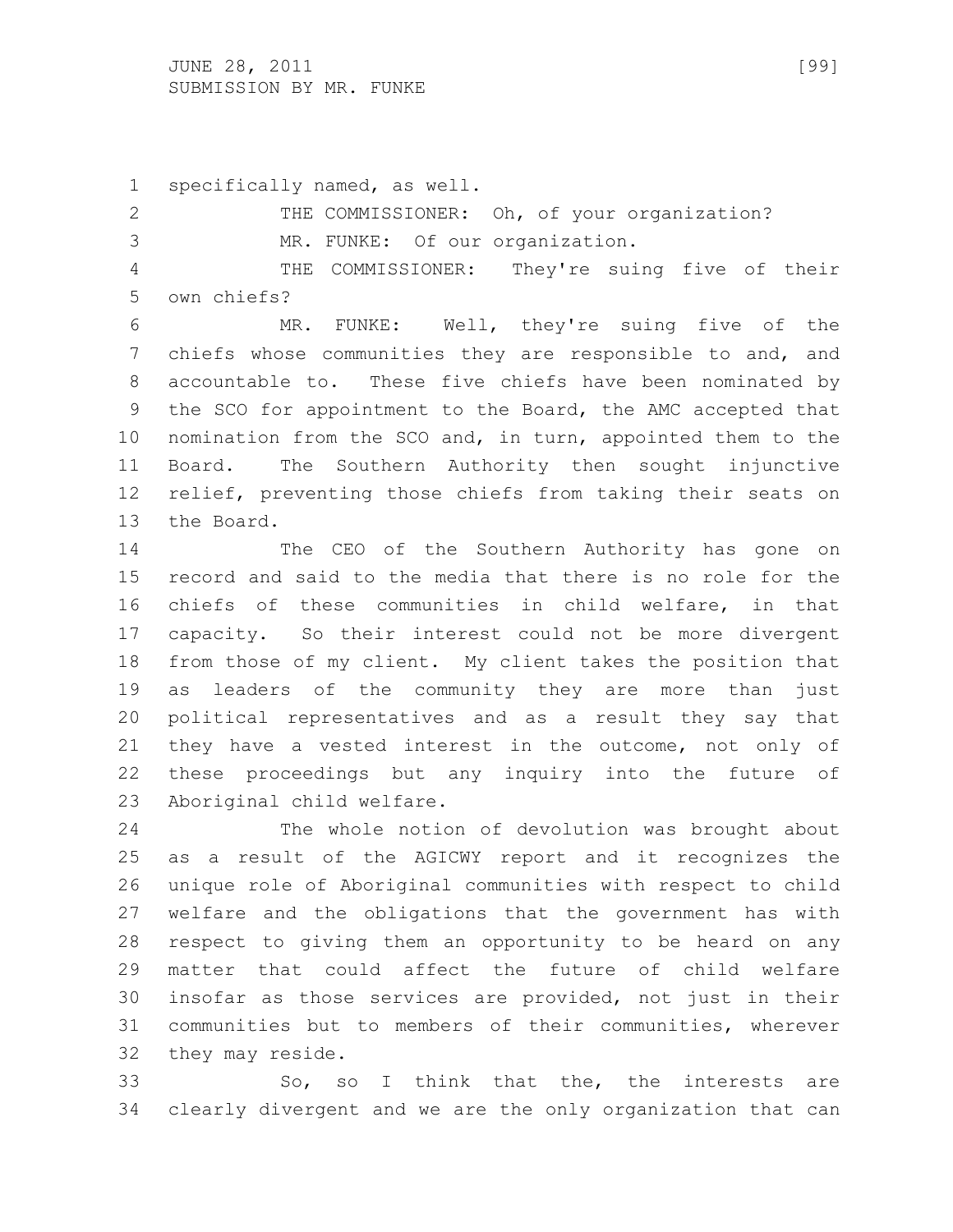specifically named, as well.

THE COMMISSIONER: Oh, of your organization?

MR. FUNKE: Of our organization.

THE COMMISSIONER: They're suing five of their own chiefs?

MR. FUNKE: Well, they're suing five of the chiefs whose communities they are responsible to and, and accountable to. These five chiefs have been nominated by the SCO for appointment to the Board, the AMC accepted that nomination from the SCO and, in turn, appointed them to the Board. The Southern Authority then sought injunctive relief, preventing those chiefs from taking their seats on the Board.

The CEO of the Southern Authority has gone on record and said to the media that there is no role for the chiefs of these communities in child welfare, in that capacity. So their interest could not be more divergent from those of my client. My client takes the position that as leaders of the community they are more than just political representatives and as a result they say that they have a vested interest in the outcome, not only of these proceedings but any inquiry into the future of Aboriginal child welfare.

The whole notion of devolution was brought about as a result of the AGICWY report and it recognizes the unique role of Aboriginal communities with respect to child welfare and the obligations that the government has with respect to giving them an opportunity to be heard on any matter that could affect the future of child welfare insofar as those services are provided, not just in their communities but to members of their communities, wherever they may reside.

So, so I think that the, the interests are clearly divergent and we are the only organization that can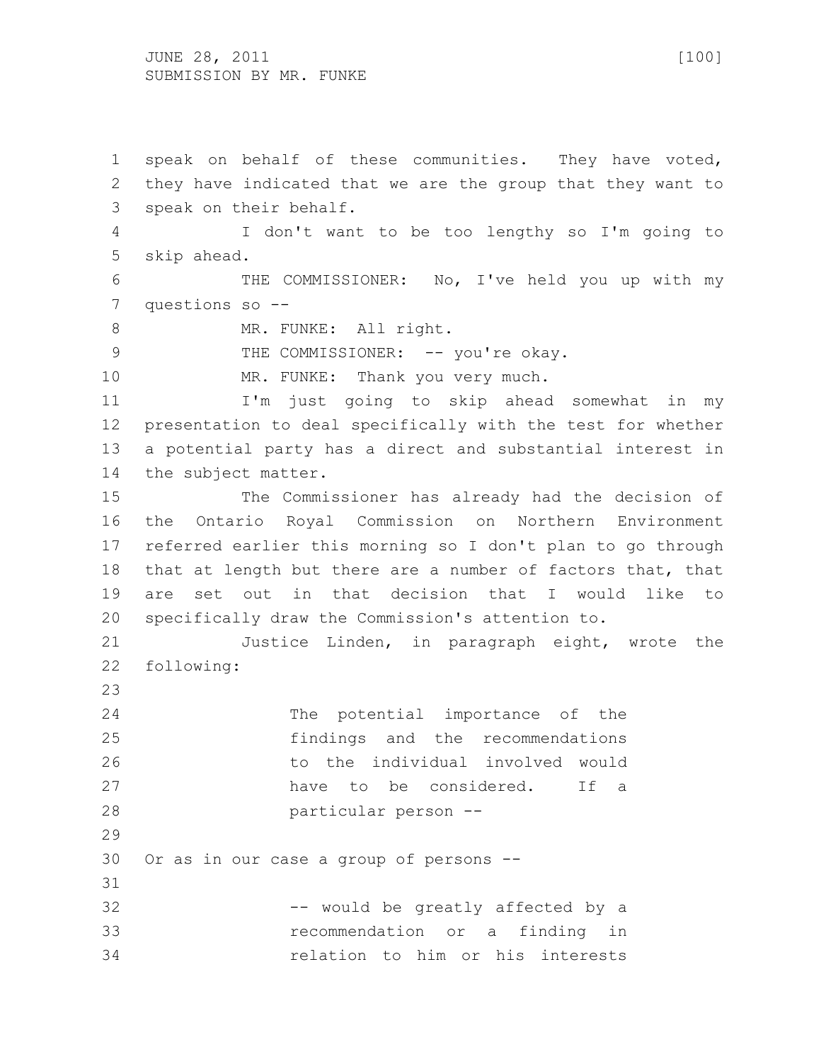speak on behalf of these communities. They have voted, they have indicated that we are the group that they want to speak on their behalf.

I don't want to be too lengthy so I'm going to skip ahead.

THE COMMISSIONER: No, I've held you up with my questions so --

MR. FUNKE: All right.

THE COMMISSIONER: -- you're okay.

MR. FUNKE: Thank you very much.

I'm just going to skip ahead somewhat in my presentation to deal specifically with the test for whether a potential party has a direct and substantial interest in the subject matter.

The Commissioner has already had the decision of the Ontario Royal Commission on Northern Environment referred earlier this morning so I don't plan to go through that at length but there are a number of factors that, that are set out in that decision that I would like to specifically draw the Commission's attention to.

Justice Linden, in paragraph eight, wrote the following:

> The potential importance of the findings and the recommendations to the individual involved would have to be considered. If a particular person --

Or as in our case a group of persons --

> -- would be greatly affected by a recommendation or a finding in relation to him or his interests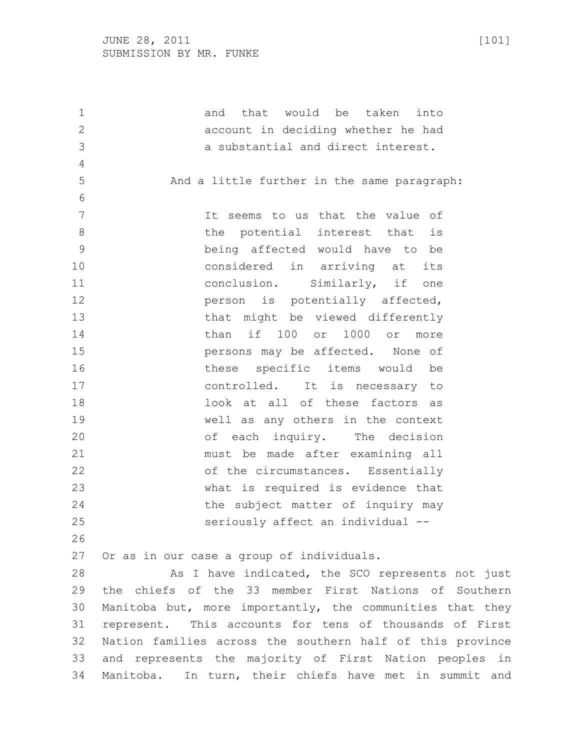> and that would be taken into account in deciding whether he had a substantial and direct interest.

And a little further in the same paragraph:

> It seems to us that the value of the potential interest that is being affected would have to be considered in arriving at its conclusion. Similarly, if one person is potentially affected, that might be viewed differently than if 100 or 1000 or more persons may be affected. None of these specific items would be controlled. It is necessary to look at all of these factors as well as any others in the context of each inquiry. The decision must be made after examining all of the circumstances. Essentially what is required is evidence that the subject matter of inquiry may seriously affect an individual --

Or as in our case a group of individuals.

As I have indicated, the SCO represents not just the chiefs of the 33 member First Nations of Southern Manitoba but, more importantly, the communities that they represent. This accounts for tens of thousands of First Nation families across the southern half of this province and represents the majority of First Nation peoples in Manitoba. In turn, their chiefs have met in summit and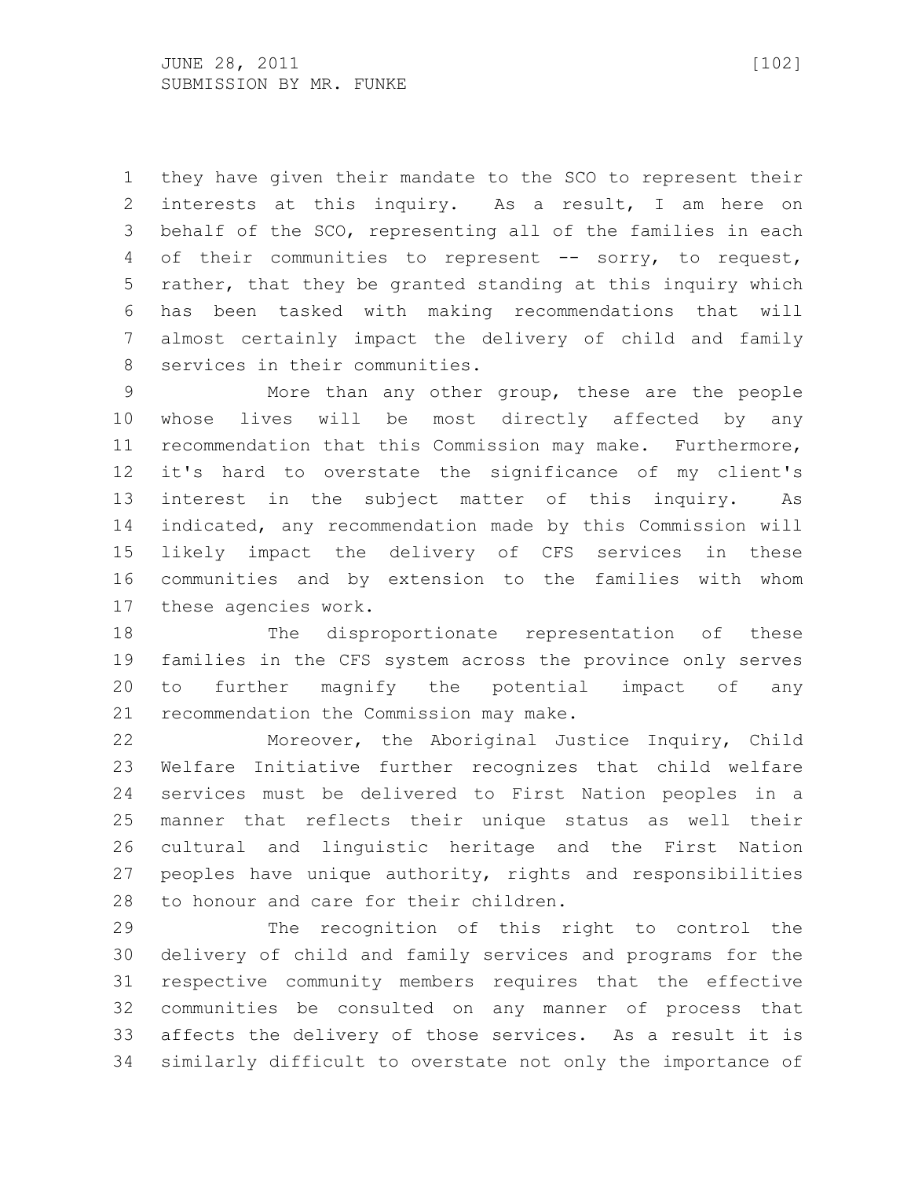they have given their mandate to the SCO to represent their interests at this inquiry. As a result, I am here on behalf of the SCO, representing all of the families in each of their communities to represent -- sorry, to request, rather, that they be granted standing at this inquiry which has been tasked with making recommendations that will almost certainly impact the delivery of child and family services in their communities.

More than any other group, these are the people whose lives will be most directly affected by any recommendation that this Commission may make. Furthermore, it's hard to overstate the significance of my client's interest in the subject matter of this inquiry. As indicated, any recommendation made by this Commission will likely impact the delivery of CFS services in these communities and by extension to the families with whom these agencies work.

The disproportionate representation of these families in the CFS system across the province only serves to further magnify the potential impact of any recommendation the Commission may make.

Moreover, the Aboriginal Justice Inquiry, Child Welfare Initiative further recognizes that child welfare services must be delivered to First Nation peoples in a manner that reflects their unique status as well their cultural and linguistic heritage and the First Nation peoples have unique authority, rights and responsibilities to honour and care for their children.

The recognition of this right to control the delivery of child and family services and programs for the respective community members requires that the effective communities be consulted on any manner of process that affects the delivery of those services. As a result it is similarly difficult to overstate not only the importance of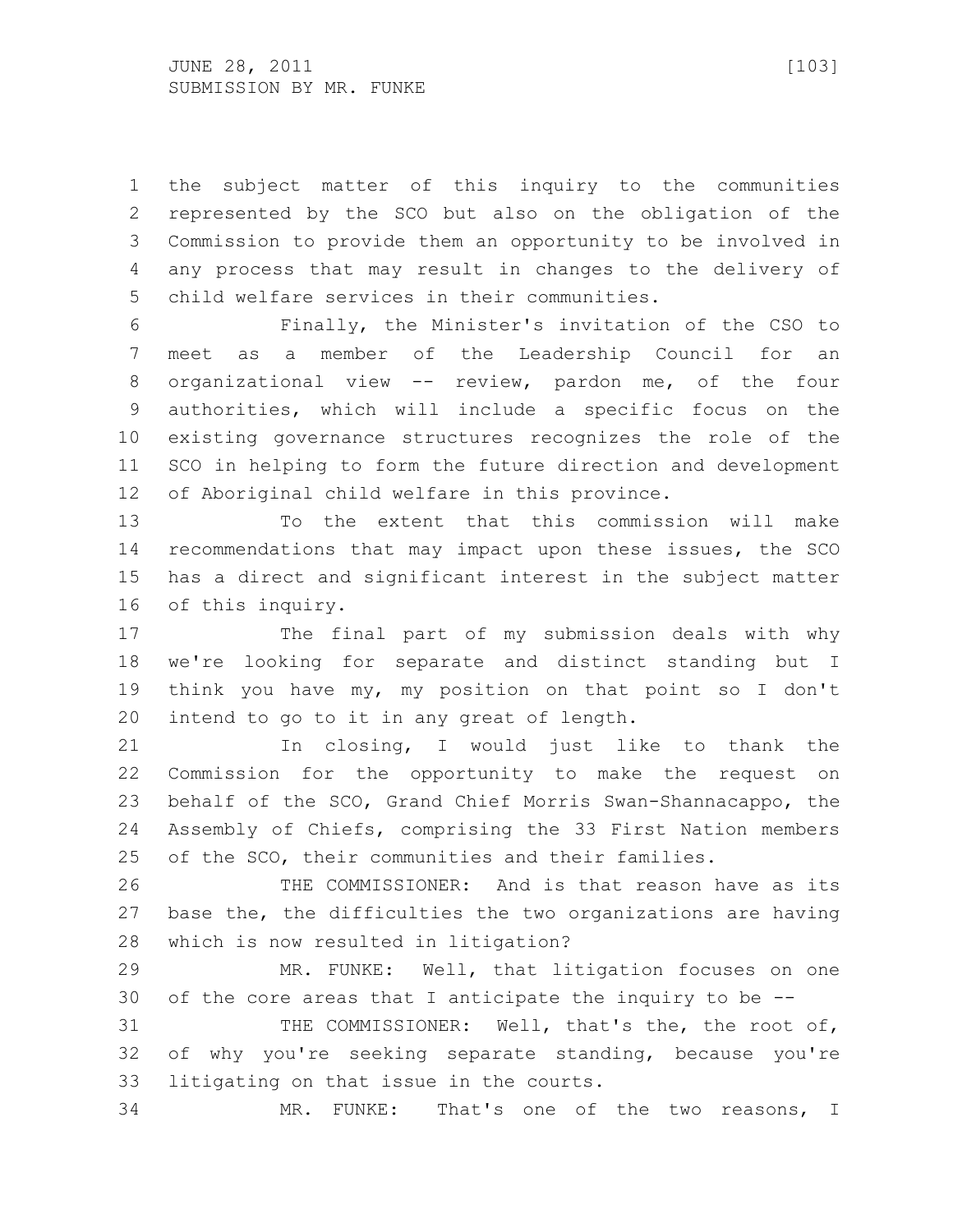the subject matter of this inquiry to the communities represented by the SCO but also on the obligation of the Commission to provide them an opportunity to be involved in any process that may result in changes to the delivery of child welfare services in their communities.

Finally, the Minister's invitation of the CSO to meet as a member of the Leadership Council for an organizational view -- review, pardon me, of the four authorities, which will include a specific focus on the existing governance structures recognizes the role of the SCO in helping to form the future direction and development of Aboriginal child welfare in this province.

To the extent that this commission will make recommendations that may impact upon these issues, the SCO has a direct and significant interest in the subject matter of this inquiry.

The final part of my submission deals with why we're looking for separate and distinct standing but I think you have my, my position on that point so I don't intend to go to it in any great of length.

In closing, I would just like to thank the Commission for the opportunity to make the request on behalf of the SCO, Grand Chief Morris Swan-Shannacappo, the Assembly of Chiefs, comprising the 33 First Nation members of the SCO, their communities and their families.

THE COMMISSIONER: And is that reason have as its base the, the difficulties the two organizations are having which is now resulted in litigation?

MR. FUNKE: Well, that litigation focuses on one of the core areas that I anticipate the inquiry to be --

THE COMMISSIONER: Well, that's the, the root of, of why you're seeking separate standing, because you're litigating on that issue in the courts.

MR. FUNKE: That's one of the two reasons, I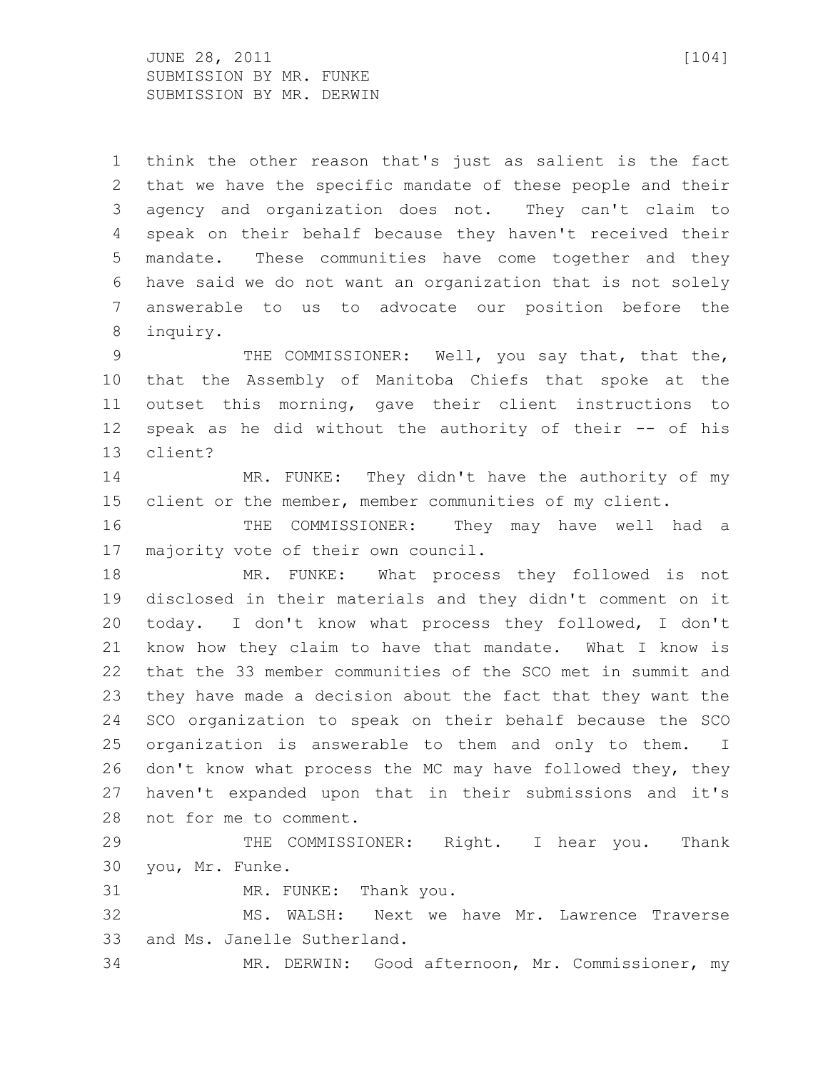think the other reason that's just as salient is the fact that we have the specific mandate of these people and their agency and organization does not. They can't claim to speak on their behalf because they haven't received their mandate. These communities have come together and they have said we do not want an organization that is not solely answerable to us to advocate our position before the inquiry.

THE COMMISSIONER: Well, you say that, that the, that the Assembly of Manitoba Chiefs that spoke at the outset this morning, gave their client instructions to speak as he did without the authority of their -- of his client?

MR. FUNKE: They didn't have the authority of my client or the member, member communities of my client.

THE COMMISSIONER: They may have well had a majority vote of their own council.

MR. FUNKE: What process they followed is not disclosed in their materials and they didn't comment on it today. I don't know what process they followed, I don't know how they claim to have that mandate. What I know is that the 33 member communities of the SCO met in summit and they have made a decision about the fact that they want the SCO organization to speak on their behalf because the SCO organization is answerable to them and only to them. I don't know what process the MC may have followed they, they haven't expanded upon that in their submissions and it's not for me to comment.

THE COMMISSIONER: Right. I hear you. Thank you, Mr. Funke.

MR. FUNKE: Thank you.

MS. WALSH: Next we have Mr. Lawrence Traverse and Ms. Janelle Sutherland.

MR. DERWIN: Good afternoon, Mr. Commissioner, my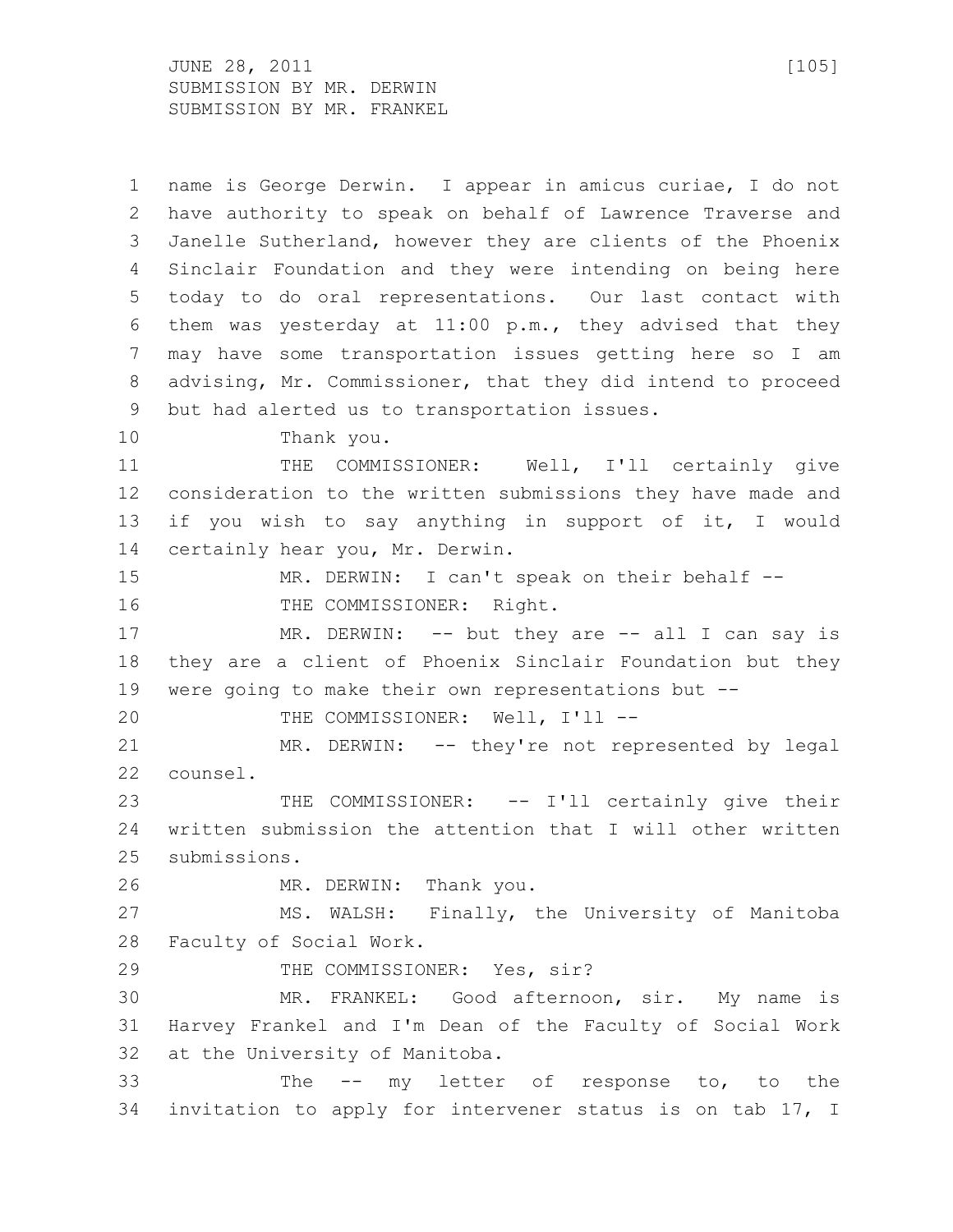name is George Derwin. I appear in amicus curiae, I do not have authority to speak on behalf of Lawrence Traverse and Janelle Sutherland, however they are clients of the Phoenix Sinclair Foundation and they were intending on being here today to do oral representations. Our last contact with them was yesterday at 11:00 p.m., they advised that they may have some transportation issues getting here so I am advising, Mr. Commissioner, that they did intend to proceed but had alerted us to transportation issues.

Thank you.

THE COMMISSIONER: Well, I'll certainly give consideration to the written submissions they have made and if you wish to say anything in support of it, I would certainly hear you, Mr. Derwin.

MR. DERWIN: I can't speak on their behalf --

THE COMMISSIONER: Right.

MR. DERWIN: -- but they are -- all I can say is they are a client of Phoenix Sinclair Foundation but they were going to make their own representations but --

THE COMMISSIONER: Well, I'll --

MR. DERWIN: -- they're not represented by legal counsel.

THE COMMISSIONER: -- I'll certainly give their written submission the attention that I will other written submissions.

MR. DERWIN: Thank you.

MS. WALSH: Finally, the University of Manitoba Faculty of Social Work.

THE COMMISSIONER: Yes, sir?

MR. FRANKEL: Good afternoon, sir. My name is Harvey Frankel and I'm Dean of the Faculty of Social Work at the University of Manitoba.

The -- my letter of response to, to the invitation to apply for intervener status is on tab 17, I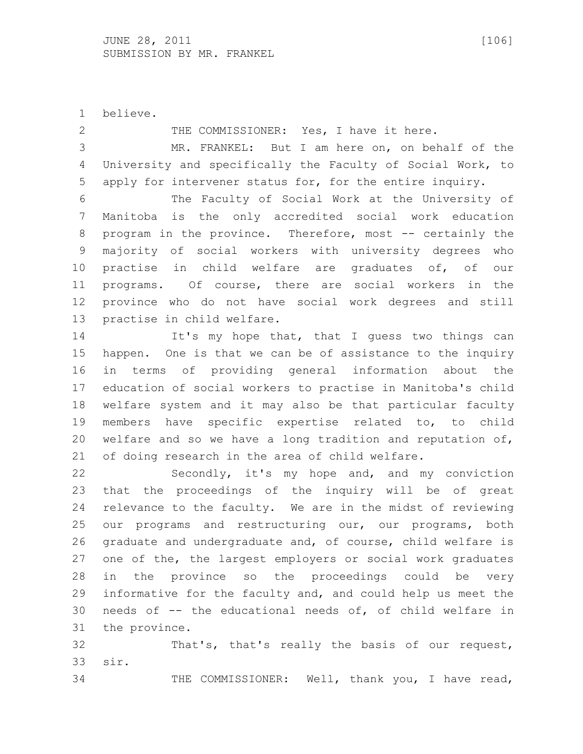believe.

THE COMMISSIONER: Yes, I have it here.

MR. FRANKEL: But I am here on, on behalf of the University and specifically the Faculty of Social Work, to apply for intervener status for, for the entire inquiry.

The Faculty of Social Work at the University of Manitoba is the only accredited social work education program in the province. Therefore, most -- certainly the majority of social workers with university degrees who practise in child welfare are graduates of, of our programs. Of course, there are social workers in the province who do not have social work degrees and still practise in child welfare.

It's my hope that, that I guess two things can happen. One is that we can be of assistance to the inquiry in terms of providing general information about the education of social workers to practise in Manitoba's child welfare system and it may also be that particular faculty members have specific expertise related to, to child welfare and so we have a long tradition and reputation of, of doing research in the area of child welfare.

Secondly, it's my hope and, and my conviction that the proceedings of the inquiry will be of great relevance to the faculty. We are in the midst of reviewing our programs and restructuring our, our programs, both graduate and undergraduate and, of course, child welfare is one of the, the largest employers or social work graduates in the province so the proceedings could be very informative for the faculty and, and could help us meet the needs of -- the educational needs of, of child welfare in the province.

That's, that's really the basis of our request, sir.

THE COMMISSIONER: Well, thank you, I have read,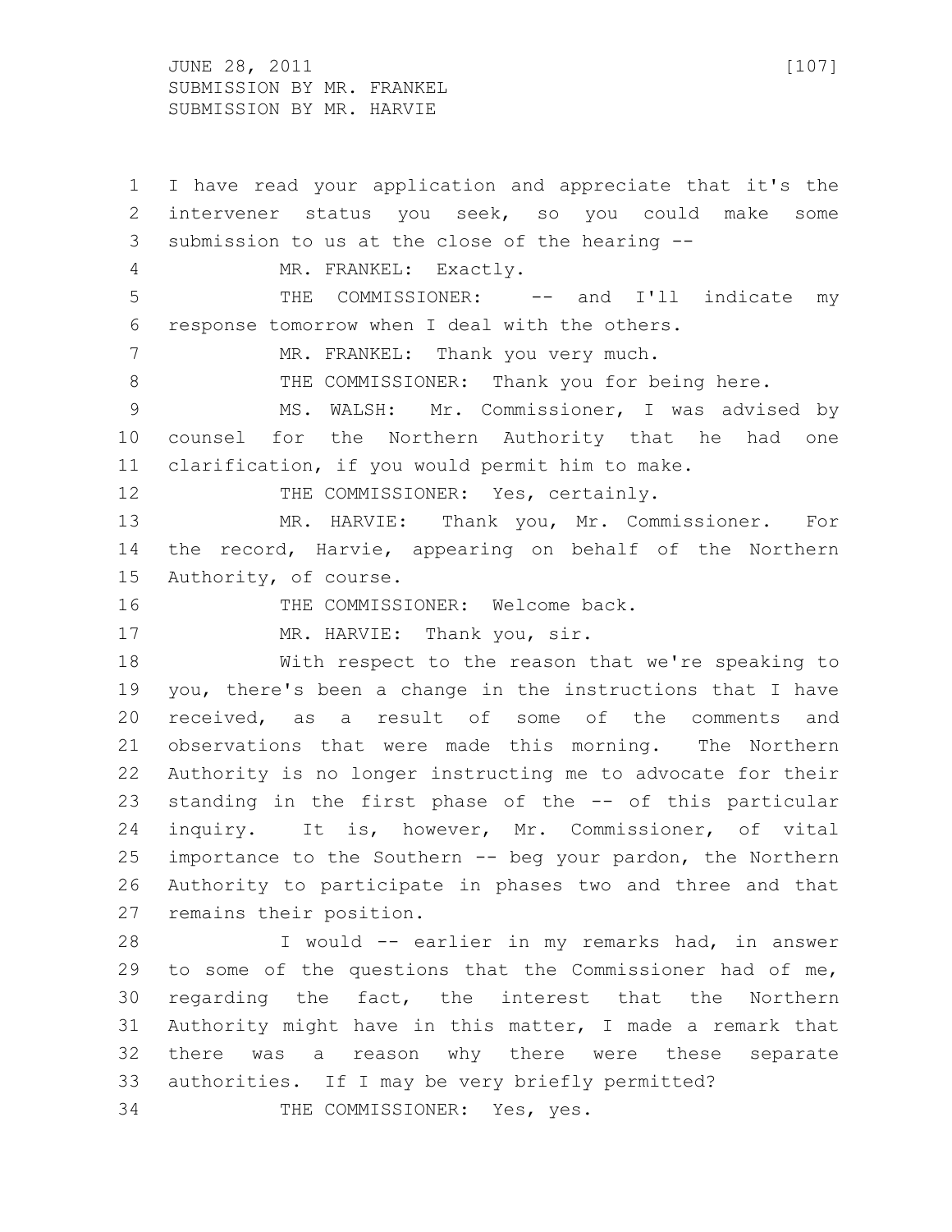I have read your application and appreciate that it's the intervener status you seek, so you could make some submission to us at the close of the hearing --

MR. FRANKEL: Exactly.

THE COMMISSIONER: -- and I'll indicate my response tomorrow when I deal with the others.

MR. FRANKEL: Thank you very much.

THE COMMISSIONER: Thank you for being here.

MS. WALSH: Mr. Commissioner, I was advised by counsel for the Northern Authority that he had one clarification, if you would permit him to make.

THE COMMISSIONER: Yes, certainly.

MR. HARVIE: Thank you, Mr. Commissioner. For the record, Harvie, appearing on behalf of the Northern Authority, of course.

THE COMMISSIONER: Welcome back.

MR. HARVIE: Thank you, sir.

With respect to the reason that we're speaking to you, there's been a change in the instructions that I have received, as a result of some of the comments and observations that were made this morning. The Northern Authority is no longer instructing me to advocate for their standing in the first phase of the -- of this particular inquiry. It is, however, Mr. Commissioner, of vital importance to the Southern -- beg your pardon, the Northern Authority to participate in phases two and three and that remains their position.

I would -- earlier in my remarks had, in answer to some of the questions that the Commissioner had of me, regarding the fact, the interest that the Northern Authority might have in this matter, I made a remark that there was a reason why there were these separate authorities. If I may be very briefly permitted?

THE COMMISSIONER: Yes, yes.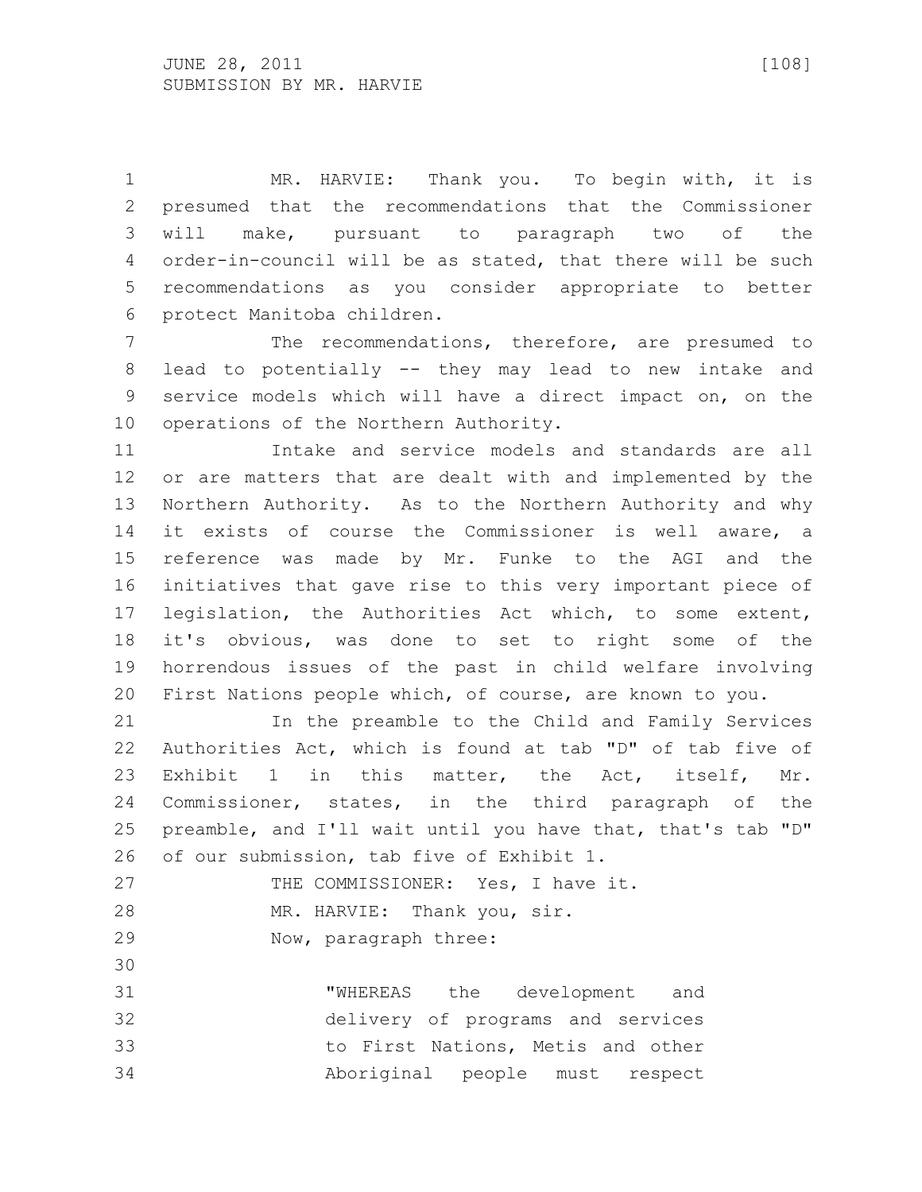MR. HARVIE: Thank you. To begin with, it is presumed that the recommendations that the Commissioner will make, pursuant to paragraph two of the order-in-council will be as stated, that there will be such recommendations as you consider appropriate to better protect Manitoba children.

The recommendations, therefore, are presumed to lead to potentially -- they may lead to new intake and service models which will have a direct impact on, on the operations of the Northern Authority.

Intake and service models and standards are all or are matters that are dealt with and implemented by the Northern Authority. As to the Northern Authority and why it exists of course the Commissioner is well aware, a reference was made by Mr. Funke to the AGI and the initiatives that gave rise to this very important piece of legislation, the Authorities Act which, to some extent, it's obvious, was done to set to right some of the horrendous issues of the past in child welfare involving First Nations people which, of course, are known to you.

In the preamble to the Child and Family Services Authorities Act, which is found at tab "D" of tab five of Exhibit 1 in this matter, the Act, itself, Mr. Commissioner, states, in the third paragraph of the preamble, and I'll wait until you have that, that's tab "D" of our submission, tab five of Exhibit 1.

THE COMMISSIONER: Yes, I have it.

MR. HARVIE: Thank you, sir.

Now, paragraph three:

> "WHEREAS the development and delivery of programs and services to First Nations, Metis and other Aboriginal people must respect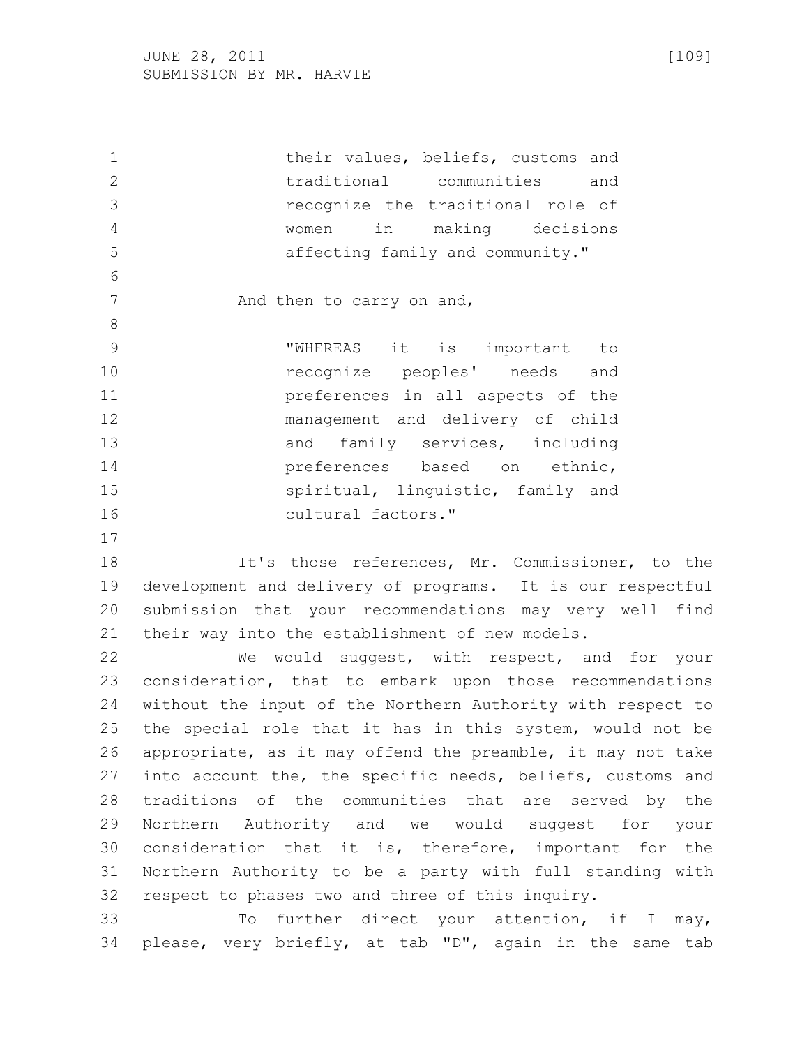> their values, beliefs, customs and traditional communities and recognize the traditional role of women in making decisions affecting family and community."

And then to carry on and,

> "WHEREAS it is important to recognize peoples' needs and preferences in all aspects of the management and delivery of child and family services, including preferences based on ethnic, spiritual, linguistic, family and cultural factors."

It's those references, Mr. Commissioner, to the development and delivery of programs. It is our respectful submission that your recommendations may very well find their way into the establishment of new models.

We would suggest, with respect, and for your consideration, that to embark upon those recommendations without the input of the Northern Authority with respect to the special role that it has in this system, would not be appropriate, as it may offend the preamble, it may not take into account the, the specific needs, beliefs, customs and traditions of the communities that are served by the Northern Authority and we would suggest for your consideration that it is, therefore, important for the Northern Authority to be a party with full standing with respect to phases two and three of this inquiry.

To further direct your attention, if I may, please, very briefly, at tab "D", again in the same tab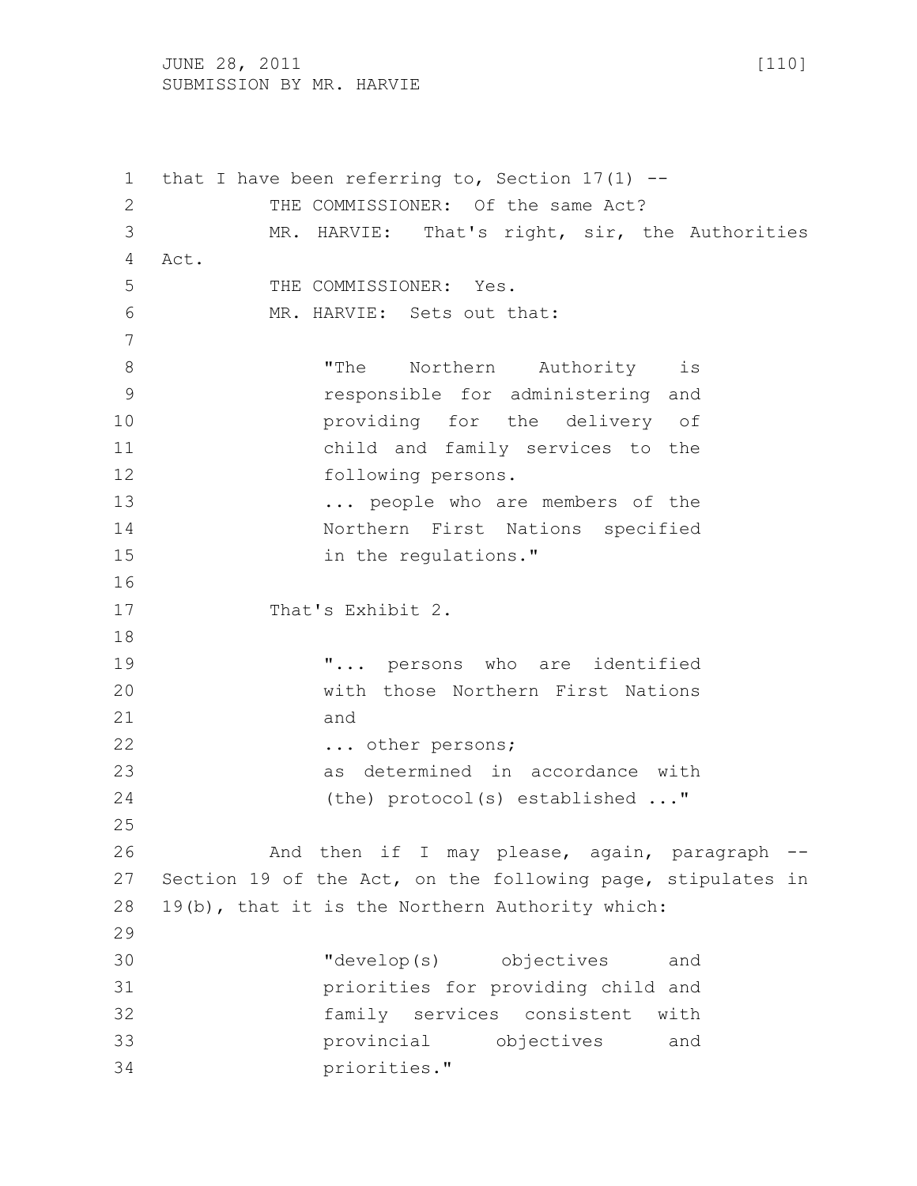that I have been referring to, Section 17(1) --

THE COMMISSIONER: Of the same Act?

MR. HARVIE: That's right, sir, the Authorities Act.

THE COMMISSIONER: Yes.

MR. HARVIE: Sets out that:

> "The Northern Authority is responsible for administering and providing for the delivery of child and family services to the following persons.
> ... people who are members of the Northern First Nations specified in the regulations."

That's Exhibit 2.

> "... persons who are identified with those Northern First Nations and
> ... other persons;
> as determined in accordance with (the) protocol(s) established ..."

And then if I may please, again, paragraph -- Section 19 of the Act, on the following page, stipulates in 19(b), that it is the Northern Authority which:

> "develop(s) objectives and priorities for providing child and family services consistent with provincial objectives and priorities."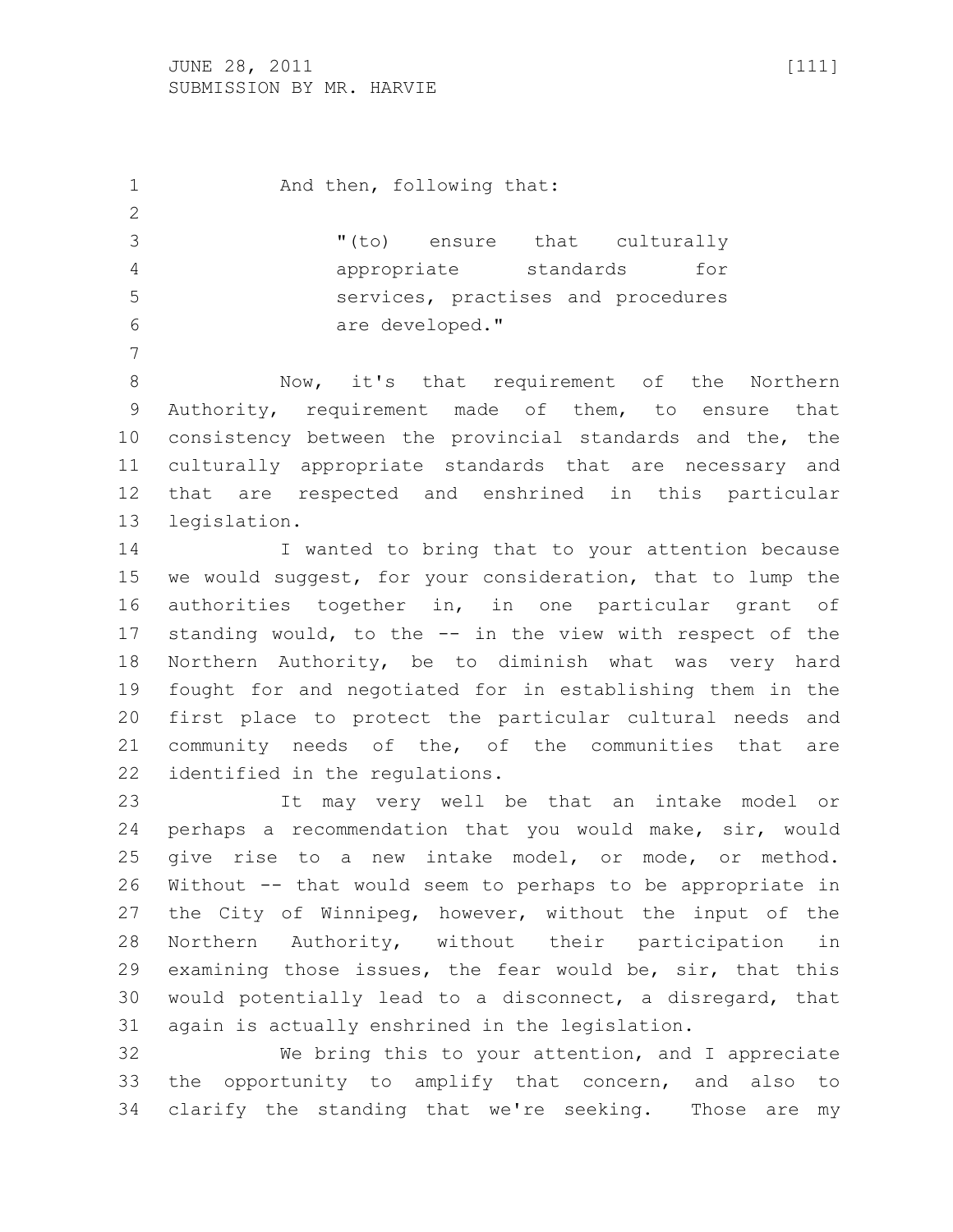And then, following that:

> "(to) ensure that culturally appropriate standards for services, practises and procedures are developed."

Now, it's that requirement of the Northern Authority, requirement made of them, to ensure that consistency between the provincial standards and the, the culturally appropriate standards that are necessary and that are respected and enshrined in this particular legislation.

I wanted to bring that to your attention because we would suggest, for your consideration, that to lump the authorities together in, in one particular grant of standing would, to the -- in the view with respect of the Northern Authority, be to diminish what was very hard fought for and negotiated for in establishing them in the first place to protect the particular cultural needs and community needs of the, of the communities that are identified in the regulations.

It may very well be that an intake model or perhaps a recommendation that you would make, sir, would give rise to a new intake model, or mode, or method. Without -- that would seem to perhaps to be appropriate in the City of Winnipeg, however, without the input of the Northern Authority, without their participation in examining those issues, the fear would be, sir, that this would potentially lead to a disconnect, a disregard, that again is actually enshrined in the legislation.

We bring this to your attention, and I appreciate the opportunity to amplify that concern, and also to clarify the standing that we're seeking. Those are my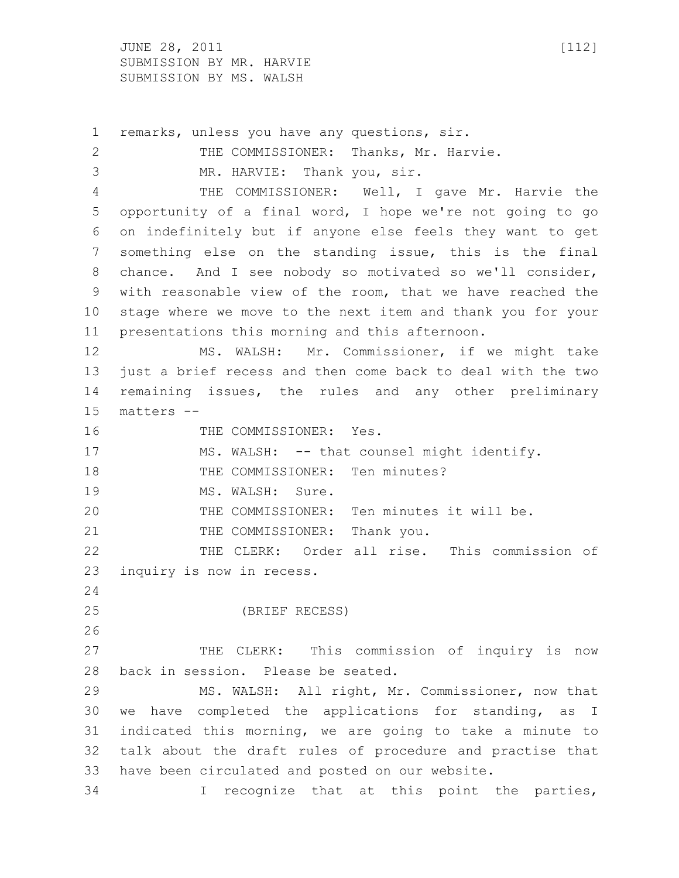remarks, unless you have any questions, sir.

THE COMMISSIONER: Thanks, Mr. Harvie.

MR. HARVIE: Thank you, sir.

THE COMMISSIONER: Well, I gave Mr. Harvie the opportunity of a final word, I hope we're not going to go on indefinitely but if anyone else feels they want to get something else on the standing issue, this is the final chance. And I see nobody so motivated so we'll consider, with reasonable view of the room, that we have reached the stage where we move to the next item and thank you for your presentations this morning and this afternoon.

MS. WALSH: Mr. Commissioner, if we might take just a brief recess and then come back to deal with the two remaining issues, the rules and any other preliminary matters --

THE COMMISSIONER: Yes.

MS. WALSH: -- that counsel might identify.

THE COMMISSIONER: Ten minutes?

MS. WALSH: Sure.

THE COMMISSIONER: Ten minutes it will be.

THE COMMISSIONER: Thank you.

THE CLERK: Order all rise. This commission of inquiry is now in recess.

(BRIEF RECESS)

THE CLERK: This commission of inquiry is now back in session. Please be seated.

MS. WALSH: All right, Mr. Commissioner, now that we have completed the applications for standing, as I indicated this morning, we are going to take a minute to talk about the draft rules of procedure and practise that have been circulated and posted on our website.

I recognize that at this point the parties,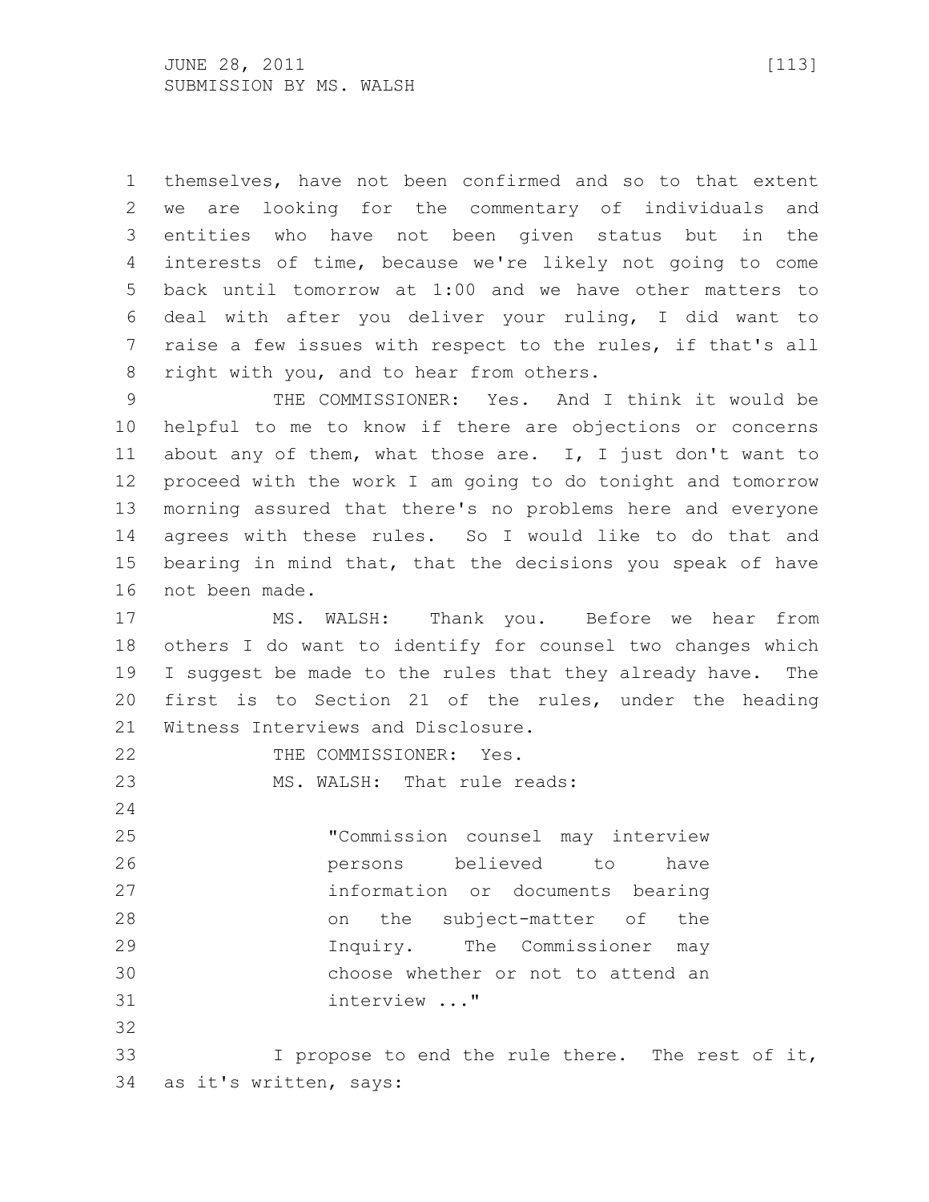themselves, have not been confirmed and so to that extent we are looking for the commentary of individuals and entities who have not been given status but in the interests of time, because we're likely not going to come back until tomorrow at 1:00 and we have other matters to deal with after you deliver your ruling, I did want to raise a few issues with respect to the rules, if that's all right with you, and to hear from others.

THE COMMISSIONER: Yes. And I think it would be helpful to me to know if there are objections or concerns about any of them, what those are. I, I just don't want to proceed with the work I am going to do tonight and tomorrow morning assured that there's no problems here and everyone agrees with these rules. So I would like to do that and bearing in mind that, that the decisions you speak of have not been made.

MS. WALSH: Thank you. Before we hear from others I do want to identify for counsel two changes which I suggest be made to the rules that they already have. The first is to Section 21 of the rules, under the heading Witness Interviews and Disclosure.

THE COMMISSIONER: Yes.

MS. WALSH: That rule reads:

> "Commission counsel may interview persons believed to have information or documents bearing on the subject-matter of the Inquiry. The Commissioner may choose whether or not to attend an interview ..."

I propose to end the rule there. The rest of it, as it's written, says: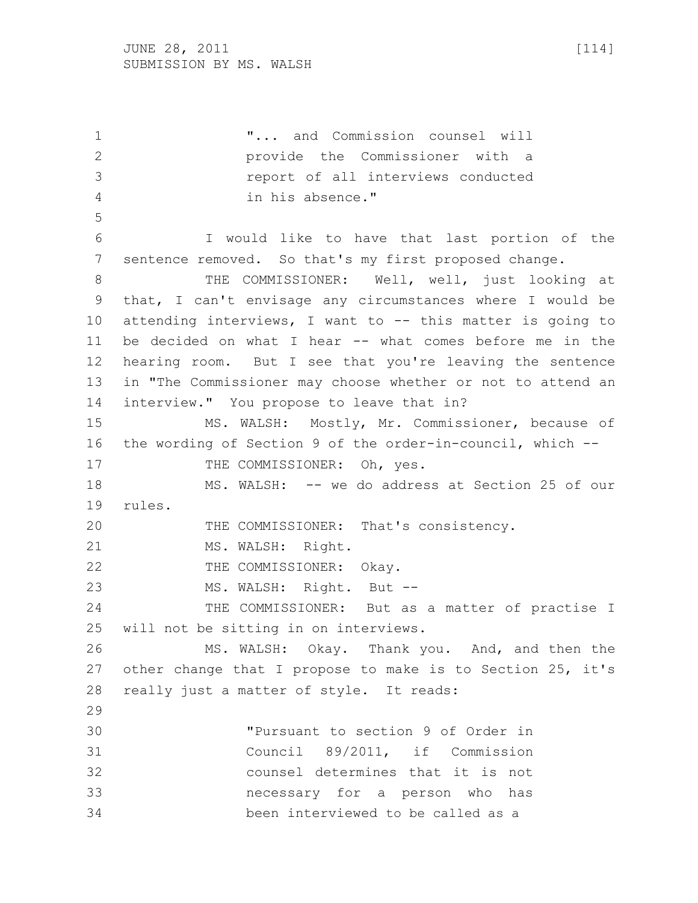> "... and Commission counsel will provide the Commissioner with a report of all interviews conducted in his absence."

I would like to have that last portion of the sentence removed. So that's my first proposed change.

THE COMMISSIONER: Well, well, just looking at that, I can't envisage any circumstances where I would be attending interviews, I want to -- this matter is going to be decided on what I hear -- what comes before me in the hearing room. But I see that you're leaving the sentence in "The Commissioner may choose whether or not to attend an interview." You propose to leave that in?

MS. WALSH: Mostly, Mr. Commissioner, because of the wording of Section 9 of the order-in-council, which --

THE COMMISSIONER: Oh, yes.

MS. WALSH: -- we do address at Section 25 of our rules.

THE COMMISSIONER: That's consistency.

MS. WALSH: Right.

THE COMMISSIONER: Okay.

MS. WALSH: Right. But --

THE COMMISSIONER: But as a matter of practise I will not be sitting in on interviews.

MS. WALSH: Okay. Thank you. And, and then the other change that I propose to make is to Section 25, it's really just a matter of style. It reads:

> "Pursuant to section 9 of Order in Council 89/2011, if Commission counsel determines that it is not necessary for a person who has been interviewed to be called as a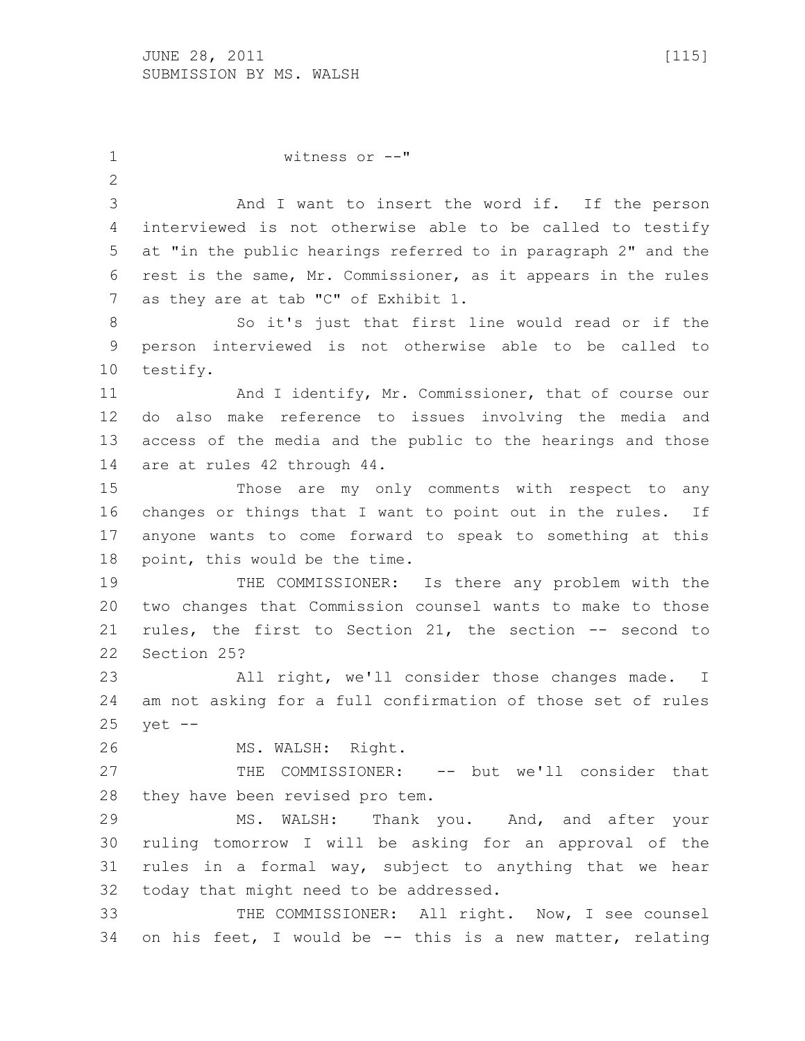witness or --"

And I want to insert the word if. If the person interviewed is not otherwise able to be called to testify at "in the public hearings referred to in paragraph 2" and the rest is the same, Mr. Commissioner, as it appears in the rules as they are at tab "C" of Exhibit 1.

So it's just that first line would read or if the person interviewed is not otherwise able to be called to testify.

And I identify, Mr. Commissioner, that of course our do also make reference to issues involving the media and access of the media and the public to the hearings and those are at rules 42 through 44.

Those are my only comments with respect to any changes or things that I want to point out in the rules. If anyone wants to come forward to speak to something at this point, this would be the time.

THE COMMISSIONER: Is there any problem with the two changes that Commission counsel wants to make to those rules, the first to Section 21, the section -- second to Section 25?

All right, we'll consider those changes made. I am not asking for a full confirmation of those set of rules yet --

MS. WALSH: Right.

THE COMMISSIONER: -- but we'll consider that they have been revised pro tem.

MS. WALSH: Thank you. And, and after your ruling tomorrow I will be asking for an approval of the rules in a formal way, subject to anything that we hear today that might need to be addressed.

THE COMMISSIONER: All right. Now, I see counsel on his feet, I would be -- this is a new matter, relating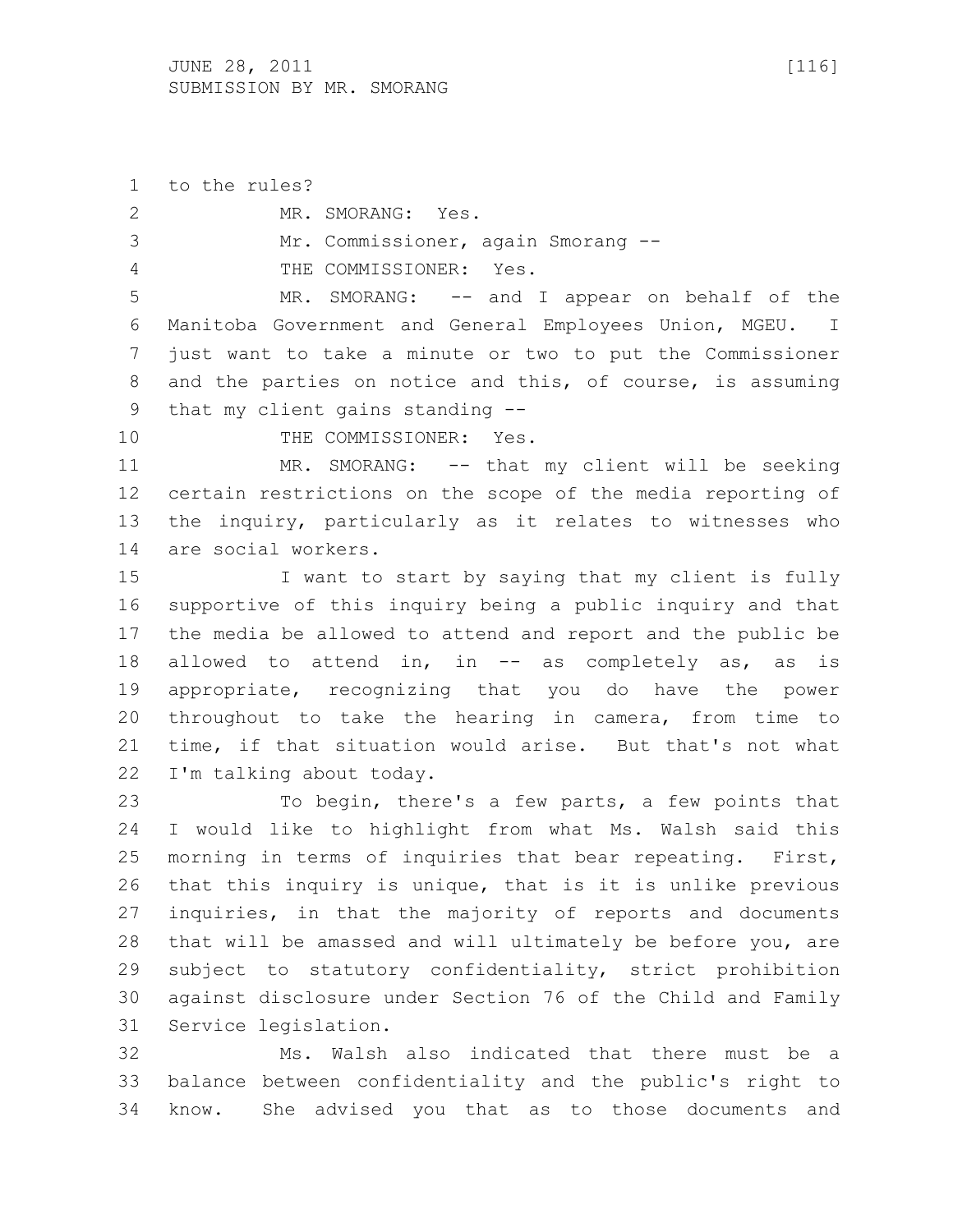to the rules?

MR. SMORANG: Yes.

Mr. Commissioner, again Smorang --

THE COMMISSIONER: Yes.

MR. SMORANG: -- and I appear on behalf of the Manitoba Government and General Employees Union, MGEU. I just want to take a minute or two to put the Commissioner and the parties on notice and this, of course, is assuming that my client gains standing --

THE COMMISSIONER: Yes.

MR. SMORANG: -- that my client will be seeking certain restrictions on the scope of the media reporting of the inquiry, particularly as it relates to witnesses who are social workers.

I want to start by saying that my client is fully supportive of this inquiry being a public inquiry and that the media be allowed to attend and report and the public be allowed to attend in, in -- as completely as, as is appropriate, recognizing that you do have the power throughout to take the hearing in camera, from time to time, if that situation would arise. But that's not what I'm talking about today.

To begin, there's a few parts, a few points that I would like to highlight from what Ms. Walsh said this morning in terms of inquiries that bear repeating. First, that this inquiry is unique, that is it is unlike previous inquiries, in that the majority of reports and documents that will be amassed and will ultimately be before you, are subject to statutory confidentiality, strict prohibition against disclosure under Section 76 of the Child and Family Service legislation.

Ms. Walsh also indicated that there must be a balance between confidentiality and the public's right to know. She advised you that as to those documents and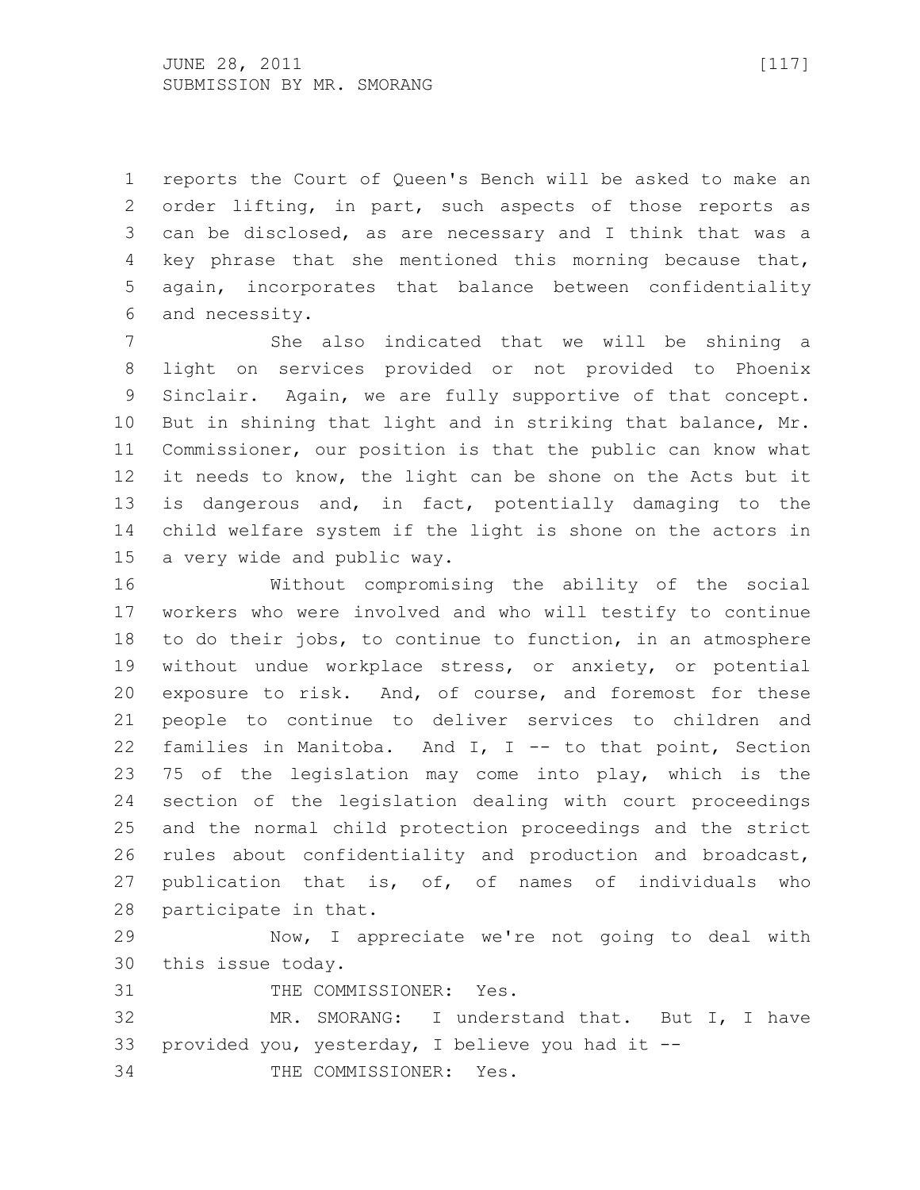reports the Court of Queen's Bench will be asked to make an order lifting, in part, such aspects of those reports as can be disclosed, as are necessary and I think that was a key phrase that she mentioned this morning because that, again, incorporates that balance between confidentiality and necessity.

She also indicated that we will be shining a light on services provided or not provided to Phoenix Sinclair. Again, we are fully supportive of that concept. But in shining that light and in striking that balance, Mr. Commissioner, our position is that the public can know what it needs to know, the light can be shone on the Acts but it is dangerous and, in fact, potentially damaging to the child welfare system if the light is shone on the actors in a very wide and public way.

Without compromising the ability of the social workers who were involved and who will testify to continue to do their jobs, to continue to function, in an atmosphere without undue workplace stress, or anxiety, or potential exposure to risk. And, of course, and foremost for these people to continue to deliver services to children and families in Manitoba. And I, I -- to that point, Section 75 of the legislation may come into play, which is the section of the legislation dealing with court proceedings and the normal child protection proceedings and the strict rules about confidentiality and production and broadcast, publication that is, of, of names of individuals who participate in that.

Now, I appreciate we're not going to deal with this issue today.

THE COMMISSIONER: Yes.

MR. SMORANG: I understand that. But I, I have provided you, yesterday, I believe you had it --

THE COMMISSIONER: Yes.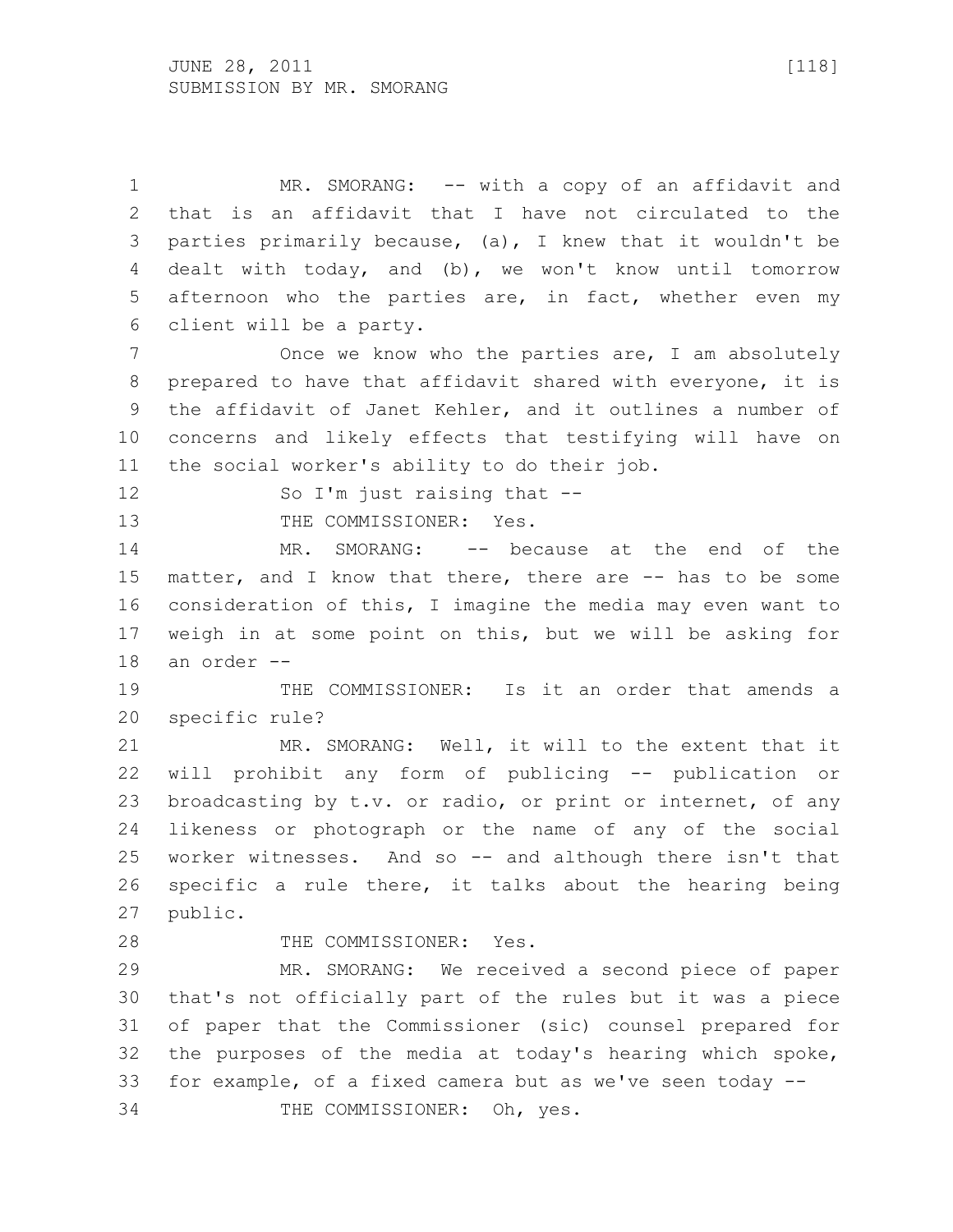MR. SMORANG: -- with a copy of an affidavit and that is an affidavit that I have not circulated to the parties primarily because, (a), I knew that it wouldn't be dealt with today, and (b), we won't know until tomorrow afternoon who the parties are, in fact, whether even my client will be a party.

Once we know who the parties are, I am absolutely prepared to have that affidavit shared with everyone, it is the affidavit of Janet Kehler, and it outlines a number of concerns and likely effects that testifying will have on the social worker's ability to do their job.

So I'm just raising that --

THE COMMISSIONER: Yes.

MR. SMORANG: -- because at the end of the matter, and I know that there, there are -- has to be some consideration of this, I imagine the media may even want to weigh in at some point on this, but we will be asking for an order --

THE COMMISSIONER: Is it an order that amends a specific rule?

MR. SMORANG: Well, it will to the extent that it will prohibit any form of publicing -- publication or broadcasting by t.v. or radio, or print or internet, of any likeness or photograph or the name of any of the social worker witnesses. And so -- and although there isn't that specific a rule there, it talks about the hearing being public.

THE COMMISSIONER: Yes.

MR. SMORANG: We received a second piece of paper that's not officially part of the rules but it was a piece of paper that the Commissioner (sic) counsel prepared for the purposes of the media at today's hearing which spoke, for example, of a fixed camera but as we've seen today --

THE COMMISSIONER: Oh, yes.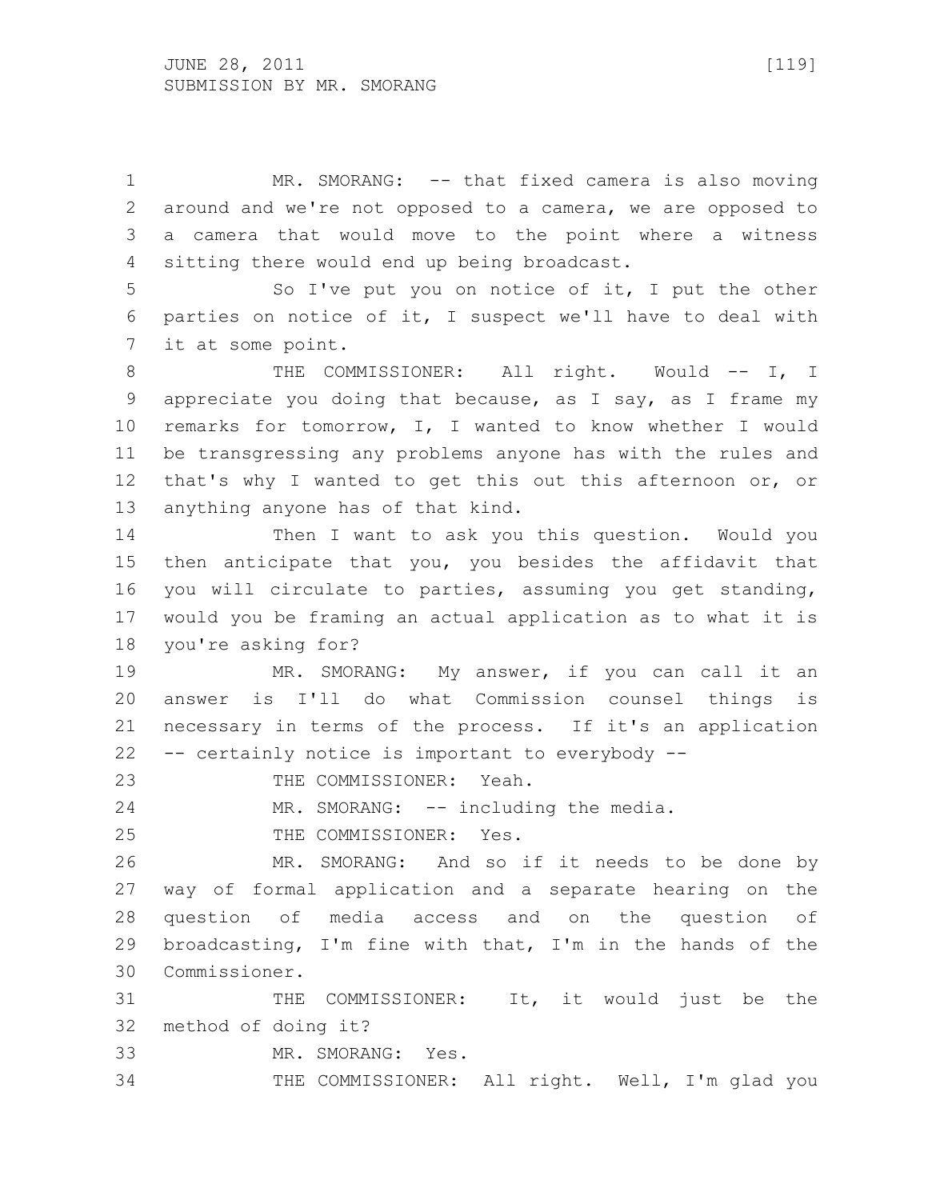MR. SMORANG: -- that fixed camera is also moving around and we're not opposed to a camera, we are opposed to a camera that would move to the point where a witness sitting there would end up being broadcast.

So I've put you on notice of it, I put the other parties on notice of it, I suspect we'll have to deal with it at some point.

THE COMMISSIONER: All right. Would -- I, I appreciate you doing that because, as I say, as I frame my remarks for tomorrow, I, I wanted to know whether I would be transgressing any problems anyone has with the rules and that's why I wanted to get this out this afternoon or, or anything anyone has of that kind.

Then I want to ask you this question. Would you then anticipate that you, you besides the affidavit that you will circulate to parties, assuming you get standing, would you be framing an actual application as to what it is you're asking for?

MR. SMORANG: My answer, if you can call it an answer is I'll do what Commission counsel things is necessary in terms of the process. If it's an application -- certainly notice is important to everybody --

THE COMMISSIONER: Yeah.

MR. SMORANG: -- including the media.

THE COMMISSIONER: Yes.

MR. SMORANG: And so if it needs to be done by way of formal application and a separate hearing on the question of media access and on the question of broadcasting, I'm fine with that, I'm in the hands of the Commissioner.

THE COMMISSIONER: It, it would just be the method of doing it?

MR. SMORANG: Yes.

THE COMMISSIONER: All right. Well, I'm glad you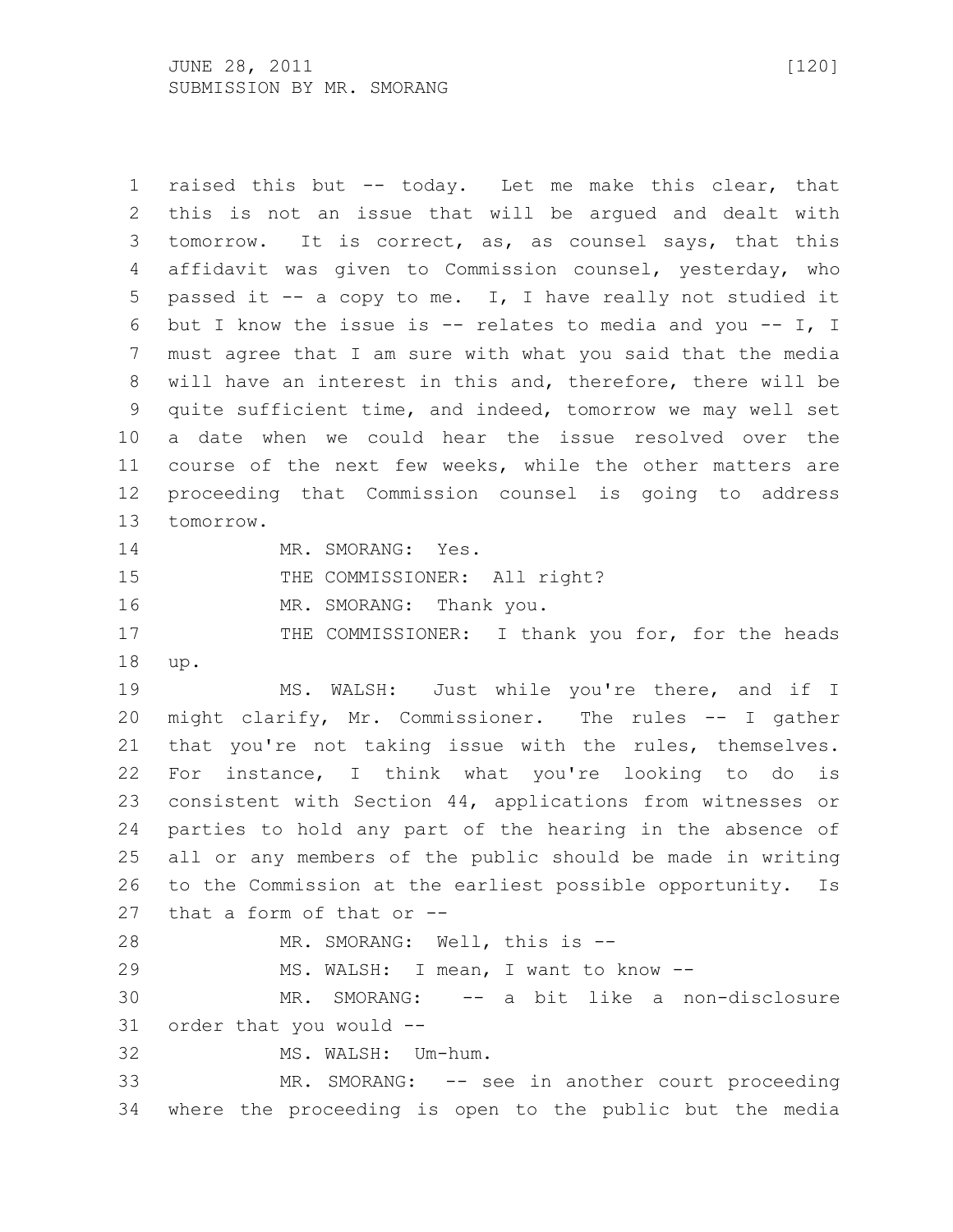raised this but -- today. Let me make this clear, that this is not an issue that will be argued and dealt with tomorrow. It is correct, as, as counsel says, that this affidavit was given to Commission counsel, yesterday, who passed it -- a copy to me. I, I have really not studied it but I know the issue is -- relates to media and you -- I, I must agree that I am sure with what you said that the media will have an interest in this and, therefore, there will be quite sufficient time, and indeed, tomorrow we may well set a date when we could hear the issue resolved over the course of the next few weeks, while the other matters are proceeding that Commission counsel is going to address tomorrow.

MR. SMORANG: Yes.

THE COMMISSIONER: All right?

MR. SMORANG: Thank you.

THE COMMISSIONER: I thank you for, for the heads up.

MS. WALSH: Just while you're there, and if I might clarify, Mr. Commissioner. The rules -- I gather that you're not taking issue with the rules, themselves. For instance, I think what you're looking to do is consistent with Section 44, applications from witnesses or parties to hold any part of the hearing in the absence of all or any members of the public should be made in writing to the Commission at the earliest possible opportunity. Is that a form of that or --

MR. SMORANG: Well, this is --

MS. WALSH: I mean, I want to know --

MR. SMORANG: -- a bit like a non-disclosure order that you would --

MS. WALSH: Um-hum.

MR. SMORANG: -- see in another court proceeding where the proceeding is open to the public but the media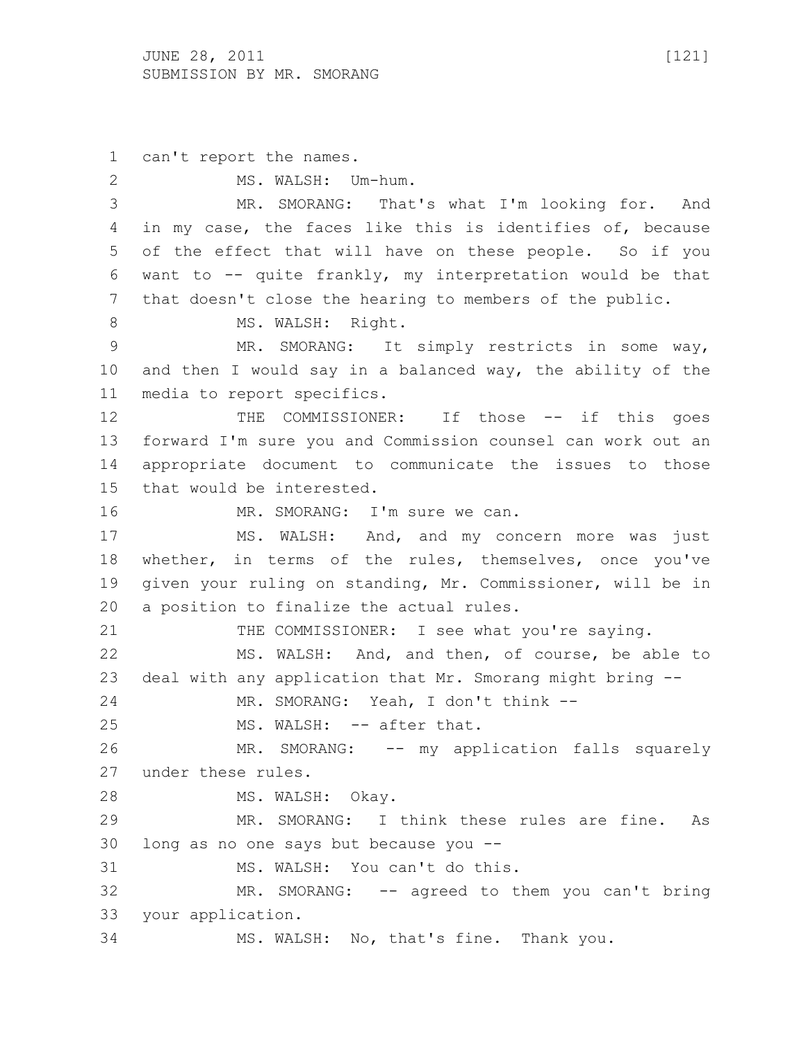can't report the names.

MS. WALSH: Um-hum.

MR. SMORANG: That's what I'm looking for. And in my case, the faces like this is identifies of, because of the effect that will have on these people. So if you want to -- quite frankly, my interpretation would be that that doesn't close the hearing to members of the public.

MS. WALSH: Right.

MR. SMORANG: It simply restricts in some way, and then I would say in a balanced way, the ability of the media to report specifics.

THE COMMISSIONER: If those -- if this goes forward I'm sure you and Commission counsel can work out an appropriate document to communicate the issues to those that would be interested.

MR. SMORANG: I'm sure we can.

MS. WALSH: And, and my concern more was just whether, in terms of the rules, themselves, once you've given your ruling on standing, Mr. Commissioner, will be in a position to finalize the actual rules.

THE COMMISSIONER: I see what you're saying.

MS. WALSH: And, and then, of course, be able to deal with any application that Mr. Smorang might bring --

MR. SMORANG: Yeah, I don't think --

MS. WALSH: -- after that.

MR. SMORANG: -- my application falls squarely under these rules.

MS. WALSH: Okay.

MR. SMORANG: I think these rules are fine. As long as no one says but because you --

MS. WALSH: You can't do this.

MR. SMORANG: -- agreed to them you can't bring your application.

MS. WALSH: No, that's fine. Thank you.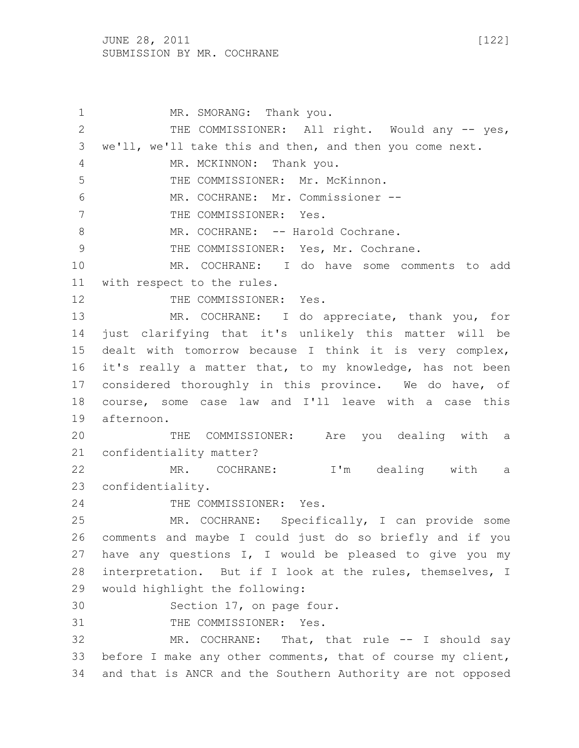MR. SMORANG: Thank you.

THE COMMISSIONER: All right. Would any -- yes, we'll, we'll take this and then, and then you come next.

MR. MCKINNON: Thank you.

THE COMMISSIONER: Mr. McKinnon.

MR. COCHRANE: Mr. Commissioner --

THE COMMISSIONER: Yes.

MR. COCHRANE: -- Harold Cochrane.

THE COMMISSIONER: Yes, Mr. Cochrane.

MR. COCHRANE: I do have some comments to add with respect to the rules.

THE COMMISSIONER: Yes.

MR. COCHRANE: I do appreciate, thank you, for just clarifying that it's unlikely this matter will be dealt with tomorrow because I think it is very complex, it's really a matter that, to my knowledge, has not been considered thoroughly in this province. We do have, of course, some case law and I'll leave with a case this afternoon.

THE COMMISSIONER: Are you dealing with a confidentiality matter?

MR. COCHRANE: I'm dealing with a confidentiality.

THE COMMISSIONER: Yes.

MR. COCHRANE: Specifically, I can provide some comments and maybe I could just do so briefly and if you have any questions I, I would be pleased to give you my interpretation. But if I look at the rules, themselves, I would highlight the following:

Section 17, on page four.

THE COMMISSIONER: Yes.

MR. COCHRANE: That, that rule -- I should say before I make any other comments, that of course my client, and that is ANCR and the Southern Authority are not opposed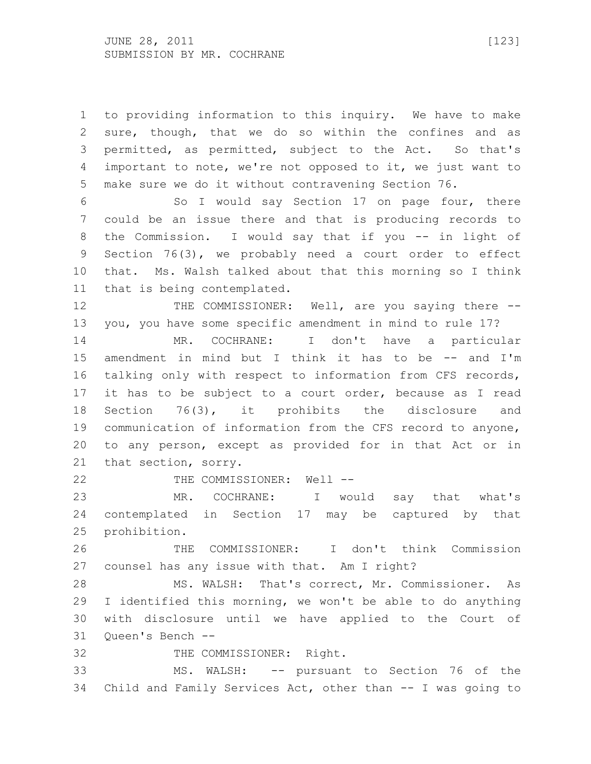to providing information to this inquiry. We have to make sure, though, that we do so within the confines and as permitted, as permitted, subject to the Act. So that's important to note, we're not opposed to it, we just want to make sure we do it without contravening Section 76.

So I would say Section 17 on page four, there could be an issue there and that is producing records to the Commission. I would say that if you -- in light of Section 76(3), we probably need a court order to effect that. Ms. Walsh talked about that this morning so I think that is being contemplated.

THE COMMISSIONER: Well, are you saying there -- you, you have some specific amendment in mind to rule 17?

MR. COCHRANE: I don't have a particular amendment in mind but I think it has to be -- and I'm talking only with respect to information from CFS records, it has to be subject to a court order, because as I read Section 76(3), it prohibits the disclosure and communication of information from the CFS record to anyone, to any person, except as provided for in that Act or in that section, sorry.

THE COMMISSIONER: Well --

MR. COCHRANE: I would say that what's contemplated in Section 17 may be captured by that prohibition.

THE COMMISSIONER: I don't think Commission counsel has any issue with that. Am I right?

MS. WALSH: That's correct, Mr. Commissioner. As I identified this morning, we won't be able to do anything with disclosure until we have applied to the Court of Queen's Bench --

THE COMMISSIONER: Right.

MS. WALSH: -- pursuant to Section 76 of the Child and Family Services Act, other than -- I was going to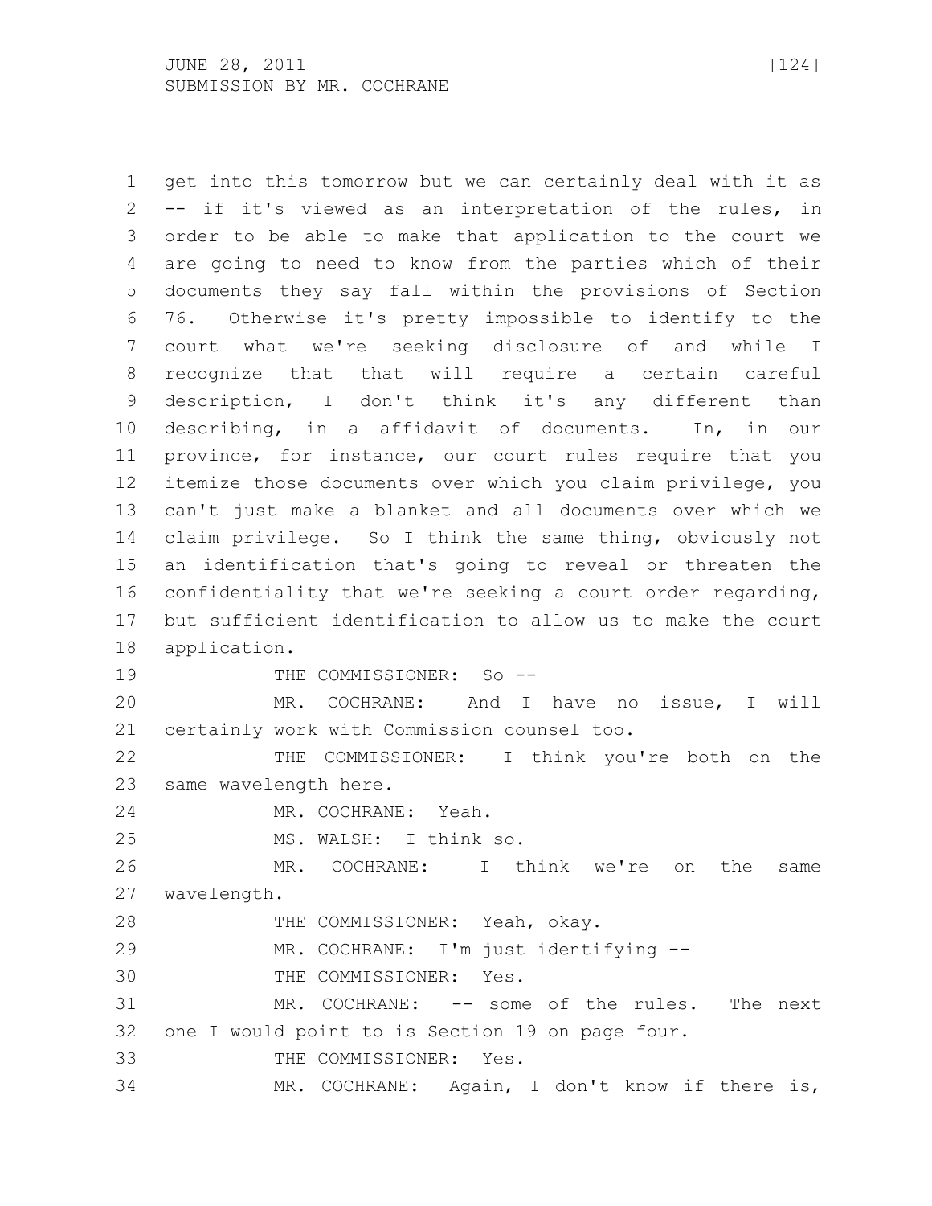get into this tomorrow but we can certainly deal with it as -- if it's viewed as an interpretation of the rules, in order to be able to make that application to the court we are going to need to know from the parties which of their documents they say fall within the provisions of Section 76. Otherwise it's pretty impossible to identify to the court what we're seeking disclosure of and while I recognize that that will require a certain careful description, I don't think it's any different than describing, in a affidavit of documents. In, in our province, for instance, our court rules require that you itemize those documents over which you claim privilege, you can't just make a blanket and all documents over which we claim privilege. So I think the same thing, obviously not an identification that's going to reveal or threaten the confidentiality that we're seeking a court order regarding, but sufficient identification to allow us to make the court application.

THE COMMISSIONER: So --

MR. COCHRANE: And I have no issue, I will certainly work with Commission counsel too.

THE COMMISSIONER: I think you're both on the same wavelength here.

MR. COCHRANE: Yeah.

MS. WALSH: I think so.

MR. COCHRANE: I think we're on the same wavelength.

THE COMMISSIONER: Yeah, okay.

MR. COCHRANE: I'm just identifying --

THE COMMISSIONER: Yes.

MR. COCHRANE: -- some of the rules. The next one I would point to is Section 19 on page four.

THE COMMISSIONER: Yes.

MR. COCHRANE: Again, I don't know if there is,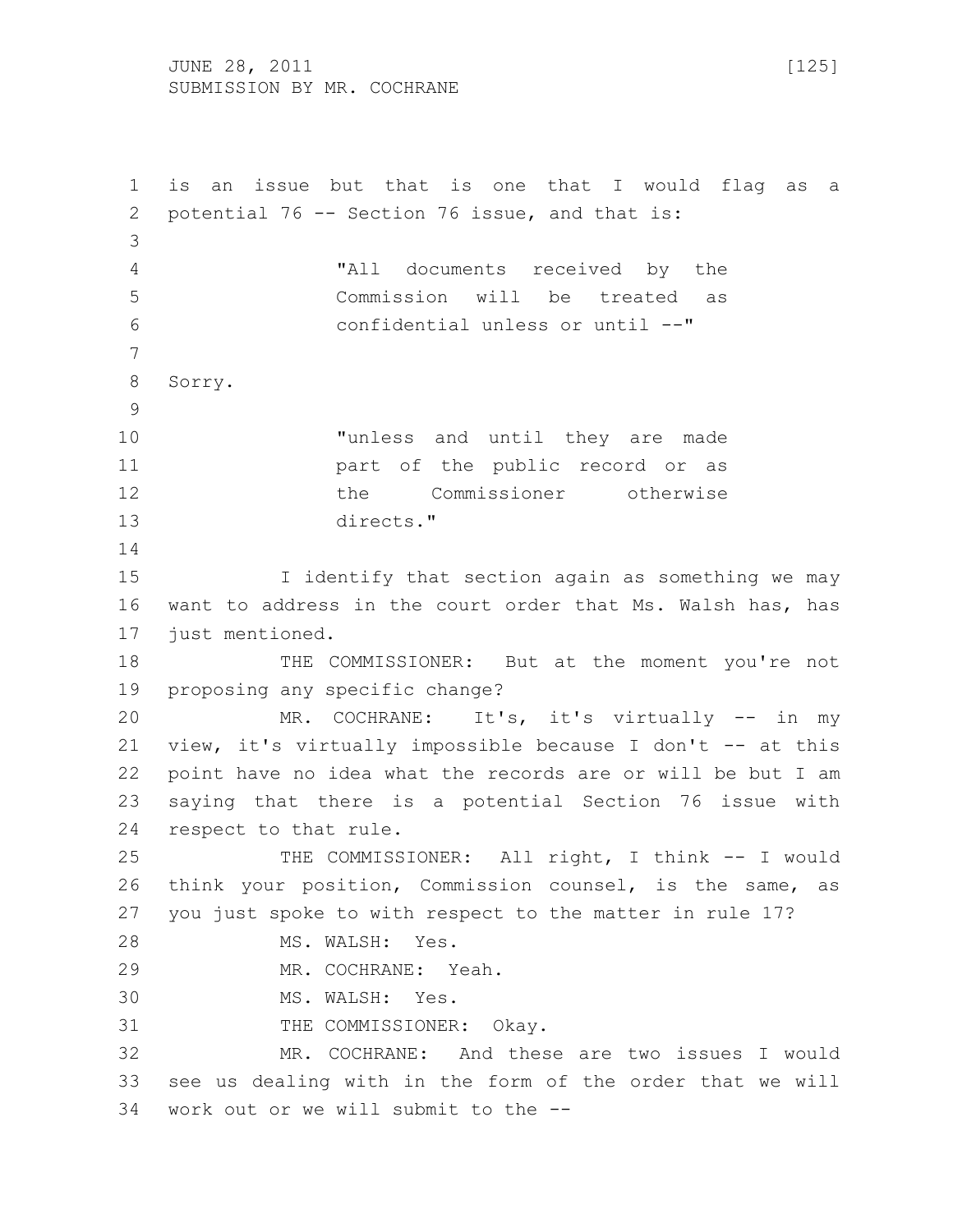is an issue but that is one that I would flag as a potential 76 -- Section 76 issue, and that is:

> "All documents received by the Commission will be treated as confidential unless or until --"

Sorry.

> "unless and until they are made part of the public record or as the Commissioner otherwise directs."

I identify that section again as something we may want to address in the court order that Ms. Walsh has, has just mentioned.

THE COMMISSIONER: But at the moment you're not proposing any specific change?

MR. COCHRANE: It's, it's virtually -- in my view, it's virtually impossible because I don't -- at this point have no idea what the records are or will be but I am saying that there is a potential Section 76 issue with respect to that rule.

THE COMMISSIONER: All right, I think -- I would think your position, Commission counsel, is the same, as you just spoke to with respect to the matter in rule 17?

MS. WALSH: Yes.

MR. COCHRANE: Yeah.

MS. WALSH: Yes.

THE COMMISSIONER: Okay.

MR. COCHRANE: And these are two issues I would see us dealing with in the form of the order that we will work out or we will submit to the --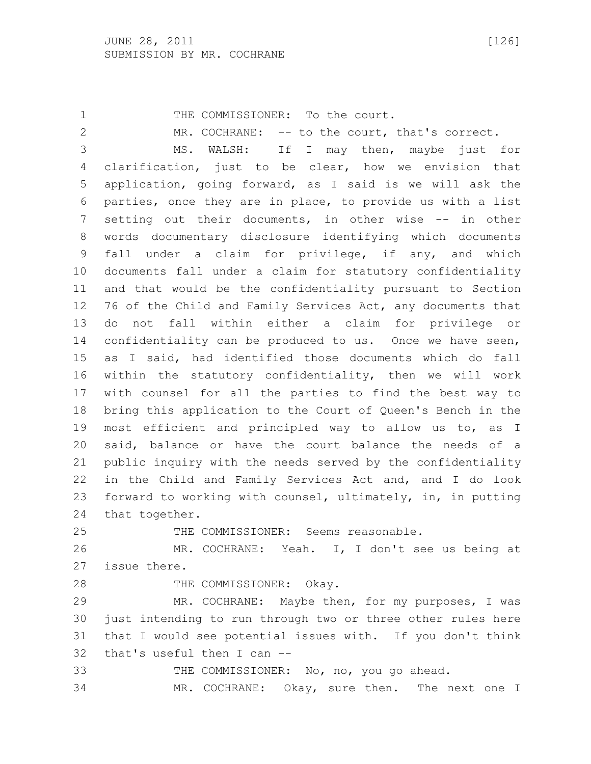THE COMMISSIONER: To the court.

MR. COCHRANE: -- to the court, that's correct.

MS. WALSH: If I may then, maybe just for clarification, just to be clear, how we envision that application, going forward, as I said is we will ask the parties, once they are in place, to provide us with a list setting out their documents, in other wise -- in other words documentary disclosure identifying which documents fall under a claim for privilege, if any, and which documents fall under a claim for statutory confidentiality and that would be the confidentiality pursuant to Section 76 of the Child and Family Services Act, any documents that do not fall within either a claim for privilege or confidentiality can be produced to us. Once we have seen, as I said, had identified those documents which do fall within the statutory confidentiality, then we will work with counsel for all the parties to find the best way to bring this application to the Court of Queen's Bench in the most efficient and principled way to allow us to, as I said, balance or have the court balance the needs of a public inquiry with the needs served by the confidentiality in the Child and Family Services Act and, and I do look forward to working with counsel, ultimately, in, in putting that together.

THE COMMISSIONER: Seems reasonable.

MR. COCHRANE: Yeah. I, I don't see us being at issue there.

THE COMMISSIONER: Okay.

MR. COCHRANE: Maybe then, for my purposes, I was just intending to run through two or three other rules here that I would see potential issues with. If you don't think that's useful then I can --

THE COMMISSIONER: No, no, you go ahead.

MR. COCHRANE: Okay, sure then. The next one I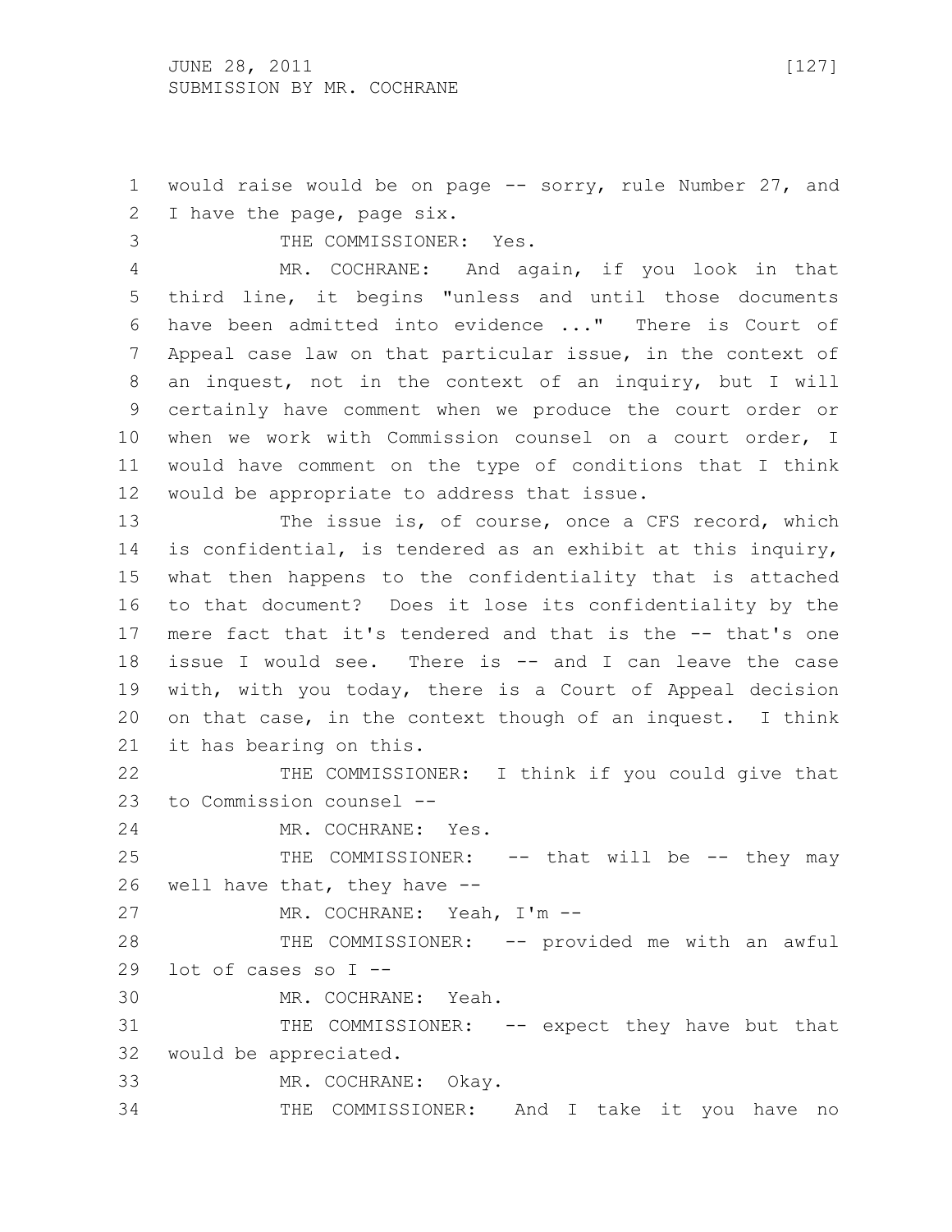would raise would be on page -- sorry, rule Number 27, and I have the page, page six.

THE COMMISSIONER: Yes.

MR. COCHRANE: And again, if you look in that third line, it begins "unless and until those documents have been admitted into evidence ..." There is Court of Appeal case law on that particular issue, in the context of an inquest, not in the context of an inquiry, but I will certainly have comment when we produce the court order or when we work with Commission counsel on a court order, I would have comment on the type of conditions that I think would be appropriate to address that issue.

The issue is, of course, once a CFS record, which is confidential, is tendered as an exhibit at this inquiry, what then happens to the confidentiality that is attached to that document? Does it lose its confidentiality by the mere fact that it's tendered and that is the -- that's one issue I would see. There is -- and I can leave the case with, with you today, there is a Court of Appeal decision on that case, in the context though of an inquest. I think it has bearing on this.

THE COMMISSIONER: I think if you could give that to Commission counsel --

MR. COCHRANE: Yes.

THE COMMISSIONER: -- that will be -- they may well have that, they have --

MR. COCHRANE: Yeah, I'm --

THE COMMISSIONER: -- provided me with an awful lot of cases so I --

MR. COCHRANE: Yeah.

THE COMMISSIONER: -- expect they have but that would be appreciated.

MR. COCHRANE: Okay.

THE COMMISSIONER: And I take it you have no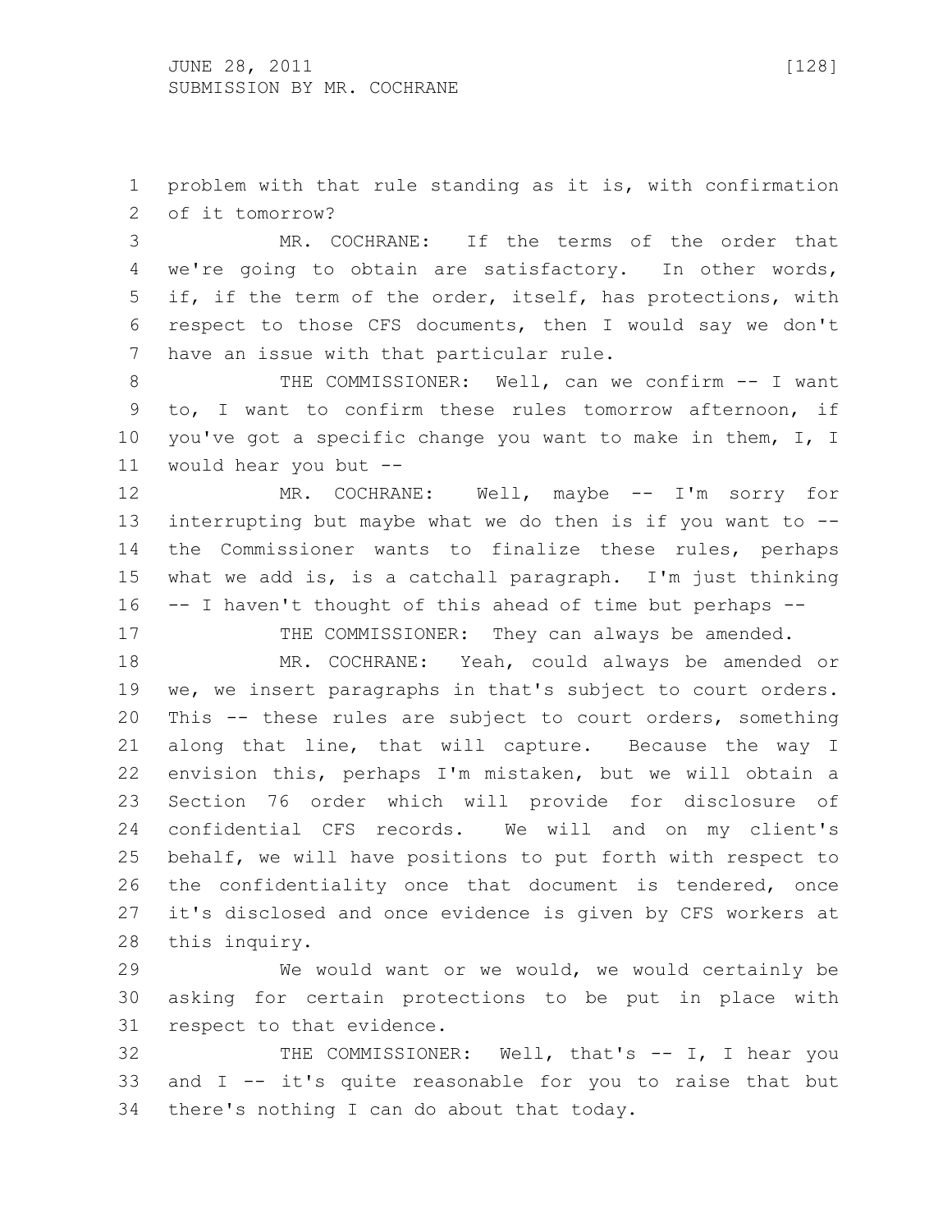problem with that rule standing as it is, with confirmation of it tomorrow?

MR. COCHRANE: If the terms of the order that we're going to obtain are satisfactory. In other words, if, if the term of the order, itself, has protections, with respect to those CFS documents, then I would say we don't have an issue with that particular rule.

THE COMMISSIONER: Well, can we confirm -- I want to, I want to confirm these rules tomorrow afternoon, if you've got a specific change you want to make in them, I, I would hear you but --

MR. COCHRANE: Well, maybe -- I'm sorry for interrupting but maybe what we do then is if you want to -- the Commissioner wants to finalize these rules, perhaps what we add is, is a catchall paragraph. I'm just thinking -- I haven't thought of this ahead of time but perhaps --

THE COMMISSIONER: They can always be amended.

MR. COCHRANE: Yeah, could always be amended or we, we insert paragraphs in that's subject to court orders. This -- these rules are subject to court orders, something along that line, that will capture. Because the way I envision this, perhaps I'm mistaken, but we will obtain a Section 76 order which will provide for disclosure of confidential CFS records. We will and on my client's behalf, we will have positions to put forth with respect to the confidentiality once that document is tendered, once it's disclosed and once evidence is given by CFS workers at this inquiry.

We would want or we would, we would certainly be asking for certain protections to be put in place with respect to that evidence.

THE COMMISSIONER: Well, that's -- I, I hear you and I -- it's quite reasonable for you to raise that but there's nothing I can do about that today.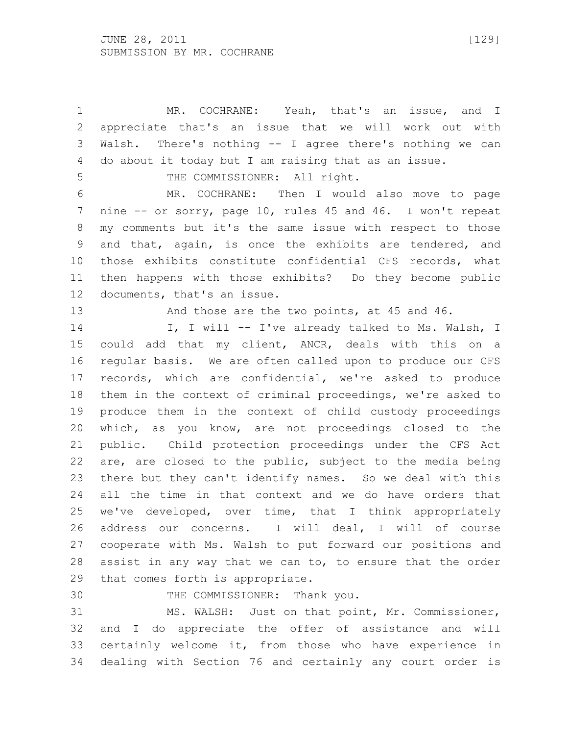MR. COCHRANE: Yeah, that's an issue, and I appreciate that's an issue that we will work out with Walsh. There's nothing -- I agree there's nothing we can do about it today but I am raising that as an issue.

THE COMMISSIONER: All right.

MR. COCHRANE: Then I would also move to page nine -- or sorry, page 10, rules 45 and 46. I won't repeat my comments but it's the same issue with respect to those and that, again, is once the exhibits are tendered, and those exhibits constitute confidential CFS records, what then happens with those exhibits? Do they become public documents, that's an issue.

And those are the two points, at 45 and 46.

I, I will -- I've already talked to Ms. Walsh, I could add that my client, ANCR, deals with this on a regular basis. We are often called upon to produce our CFS records, which are confidential, we're asked to produce them in the context of criminal proceedings, we're asked to produce them in the context of child custody proceedings which, as you know, are not proceedings closed to the public. Child protection proceedings under the CFS Act are, are closed to the public, subject to the media being there but they can't identify names. So we deal with this all the time in that context and we do have orders that we've developed, over time, that I think appropriately address our concerns. I will deal, I will of course cooperate with Ms. Walsh to put forward our positions and assist in any way that we can to, to ensure that the order that comes forth is appropriate.

THE COMMISSIONER: Thank you.

MS. WALSH: Just on that point, Mr. Commissioner, and I do appreciate the offer of assistance and will certainly welcome it, from those who have experience in dealing with Section 76 and certainly any court order is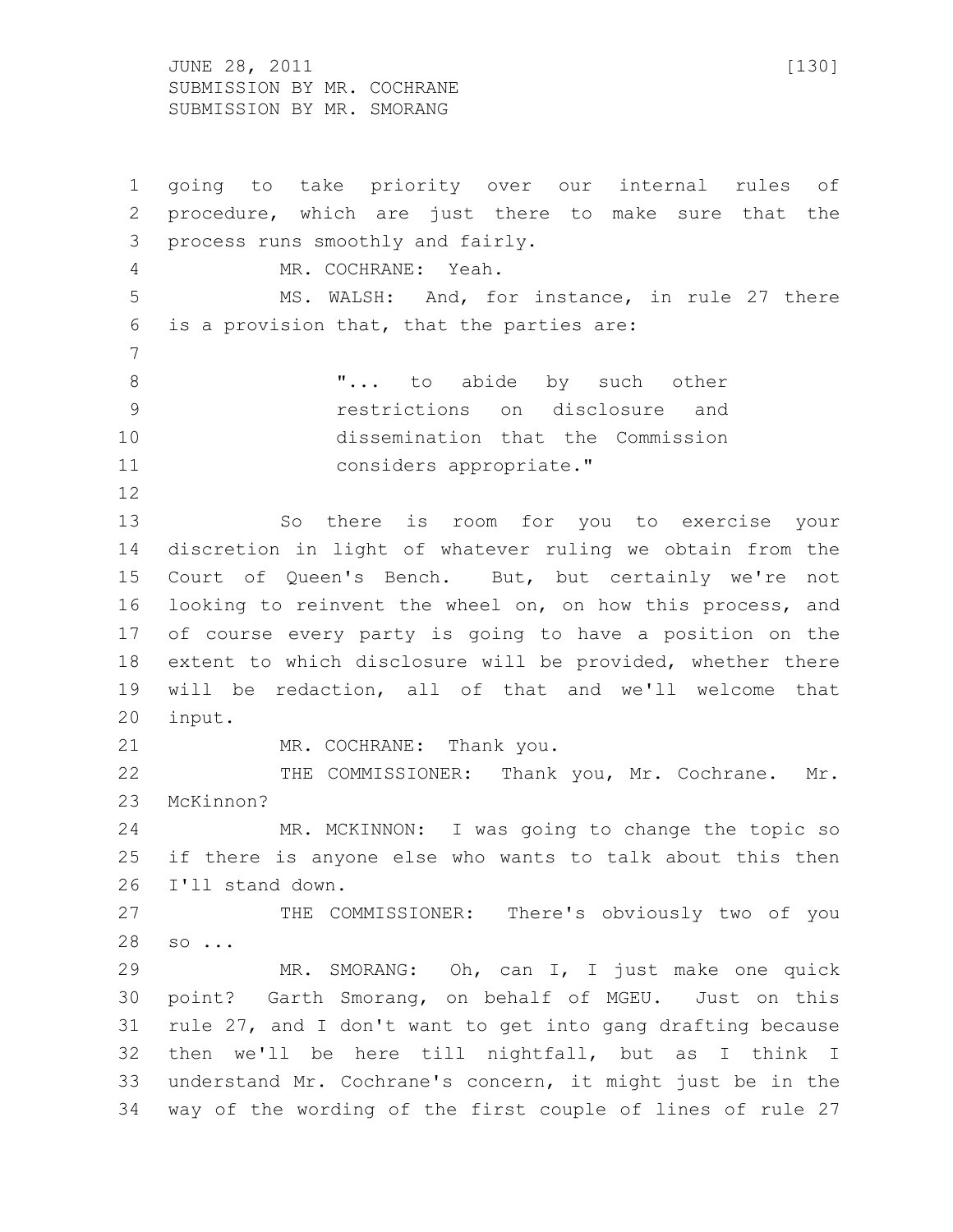going to take priority over our internal rules of procedure, which are just there to make sure that the process runs smoothly and fairly.

MR. COCHRANE: Yeah.

MS. WALSH: And, for instance, in rule 27 there is a provision that, that the parties are:

> "... to abide by such other restrictions on disclosure and dissemination that the Commission considers appropriate."

So there is room for you to exercise your discretion in light of whatever ruling we obtain from the Court of Queen's Bench. But, but certainly we're not looking to reinvent the wheel on, on how this process, and of course every party is going to have a position on the extent to which disclosure will be provided, whether there will be redaction, all of that and we'll welcome that input.

MR. COCHRANE: Thank you.

THE COMMISSIONER: Thank you, Mr. Cochrane. Mr. McKinnon?

MR. MCKINNON: I was going to change the topic so if there is anyone else who wants to talk about this then I'll stand down.

THE COMMISSIONER: There's obviously two of you so ...

MR. SMORANG: Oh, can I, I just make one quick point? Garth Smorang, on behalf of MGEU. Just on this rule 27, and I don't want to get into gang drafting because then we'll be here till nightfall, but as I think I understand Mr. Cochrane's concern, it might just be in the way of the wording of the first couple of lines of rule 27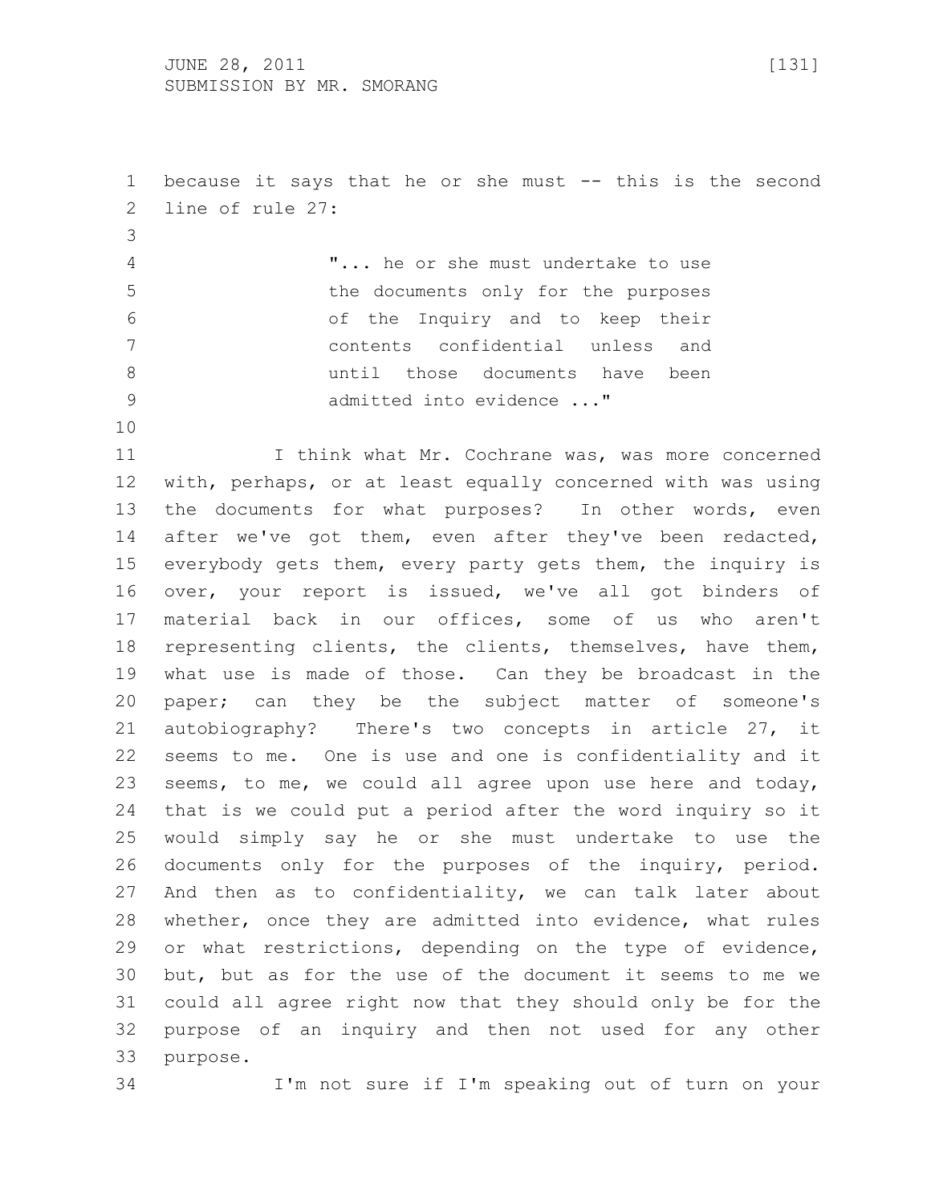because it says that he or she must -- this is the second line of rule 27:

> "... he or she must undertake to use the documents only for the purposes of the Inquiry and to keep their contents confidential unless and until those documents have been admitted into evidence ..."

I think what Mr. Cochrane was, was more concerned with, perhaps, or at least equally concerned with was using the documents for what purposes? In other words, even after we've got them, even after they've been redacted, everybody gets them, every party gets them, the inquiry is over, your report is issued, we've all got binders of material back in our offices, some of us who aren't representing clients, the clients, themselves, have them, what use is made of those. Can they be broadcast in the paper; can they be the subject matter of someone's autobiography? There's two concepts in article 27, it seems to me. One is use and one is confidentiality and it seems, to me, we could all agree upon use here and today, that is we could put a period after the word inquiry so it would simply say he or she must undertake to use the documents only for the purposes of the inquiry, period. And then as to confidentiality, we can talk later about whether, once they are admitted into evidence, what rules or what restrictions, depending on the type of evidence, but, but as for the use of the document it seems to me we could all agree right now that they should only be for the purpose of an inquiry and then not used for any other purpose.

I'm not sure if I'm speaking out of turn on your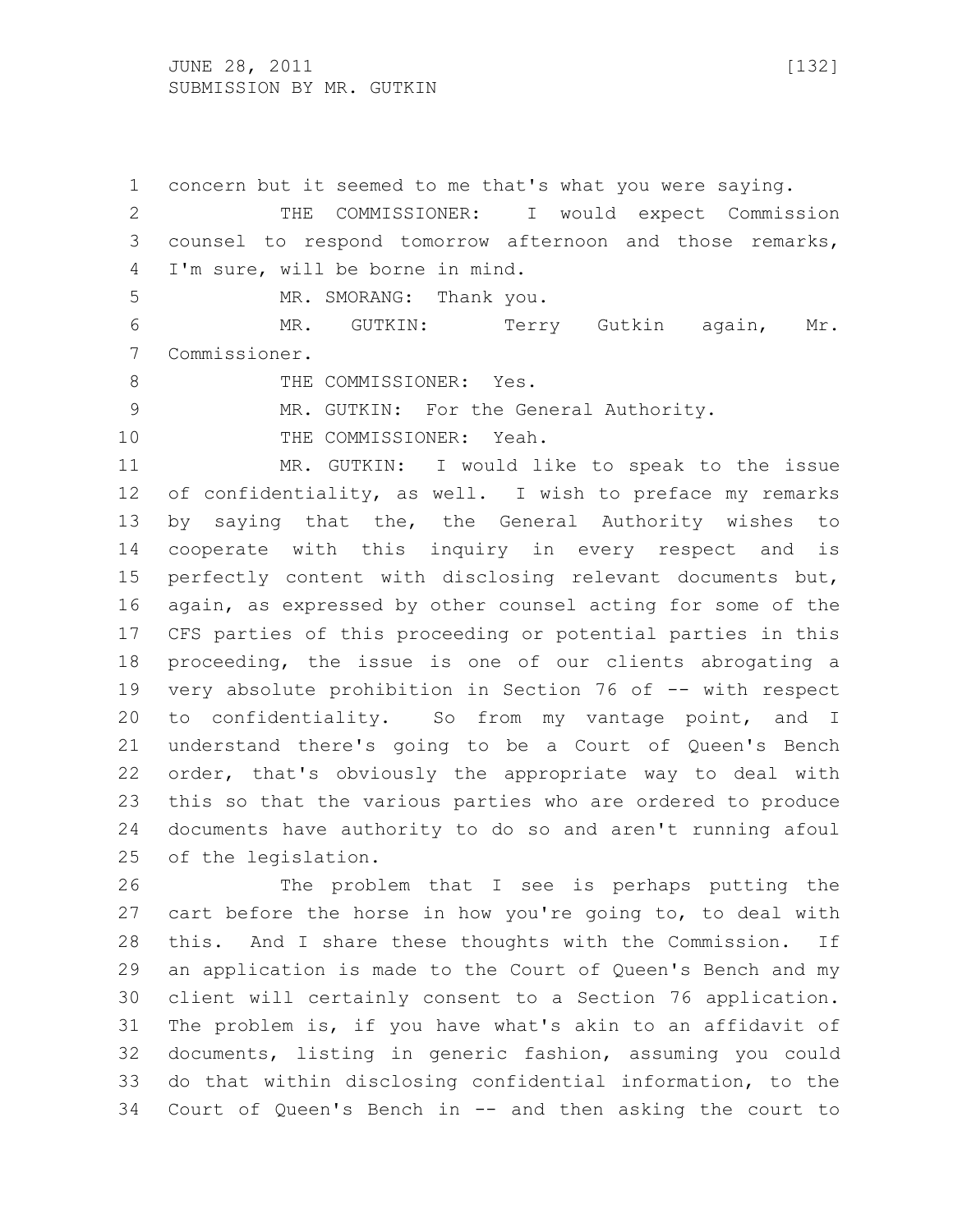concern but it seemed to me that's what you were saying.

THE COMMISSIONER: I would expect Commission counsel to respond tomorrow afternoon and those remarks, I'm sure, will be borne in mind.

MR. SMORANG: Thank you.

MR. GUTKIN: Terry Gutkin again, Mr. Commissioner.

THE COMMISSIONER: Yes.

MR. GUTKIN: For the General Authority.

THE COMMISSIONER: Yeah.

MR. GUTKIN: I would like to speak to the issue of confidentiality, as well. I wish to preface my remarks by saying that the, the General Authority wishes to cooperate with this inquiry in every respect and is perfectly content with disclosing relevant documents but, again, as expressed by other counsel acting for some of the CFS parties of this proceeding or potential parties in this proceeding, the issue is one of our clients abrogating a very absolute prohibition in Section 76 of -- with respect to confidentiality. So from my vantage point, and I understand there's going to be a Court of Queen's Bench order, that's obviously the appropriate way to deal with this so that the various parties who are ordered to produce documents have authority to do so and aren't running afoul of the legislation.

The problem that I see is perhaps putting the cart before the horse in how you're going to, to deal with this. And I share these thoughts with the Commission. If an application is made to the Court of Queen's Bench and my client will certainly consent to a Section 76 application. The problem is, if you have what's akin to an affidavit of documents, listing in generic fashion, assuming you could do that within disclosing confidential information, to the Court of Queen's Bench in -- and then asking the court to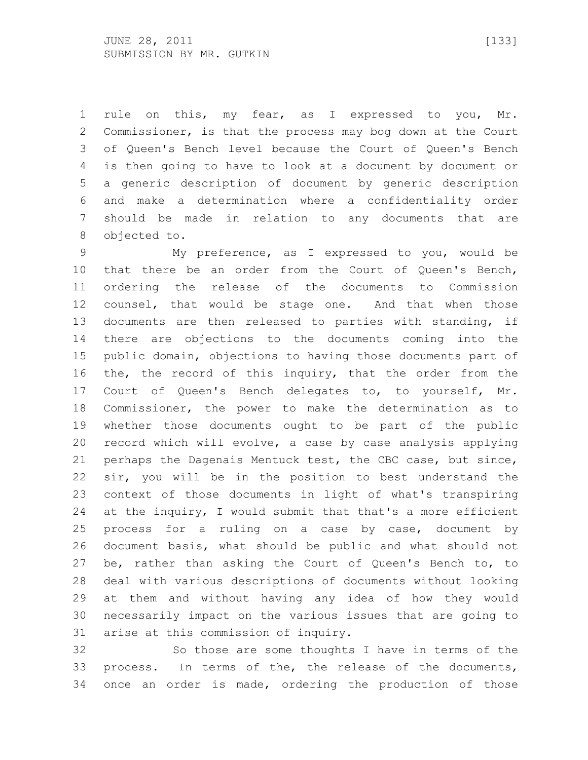rule on this, my fear, as I expressed to you, Mr. Commissioner, is that the process may bog down at the Court of Queen's Bench level because the Court of Queen's Bench is then going to have to look at a document by document or a generic description of document by generic description and make a determination where a confidentiality order should be made in relation to any documents that are objected to.

My preference, as I expressed to you, would be that there be an order from the Court of Queen's Bench, ordering the release of the documents to Commission counsel, that would be stage one. And that when those documents are then released to parties with standing, if there are objections to the documents coming into the public domain, objections to having those documents part of the, the record of this inquiry, that the order from the Court of Queen's Bench delegates to, to yourself, Mr. Commissioner, the power to make the determination as to whether those documents ought to be part of the public record which will evolve, a case by case analysis applying perhaps the Dagenais Mentuck test, the CBC case, but since, sir, you will be in the position to best understand the context of those documents in light of what's transpiring at the inquiry, I would submit that that's a more efficient process for a ruling on a case by case, document by document basis, what should be public and what should not be, rather than asking the Court of Queen's Bench to, to deal with various descriptions of documents without looking at them and without having any idea of how they would necessarily impact on the various issues that are going to arise at this commission of inquiry.

So those are some thoughts I have in terms of the process. In terms of the, the release of the documents, once an order is made, ordering the production of those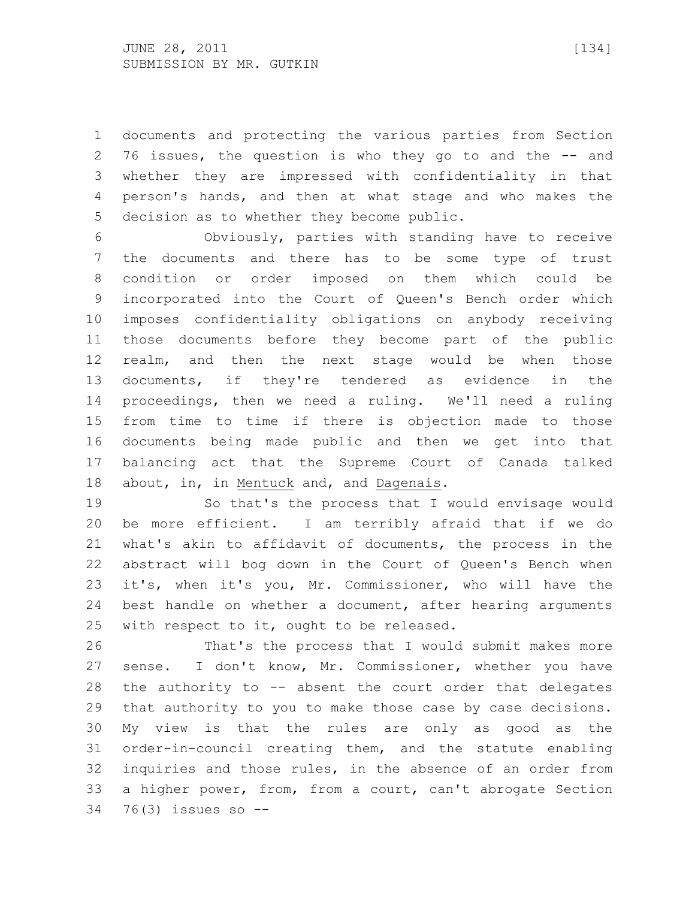documents and protecting the various parties from Section 76 issues, the question is who they go to and the -- and whether they are impressed with confidentiality in that person's hands, and then at what stage and who makes the decision as to whether they become public.

Obviously, parties with standing have to receive the documents and there has to be some type of trust condition or order imposed on them which could be incorporated into the Court of Queen's Bench order which imposes confidentiality obligations on anybody receiving those documents before they become part of the public realm, and then the next stage would be when those documents, if they're tendered as evidence in the proceedings, then we need a ruling. We'll need a ruling from time to time if there is objection made to those documents being made public and then we get into that balancing act that the Supreme Court of Canada talked about, in, in Mentuck and, and Dagenais.

So that's the process that I would envisage would be more efficient. I am terribly afraid that if we do what's akin to affidavit of documents, the process in the abstract will bog down in the Court of Queen's Bench when it's, when it's you, Mr. Commissioner, who will have the best handle on whether a document, after hearing arguments with respect to it, ought to be released.

That's the process that I would submit makes more sense. I don't know, Mr. Commissioner, whether you have the authority to -- absent the court order that delegates that authority to you to make those case by case decisions. My view is that the rules are only as good as the order-in-council creating them, and the statute enabling inquiries and those rules, in the absence of an order from a higher power, from, from a court, can't abrogate Section 76(3) issues so --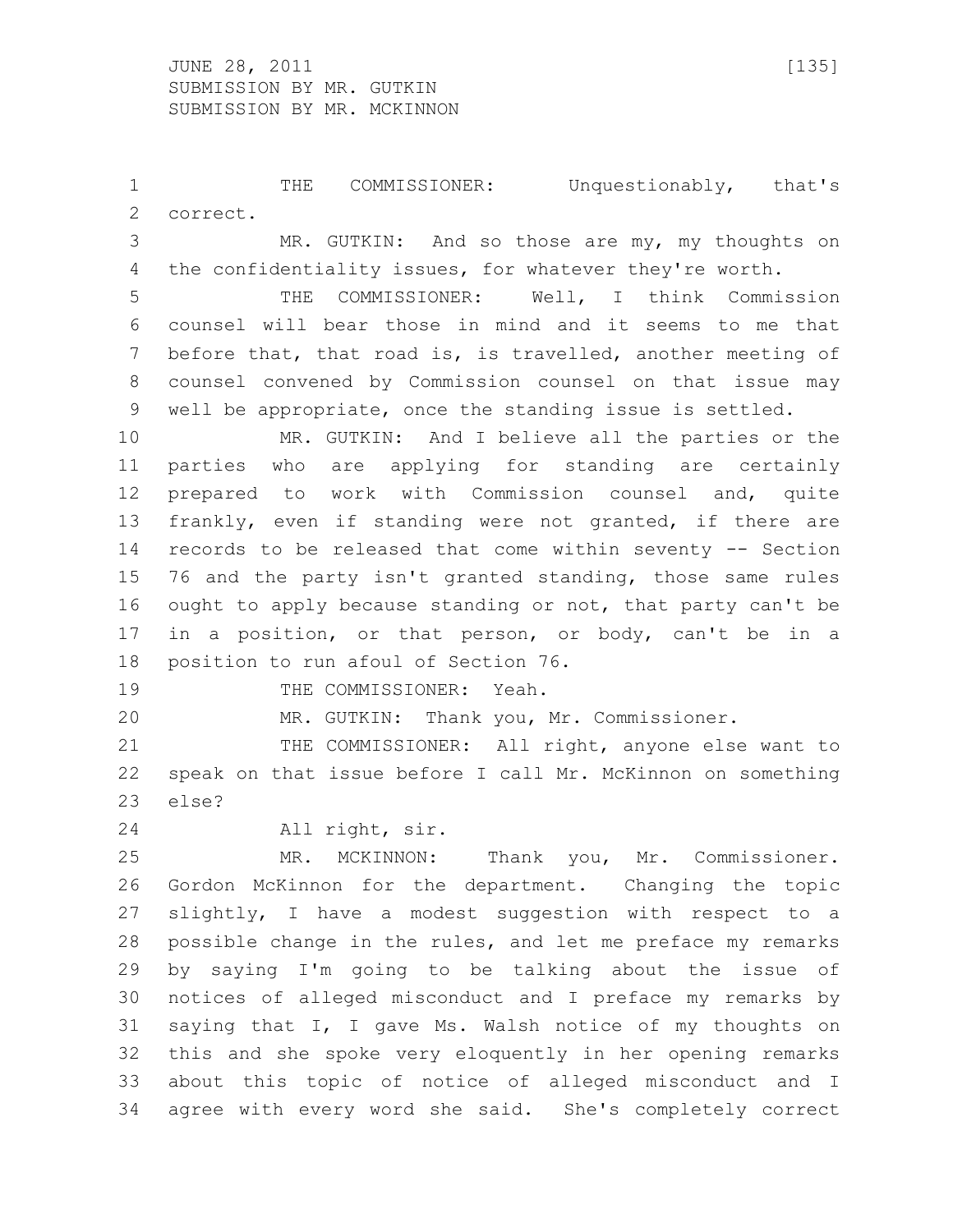THE COMMISSIONER: Unquestionably, that's correct.

MR. GUTKIN: And so those are my, my thoughts on the confidentiality issues, for whatever they're worth.

THE COMMISSIONER: Well, I think Commission counsel will bear those in mind and it seems to me that before that, that road is, is travelled, another meeting of counsel convened by Commission counsel on that issue may well be appropriate, once the standing issue is settled.

MR. GUTKIN: And I believe all the parties or the parties who are applying for standing are certainly prepared to work with Commission counsel and, quite frankly, even if standing were not granted, if there are records to be released that come within seventy -- Section 76 and the party isn't granted standing, those same rules ought to apply because standing or not, that party can't be in a position, or that person, or body, can't be in a position to run afoul of Section 76.

THE COMMISSIONER: Yeah.

MR. GUTKIN: Thank you, Mr. Commissioner.

THE COMMISSIONER: All right, anyone else want to speak on that issue before I call Mr. McKinnon on something else?

All right, sir.

MR. MCKINNON: Thank you, Mr. Commissioner. Gordon McKinnon for the department. Changing the topic slightly, I have a modest suggestion with respect to a possible change in the rules, and let me preface my remarks by saying I'm going to be talking about the issue of notices of alleged misconduct and I preface my remarks by saying that I, I gave Ms. Walsh notice of my thoughts on this and she spoke very eloquently in her opening remarks about this topic of notice of alleged misconduct and I agree with every word she said. She's completely correct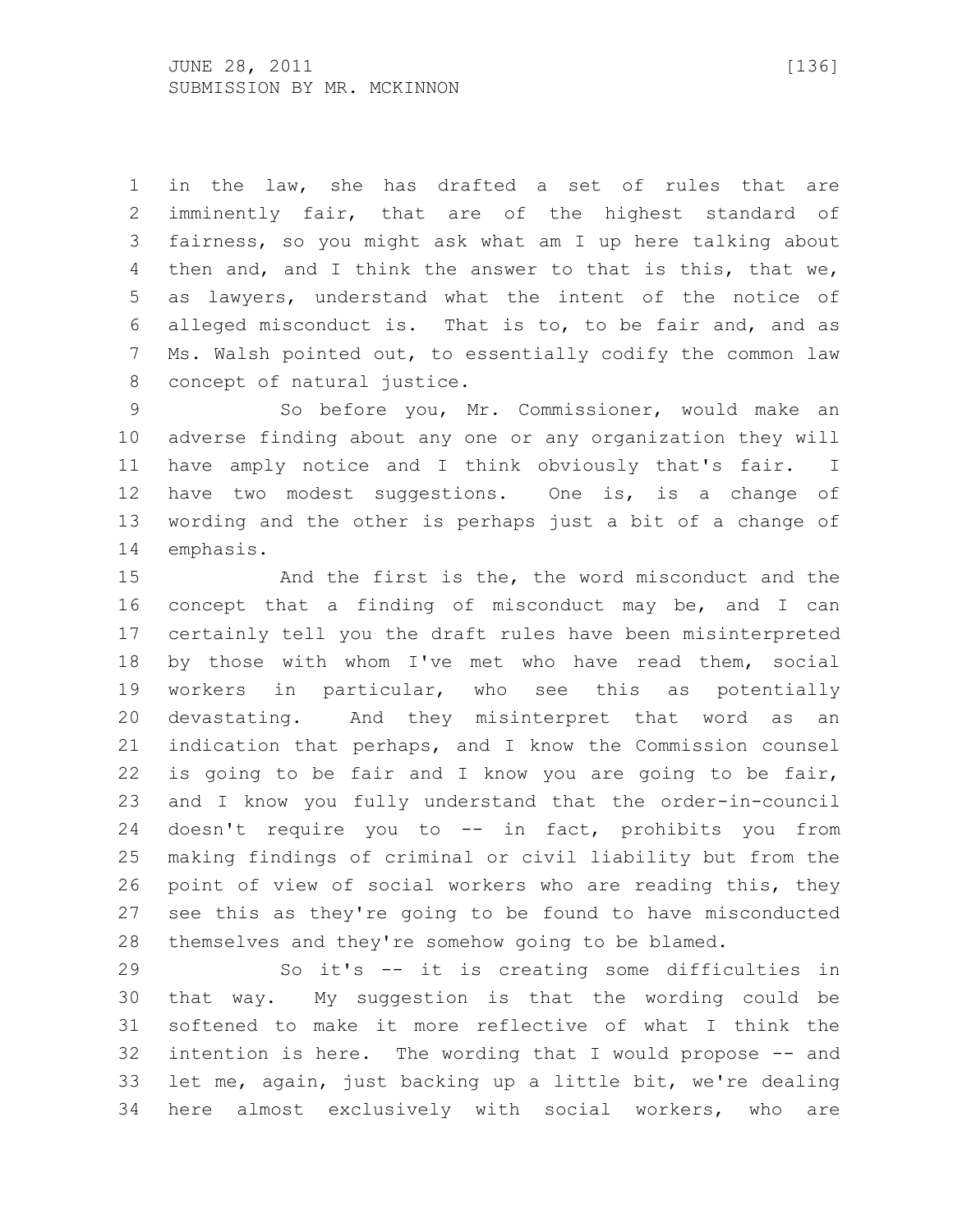in the law, she has drafted a set of rules that are imminently fair, that are of the highest standard of fairness, so you might ask what am I up here talking about then and, and I think the answer to that is this, that we, as lawyers, understand what the intent of the notice of alleged misconduct is. That is to, to be fair and, and as Ms. Walsh pointed out, to essentially codify the common law concept of natural justice.

So before you, Mr. Commissioner, would make an adverse finding about any one or any organization they will have amply notice and I think obviously that's fair. I have two modest suggestions. One is, is a change of wording and the other is perhaps just a bit of a change of emphasis.

And the first is the, the word misconduct and the concept that a finding of misconduct may be, and I can certainly tell you the draft rules have been misinterpreted by those with whom I've met who have read them, social workers in particular, who see this as potentially devastating. And they misinterpret that word as an indication that perhaps, and I know the Commission counsel is going to be fair and I know you are going to be fair, and I know you fully understand that the order-in-council doesn't require you to -- in fact, prohibits you from making findings of criminal or civil liability but from the point of view of social workers who are reading this, they see this as they're going to be found to have misconducted themselves and they're somehow going to be blamed.

So it's -- it is creating some difficulties in that way. My suggestion is that the wording could be softened to make it more reflective of what I think the intention is here. The wording that I would propose -- and let me, again, just backing up a little bit, we're dealing here almost exclusively with social workers, who are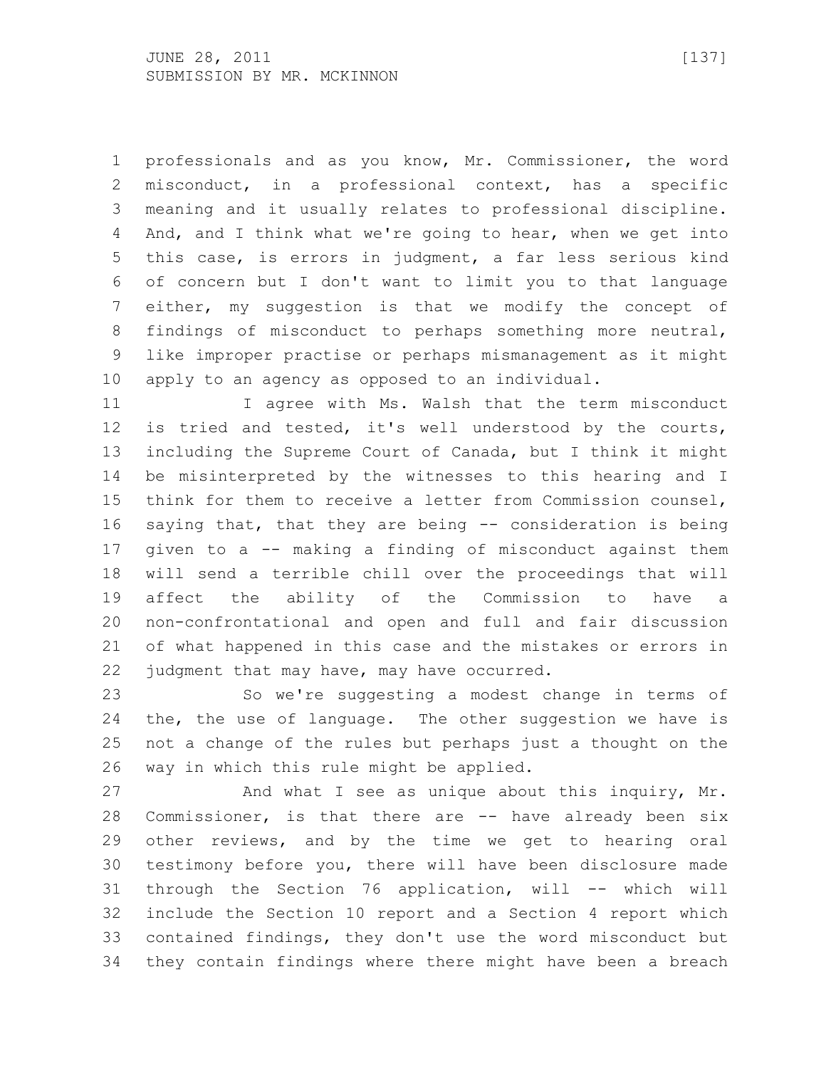professionals and as you know, Mr. Commissioner, the word misconduct, in a professional context, has a specific meaning and it usually relates to professional discipline. And, and I think what we're going to hear, when we get into this case, is errors in judgment, a far less serious kind of concern but I don't want to limit you to that language either, my suggestion is that we modify the concept of findings of misconduct to perhaps something more neutral, like improper practise or perhaps mismanagement as it might apply to an agency as opposed to an individual.

I agree with Ms. Walsh that the term misconduct is tried and tested, it's well understood by the courts, including the Supreme Court of Canada, but I think it might be misinterpreted by the witnesses to this hearing and I think for them to receive a letter from Commission counsel, saying that, that they are being -- consideration is being given to a -- making a finding of misconduct against them will send a terrible chill over the proceedings that will affect the ability of the Commission to have a non-confrontational and open and full and fair discussion of what happened in this case and the mistakes or errors in judgment that may have, may have occurred.

So we're suggesting a modest change in terms of the, the use of language. The other suggestion we have is not a change of the rules but perhaps just a thought on the way in which this rule might be applied.

And what I see as unique about this inquiry, Mr. Commissioner, is that there are -- have already been six other reviews, and by the time we get to hearing oral testimony before you, there will have been disclosure made through the Section 76 application, will -- which will include the Section 10 report and a Section 4 report which contained findings, they don't use the word misconduct but they contain findings where there might have been a breach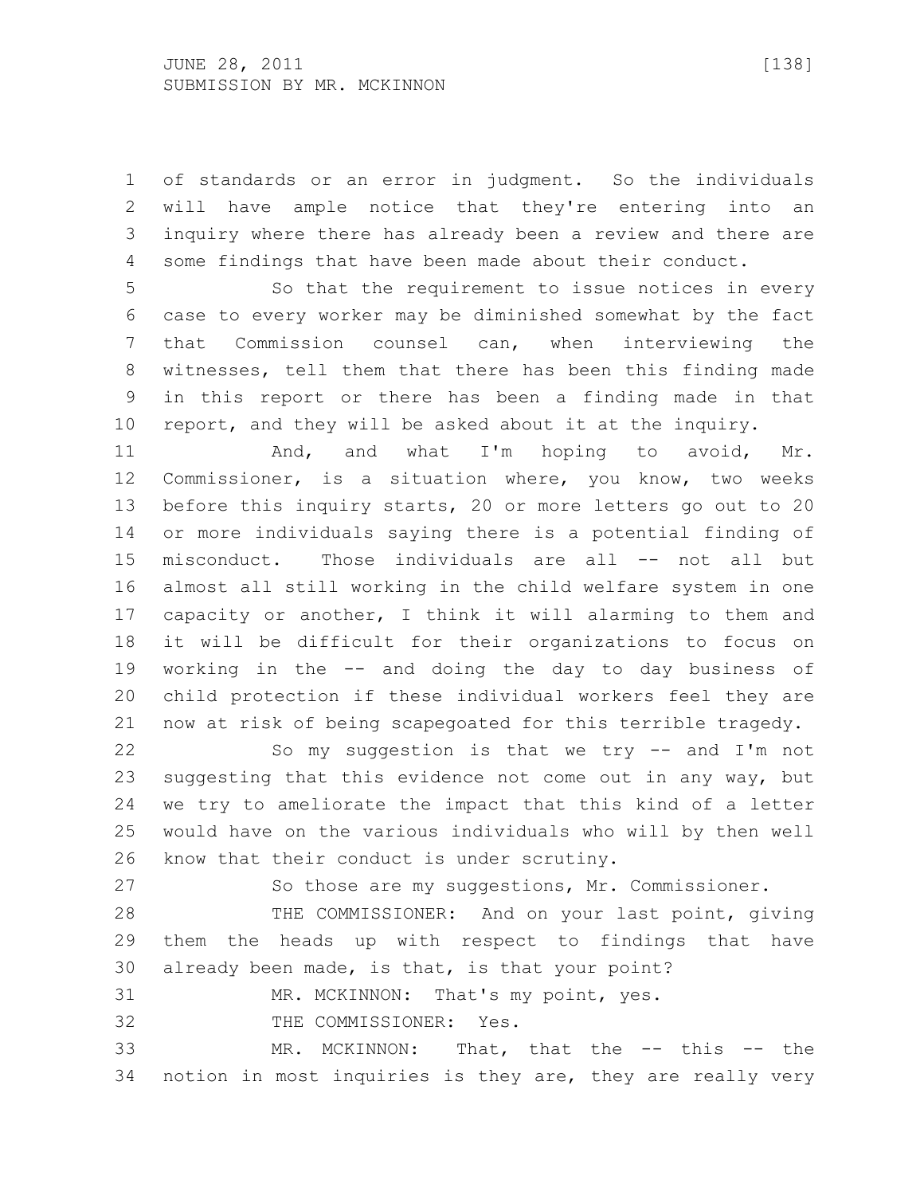of standards or an error in judgment. So the individuals will have ample notice that they're entering into an inquiry where there has already been a review and there are some findings that have been made about their conduct.

So that the requirement to issue notices in every case to every worker may be diminished somewhat by the fact that Commission counsel can, when interviewing the witnesses, tell them that there has been this finding made in this report or there has been a finding made in that report, and they will be asked about it at the inquiry.

And, and what I'm hoping to avoid, Mr. Commissioner, is a situation where, you know, two weeks before this inquiry starts, 20 or more letters go out to 20 or more individuals saying there is a potential finding of misconduct. Those individuals are all -- not all but almost all still working in the child welfare system in one capacity or another, I think it will alarming to them and it will be difficult for their organizations to focus on working in the -- and doing the day to day business of child protection if these individual workers feel they are now at risk of being scapegoated for this terrible tragedy.

So my suggestion is that we try -- and I'm not suggesting that this evidence not come out in any way, but we try to ameliorate the impact that this kind of a letter would have on the various individuals who will by then well know that their conduct is under scrutiny.

So those are my suggestions, Mr. Commissioner.

THE COMMISSIONER: And on your last point, giving them the heads up with respect to findings that have already been made, is that, is that your point?

MR. MCKINNON: That's my point, yes.

THE COMMISSIONER: Yes.

MR. MCKINNON: That, that the -- this -- the notion in most inquiries is they are, they are really very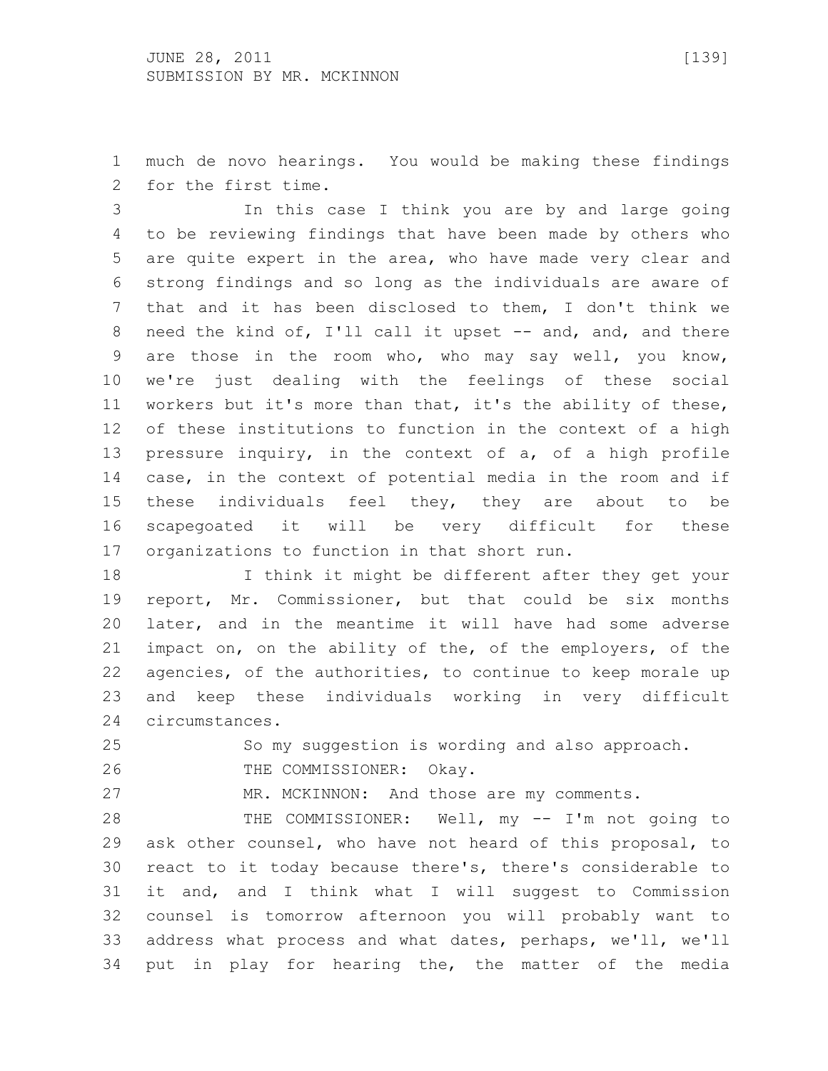much de novo hearings. You would be making these findings for the first time.

In this case I think you are by and large going to be reviewing findings that have been made by others who are quite expert in the area, who have made very clear and strong findings and so long as the individuals are aware of that and it has been disclosed to them, I don't think we need the kind of, I'll call it upset -- and, and, and there are those in the room who, who may say well, you know, we're just dealing with the feelings of these social workers but it's more than that, it's the ability of these, of these institutions to function in the context of a high pressure inquiry, in the context of a, of a high profile case, in the context of potential media in the room and if these individuals feel they, they are about to be scapegoated it will be very difficult for these organizations to function in that short run.

I think it might be different after they get your report, Mr. Commissioner, but that could be six months later, and in the meantime it will have had some adverse impact on, on the ability of the, of the employers, of the agencies, of the authorities, to continue to keep morale up and keep these individuals working in very difficult circumstances.

So my suggestion is wording and also approach.

THE COMMISSIONER: Okay.

MR. MCKINNON: And those are my comments.

THE COMMISSIONER: Well, my -- I'm not going to ask other counsel, who have not heard of this proposal, to react to it today because there's, there's considerable to it and, and I think what I will suggest to Commission counsel is tomorrow afternoon you will probably want to address what process and what dates, perhaps, we'll, we'll put in play for hearing the, the matter of the media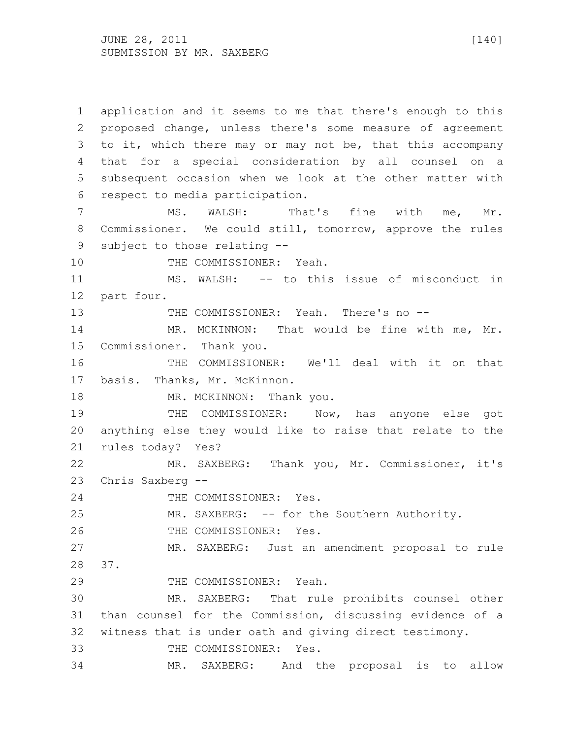application and it seems to me that there's enough to this proposed change, unless there's some measure of agreement to it, which there may or may not be, that this accompany that for a special consideration by all counsel on a subsequent occasion when we look at the other matter with respect to media participation.

MS. WALSH: That's fine with me, Mr. Commissioner. We could still, tomorrow, approve the rules subject to those relating --

THE COMMISSIONER: Yeah.

MS. WALSH: -- to this issue of misconduct in part four.

THE COMMISSIONER: Yeah. There's no --

MR. MCKINNON: That would be fine with me, Mr. Commissioner. Thank you.

THE COMMISSIONER: We'll deal with it on that basis. Thanks, Mr. McKinnon.

MR. MCKINNON: Thank you.

THE COMMISSIONER: Now, has anyone else got anything else they would like to raise that relate to the rules today? Yes?

MR. SAXBERG: Thank you, Mr. Commissioner, it's Chris Saxberg --

THE COMMISSIONER: Yes.

MR. SAXBERG: -- for the Southern Authority.

THE COMMISSIONER: Yes.

MR. SAXBERG: Just an amendment proposal to rule 37.

THE COMMISSIONER: Yeah.

MR. SAXBERG: That rule prohibits counsel other than counsel for the Commission, discussing evidence of a witness that is under oath and giving direct testimony.

THE COMMISSIONER: Yes.

MR. SAXBERG: And the proposal is to allow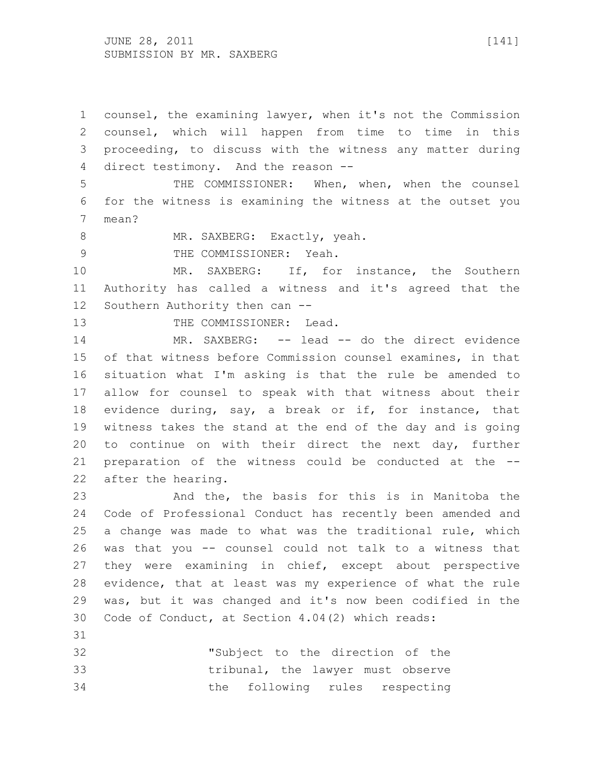counsel, the examining lawyer, when it's not the Commission counsel, which will happen from time to time in this proceeding, to discuss with the witness any matter during direct testimony. And the reason --

THE COMMISSIONER: When, when, when the counsel for the witness is examining the witness at the outset you mean?

MR. SAXBERG: Exactly, yeah.

THE COMMISSIONER: Yeah.

MR. SAXBERG: If, for instance, the Southern Authority has called a witness and it's agreed that the Southern Authority then can --

THE COMMISSIONER: Lead.

MR. SAXBERG: -- lead -- do the direct evidence of that witness before Commission counsel examines, in that situation what I'm asking is that the rule be amended to allow for counsel to speak with that witness about their evidence during, say, a break or if, for instance, that witness takes the stand at the end of the day and is going to continue on with their direct the next day, further preparation of the witness could be conducted at the -- after the hearing.

And the, the basis for this is in Manitoba the Code of Professional Conduct has recently been amended and a change was made to what was the traditional rule, which was that you -- counsel could not talk to a witness that they were examining in chief, except about perspective evidence, that at least was my experience of what the rule was, but it was changed and it's now been codified in the Code of Conduct, at Section 4.04(2) which reads:

> "Subject to the direction of the tribunal, the lawyer must observe the following rules respecting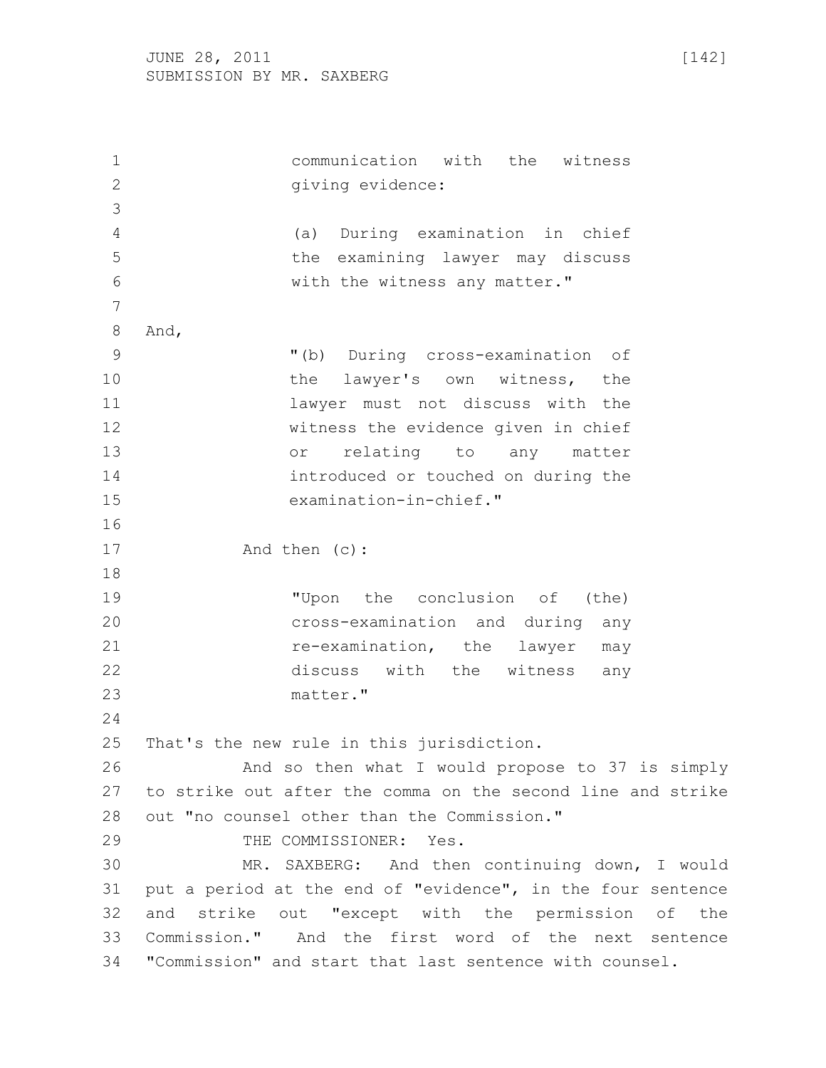communication with the witness giving evidence:

(a) During examination in chief the examining lawyer may discuss with the witness any matter."

And,

"(b) During cross-examination of the lawyer's own witness, the lawyer must not discuss with the witness the evidence given in chief or relating to any matter introduced or touched on during the examination-in-chief."

And then (c):

"Upon the conclusion of (the) cross-examination and during any re-examination, the lawyer may discuss with the witness any matter."

That's the new rule in this jurisdiction.

And so then what I would propose to 37 is simply to strike out after the comma on the second line and strike out "no counsel other than the Commission."

THE COMMISSIONER: Yes.

MR. SAXBERG: And then continuing down, I would put a period at the end of "evidence", in the four sentence and strike out "except with the permission of the Commission." And the first word of the next sentence "Commission" and start that last sentence with counsel.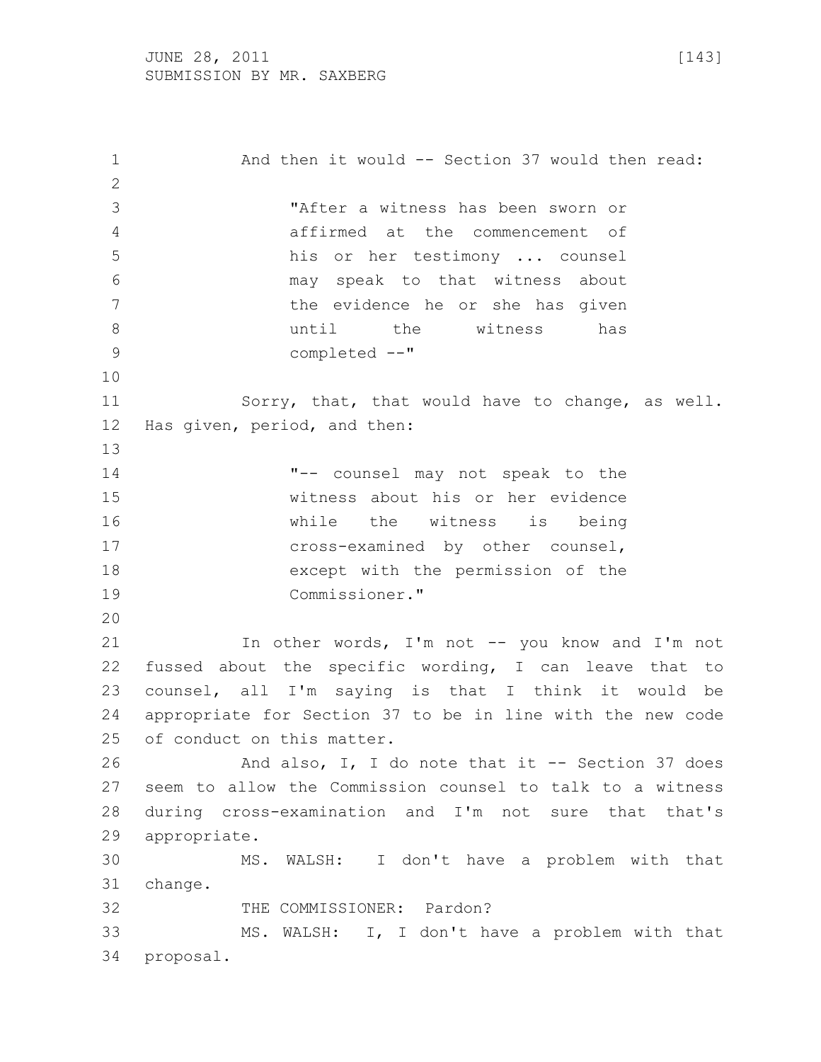And then it would -- Section 37 would then read:

> "After a witness has been sworn or affirmed at the commencement of his or her testimony ... counsel may speak to that witness about the evidence he or she has given until the witness has completed --"

Sorry, that, that would have to change, as well. Has given, period, and then:

> "-- counsel may not speak to the witness about his or her evidence while the witness is being cross-examined by other counsel, except with the permission of the Commissioner."

In other words, I'm not -- you know and I'm not fussed about the specific wording, I can leave that to counsel, all I'm saying is that I think it would be appropriate for Section 37 to be in line with the new code of conduct on this matter.

And also, I, I do note that it -- Section 37 does seem to allow the Commission counsel to talk to a witness during cross-examination and I'm not sure that that's appropriate.

MS. WALSH: I don't have a problem with that change.

THE COMMISSIONER: Pardon?

MS. WALSH: I, I don't have a problem with that proposal.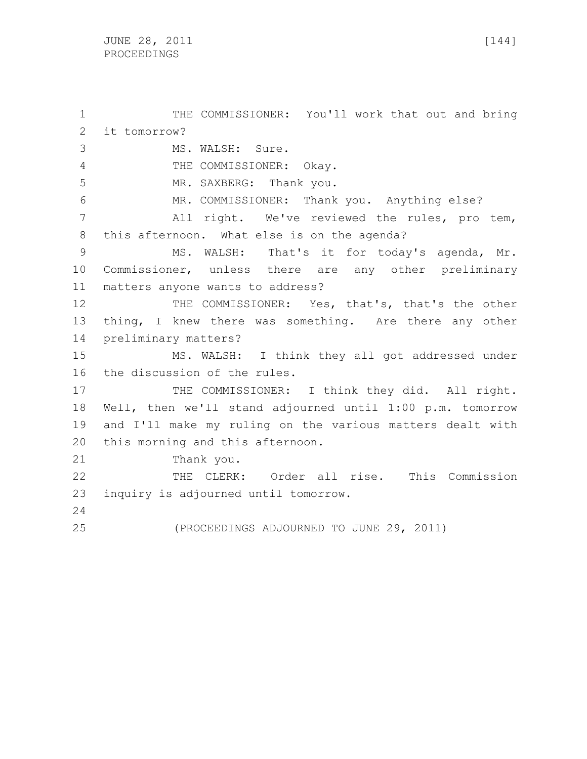THE COMMISSIONER: You'll work that out and bring it tomorrow?

MS. WALSH: Sure.

THE COMMISSIONER: Okay.

MR. SAXBERG: Thank you.

MR. COMMISSIONER: Thank you. Anything else?

All right. We've reviewed the rules, pro tem, this afternoon. What else is on the agenda?

MS. WALSH: That's it for today's agenda, Mr. Commissioner, unless there are any other preliminary matters anyone wants to address?

THE COMMISSIONER: Yes, that's, that's the other thing, I knew there was something. Are there any other preliminary matters?

MS. WALSH: I think they all got addressed under the discussion of the rules.

THE COMMISSIONER: I think they did. All right. Well, then we'll stand adjourned until 1:00 p.m. tomorrow and I'll make my ruling on the various matters dealt with this morning and this afternoon.

Thank you.

THE CLERK: Order all rise. This Commission inquiry is adjourned until tomorrow.

(PROCEEDINGS ADJOURNED TO JUNE 29, 2011)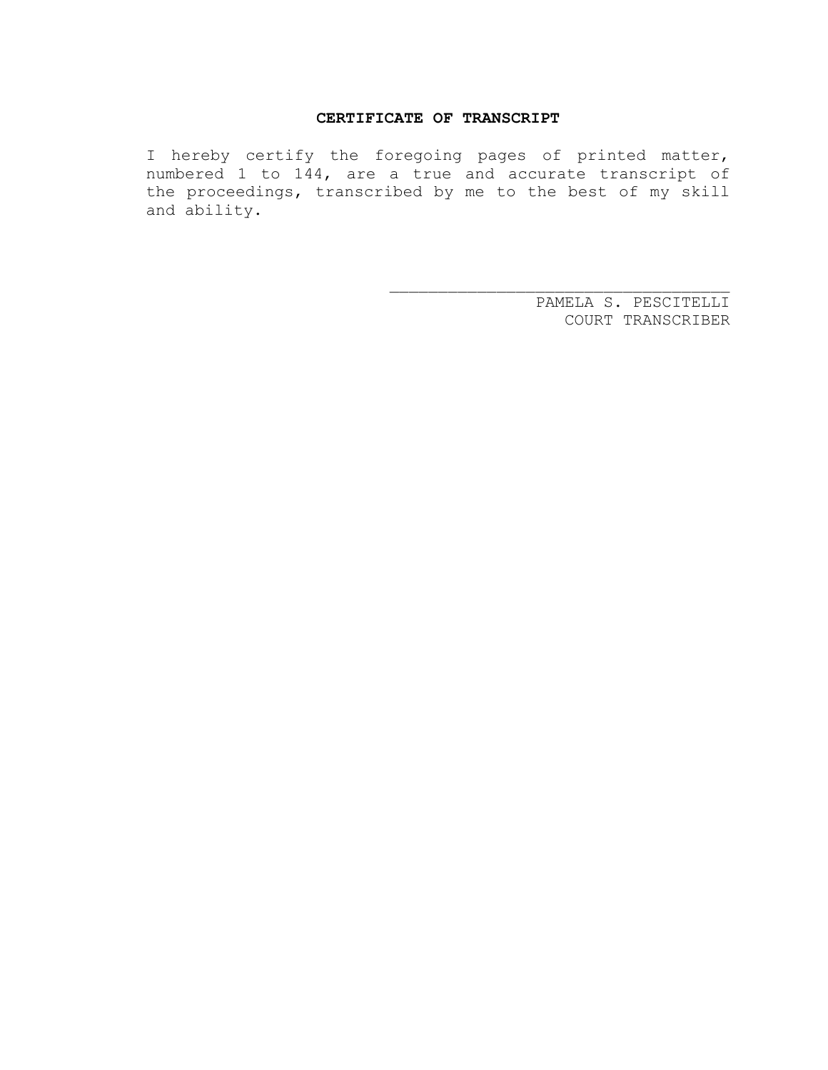**CERTIFICATE OF TRANSCRIPT**

I hereby certify the foregoing pages of printed matter, numbered 1 to 144, are a true and accurate transcript of the proceedings, transcribed by me to the best of my skill and ability.

\_\_\_\_\_\_\_\_\_\_\_\_\_\_\_\_\_\_\_\_\_\_\_\_\_\_\_\_\_\_\_\_\_\_\_\_

PAMELA S. PESCITELLI
COURT TRANSCRIBER